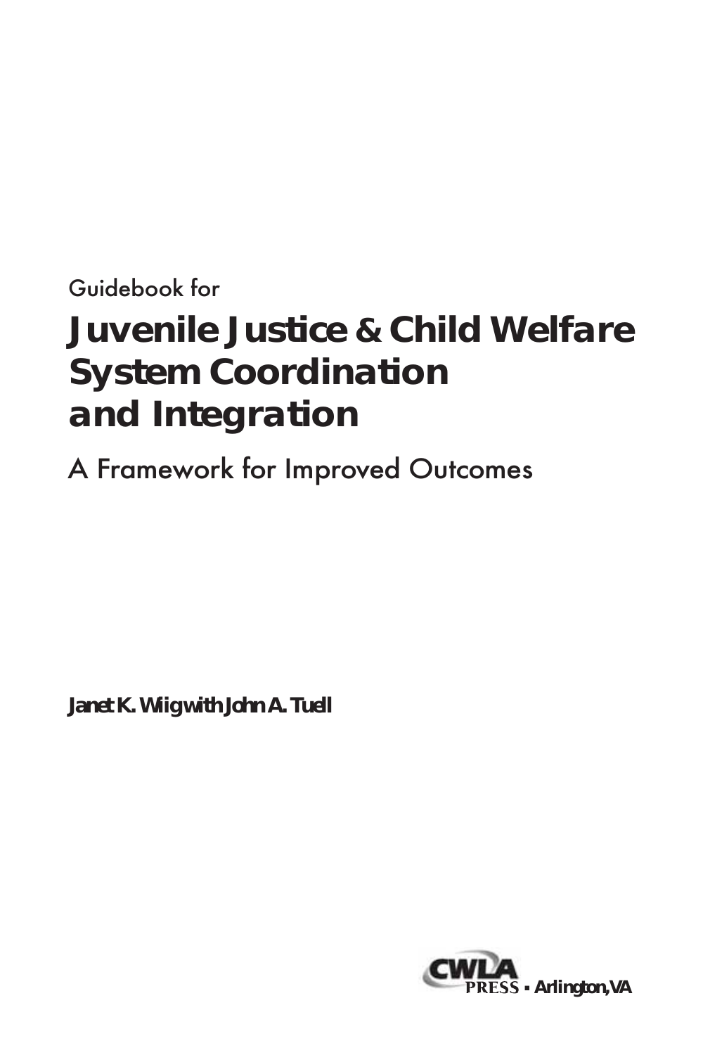Guidebook for

# Juvenile Justice & Child Welfare System Coordination and Integration

## A Framework for Improved Outcomes

**Janet K. Wiig with John A. Tuell**

CWLA PRESS • Arlington, VA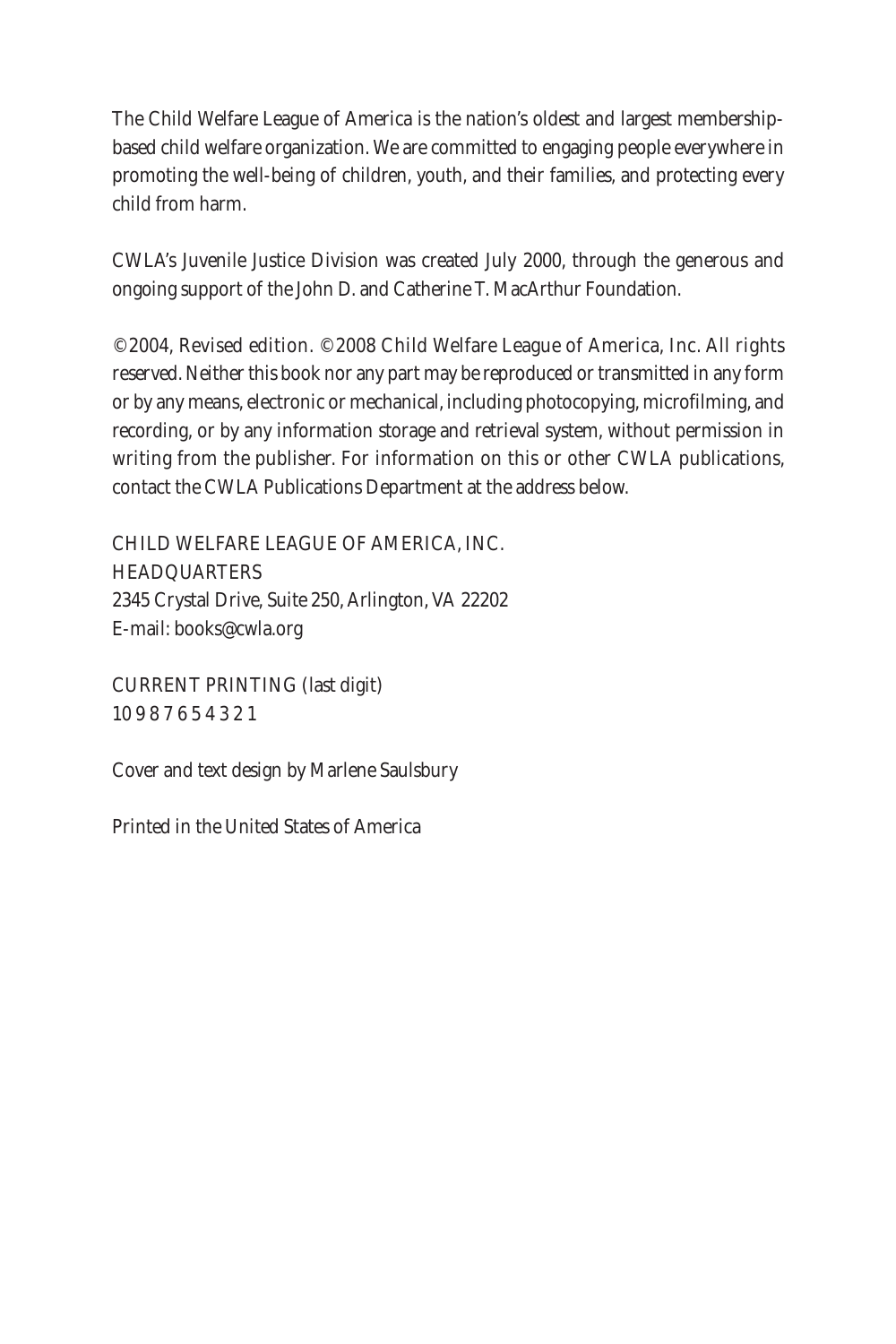The Child Welfare League of America is the nation's oldest and largest membership-based child welfare organization. We are committed to engaging people everywhere in promoting the well-being of children, youth, and their families, and protecting every child from harm.

CWLA's Juvenile Justice Division was created July 2000, through the generous and ongoing support of the John D. and Catherine T. MacArthur Foundation.

©2004, Revised edition. ©2008 Child Welfare League of America, Inc. All rights reserved. Neither this book nor any part may be reproduced or transmitted in any form or by any means, electronic or mechanical, including photocopying, microfilming, and recording, or by any information storage and retrieval system, without permission in writing from the publisher. For information on this or other CWLA publications, contact the CWLA Publications Department at the address below.

CHILD WELFARE LEAGUE OF AMERICA, INC.
HEADQUARTERS
2345 Crystal Drive, Suite 250, Arlington, VA 22202
E-mail: books@cwla.org

CURRENT PRINTING (last digit)
10 9 8 7 6 5 4 3 2 1

Cover and text design by Marlene Saulsbury

Printed in the United States of America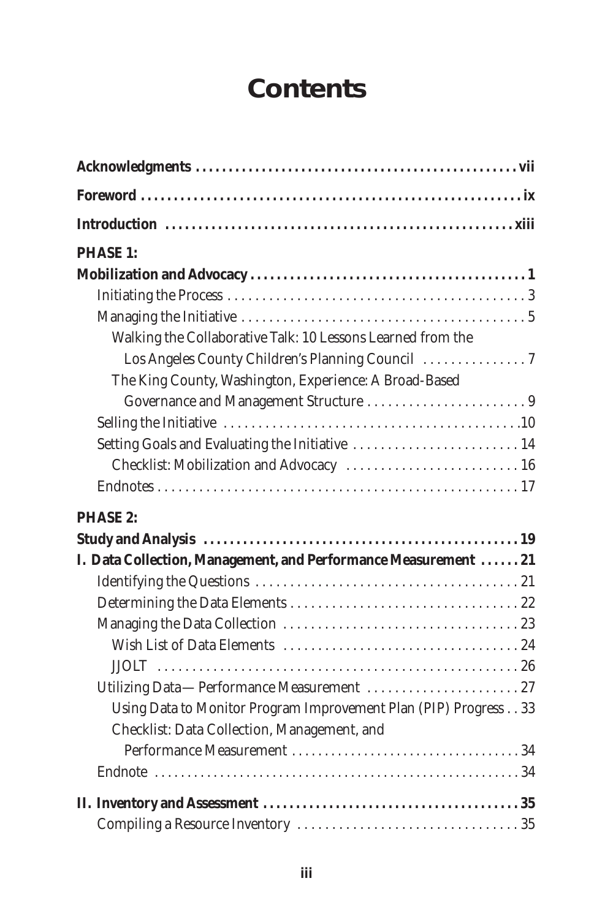# Contents

**Acknowledgments** .......... vii

**Foreword** .......... ix

**Introduction** .......... xiii

**PHASE 1:**

**Mobilization and Advocacy** .......... 1

- Initiating the Process .......... 3
- Managing the Initiative .......... 5
  - Walking the Collaborative Talk: 10 Lessons Learned from the Los Angeles County Children's Planning Council .......... 7
  - The King County, Washington, Experience: A Broad-Based Governance and Management Structure .......... 9
- Selling the Initiative .......... 10
- Setting Goals and Evaluating the Initiative .......... 14
  - Checklist: Mobilization and Advocacy .......... 16
- Endnotes .......... 17

**PHASE 2:**

**Study and Analysis** .......... 19

**I. Data Collection, Management, and Performance Measurement** .......... 21

- Identifying the Questions .......... 21
- Determining the Data Elements .......... 22
- Managing the Data Collection .......... 23
  - Wish List of Data Elements .......... 24
  - JJOLT .......... 26
- Utilizing Data—Performance Measurement .......... 27
  - Using Data to Monitor Program Improvement Plan (PIP) Progress .......... 33
  - Checklist: Data Collection, Management, and Performance Measurement .......... 34
- Endnote .......... 34

**II. Inventory and Assessment** .......... 35

- Compiling a Resource Inventory .......... 35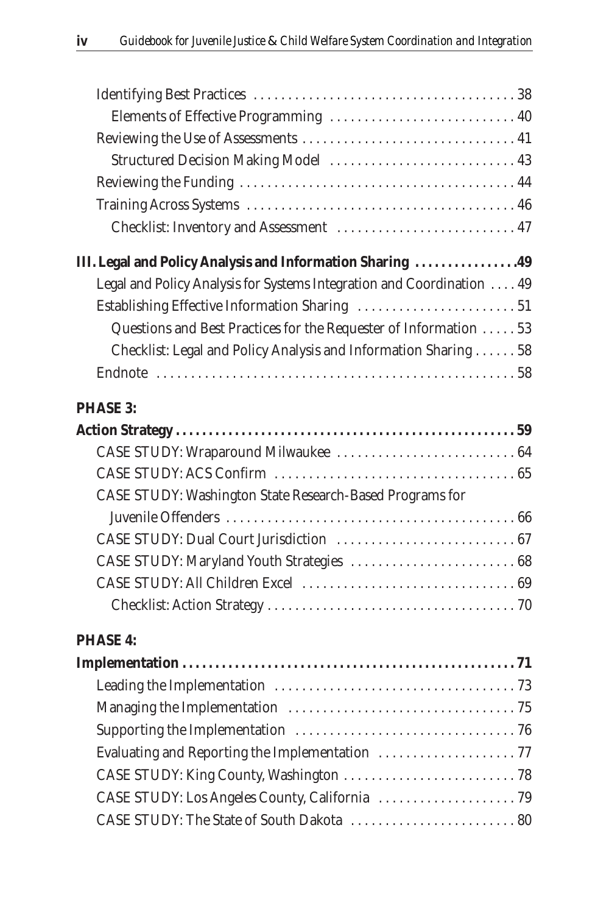Identifying Best Practices . . . . . . . . . . . . . . . . . . . . . . . . . . . . . . . . . . . . . . 38

Elements of Effective Programming . . . . . . . . . . . . . . . . . . . . . . . . . . . 40

Reviewing the Use of Assessments . . . . . . . . . . . . . . . . . . . . . . . . . . . . . . 41

Structured Decision Making Model . . . . . . . . . . . . . . . . . . . . . . . . . . . 43

Reviewing the Funding . . . . . . . . . . . . . . . . . . . . . . . . . . . . . . . . . . . . . . . 44

Training Across Systems . . . . . . . . . . . . . . . . . . . . . . . . . . . . . . . . . . . . . . 46

Checklist: Inventory and Assessment . . . . . . . . . . . . . . . . . . . . . . . . . . 47

**III. Legal and Policy Analysis and Information Sharing . . . . . . . . . . . . . . . . 49**

Legal and Policy Analysis for Systems Integration and Coordination . . . . 49

Establishing Effective Information Sharing . . . . . . . . . . . . . . . . . . . . . . . 51

Questions and Best Practices for the Requester of Information . . . . . 53

Checklist: Legal and Policy Analysis and Information Sharing . . . . . . 58

Endnote . . . . . . . . . . . . . . . . . . . . . . . . . . . . . . . . . . . . . . . . . . . . . . . . . . . 58

**PHASE 3:**

**Action Strategy . . . . . . . . . . . . . . . . . . . . . . . . . . . . . . . . . . . . . . . . . . . . . . . . . . 59**

CASE STUDY: Wraparound Milwaukee . . . . . . . . . . . . . . . . . . . . . . . . . . 64

CASE STUDY: ACS Confirm . . . . . . . . . . . . . . . . . . . . . . . . . . . . . . . . . . . 65

CASE STUDY: Washington State Research-Based Programs for Juvenile Offenders . . . . . . . . . . . . . . . . . . . . . . . . . . . . . . . . . . . . . . . . . . 66

CASE STUDY: Dual Court Jurisdiction . . . . . . . . . . . . . . . . . . . . . . . . . . 67

CASE STUDY: Maryland Youth Strategies . . . . . . . . . . . . . . . . . . . . . . . . 68

CASE STUDY: All Children Excel . . . . . . . . . . . . . . . . . . . . . . . . . . . . . . . 69

Checklist: Action Strategy . . . . . . . . . . . . . . . . . . . . . . . . . . . . . . . . . . . . 70

**PHASE 4:**

**Implementation . . . . . . . . . . . . . . . . . . . . . . . . . . . . . . . . . . . . . . . . . . . . . . . . . 71**

Leading the Implementation . . . . . . . . . . . . . . . . . . . . . . . . . . . . . . . . . . . 73

Managing the Implementation . . . . . . . . . . . . . . . . . . . . . . . . . . . . . . . . . 75

Supporting the Implementation . . . . . . . . . . . . . . . . . . . . . . . . . . . . . . . . 76

Evaluating and Reporting the Implementation . . . . . . . . . . . . . . . . . . . . 77

CASE STUDY: King County, Washington . . . . . . . . . . . . . . . . . . . . . . . . . 78

CASE STUDY: Los Angeles County, California . . . . . . . . . . . . . . . . . . . . 79

CASE STUDY: The State of South Dakota . . . . . . . . . . . . . . . . . . . . . . . . 80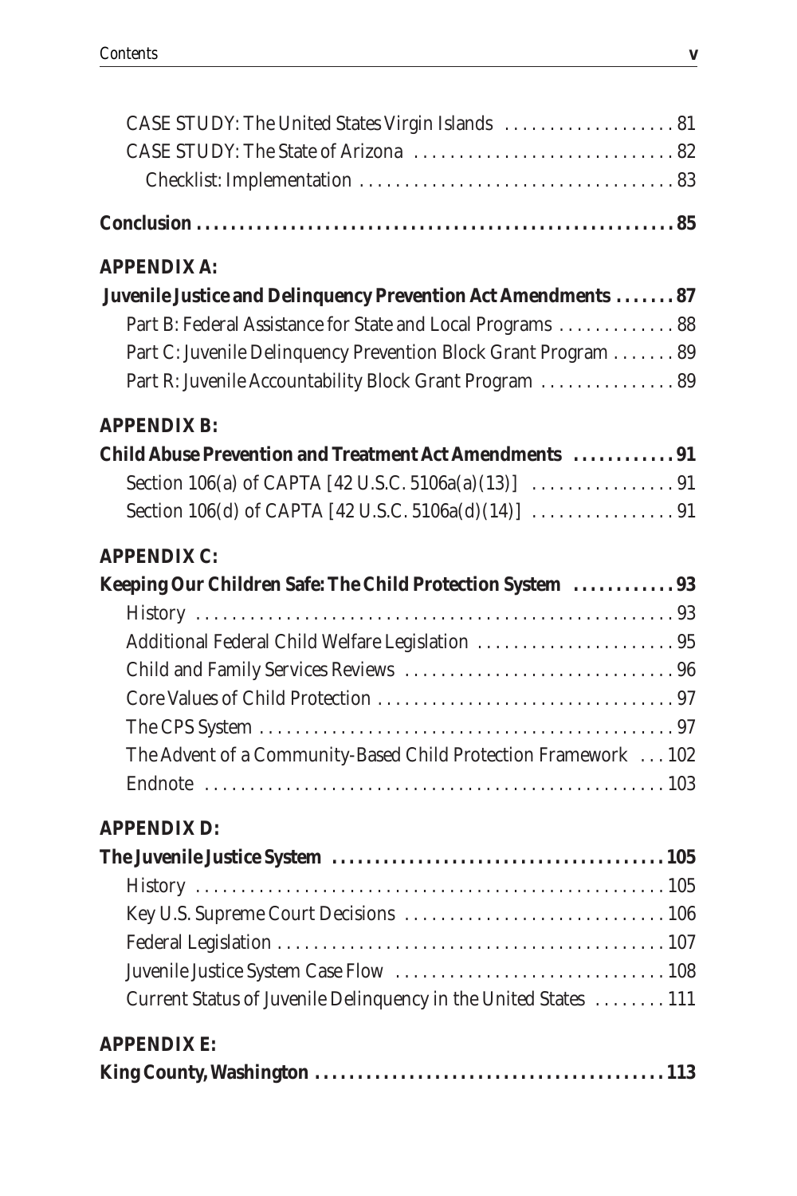CASE STUDY: The United States Virgin Islands . . . . . . . . . . . . . . . . . . . 81

CASE STUDY: The State of Arizona . . . . . . . . . . . . . . . . . . . . . . . . . . . . . 82

Checklist: Implementation . . . . . . . . . . . . . . . . . . . . . . . . . . . . . . . . . . . 83

**Conclusion . . . . . . . . . . . . . . . . . . . . . . . . . . . . . . . . . . . . . . . . . . . . . . . . . . . . . 85**

***APPENDIX A:***

**Juvenile Justice and Delinquency Prevention Act Amendments . . . . . . . 87**

Part B: Federal Assistance for State and Local Programs . . . . . . . . . . . . . 88

Part C: Juvenile Delinquency Prevention Block Grant Program . . . . . . . 89

Part R: Juvenile Accountability Block Grant Program . . . . . . . . . . . . . . . 89

***APPENDIX B:***

**Child Abuse Prevention and Treatment Act Amendments . . . . . . . . . . . . 91**

Section 106(a) of CAPTA [42 U.S.C. 5106a(a)(13)] . . . . . . . . . . . . . . . . 91

Section 106(d) of CAPTA [42 U.S.C. 5106a(d)(14)] . . . . . . . . . . . . . . . . 91

***APPENDIX C:***

**Keeping Our Children Safe: The Child Protection System . . . . . . . . . . . . 93**

History . . . . . . . . . . . . . . . . . . . . . . . . . . . . . . . . . . . . . . . . . . . . . . . . . . . . 93

Additional Federal Child Welfare Legislation . . . . . . . . . . . . . . . . . . . . . . 95

Child and Family Services Reviews . . . . . . . . . . . . . . . . . . . . . . . . . . . . . . 96

Core Values of Child Protection . . . . . . . . . . . . . . . . . . . . . . . . . . . . . . . . . 97

The CPS System . . . . . . . . . . . . . . . . . . . . . . . . . . . . . . . . . . . . . . . . . . . . . 97

The Advent of a Community-Based Child Protection Framework . . . 102

Endnote . . . . . . . . . . . . . . . . . . . . . . . . . . . . . . . . . . . . . . . . . . . . . . . . . . . 103

***APPENDIX D:***

**The Juvenile Justice System . . . . . . . . . . . . . . . . . . . . . . . . . . . . . . . . . . . . . . . 105**

History . . . . . . . . . . . . . . . . . . . . . . . . . . . . . . . . . . . . . . . . . . . . . . . . . . . . 105

Key U.S. Supreme Court Decisions . . . . . . . . . . . . . . . . . . . . . . . . . . . . . 106

Federal Legislation . . . . . . . . . . . . . . . . . . . . . . . . . . . . . . . . . . . . . . . . . . . 107

Juvenile Justice System Case Flow . . . . . . . . . . . . . . . . . . . . . . . . . . . . . . 108

Current Status of Juvenile Delinquency in the United States . . . . . . . . 111

***APPENDIX E:***

**King County, Washington . . . . . . . . . . . . . . . . . . . . . . . . . . . . . . . . . . . . . . . . . 113**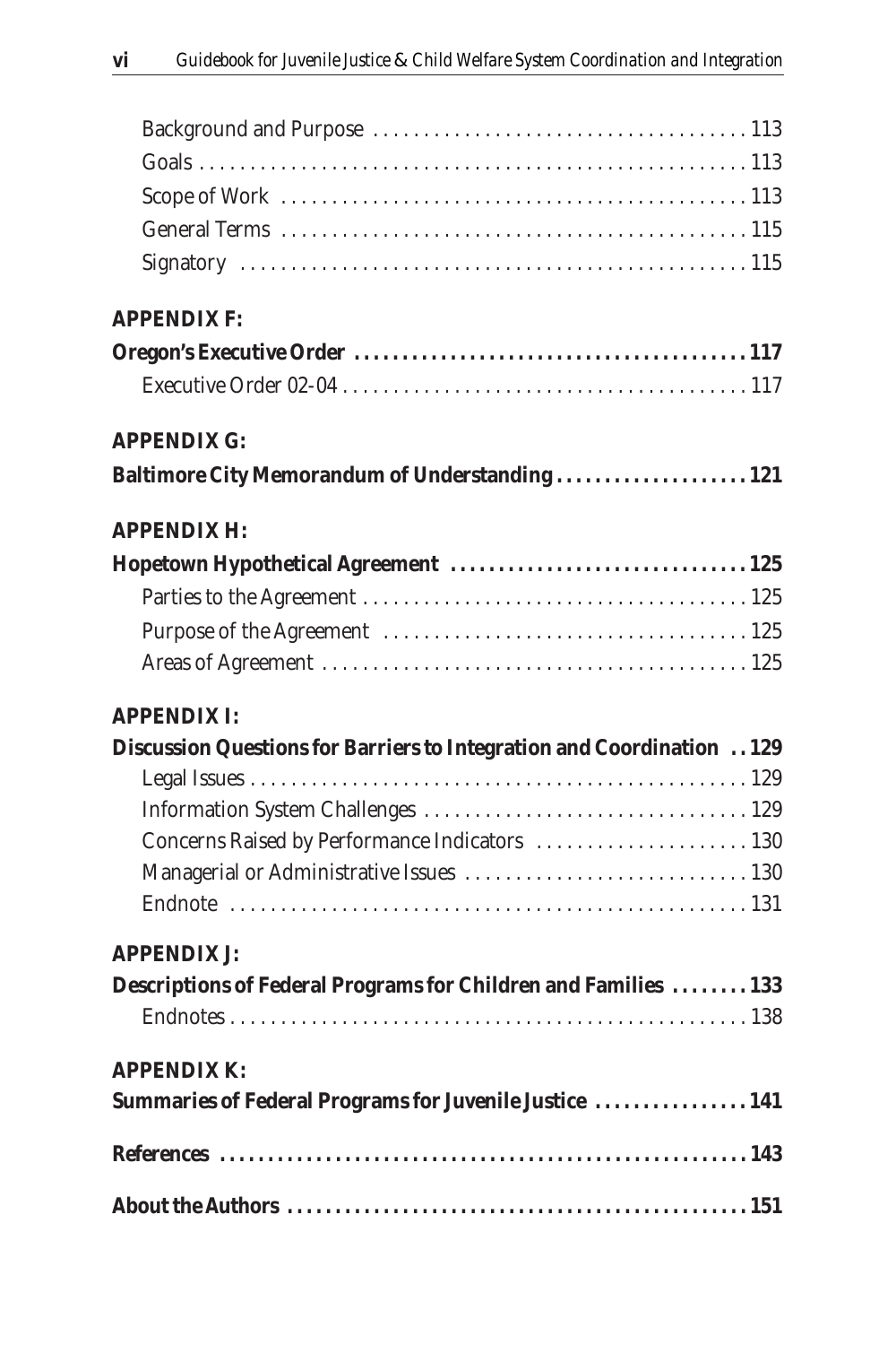Background and Purpose . . . . . . . . . . . . . . . . . . . . . . . . . . . . . . . . . . . . . 113
Goals . . . . . . . . . . . . . . . . . . . . . . . . . . . . . . . . . . . . . . . . . . . . . . . . . . . . 113
Scope of Work . . . . . . . . . . . . . . . . . . . . . . . . . . . . . . . . . . . . . . . . . . . . . 113
General Terms . . . . . . . . . . . . . . . . . . . . . . . . . . . . . . . . . . . . . . . . . . . . . 115
Signatory . . . . . . . . . . . . . . . . . . . . . . . . . . . . . . . . . . . . . . . . . . . . . . . . . 115

**APPENDIX F:**

**Oregon's Executive Order . . . . . . . . . . . . . . . . . . . . . . . . . . . . . . . . . . . . . . . . . 117**
Executive Order 02-04 . . . . . . . . . . . . . . . . . . . . . . . . . . . . . . . . . . . . . . . 117

**APPENDIX G:**

**Baltimore City Memorandum of Understanding . . . . . . . . . . . . . . . . . . . . 121**

**APPENDIX H:**

**Hopetown Hypothetical Agreement . . . . . . . . . . . . . . . . . . . . . . . . . . . . . . . 125**
Parties to the Agreement . . . . . . . . . . . . . . . . . . . . . . . . . . . . . . . . . . . . . 125
Purpose of the Agreement . . . . . . . . . . . . . . . . . . . . . . . . . . . . . . . . . . . 125
Areas of Agreement . . . . . . . . . . . . . . . . . . . . . . . . . . . . . . . . . . . . . . . . . 125

**APPENDIX I:**

**Discussion Questions for Barriers to Integration and Coordination . . 129**
Legal Issues . . . . . . . . . . . . . . . . . . . . . . . . . . . . . . . . . . . . . . . . . . . . . . . . 129
Information System Challenges . . . . . . . . . . . . . . . . . . . . . . . . . . . . . . . 129
Concerns Raised by Performance Indicators . . . . . . . . . . . . . . . . . . . . . 130
Managerial or Administrative Issues . . . . . . . . . . . . . . . . . . . . . . . . . . . 130
Endnote . . . . . . . . . . . . . . . . . . . . . . . . . . . . . . . . . . . . . . . . . . . . . . . . . . 131

**APPENDIX J:**

**Descriptions of Federal Programs for Children and Families . . . . . . . . 133**
Endnotes . . . . . . . . . . . . . . . . . . . . . . . . . . . . . . . . . . . . . . . . . . . . . . . . . . 138

**APPENDIX K:**

**Summaries of Federal Programs for Juvenile Justice . . . . . . . . . . . . . . . . 141**

**References . . . . . . . . . . . . . . . . . . . . . . . . . . . . . . . . . . . . . . . . . . . . . . . . . . . . . 143**

**About the Authors . . . . . . . . . . . . . . . . . . . . . . . . . . . . . . . . . . . . . . . . . . . . . . . 151**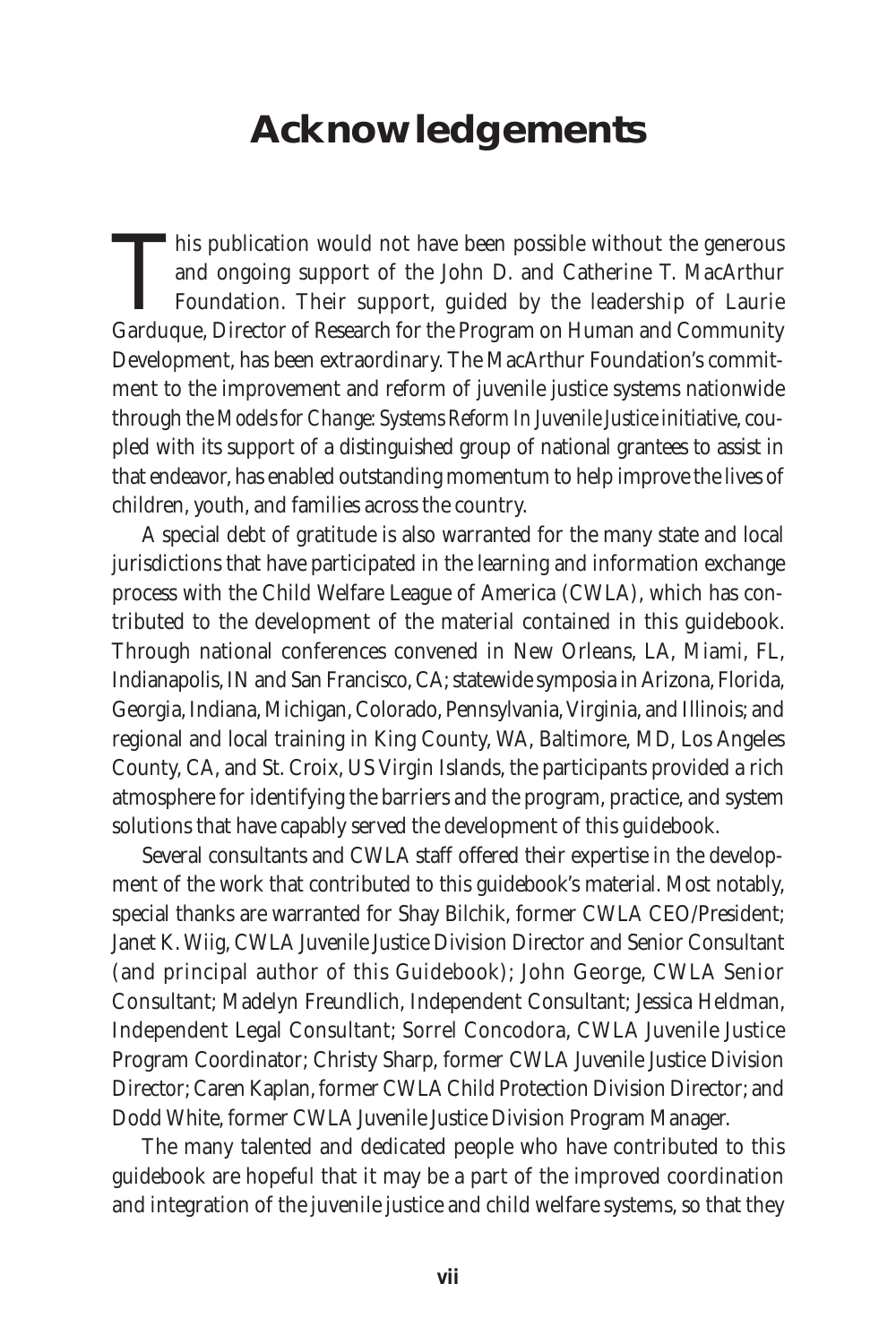# Acknowledgements

This publication would not have been possible without the generous and ongoing support of the John D. and Catherine T. MacArthur Foundation. Their support, guided by the leadership of Laurie Garduque, Director of Research for the Program on Human and Community Development, has been extraordinary. The MacArthur Foundation's commitment to the improvement and reform of juvenile justice systems nationwide through the *Models for Change: Systems Reform In Juvenile Justice* initiative, coupled with its support of a distinguished group of national grantees to assist in that endeavor, has enabled outstanding momentum to help improve the lives of children, youth, and families across the country.

A special debt of gratitude is also warranted for the many state and local jurisdictions that have participated in the learning and information exchange process with the Child Welfare League of America (CWLA), which has contributed to the development of the material contained in this guidebook. Through national conferences convened in New Orleans, LA, Miami, FL, Indianapolis, IN and San Francisco, CA; statewide symposia in Arizona, Florida, Georgia, Indiana, Michigan, Colorado, Pennsylvania, Virginia, and Illinois; and regional and local training in King County, WA, Baltimore, MD, Los Angeles County, CA, and St. Croix, US Virgin Islands, the participants provided a rich atmosphere for identifying the barriers and the program, practice, and system solutions that have capably served the development of this guidebook.

Several consultants and CWLA staff offered their expertise in the development of the work that contributed to this guidebook's material. Most notably, special thanks are warranted for Shay Bilchik, former CWLA CEO/President; Janet K. Wiig, CWLA Juvenile Justice Division Director and Senior Consultant (and principal author of this Guidebook); John George, CWLA Senior Consultant; Madelyn Freundlich, Independent Consultant; Jessica Heldman, Independent Legal Consultant; Sorrel Concodora, CWLA Juvenile Justice Program Coordinator; Christy Sharp, former CWLA Juvenile Justice Division Director; Caren Kaplan, former CWLA Child Protection Division Director; and Dodd White, former CWLA Juvenile Justice Division Program Manager.

The many talented and dedicated people who have contributed to this guidebook are hopeful that it may be a part of the improved coordination and integration of the juvenile justice and child welfare systems, so that they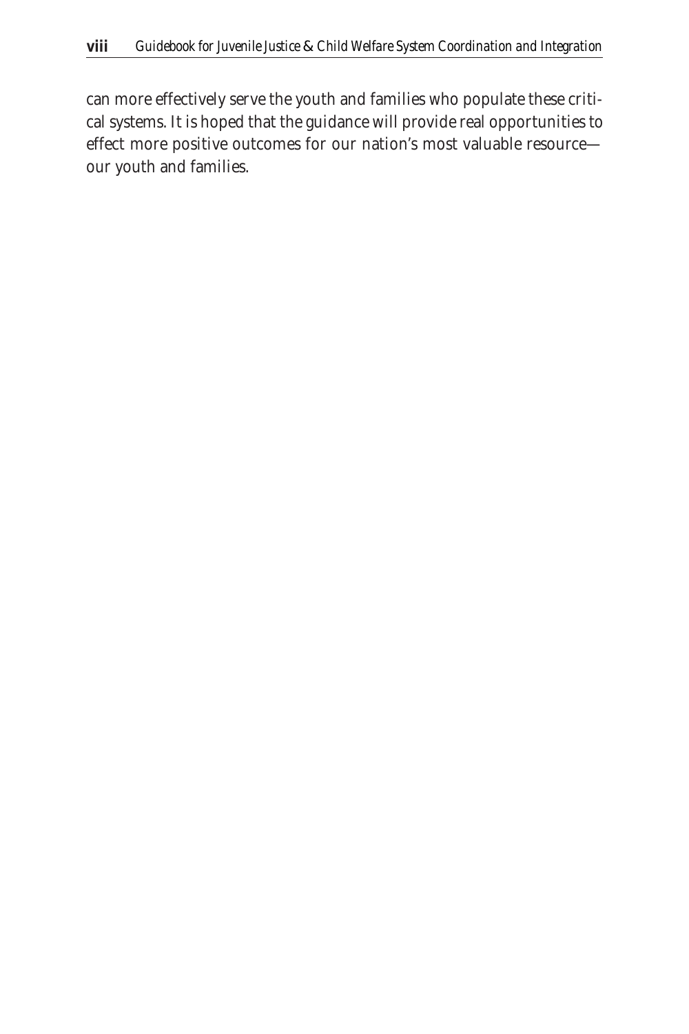can more effectively serve the youth and families who populate these critical systems. It is hoped that the guidance will provide real opportunities to effect more positive outcomes for our nation's most valuable resource—our youth and families.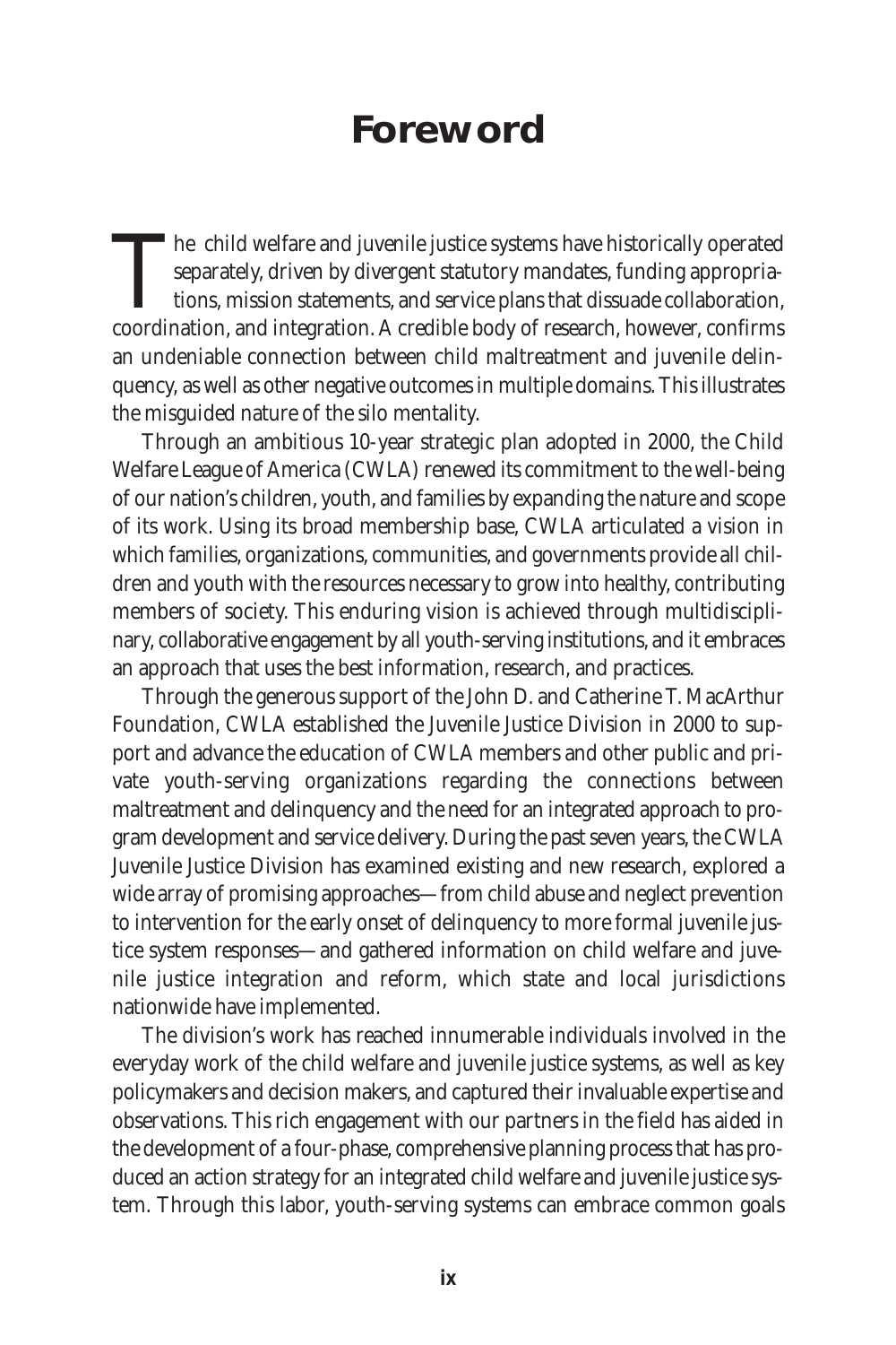# Foreword

The child welfare and juvenile justice systems have historically operated separately, driven by divergent statutory mandates, funding appropriations, mission statements, and service plans that dissuade collaboration, coordination, and integration. A credible body of research, however, confirms an undeniable connection between child maltreatment and juvenile delinquency, as well as other negative outcomes in multiple domains. This illustrates the misguided nature of the silo mentality.

Through an ambitious 10-year strategic plan adopted in 2000, the Child Welfare League of America (CWLA) renewed its commitment to the well-being of our nation's children, youth, and families by expanding the nature and scope of its work. Using its broad membership base, CWLA articulated a vision in which families, organizations, communities, and governments provide all children and youth with the resources necessary to grow into healthy, contributing members of society. This enduring vision is achieved through multidisciplinary, collaborative engagement by all youth-serving institutions, and it embraces an approach that uses the best information, research, and practices.

Through the generous support of the John D. and Catherine T. MacArthur Foundation, CWLA established the Juvenile Justice Division in 2000 to support and advance the education of CWLA members and other public and private youth-serving organizations regarding the connections between maltreatment and delinquency and the need for an integrated approach to program development and service delivery. During the past seven years, the CWLA Juvenile Justice Division has examined existing and new research, explored a wide array of promising approaches—from child abuse and neglect prevention to intervention for the early onset of delinquency to more formal juvenile justice system responses—and gathered information on child welfare and juvenile justice integration and reform, which state and local jurisdictions nationwide have implemented.

The division's work has reached innumerable individuals involved in the everyday work of the child welfare and juvenile justice systems, as well as key policymakers and decision makers, and captured their invaluable expertise and observations. This rich engagement with our partners in the field has aided in the development of a four-phase, comprehensive planning process that has produced an action strategy for an integrated child welfare and juvenile justice system. Through this labor, youth-serving systems can embrace common goals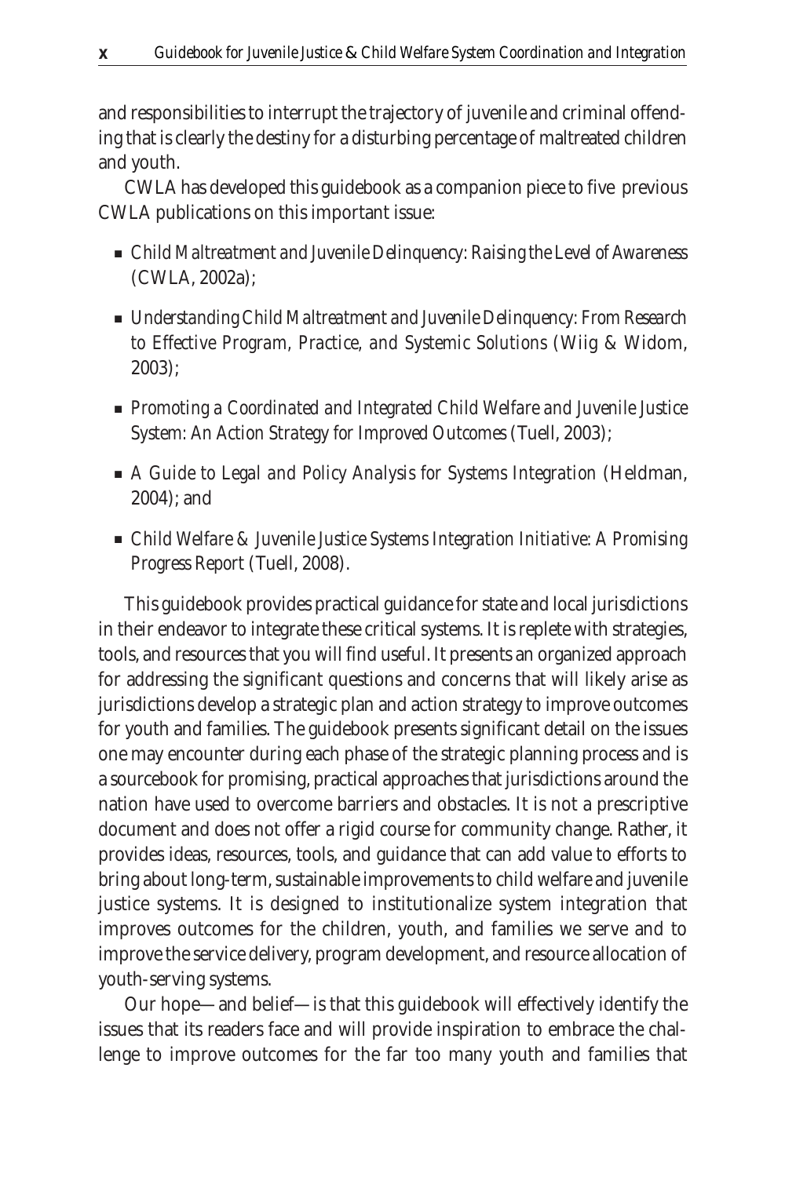and responsibilities to interrupt the trajectory of juvenile and criminal offending that is clearly the destiny for a disturbing percentage of maltreated children and youth.

CWLA has developed this guidebook as a companion piece to five previous CWLA publications on this important issue:

- *Child Maltreatment and Juvenile Delinquency: Raising the Level of Awareness* (CWLA, 2002a);
- *Understanding Child Maltreatment and Juvenile Delinquency: From Research to Effective Program, Practice, and Systemic Solutions* (Wiig & Widom, 2003);
- *Promoting a Coordinated and Integrated Child Welfare and Juvenile Justice System: An Action Strategy for Improved Outcomes* (Tuell, 2003);
- *A Guide to Legal and Policy Analysis for Systems Integration* (Heldman, 2004); and
- *Child Welfare & Juvenile Justice Systems Integration Initiative: A Promising Progress Report* (Tuell, 2008).

This guidebook provides practical guidance for state and local jurisdictions in their endeavor to integrate these critical systems. It is replete with strategies, tools, and resources that you will find useful. It presents an organized approach for addressing the significant questions and concerns that will likely arise as jurisdictions develop a strategic plan and action strategy to improve outcomes for youth and families. The guidebook presents significant detail on the issues one may encounter during each phase of the strategic planning process and is a sourcebook for promising, practical approaches that jurisdictions around the nation have used to overcome barriers and obstacles. It is not a prescriptive document and does not offer a rigid course for community change. Rather, it provides ideas, resources, tools, and guidance that can add value to efforts to bring about long-term, sustainable improvements to child welfare and juvenile justice systems. It is designed to institutionalize system integration that improves outcomes for the children, youth, and families we serve and to improve the service delivery, program development, and resource allocation of youth-serving systems.

Our hope—and belief—is that this guidebook will effectively identify the issues that its readers face and will provide inspiration to embrace the challenge to improve outcomes for the far too many youth and families that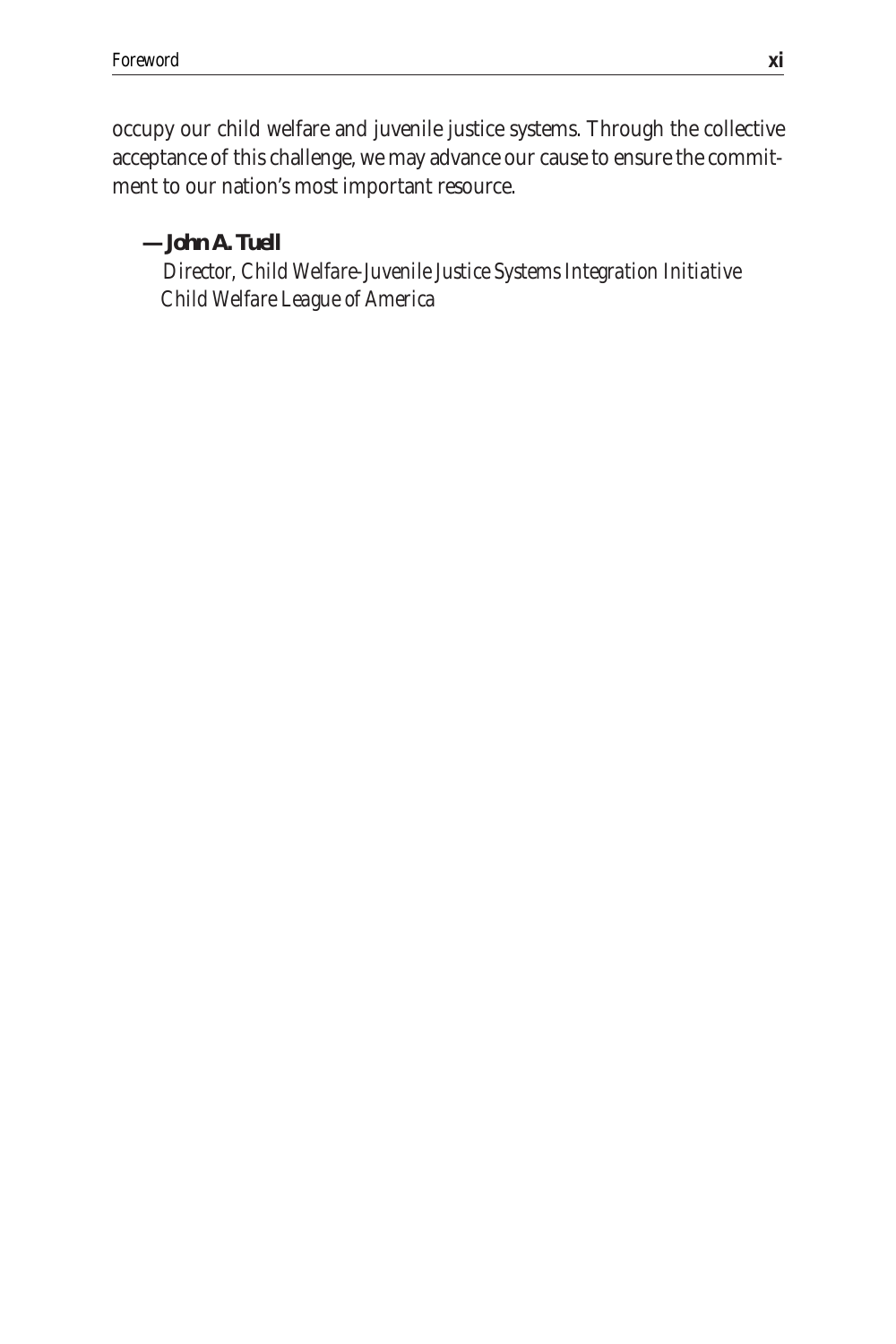occupy our child welfare and juvenile justice systems. Through the collective acceptance of this challenge, we may advance our cause to ensure the commitment to our nation's most important resource.

**— John A. Tuell**
*Director, Child Welfare-Juvenile Justice Systems Integration Initiative*
*Child Welfare League of America*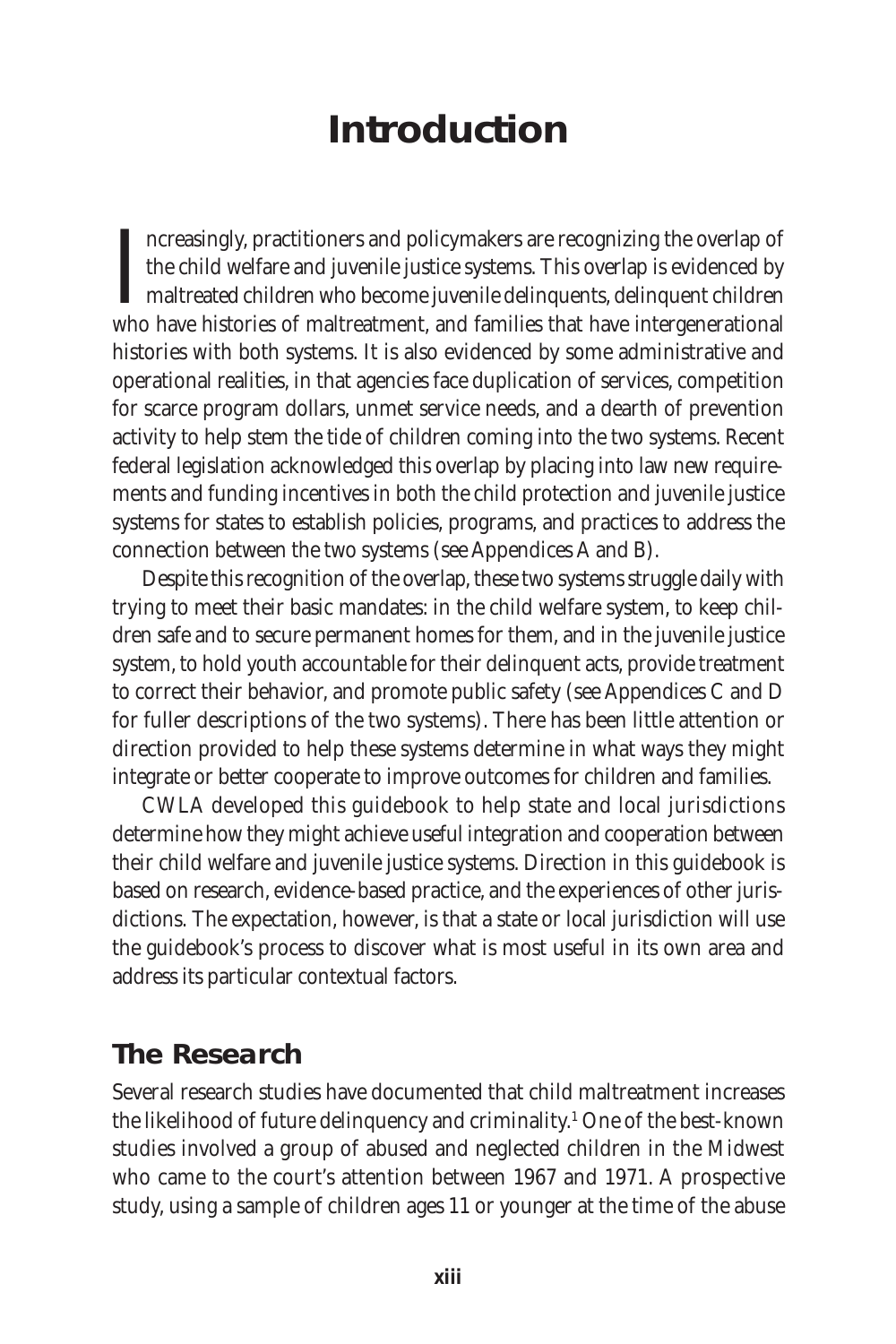# Introduction

Increasingly, practitioners and policymakers are recognizing the overlap of the child welfare and juvenile justice systems. This overlap is evidenced by maltreated children who become juvenile delinquents, delinquent children who have histories of maltreatment, and families that have intergenerational histories with both systems. It is also evidenced by some administrative and operational realities, in that agencies face duplication of services, competition for scarce program dollars, unmet service needs, and a dearth of prevention activity to help stem the tide of children coming into the two systems. Recent federal legislation acknowledged this overlap by placing into law new requirements and funding incentives in both the child protection and juvenile justice systems for states to establish policies, programs, and practices to address the connection between the two systems (see Appendices A and B).

Despite this recognition of the overlap, these two systems struggle daily with trying to meet their basic mandates: in the child welfare system, to keep children safe and to secure permanent homes for them, and in the juvenile justice system, to hold youth accountable for their delinquent acts, provide treatment to correct their behavior, and promote public safety (see Appendices C and D for fuller descriptions of the two systems). There has been little attention or direction provided to help these systems determine in what ways they might integrate or better cooperate to improve outcomes for children and families.

CWLA developed this guidebook to help state and local jurisdictions determine how they might achieve useful integration and cooperation between their child welfare and juvenile justice systems. Direction in this guidebook is based on research, evidence-based practice, and the experiences of other jurisdictions. The expectation, however, is that a state or local jurisdiction will use the guidebook's process to discover what is most useful in its own area and address its particular contextual factors.

## The Research

Several research studies have documented that child maltreatment increases the likelihood of future delinquency and criminality.[1] One of the best-known studies involved a group of abused and neglected children in the Midwest who came to the court's attention between 1967 and 1971. A prospective study, using a sample of children ages 11 or younger at the time of the abuse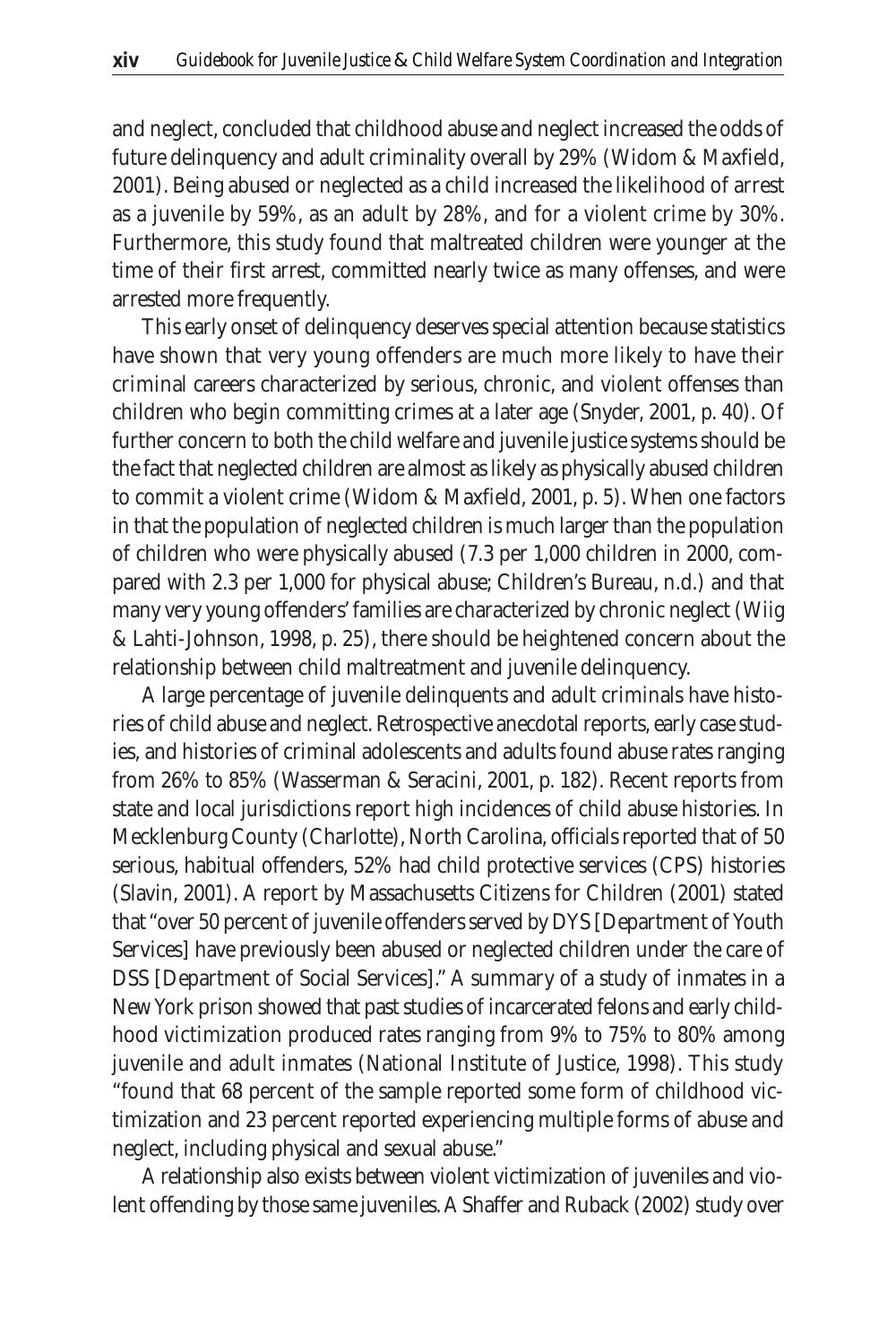and neglect, concluded that childhood abuse and neglect increased the odds of future delinquency and adult criminality overall by 29% (Widom & Maxfield, 2001). Being abused or neglected as a child increased the likelihood of arrest as a juvenile by 59%, as an adult by 28%, and for a violent crime by 30%. Furthermore, this study found that maltreated children were younger at the time of their first arrest, committed nearly twice as many offenses, and were arrested more frequently.

This early onset of delinquency deserves special attention because statistics have shown that very young offenders are much more likely to have their criminal careers characterized by serious, chronic, and violent offenses than children who begin committing crimes at a later age (Snyder, 2001, p. 40). Of further concern to both the child welfare and juvenile justice systems should be the fact that neglected children are almost as likely as physically abused children to commit a violent crime (Widom & Maxfield, 2001, p. 5). When one factors in that the population of neglected children is much larger than the population of children who were physically abused (7.3 per 1,000 children in 2000, compared with 2.3 per 1,000 for physical abuse; Children's Bureau, n.d.) and that many very young offenders' families are characterized by chronic neglect (Wiig & Lahti-Johnson, 1998, p. 25), there should be heightened concern about the relationship between child maltreatment and juvenile delinquency.

A large percentage of juvenile delinquents and adult criminals have histories of child abuse and neglect. Retrospective anecdotal reports, early case studies, and histories of criminal adolescents and adults found abuse rates ranging from 26% to 85% (Wasserman & Seracini, 2001, p. 182). Recent reports from state and local jurisdictions report high incidences of child abuse histories. In Mecklenburg County (Charlotte), North Carolina, officials reported that of 50 serious, habitual offenders, 52% had child protective services (CPS) histories (Slavin, 2001). A report by Massachusetts Citizens for Children (2001) stated that "over 50 percent of juvenile offenders served by DYS [Department of Youth Services] have previously been abused or neglected children under the care of DSS [Department of Social Services]." A summary of a study of inmates in a New York prison showed that past studies of incarcerated felons and early childhood victimization produced rates ranging from 9% to 75% to 80% among juvenile and adult inmates (National Institute of Justice, 1998). This study "found that 68 percent of the sample reported some form of childhood victimization and 23 percent reported experiencing multiple forms of abuse and neglect, including physical and sexual abuse."

A relationship also exists between violent victimization of juveniles and violent offending by those same juveniles. A Shaffer and Ruback (2002) study over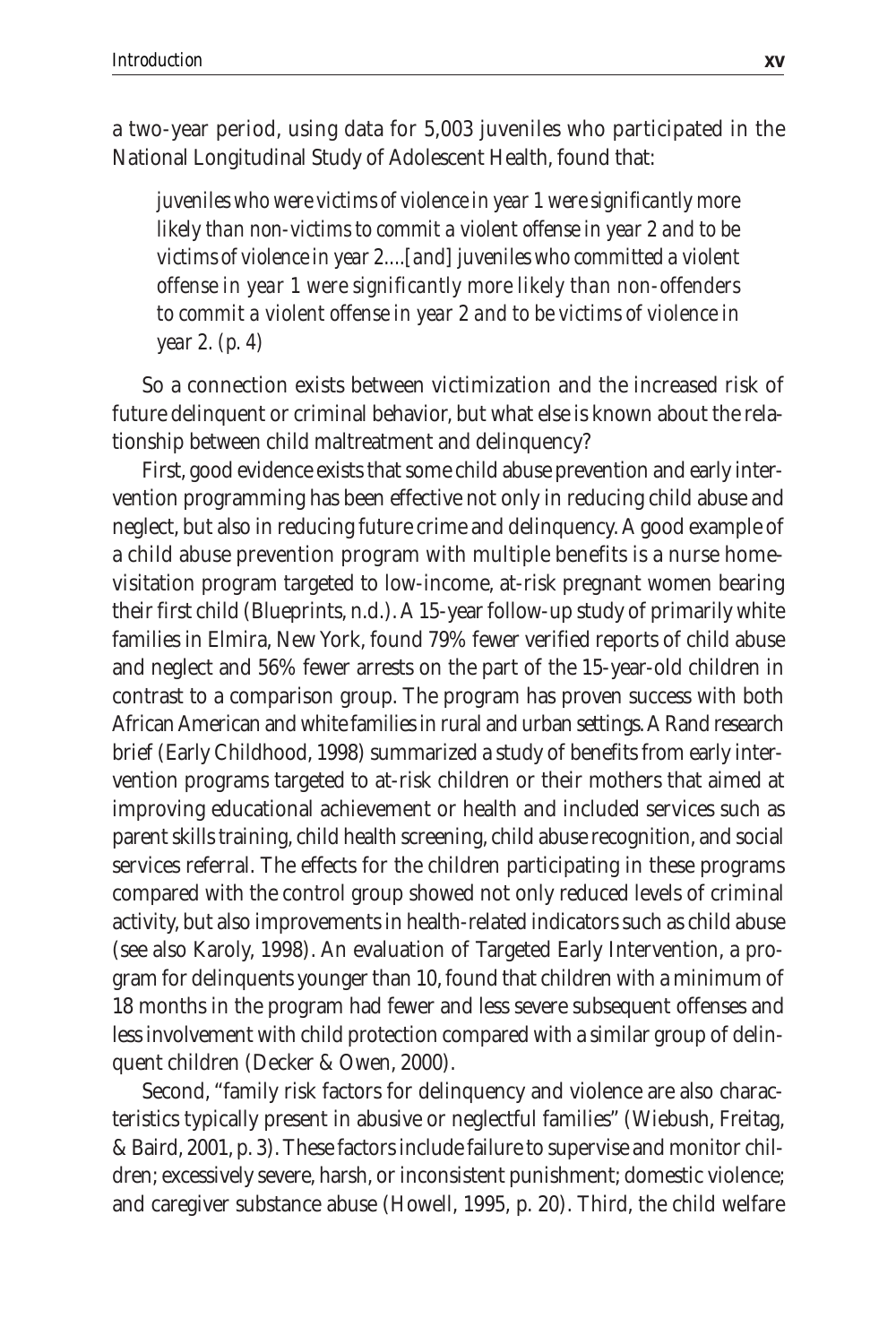a two-year period, using data for 5,003 juveniles who participated in the National Longitudinal Study of Adolescent Health, found that:

> *juveniles who were victims of violence in year 1 were significantly more likely than non-victims to commit a violent offense in year 2 and to be victims of violence in year 2....[and] juveniles who committed a violent offense in year 1 were significantly more likely than non-offenders to commit a violent offense in year 2 and to be victims of violence in year 2. (p. 4)*

So a connection exists between victimization and the increased risk of future delinquent or criminal behavior, but what else is known about the relationship between child maltreatment and delinquency?

First, good evidence exists that some child abuse prevention and early intervention programming has been effective not only in reducing child abuse and neglect, but also in reducing future crime and delinquency. A good example of a child abuse prevention program with multiple benefits is a nurse home-visitation program targeted to low-income, at-risk pregnant women bearing their first child (Blueprints, n.d.). A 15-year follow-up study of primarily white families in Elmira, New York, found 79% fewer verified reports of child abuse and neglect and 56% fewer arrests on the part of the 15-year-old children in contrast to a comparison group. The program has proven success with both African American and white families in rural and urban settings. A Rand research brief (Early Childhood, 1998) summarized a study of benefits from early intervention programs targeted to at-risk children or their mothers that aimed at improving educational achievement or health and included services such as parent skills training, child health screening, child abuse recognition, and social services referral. The effects for the children participating in these programs compared with the control group showed not only reduced levels of criminal activity, but also improvements in health-related indicators such as child abuse (see also Karoly, 1998). An evaluation of Targeted Early Intervention, a program for delinquents younger than 10, found that children with a minimum of 18 months in the program had fewer and less severe subsequent offenses and less involvement with child protection compared with a similar group of delinquent children (Decker & Owen, 2000).

Second, "family risk factors for delinquency and violence are also characteristics typically present in abusive or neglectful families" (Wiebush, Freitag, & Baird, 2001, p. 3). These factors include failure to supervise and monitor children; excessively severe, harsh, or inconsistent punishment; domestic violence; and caregiver substance abuse (Howell, 1995, p. 20). Third, the child welfare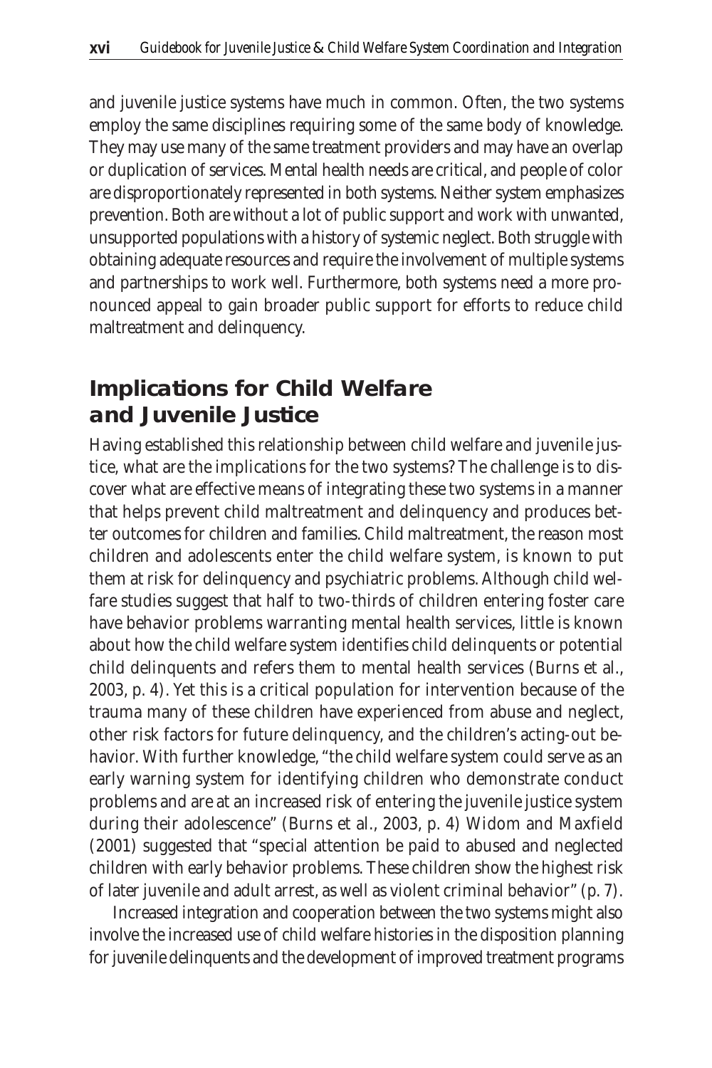and juvenile justice systems have much in common. Often, the two systems employ the same disciplines requiring some of the same body of knowledge. They may use many of the same treatment providers and may have an overlap or duplication of services. Mental health needs are critical, and people of color are disproportionately represented in both systems. Neither system emphasizes prevention. Both are without a lot of public support and work with unwanted, unsupported populations with a history of systemic neglect. Both struggle with obtaining adequate resources and require the involvement of multiple systems and partnerships to work well. Furthermore, both systems need a more pronounced appeal to gain broader public support for efforts to reduce child maltreatment and delinquency.

## Implications for Child Welfare and Juvenile Justice

Having established this relationship between child welfare and juvenile justice, what are the implications for the two systems? The challenge is to discover what are effective means of integrating these two systems in a manner that helps prevent child maltreatment and delinquency and produces better outcomes for children and families. Child maltreatment, the reason most children and adolescents enter the child welfare system, is known to put them at risk for delinquency and psychiatric problems. Although child welfare studies suggest that half to two-thirds of children entering foster care have behavior problems warranting mental health services, little is known about how the child welfare system identifies child delinquents or potential child delinquents and refers them to mental health services (Burns et al., 2003, p. 4). Yet this is a critical population for intervention because of the trauma many of these children have experienced from abuse and neglect, other risk factors for future delinquency, and the children's acting-out behavior. With further knowledge, "the child welfare system could serve as an early warning system for identifying children who demonstrate conduct problems and are at an increased risk of entering the juvenile justice system during their adolescence" (Burns et al., 2003, p. 4) Widom and Maxfield (2001) suggested that "special attention be paid to abused and neglected children with early behavior problems. These children show the highest risk of later juvenile and adult arrest, as well as violent criminal behavior" (p. 7).

Increased integration and cooperation between the two systems might also involve the increased use of child welfare histories in the disposition planning for juvenile delinquents and the development of improved treatment programs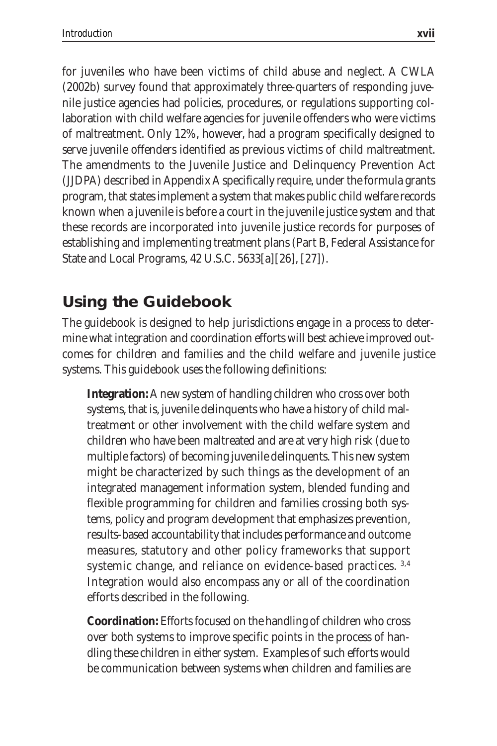for juveniles who have been victims of child abuse and neglect. A CWLA (2002b) survey found that approximately three-quarters of responding juvenile justice agencies had policies, procedures, or regulations supporting collaboration with child welfare agencies for juvenile offenders who were victims of maltreatment. Only 12%, however, had a program specifically designed to serve juvenile offenders identified as previous victims of child maltreatment. The amendments to the Juvenile Justice and Delinquency Prevention Act (JJDPA) described in Appendix A specifically require, under the formula grants program, that states implement a system that makes public child welfare records known when a juvenile is before a court in the juvenile justice system and that these records are incorporated into juvenile justice records for purposes of establishing and implementing treatment plans (Part B, Federal Assistance for State and Local Programs, 42 U.S.C. 5633[a][26], [27]).

## Using the Guidebook

The guidebook is designed to help jurisdictions engage in a process to determine what integration and coordination efforts will best achieve improved outcomes for children and families and the child welfare and juvenile justice systems. This guidebook uses the following definitions:

> **Integration:** A new system of handling children who cross over both systems, that is, juvenile delinquents who have a history of child maltreatment or other involvement with the child welfare system and children who have been maltreated and are at very high risk (due to multiple factors) of becoming juvenile delinquents. This new system might be characterized by such things as the development of an integrated management information system, blended funding and flexible programming for children and families crossing both systems, policy and program development that emphasizes prevention, results-based accountability that includes performance and outcome measures, statutory and other policy frameworks that support systemic change, and reliance on evidence-based practices. [3,4] Integration would also encompass any or all of the coordination efforts described in the following.
>
> **Coordination:** Efforts focused on the handling of children who cross over both systems to improve specific points in the process of handling these children in either system. Examples of such efforts would be communication between systems when children and families are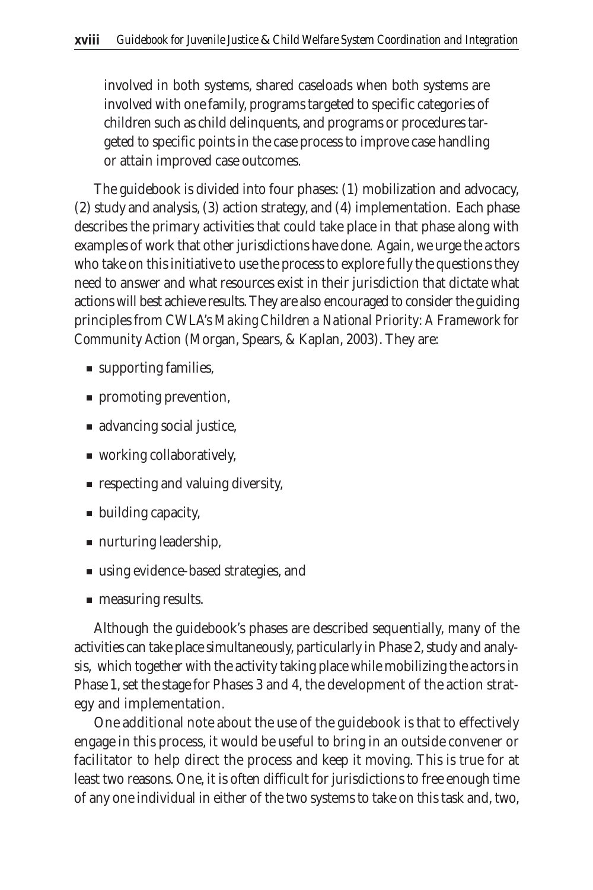involved in both systems, shared caseloads when both systems are involved with one family, programs targeted to specific categories of children such as child delinquents, and programs or procedures targeted to specific points in the case process to improve case handling or attain improved case outcomes.

The guidebook is divided into four phases: (1) mobilization and advocacy, (2) study and analysis, (3) action strategy, and (4) implementation. Each phase describes the primary activities that could take place in that phase along with examples of work that other jurisdictions have done. Again, we urge the actors who take on this initiative to use the process to explore fully the questions they need to answer and what resources exist in their jurisdiction that dictate what actions will best achieve results. They are also encouraged to consider the guiding principles from CWLA's *Making Children a National Priority: A Framework for Community Action* (Morgan, Spears, & Kaplan, 2003). They are:

- supporting families,
- promoting prevention,
- advancing social justice,
- working collaboratively,
- respecting and valuing diversity,
- building capacity,
- nurturing leadership,
- using evidence-based strategies, and
- measuring results.

Although the guidebook's phases are described sequentially, many of the activities can take place simultaneously, particularly in Phase 2, study and analysis, which together with the activity taking place while mobilizing the actors in Phase 1, set the stage for Phases 3 and 4, the development of the action strategy and implementation.

One additional note about the use of the guidebook is that to effectively engage in this process, it would be useful to bring in an outside convener or facilitator to help direct the process and keep it moving. This is true for at least two reasons. One, it is often difficult for jurisdictions to free enough time of any one individual in either of the two systems to take on this task and, two,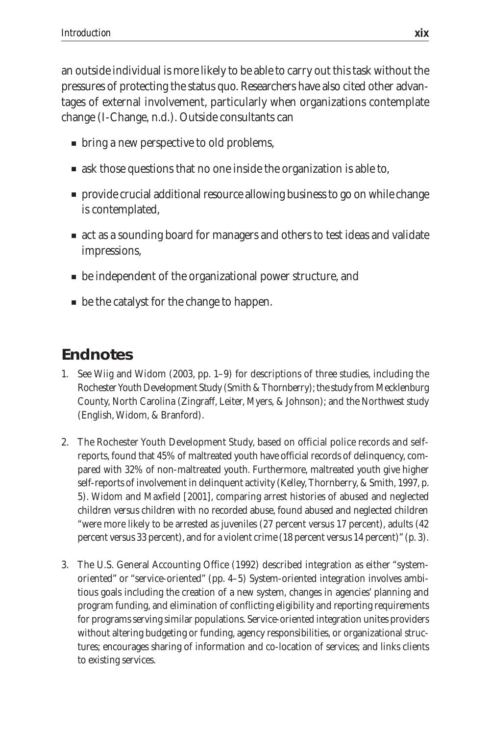an outside individual is more likely to be able to carry out this task without the pressures of protecting the status quo. Researchers have also cited other advantages of external involvement, particularly when organizations contemplate change (I-Change, n.d.). Outside consultants can

- bring a new perspective to old problems,
- ask those questions that no one inside the organization is able to,
- provide crucial additional resource allowing business to go on while change is contemplated,
- act as a sounding board for managers and others to test ideas and validate impressions,
- be independent of the organizational power structure, and
- be the catalyst for the change to happen.

## Endnotes

1. See Wiig and Widom (2003, pp. 1–9) for descriptions of three studies, including the Rochester Youth Development Study (Smith & Thornberry); the study from Mecklenburg County, North Carolina (Zingraff, Leiter, Myers, & Johnson); and the Northwest study (English, Widom, & Branford).

2. The Rochester Youth Development Study, based on official police records and self-reports, found that 45% of maltreated youth have official records of delinquency, compared with 32% of non-maltreated youth. Furthermore, maltreated youth give higher self-reports of involvement in delinquent activity (Kelley, Thornberry, & Smith, 1997, p. 5). Widom and Maxfield [2001], comparing arrest histories of abused and neglected children versus children with no recorded abuse, found abused and neglected children "were more likely to be arrested as juveniles (27 percent versus 17 percent), adults (42 percent versus 33 percent), and for a violent crime (18 percent versus 14 percent)" (p. 3).

3. The U.S. General Accounting Office (1992) described integration as either "system-oriented" or "service-oriented" (pp. 4–5) System-oriented integration involves ambitious goals including the creation of a new system, changes in agencies' planning and program funding, and elimination of conflicting eligibility and reporting requirements for programs serving similar populations. Service-oriented integration unites providers without altering budgeting or funding, agency responsibilities, or organizational structures; encourages sharing of information and co-location of services; and links clients to existing services.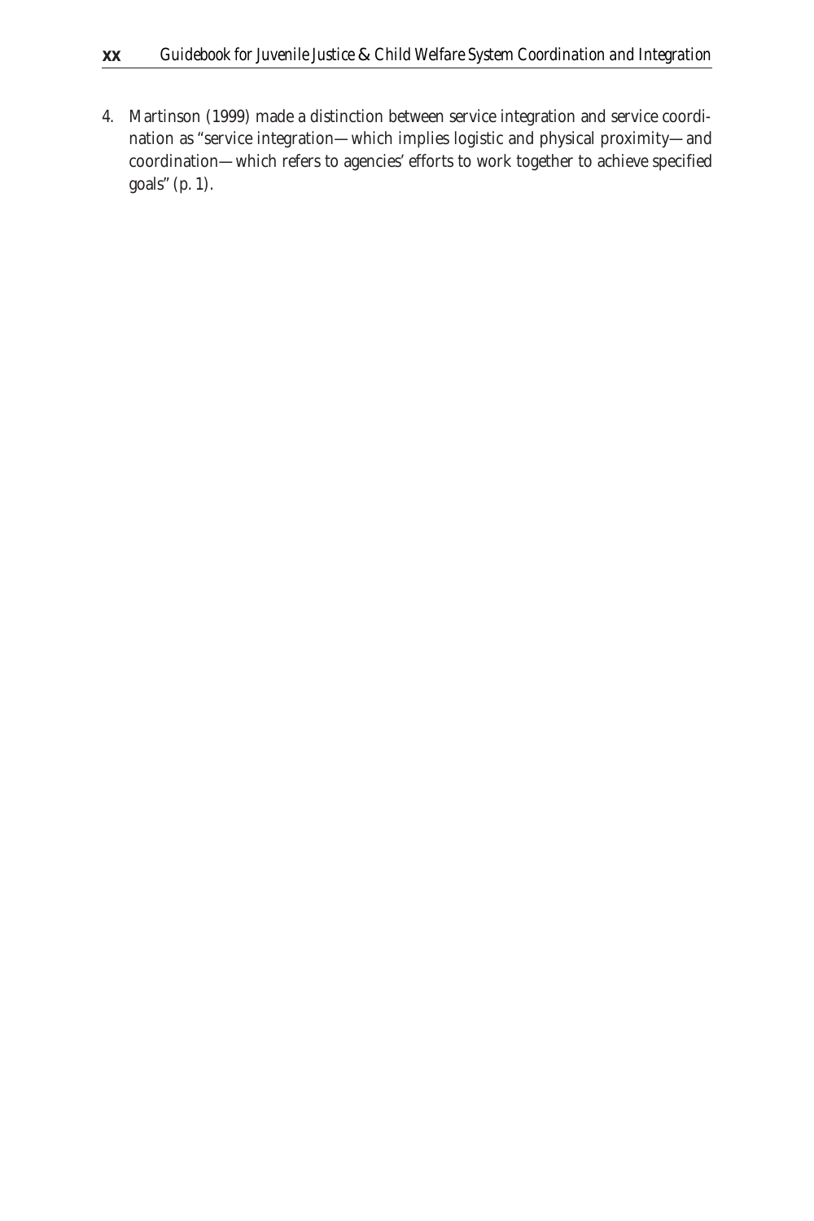4. Martinson (1999) made a distinction between service integration and service coordination as "service integration—which implies logistic and physical proximity—and coordination—which refers to agencies' efforts to work together to achieve specified goals" (p. 1).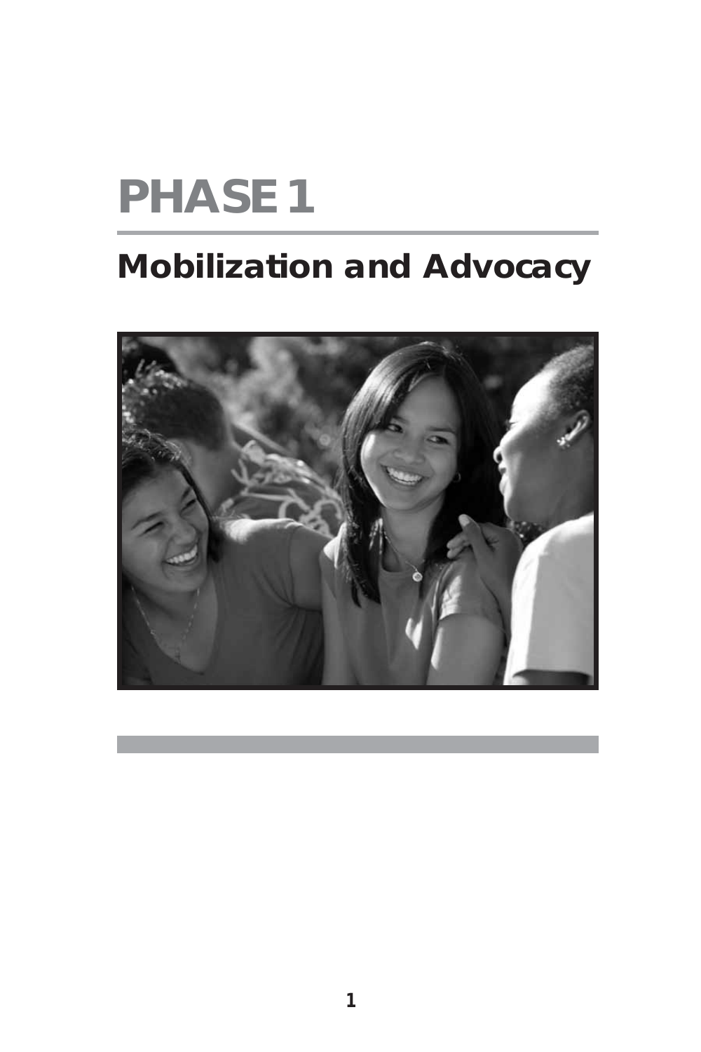# PHASE 1

## Mobilization and Advocacy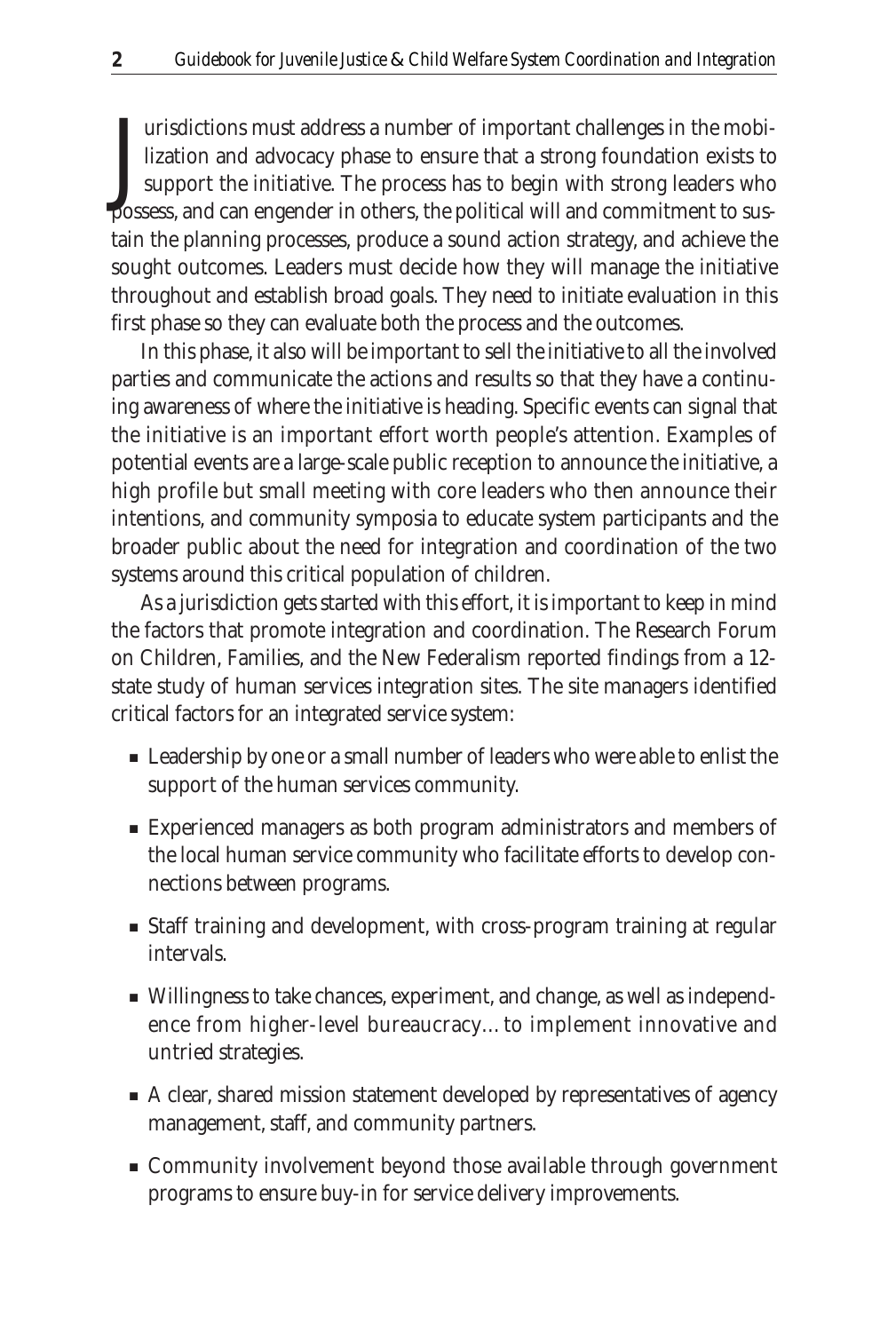Jurisdictions must address a number of important challenges in the mobilization and advocacy phase to ensure that a strong foundation exists to support the initiative. The process has to begin with strong leaders who possess, and can engender in others, the political will and commitment to sustain the planning processes, produce a sound action strategy, and achieve the sought outcomes. Leaders must decide how they will manage the initiative throughout and establish broad goals. They need to initiate evaluation in this first phase so they can evaluate both the process and the outcomes.

In this phase, it also will be important to sell the initiative to all the involved parties and communicate the actions and results so that they have a continuing awareness of where the initiative is heading. Specific events can signal that the initiative is an important effort worth people's attention. Examples of potential events are a large-scale public reception to announce the initiative, a high profile but small meeting with core leaders who then announce their intentions, and community symposia to educate system participants and the broader public about the need for integration and coordination of the two systems around this critical population of children.

As a jurisdiction gets started with this effort, it is important to keep in mind the factors that promote integration and coordination. The Research Forum on Children, Families, and the New Federalism reported findings from a 12-state study of human services integration sites. The site managers identified critical factors for an integrated service system:

- Leadership by one or a small number of leaders who were able to enlist the support of the human services community.
- Experienced managers as both program administrators and members of the local human service community who facilitate efforts to develop connections between programs.
- Staff training and development, with cross-program training at regular intervals.
- Willingness to take chances, experiment, and change, as well as independence from higher-level bureaucracy… to implement innovative and untried strategies.
- A clear, shared mission statement developed by representatives of agency management, staff, and community partners.
- Community involvement beyond those available through government programs to ensure buy-in for service delivery improvements.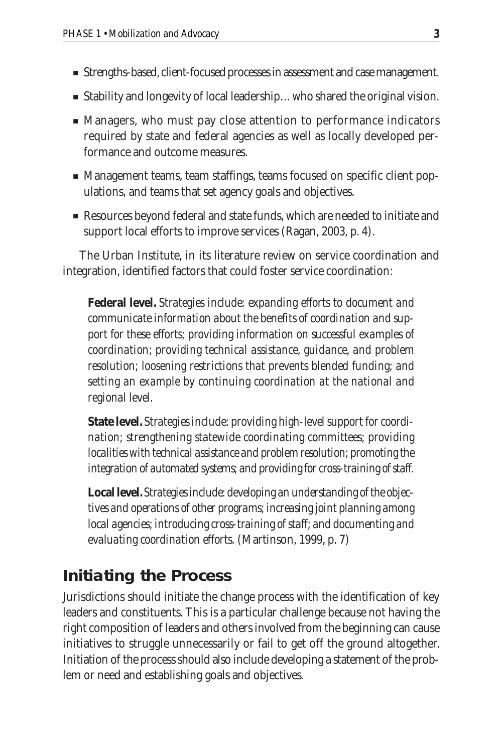- Strengths-based, client-focused processes in assessment and case management.
- Stability and longevity of local leadership… who shared the original vision.
- Managers, who must pay close attention to performance indicators required by state and federal agencies as well as locally developed performance and outcome measures.
- Management teams, team staffings, teams focused on specific client populations, and teams that set agency goals and objectives.
- Resources beyond federal and state funds, which are needed to initiate and support local efforts to improve services (Ragan, 2003, p. 4).

The Urban Institute, in its literature review on service coordination and integration, identified factors that could foster service coordination:

> **Federal level.** *Strategies include: expanding efforts to document and communicate information about the benefits of coordination and support for these efforts; providing information on successful examples of coordination; providing technical assistance, guidance, and problem resolution; loosening restrictions that prevents blended funding; and setting an example by continuing coordination at the national and regional level.*
>
> **State level.** *Strategies include: providing high-level support for coordination; strengthening statewide coordinating committees; providing localities with technical assistance and problem resolution; promoting the integration of automated systems; and providing for cross-training of staff.*
>
> **Local level.** *Strategies include: developing an understanding of the objectives and operations of other programs; increasing joint planning among local agencies; introducing cross-training of staff; and documenting and evaluating coordination efforts.* (Martinson, 1999, p. 7)

## Initiating the Process

Jurisdictions should initiate the change process with the identification of key leaders and constituents. This is a particular challenge because not having the right composition of leaders and others involved from the beginning can cause initiatives to struggle unnecessarily or fail to get off the ground altogether. Initiation of the process should also include developing a statement of the problem or need and establishing goals and objectives.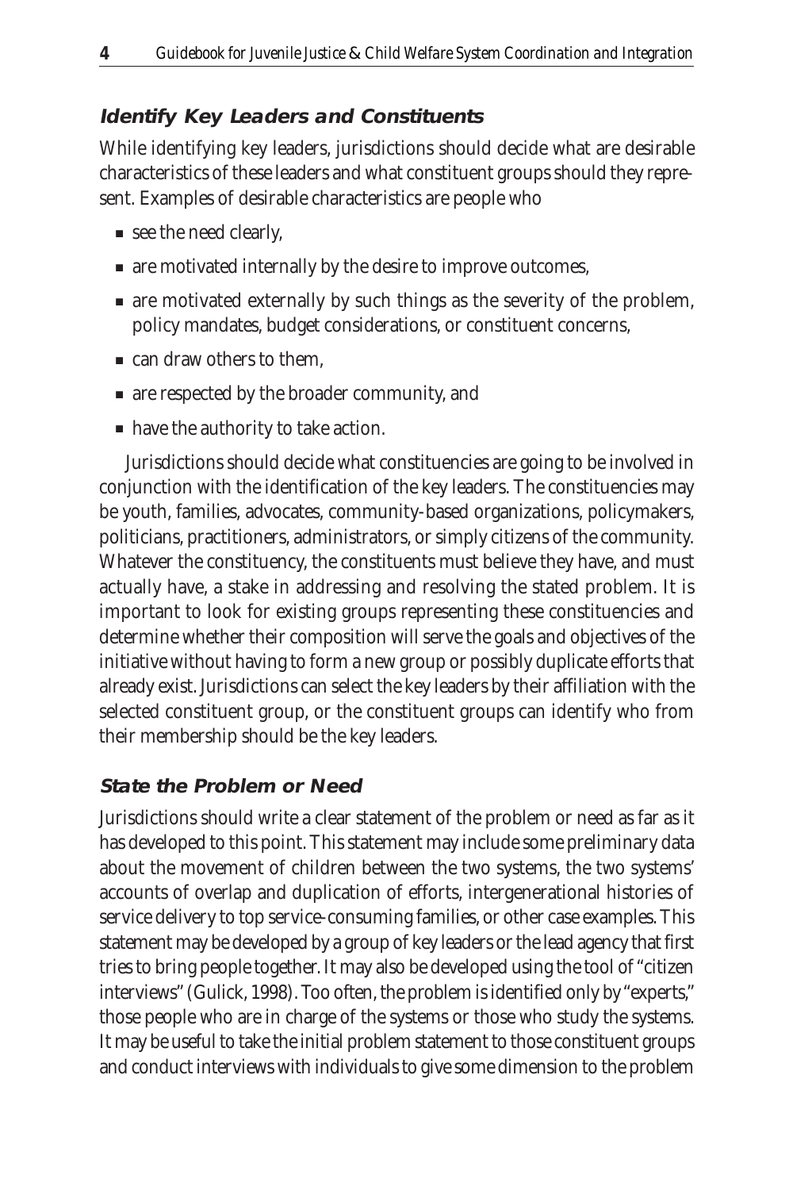### Identify Key Leaders and Constituents

While identifying key leaders, jurisdictions should decide what are desirable characteristics of these leaders and what constituent groups should they represent. Examples of desirable characteristics are people who

- see the need clearly,
- are motivated internally by the desire to improve outcomes,
- are motivated externally by such things as the severity of the problem, policy mandates, budget considerations, or constituent concerns,
- can draw others to them,
- are respected by the broader community, and
- have the authority to take action.

Jurisdictions should decide what constituencies are going to be involved in conjunction with the identification of the key leaders. The constituencies may be youth, families, advocates, community-based organizations, policymakers, politicians, practitioners, administrators, or simply citizens of the community. Whatever the constituency, the constituents must believe they have, and must actually have, a stake in addressing and resolving the stated problem. It is important to look for existing groups representing these constituencies and determine whether their composition will serve the goals and objectives of the initiative without having to form a new group or possibly duplicate efforts that already exist. Jurisdictions can select the key leaders by their affiliation with the selected constituent group, or the constituent groups can identify who from their membership should be the key leaders.

### State the Problem or Need

Jurisdictions should write a clear statement of the problem or need as far as it has developed to this point. This statement may include some preliminary data about the movement of children between the two systems, the two systems' accounts of overlap and duplication of efforts, intergenerational histories of service delivery to top service-consuming families, or other case examples. This statement may be developed by a group of key leaders or the lead agency that first tries to bring people together. It may also be developed using the tool of "citizen interviews" (Gulick, 1998). Too often, the problem is identified only by "experts," those people who are in charge of the systems or those who study the systems. It may be useful to take the initial problem statement to those constituent groups and conduct interviews with individuals to give some dimension to the problem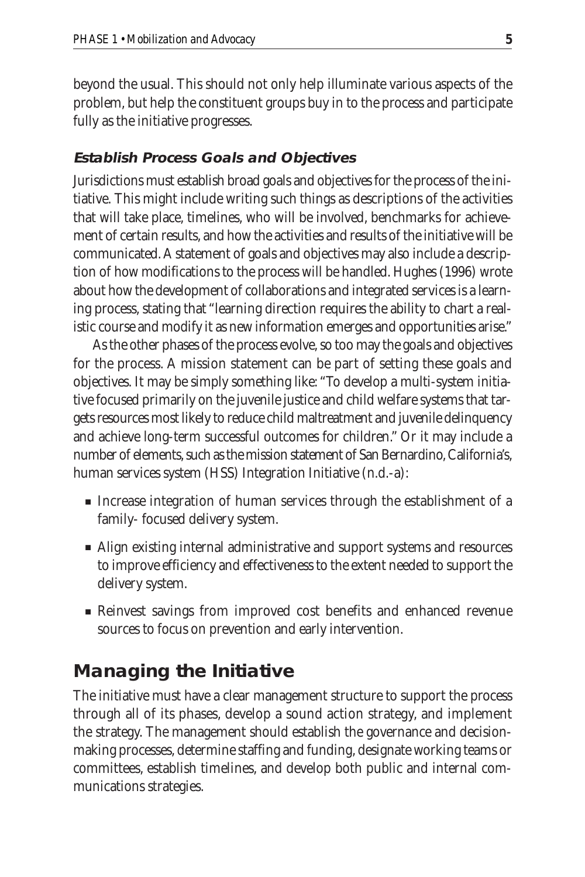beyond the usual. This should not only help illuminate various aspects of the problem, but help the constituent groups buy in to the process and participate fully as the initiative progresses.

### Establish Process Goals and Objectives

Jurisdictions must establish broad goals and objectives for the process of the initiative. This might include writing such things as descriptions of the activities that will take place, timelines, who will be involved, benchmarks for achievement of certain results, and how the activities and results of the initiative will be communicated. A statement of goals and objectives may also include a description of how modifications to the process will be handled. Hughes (1996) wrote about how the development of collaborations and integrated services is a learning process, stating that "learning direction requires the ability to chart a realistic course and modify it as new information emerges and opportunities arise."

As the other phases of the process evolve, so too may the goals and objectives for the process. A mission statement can be part of setting these goals and objectives. It may be simply something like: "To develop a multi-system initiative focused primarily on the juvenile justice and child welfare systems that targets resources most likely to reduce child maltreatment and juvenile delinquency and achieve long-term successful outcomes for children." Or it may include a number of elements, such as the mission statement of San Bernardino, California's, human services system (HSS) Integration Initiative (n.d.-a):

- Increase integration of human services through the establishment of a family- focused delivery system.
- Align existing internal administrative and support systems and resources to improve efficiency and effectiveness to the extent needed to support the delivery system.
- Reinvest savings from improved cost benefits and enhanced revenue sources to focus on prevention and early intervention.

## Managing the Initiative

The initiative must have a clear management structure to support the process through all of its phases, develop a sound action strategy, and implement the strategy. The management should establish the governance and decision-making processes, determine staffing and funding, designate working teams or committees, establish timelines, and develop both public and internal communications strategies.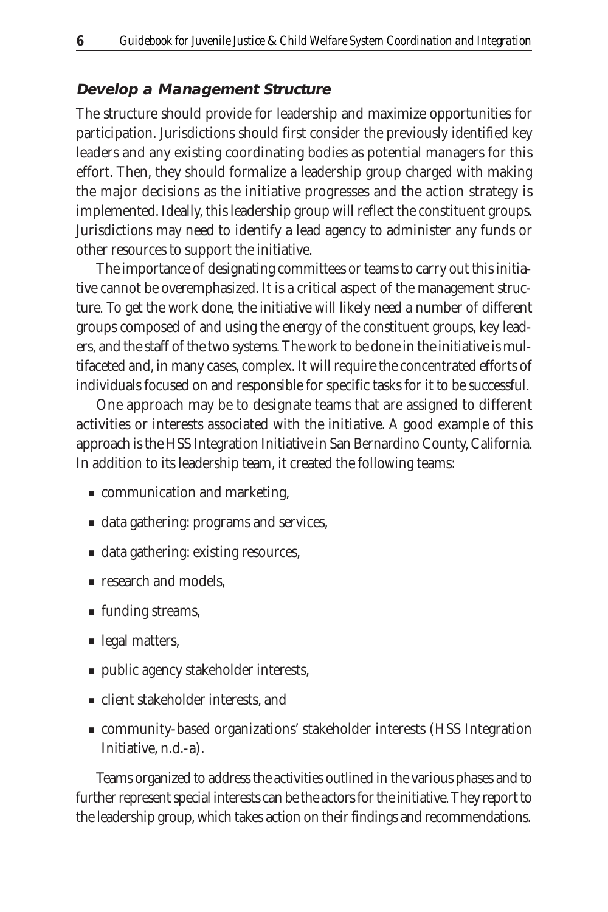### *Develop a Management Structure*

The structure should provide for leadership and maximize opportunities for participation. Jurisdictions should first consider the previously identified key leaders and any existing coordinating bodies as potential managers for this effort. Then, they should formalize a leadership group charged with making the major decisions as the initiative progresses and the action strategy is implemented. Ideally, this leadership group will reflect the constituent groups. Jurisdictions may need to identify a lead agency to administer any funds or other resources to support the initiative.

The importance of designating committees or teams to carry out this initiative cannot be overemphasized. It is a critical aspect of the management structure. To get the work done, the initiative will likely need a number of different groups composed of and using the energy of the constituent groups, key leaders, and the staff of the two systems. The work to be done in the initiative is multifaceted and, in many cases, complex. It will require the concentrated efforts of individuals focused on and responsible for specific tasks for it to be successful.

One approach may be to designate teams that are assigned to different activities or interests associated with the initiative. A good example of this approach is the HSS Integration Initiative in San Bernardino County, California. In addition to its leadership team, it created the following teams:

- communication and marketing,
- data gathering: programs and services,
- data gathering: existing resources,
- research and models,
- funding streams,
- legal matters,
- public agency stakeholder interests,
- client stakeholder interests, and
- community-based organizations' stakeholder interests (HSS Integration Initiative, n.d.-a).

Teams organized to address the activities outlined in the various phases and to further represent special interests can be the actors for the initiative. They report to the leadership group, which takes action on their findings and recommendations.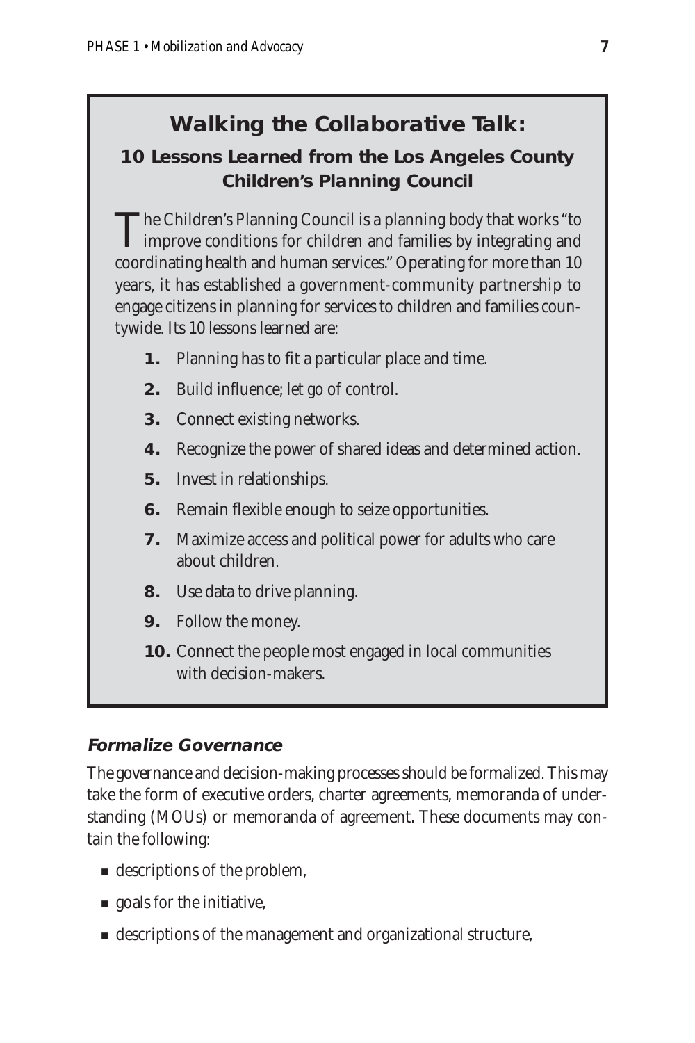## Walking the Collaborative Talk:

### 10 Lessons Learned from the Los Angeles County Children's Planning Council

The Children's Planning Council is a planning body that works "to improve conditions for children and families by integrating and coordinating health and human services." Operating for more than 10 years, it has established a government-community partnership to engage citizens in planning for services to children and families countywide. Its 10 lessons learned are:

1. Planning has to fit a particular place and time.
2. Build influence; let go of control.
3. Connect existing networks.
4. Recognize the power of shared ideas and determined action.
5. Invest in relationships.
6. Remain flexible enough to seize opportunities.
7. Maximize access and political power for adults who care about children.
8. Use data to drive planning.
9. Follow the money.
10. Connect the people most engaged in local communities with decision-makers.

#### *Formalize Governance*

The governance and decision-making processes should be formalized. This may take the form of executive orders, charter agreements, memoranda of understanding (MOUs) or memoranda of agreement. These documents may contain the following:

- descriptions of the problem,
- goals for the initiative,
- descriptions of the management and organizational structure,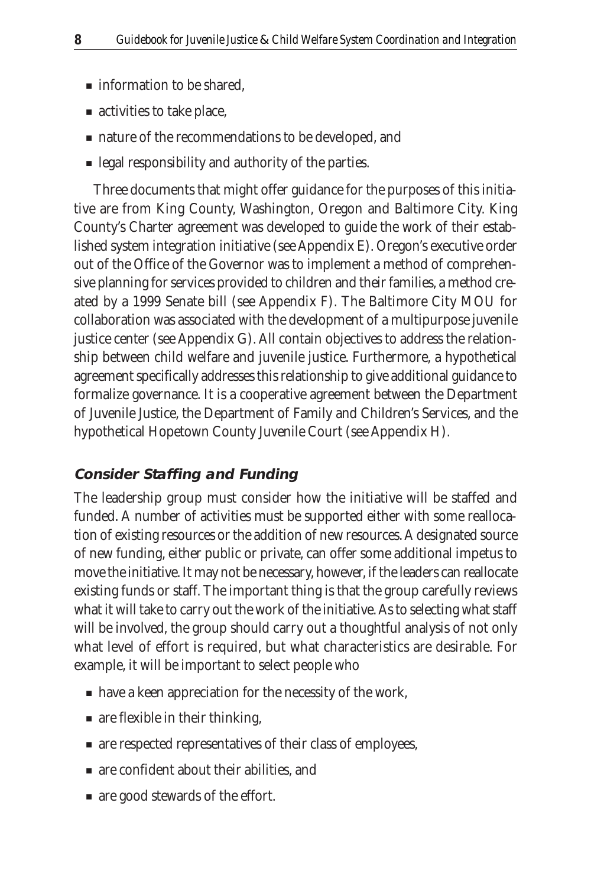- information to be shared,
- activities to take place,
- nature of the recommendations to be developed, and
- legal responsibility and authority of the parties.

Three documents that might offer guidance for the purposes of this initiative are from King County, Washington, Oregon and Baltimore City. King County's Charter agreement was developed to guide the work of their established system integration initiative (see Appendix E). Oregon's executive order out of the Office of the Governor was to implement a method of comprehensive planning for services provided to children and their families, a method created by a 1999 Senate bill (see Appendix F). The Baltimore City MOU for collaboration was associated with the development of a multipurpose juvenile justice center (see Appendix G). All contain objectives to address the relationship between child welfare and juvenile justice. Furthermore, a hypothetical agreement specifically addresses this relationship to give additional guidance to formalize governance. It is a cooperative agreement between the Department of Juvenile Justice, the Department of Family and Children's Services, and the hypothetical Hopetown County Juvenile Court (see Appendix H).

### *Consider Staffing and Funding*

The leadership group must consider how the initiative will be staffed and funded. A number of activities must be supported either with some reallocation of existing resources or the addition of new resources. A designated source of new funding, either public or private, can offer some additional impetus to move the initiative. It may not be necessary, however, if the leaders can reallocate existing funds or staff. The important thing is that the group carefully reviews what it will take to carry out the work of the initiative. As to selecting what staff will be involved, the group should carry out a thoughtful analysis of not only what level of effort is required, but what characteristics are desirable. For example, it will be important to select people who

- have a keen appreciation for the necessity of the work,
- are flexible in their thinking,
- are respected representatives of their class of employees,
- are confident about their abilities, and
- are good stewards of the effort.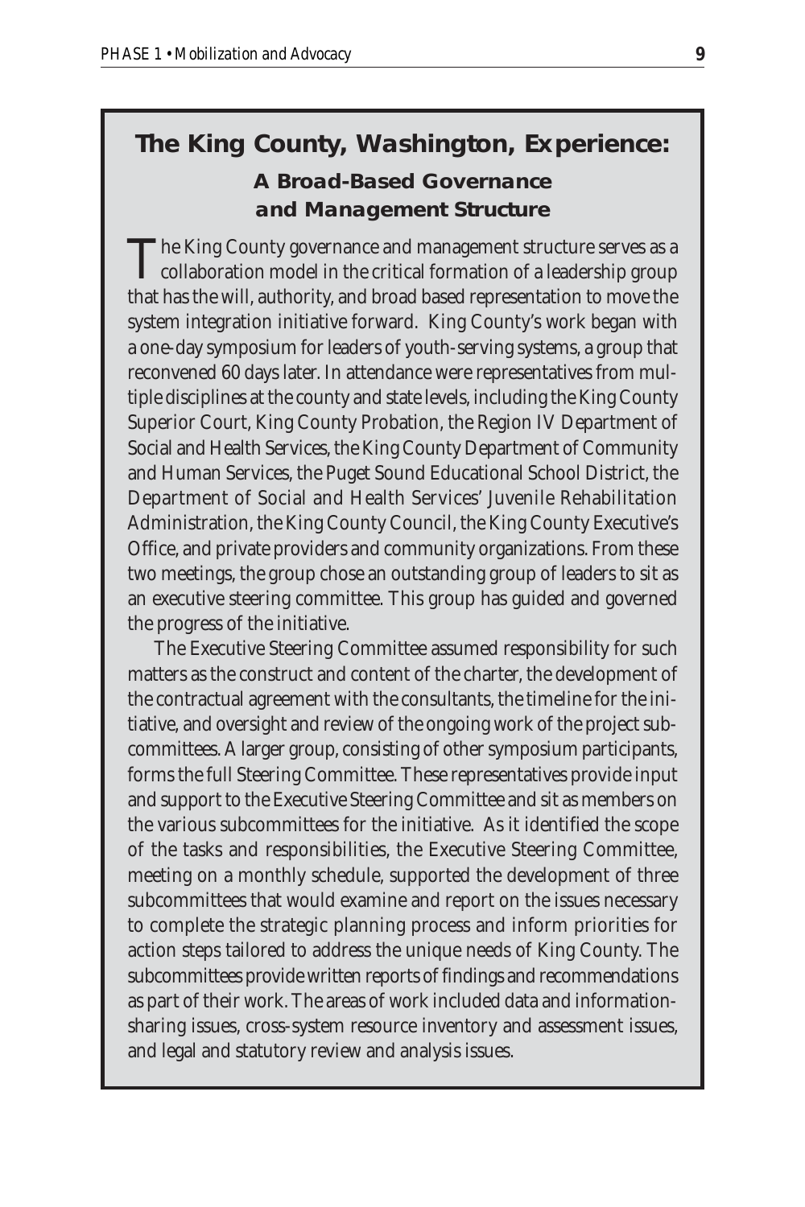## The King County, Washington, Experience:

### A Broad-Based Governance and Management Structure

The King County governance and management structure serves as a collaboration model in the critical formation of a leadership group that has the will, authority, and broad based representation to move the system integration initiative forward. King County's work began with a one-day symposium for leaders of youth-serving systems, a group that reconvened 60 days later. In attendance were representatives from multiple disciplines at the county and state levels, including the King County Superior Court, King County Probation, the Region IV Department of Social and Health Services, the King County Department of Community and Human Services, the Puget Sound Educational School District, the Department of Social and Health Services' Juvenile Rehabilitation Administration, the King County Council, the King County Executive's Office, and private providers and community organizations. From these two meetings, the group chose an outstanding group of leaders to sit as an executive steering committee. This group has guided and governed the progress of the initiative.

The Executive Steering Committee assumed responsibility for such matters as the construct and content of the charter, the development of the contractual agreement with the consultants, the timeline for the initiative, and oversight and review of the ongoing work of the project subcommittees. A larger group, consisting of other symposium participants, forms the full Steering Committee. These representatives provide input and support to the Executive Steering Committee and sit as members on the various subcommittees for the initiative. As it identified the scope of the tasks and responsibilities, the Executive Steering Committee, meeting on a monthly schedule, supported the development of three subcommittees that would examine and report on the issues necessary to complete the strategic planning process and inform priorities for action steps tailored to address the unique needs of King County. The subcommittees provide written reports of findings and recommendations as part of their work. The areas of work included data and information-sharing issues, cross-system resource inventory and assessment issues, and legal and statutory review and analysis issues.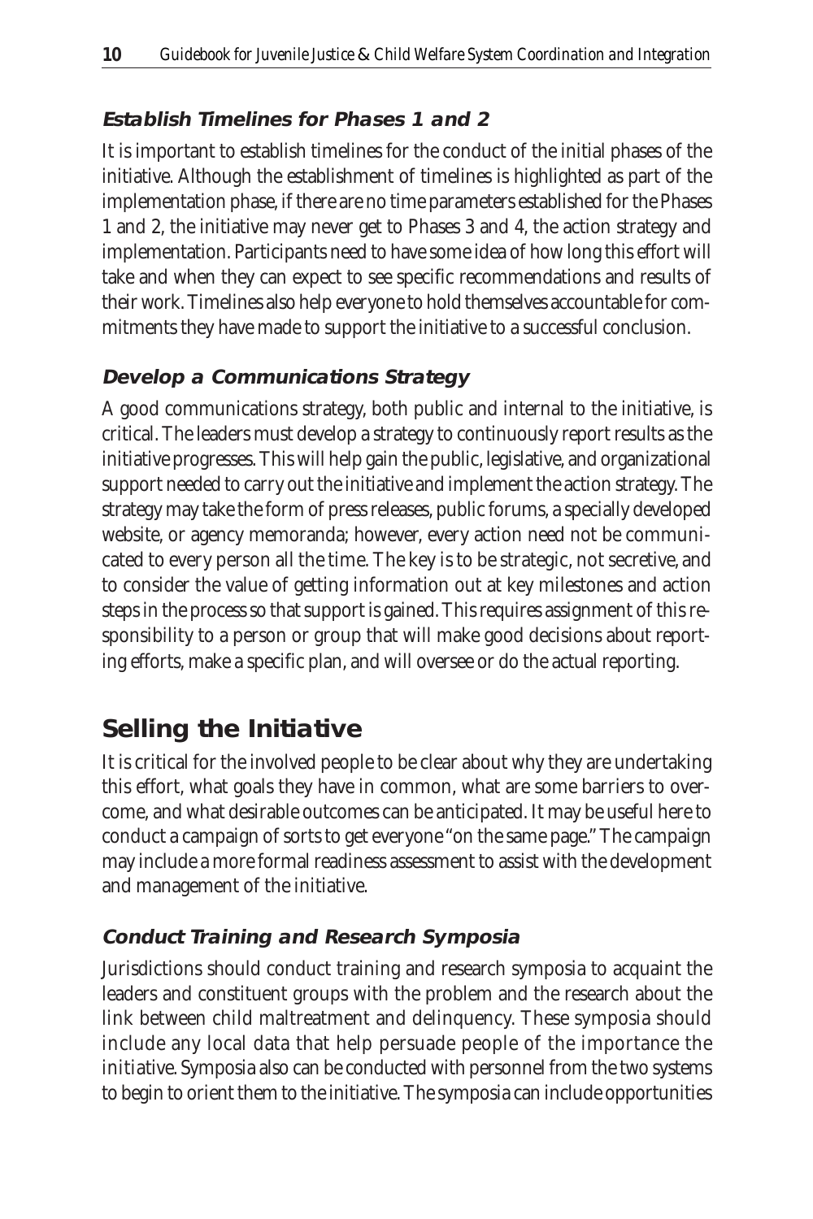### Establish Timelines for Phases 1 and 2

It is important to establish timelines for the conduct of the initial phases of the initiative. Although the establishment of timelines is highlighted as part of the implementation phase, if there are no time parameters established for the Phases 1 and 2, the initiative may never get to Phases 3 and 4, the action strategy and implementation. Participants need to have some idea of how long this effort will take and when they can expect to see specific recommendations and results of their work. Timelines also help everyone to hold themselves accountable for commitments they have made to support the initiative to a successful conclusion.

### Develop a Communications Strategy

A good communications strategy, both public and internal to the initiative, is critical. The leaders must develop a strategy to continuously report results as the initiative progresses. This will help gain the public, legislative, and organizational support needed to carry out the initiative and implement the action strategy. The strategy may take the form of press releases, public forums, a specially developed website, or agency memoranda; however, every action need not be communicated to every person all the time. The key is to be strategic, not secretive, and to consider the value of getting information out at key milestones and action steps in the process so that support is gained. This requires assignment of this responsibility to a person or group that will make good decisions about reporting efforts, make a specific plan, and will oversee or do the actual reporting.

## Selling the Initiative

It is critical for the involved people to be clear about why they are undertaking this effort, what goals they have in common, what are some barriers to overcome, and what desirable outcomes can be anticipated. It may be useful here to conduct a campaign of sorts to get everyone "on the same page." The campaign may include a more formal readiness assessment to assist with the development and management of the initiative.

### Conduct Training and Research Symposia

Jurisdictions should conduct training and research symposia to acquaint the leaders and constituent groups with the problem and the research about the link between child maltreatment and delinquency. These symposia should include any local data that help persuade people of the importance the initiative. Symposia also can be conducted with personnel from the two systems to begin to orient them to the initiative. The symposia can include opportunities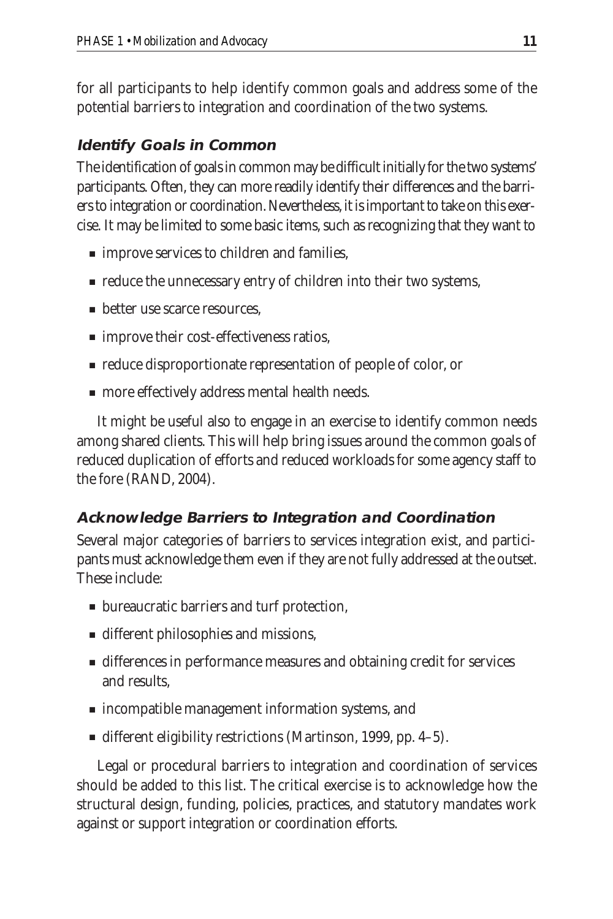for all participants to help identify common goals and address some of the potential barriers to integration and coordination of the two systems.

### *Identify Goals in Common*

The identification of goals in common may be difficult initially for the two systems' participants. Often, they can more readily identify their differences and the barriers to integration or coordination. Nevertheless, it is important to take on this exercise. It may be limited to some basic items, such as recognizing that they want to

- improve services to children and families,
- reduce the unnecessary entry of children into their two systems,
- better use scarce resources,
- improve their cost-effectiveness ratios,
- reduce disproportionate representation of people of color, or
- more effectively address mental health needs.

It might be useful also to engage in an exercise to identify common needs among shared clients. This will help bring issues around the common goals of reduced duplication of efforts and reduced workloads for some agency staff to the fore (RAND, 2004).

### *Acknowledge Barriers to Integration and Coordination*

Several major categories of barriers to services integration exist, and participants must acknowledge them even if they are not fully addressed at the outset. These include:

- bureaucratic barriers and turf protection,
- different philosophies and missions,
- differences in performance measures and obtaining credit for services and results,
- incompatible management information systems, and
- different eligibility restrictions (Martinson, 1999, pp. 4–5).

Legal or procedural barriers to integration and coordination of services should be added to this list. The critical exercise is to acknowledge how the structural design, funding, policies, practices, and statutory mandates work against or support integration or coordination efforts.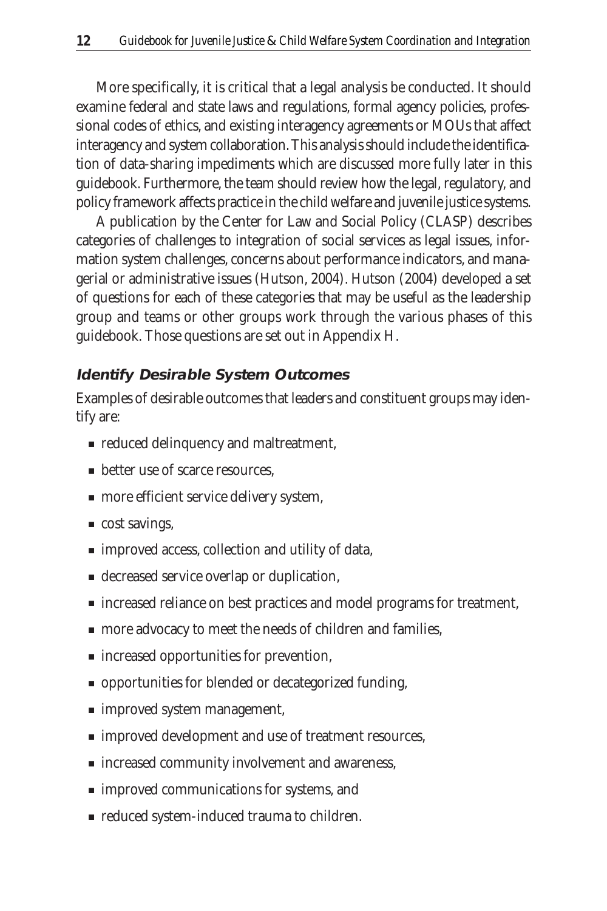More specifically, it is critical that a legal analysis be conducted. It should examine federal and state laws and regulations, formal agency policies, professional codes of ethics, and existing interagency agreements or MOUs that affect interagency and system collaboration. This analysis should include the identification of data-sharing impediments which are discussed more fully later in this guidebook. Furthermore, the team should review how the legal, regulatory, and policy framework affects practice in the child welfare and juvenile justice systems.

A publication by the Center for Law and Social Policy (CLASP) describes categories of challenges to integration of social services as legal issues, information system challenges, concerns about performance indicators, and managerial or administrative issues (Hutson, 2004). Hutson (2004) developed a set of questions for each of these categories that may be useful as the leadership group and teams or other groups work through the various phases of this guidebook. Those questions are set out in Appendix H.

### *Identify Desirable System Outcomes*

Examples of desirable outcomes that leaders and constituent groups may identify are:

- reduced delinquency and maltreatment,
- better use of scarce resources,
- more efficient service delivery system,
- cost savings,
- improved access, collection and utility of data,
- decreased service overlap or duplication,
- increased reliance on best practices and model programs for treatment,
- more advocacy to meet the needs of children and families,
- increased opportunities for prevention,
- opportunities for blended or decategorized funding,
- improved system management,
- improved development and use of treatment resources,
- increased community involvement and awareness,
- improved communications for systems, and
- reduced system-induced trauma to children.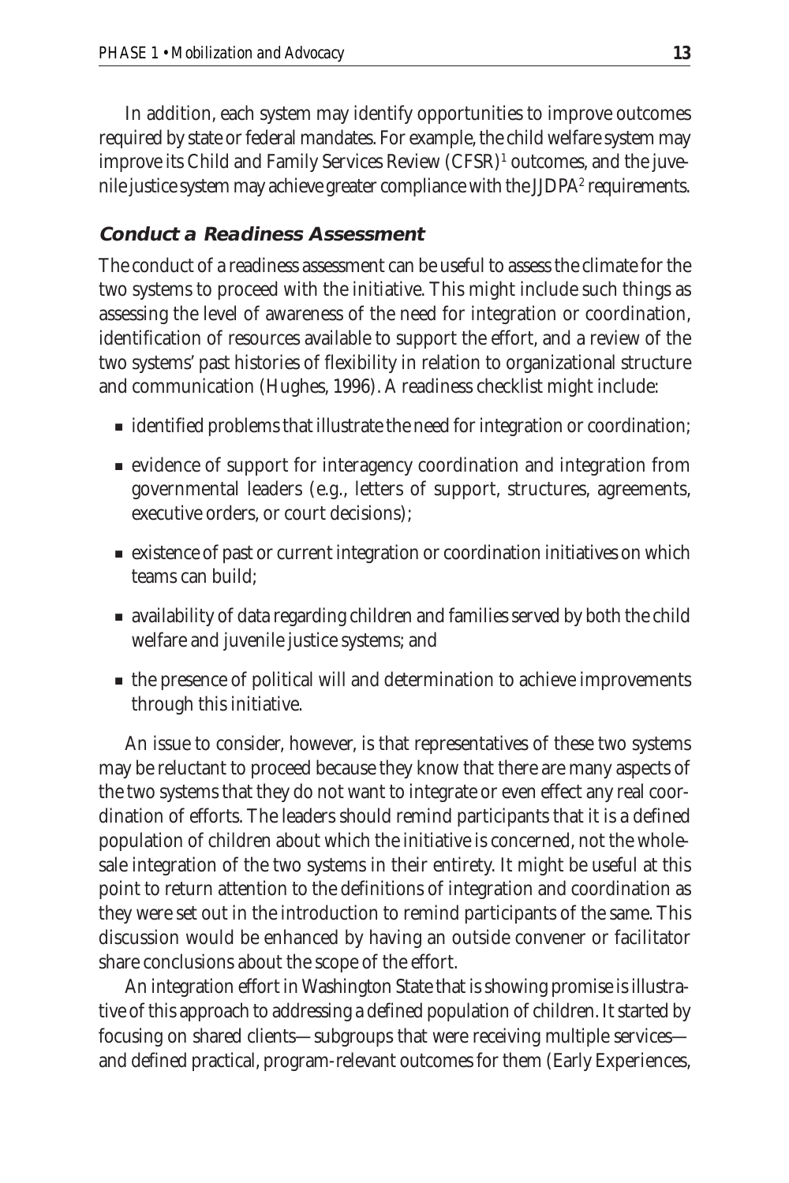In addition, each system may identify opportunities to improve outcomes required by state or federal mandates. For example, the child welfare system may improve its Child and Family Services Review (CFSR)[1] outcomes, and the juvenile justice system may achieve greater compliance with the JJDPA[2] requirements.

### Conduct a Readiness Assessment

The conduct of a readiness assessment can be useful to assess the climate for the two systems to proceed with the initiative. This might include such things as assessing the level of awareness of the need for integration or coordination, identification of resources available to support the effort, and a review of the two systems' past histories of flexibility in relation to organizational structure and communication (Hughes, 1996). A readiness checklist might include:

- identified problems that illustrate the need for integration or coordination;
- evidence of support for interagency coordination and integration from governmental leaders (e.g., letters of support, structures, agreements, executive orders, or court decisions);
- existence of past or current integration or coordination initiatives on which teams can build;
- availability of data regarding children and families served by both the child welfare and juvenile justice systems; and
- the presence of political will and determination to achieve improvements through this initiative.

An issue to consider, however, is that representatives of these two systems may be reluctant to proceed because they know that there are many aspects of the two systems that they do not want to integrate or even effect any real coordination of efforts. The leaders should remind participants that it is a defined population of children about which the initiative is concerned, not the wholesale integration of the two systems in their entirety. It might be useful at this point to return attention to the definitions of integration and coordination as they were set out in the introduction to remind participants of the same. This discussion would be enhanced by having an outside convener or facilitator share conclusions about the scope of the effort.

An integration effort in Washington State that is showing promise is illustrative of this approach to addressing a defined population of children. It started by focusing on shared clients—subgroups that were receiving multiple services—and defined practical, program-relevant outcomes for them (Early Experiences,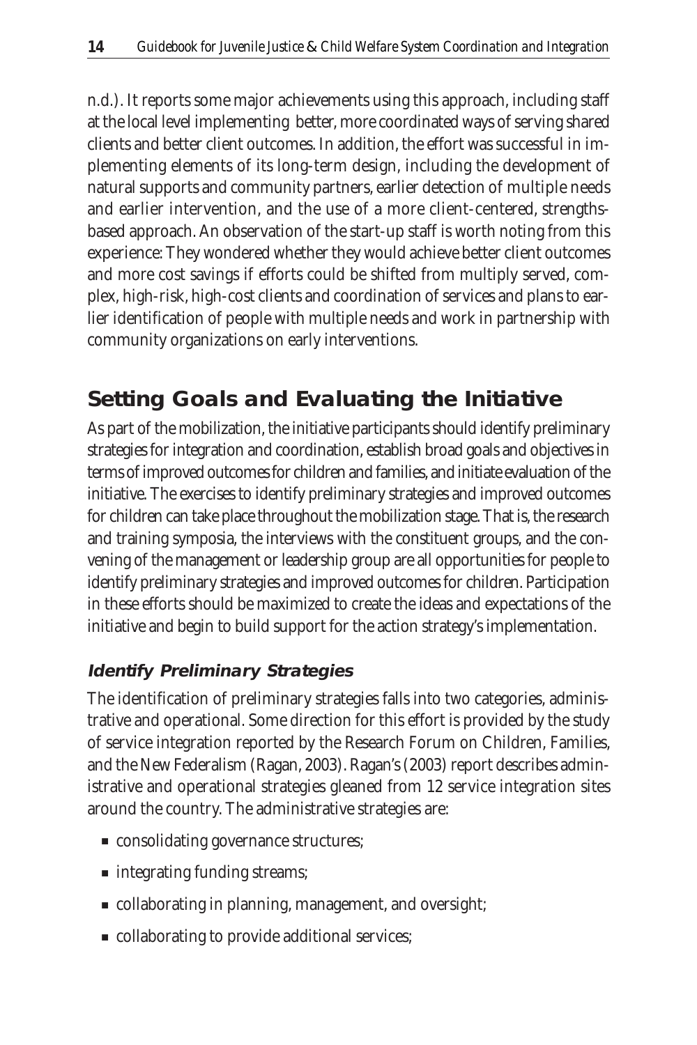n.d.). It reports some major achievements using this approach, including staff at the local level implementing better, more coordinated ways of serving shared clients and better client outcomes. In addition, the effort was successful in implementing elements of its long-term design, including the development of natural supports and community partners, earlier detection of multiple needs and earlier intervention, and the use of a more client-centered, strengths-based approach. An observation of the start-up staff is worth noting from this experience: They wondered whether they would achieve better client outcomes and more cost savings if efforts could be shifted from multiply served, complex, high-risk, high-cost clients and coordination of services and plans to earlier identification of people with multiple needs and work in partnership with community organizations on early interventions.

## Setting Goals and Evaluating the Initiative

As part of the mobilization, the initiative participants should identify preliminary strategies for integration and coordination, establish broad goals and objectives in terms of improved outcomes for children and families, and initiate evaluation of the initiative. The exercises to identify preliminary strategies and improved outcomes for children can take place throughout the mobilization stage. That is, the research and training symposia, the interviews with the constituent groups, and the convening of the management or leadership group are all opportunities for people to identify preliminary strategies and improved outcomes for children. Participation in these efforts should be maximized to create the ideas and expectations of the initiative and begin to build support for the action strategy's implementation.

### *Identify Preliminary Strategies*

The identification of preliminary strategies falls into two categories, administrative and operational. Some direction for this effort is provided by the study of service integration reported by the Research Forum on Children, Families, and the New Federalism (Ragan, 2003). Ragan's (2003) report describes administrative and operational strategies gleaned from 12 service integration sites around the country. The administrative strategies are:

- consolidating governance structures;
- integrating funding streams;
- collaborating in planning, management, and oversight;
- collaborating to provide additional services;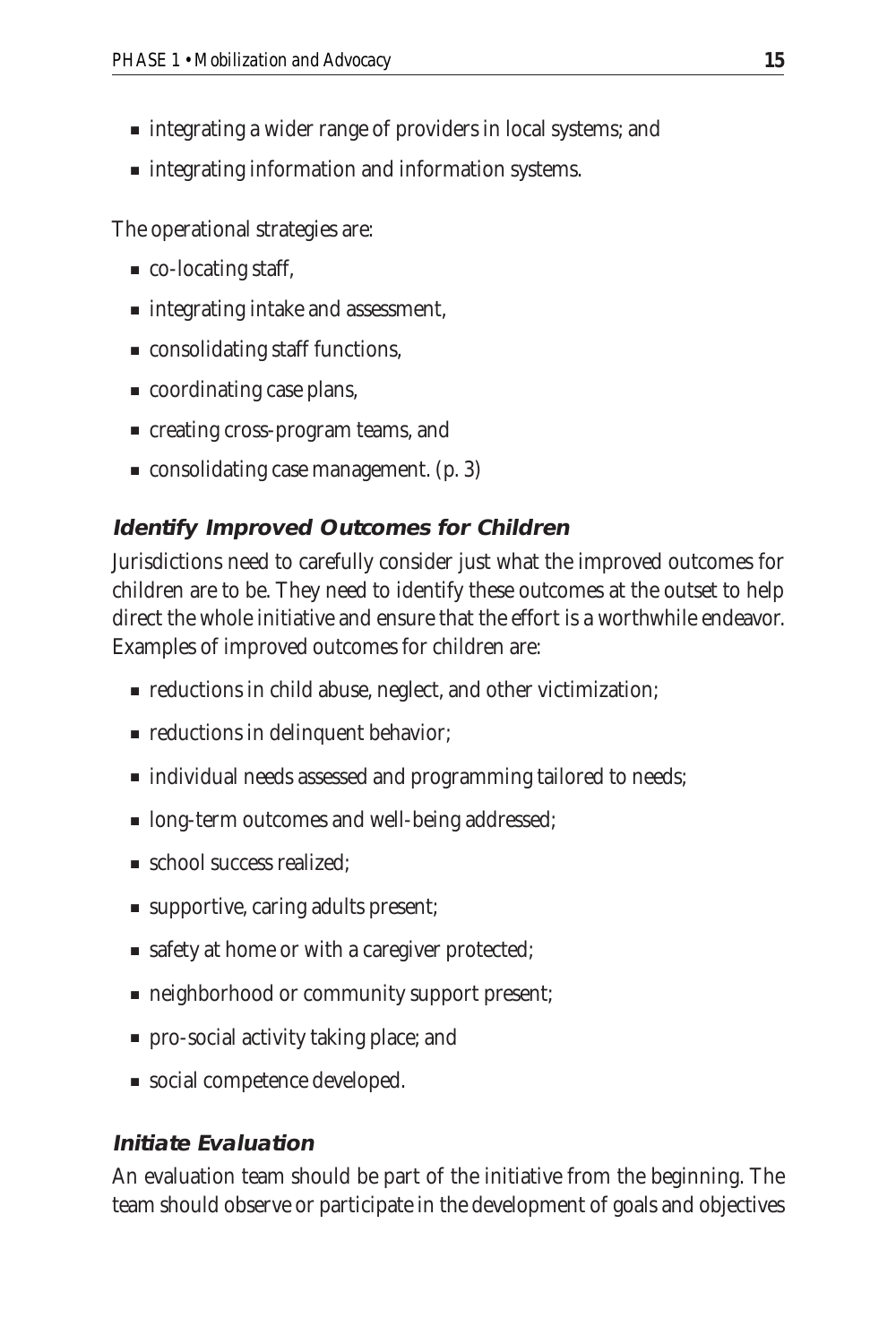- integrating a wider range of providers in local systems; and
- integrating information and information systems.

The operational strategies are:

- co-locating staff,
- integrating intake and assessment,
- consolidating staff functions,
- coordinating case plans,
- creating cross-program teams, and
- consolidating case management. (p. 3)

### *Identify Improved Outcomes for Children*

Jurisdictions need to carefully consider just what the improved outcomes for children are to be. They need to identify these outcomes at the outset to help direct the whole initiative and ensure that the effort is a worthwhile endeavor. Examples of improved outcomes for children are:

- reductions in child abuse, neglect, and other victimization;
- reductions in delinquent behavior;
- individual needs assessed and programming tailored to needs;
- long-term outcomes and well-being addressed;
- school success realized;
- supportive, caring adults present;
- safety at home or with a caregiver protected;
- neighborhood or community support present;
- pro-social activity taking place; and
- social competence developed.

### *Initiate Evaluation*

An evaluation team should be part of the initiative from the beginning. The team should observe or participate in the development of goals and objectives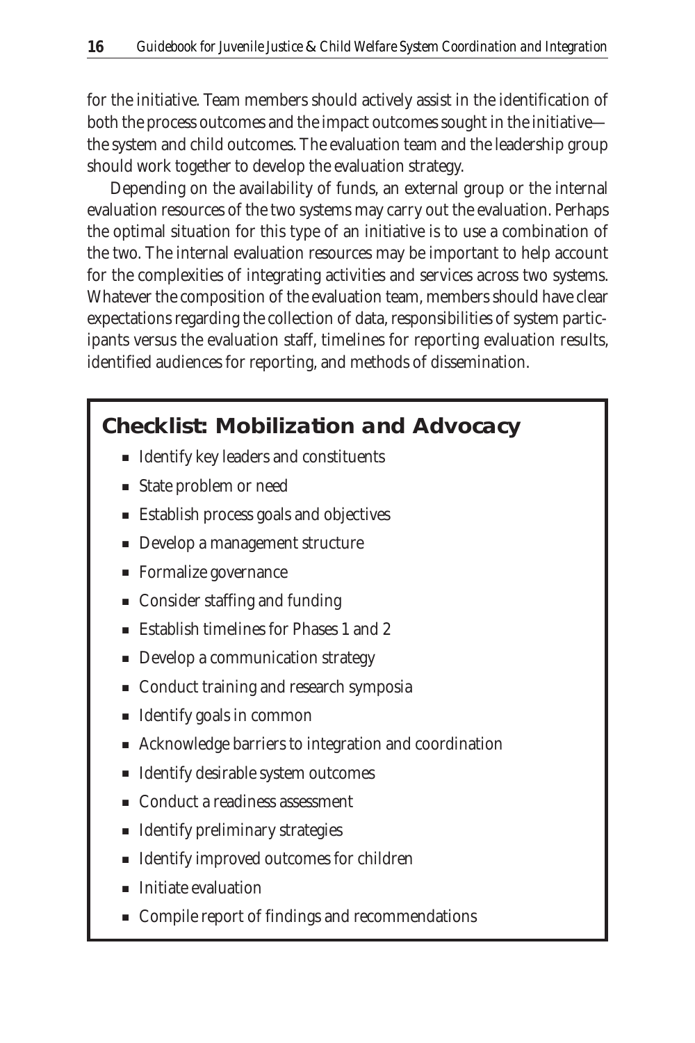for the initiative. Team members should actively assist in the identification of both the process outcomes and the impact outcomes sought in the initiative—the system and child outcomes. The evaluation team and the leadership group should work together to develop the evaluation strategy.

Depending on the availability of funds, an external group or the internal evaluation resources of the two systems may carry out the evaluation. Perhaps the optimal situation for this type of an initiative is to use a combination of the two. The internal evaluation resources may be important to help account for the complexities of integrating activities and services across two systems. Whatever the composition of the evaluation team, members should have clear expectations regarding the collection of data, responsibilities of system participants versus the evaluation staff, timelines for reporting evaluation results, identified audiences for reporting, and methods of dissemination.

## Checklist: Mobilization and Advocacy

- Identify key leaders and constituents
- State problem or need
- Establish process goals and objectives
- Develop a management structure
- Formalize governance
- Consider staffing and funding
- Establish timelines for Phases 1 and 2
- Develop a communication strategy
- Conduct training and research symposia
- Identify goals in common
- Acknowledge barriers to integration and coordination
- Identify desirable system outcomes
- Conduct a readiness assessment
- Identify preliminary strategies
- Identify improved outcomes for children
- Initiate evaluation
- Compile report of findings and recommendations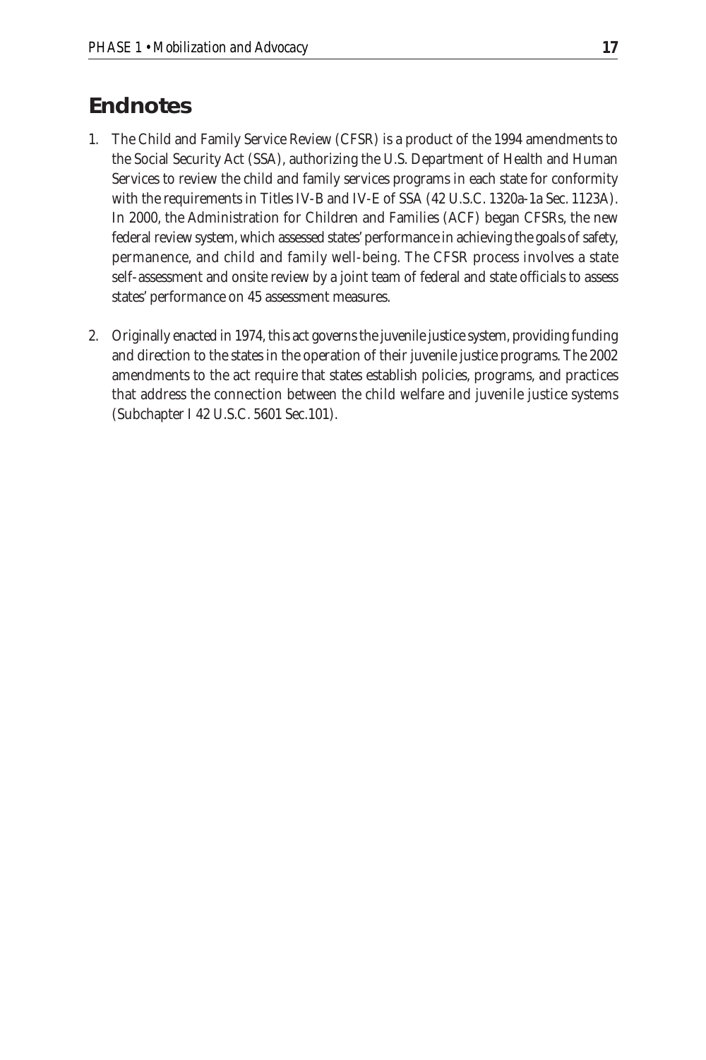## Endnotes

1. The Child and Family Service Review (CFSR) is a product of the 1994 amendments to the Social Security Act (SSA), authorizing the U.S. Department of Health and Human Services to review the child and family services programs in each state for conformity with the requirements in Titles IV-B and IV-E of SSA (42 U.S.C. 1320a-1a Sec. 1123A). In 2000, the Administration for Children and Families (ACF) began CFSRs, the new federal review system, which assessed states' performance in achieving the goals of safety, permanence, and child and family well-being. The CFSR process involves a state self-assessment and onsite review by a joint team of federal and state officials to assess states' performance on 45 assessment measures.

2. Originally enacted in 1974, this act governs the juvenile justice system, providing funding and direction to the states in the operation of their juvenile justice programs. The 2002 amendments to the act require that states establish policies, programs, and practices that address the connection between the child welfare and juvenile justice systems (Subchapter I 42 U.S.C. 5601 Sec.101).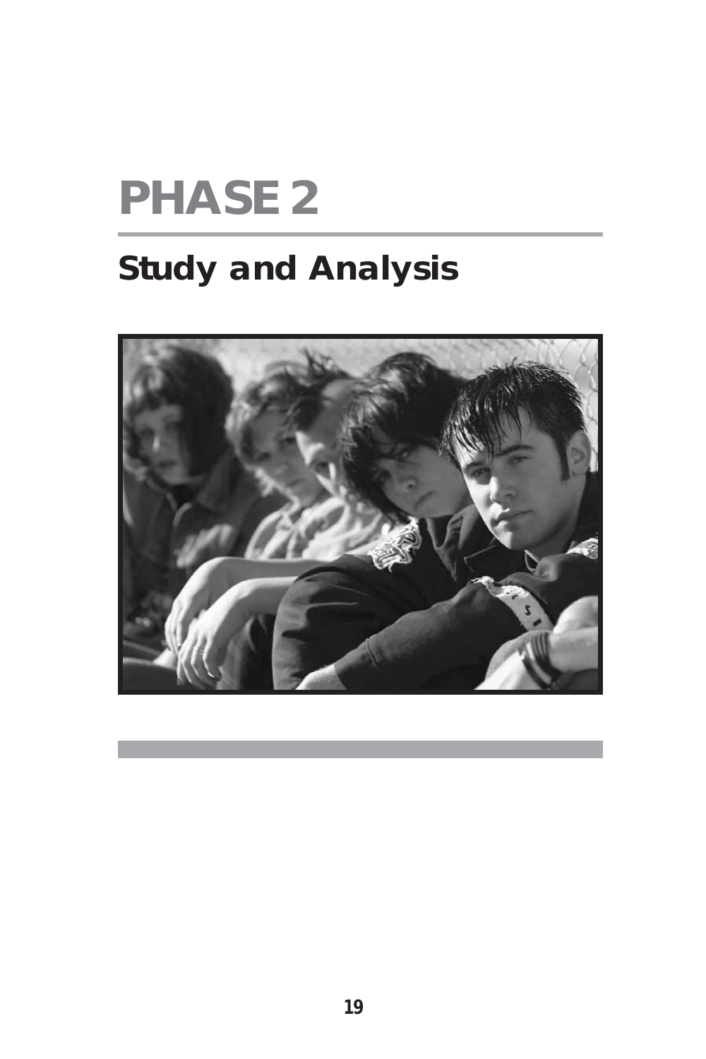# PHASE 2

## Study and Analysis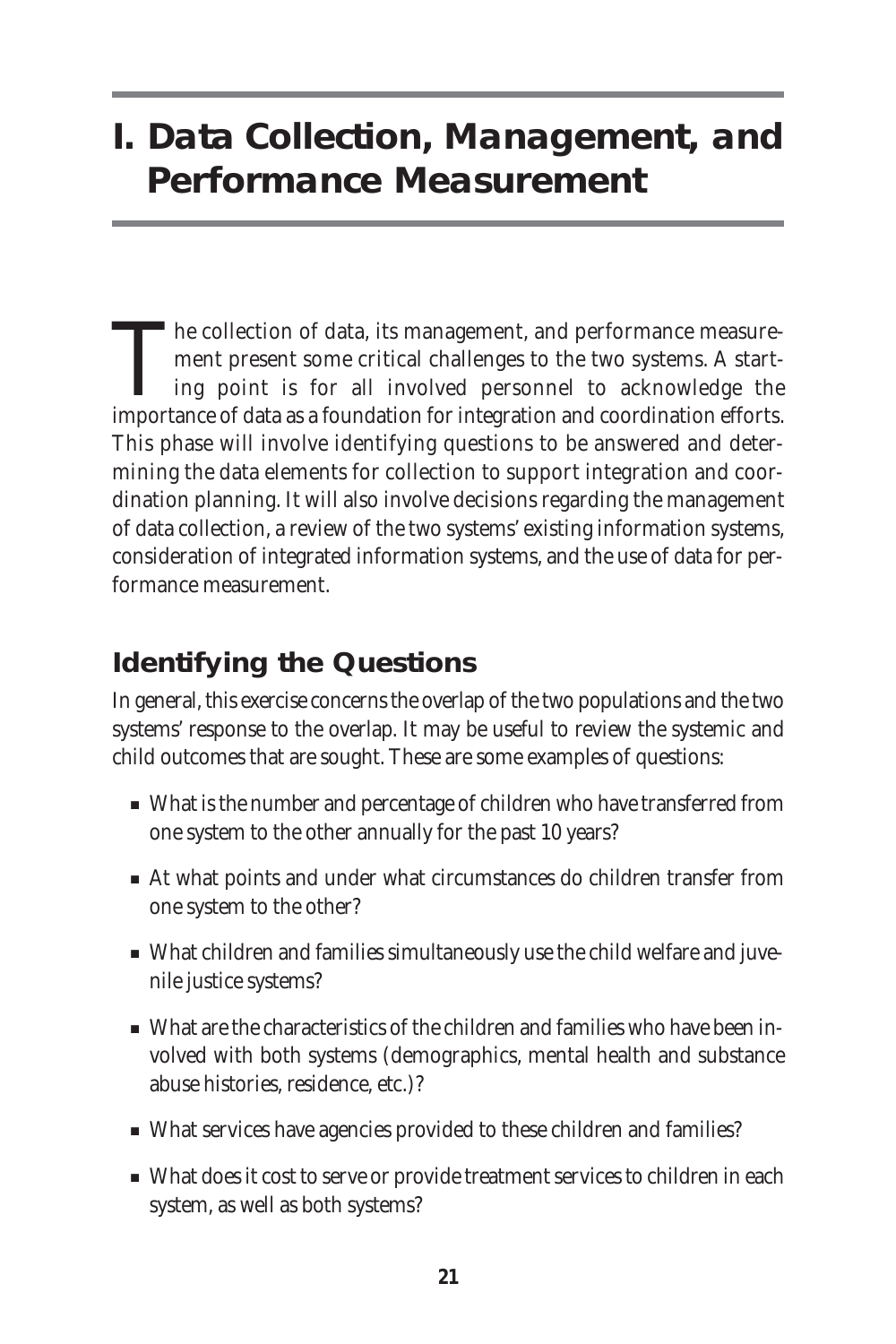# I. Data Collection, Management, and Performance Measurement

The collection of data, its management, and performance measurement present some critical challenges to the two systems. A starting point is for all involved personnel to acknowledge the importance of data as a foundation for integration and coordination efforts. This phase will involve identifying questions to be answered and determining the data elements for collection to support integration and coordination planning. It will also involve decisions regarding the management of data collection, a review of the two systems' existing information systems, consideration of integrated information systems, and the use of data for performance measurement.

## Identifying the Questions

In general, this exercise concerns the overlap of the two populations and the two systems' response to the overlap. It may be useful to review the systemic and child outcomes that are sought. These are some examples of questions:

- What is the number and percentage of children who have transferred from one system to the other annually for the past 10 years?
- At what points and under what circumstances do children transfer from one system to the other?
- What children and families simultaneously use the child welfare and juvenile justice systems?
- What are the characteristics of the children and families who have been involved with both systems (demographics, mental health and substance abuse histories, residence, etc.)?
- What services have agencies provided to these children and families?
- What does it cost to serve or provide treatment services to children in each system, as well as both systems?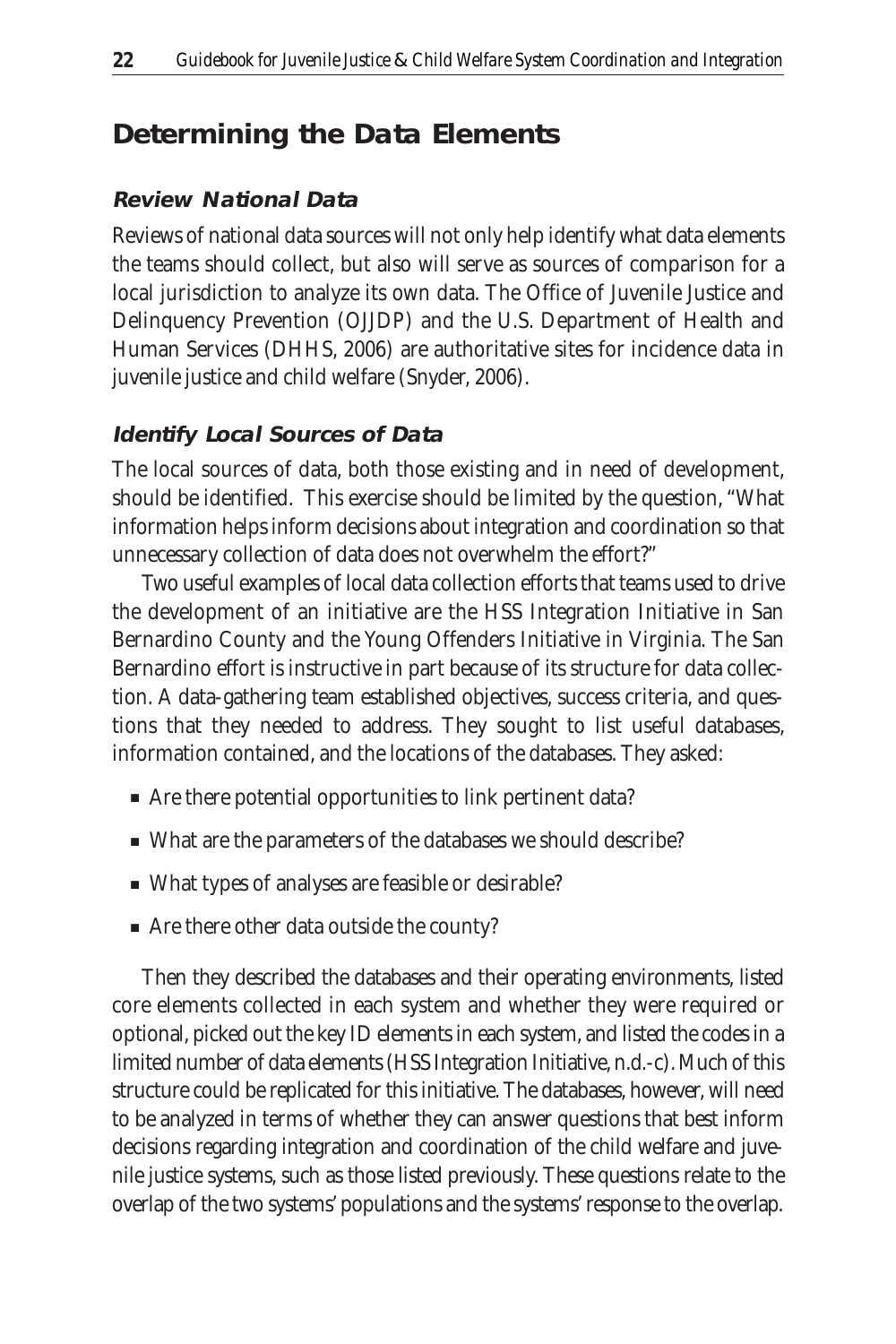## Determining the Data Elements

### *Review National Data*

Reviews of national data sources will not only help identify what data elements the teams should collect, but also will serve as sources of comparison for a local jurisdiction to analyze its own data. The Office of Juvenile Justice and Delinquency Prevention (OJJDP) and the U.S. Department of Health and Human Services (DHHS, 2006) are authoritative sites for incidence data in juvenile justice and child welfare (Snyder, 2006).

### *Identify Local Sources of Data*

The local sources of data, both those existing and in need of development, should be identified. This exercise should be limited by the question, "What information helps inform decisions about integration and coordination so that unnecessary collection of data does not overwhelm the effort?"

Two useful examples of local data collection efforts that teams used to drive the development of an initiative are the HSS Integration Initiative in San Bernardino County and the Young Offenders Initiative in Virginia. The San Bernardino effort is instructive in part because of its structure for data collection. A data-gathering team established objectives, success criteria, and questions that they needed to address. They sought to list useful databases, information contained, and the locations of the databases. They asked:

- Are there potential opportunities to link pertinent data?
- What are the parameters of the databases we should describe?
- What types of analyses are feasible or desirable?
- Are there other data outside the county?

Then they described the databases and their operating environments, listed core elements collected in each system and whether they were required or optional, picked out the key ID elements in each system, and listed the codes in a limited number of data elements (HSS Integration Initiative, n.d.-c). Much of this structure could be replicated for this initiative. The databases, however, will need to be analyzed in terms of whether they can answer questions that best inform decisions regarding integration and coordination of the child welfare and juvenile justice systems, such as those listed previously. These questions relate to the overlap of the two systems' populations and the systems' response to the overlap.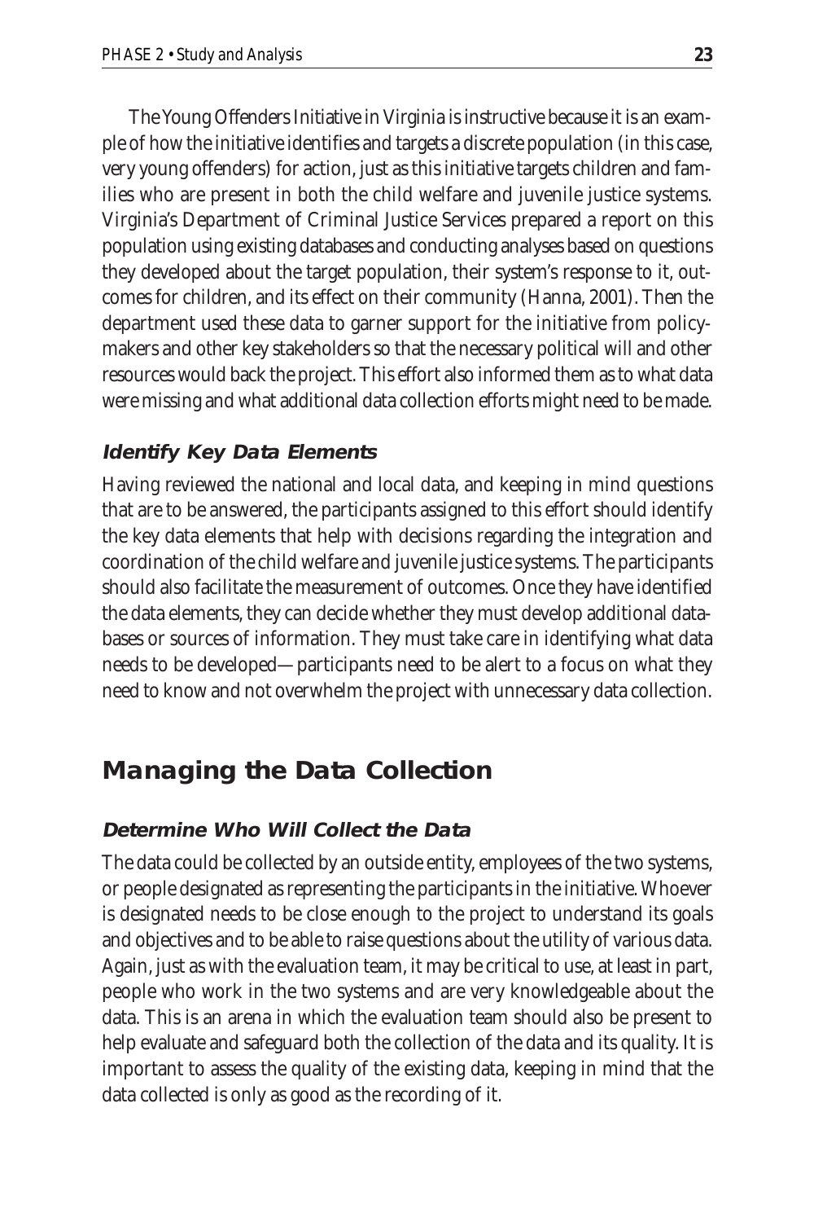The Young Offenders Initiative in Virginia is instructive because it is an example of how the initiative identifies and targets a discrete population (in this case, very young offenders) for action, just as this initiative targets children and families who are present in both the child welfare and juvenile justice systems. Virginia's Department of Criminal Justice Services prepared a report on this population using existing databases and conducting analyses based on questions they developed about the target population, their system's response to it, outcomes for children, and its effect on their community (Hanna, 2001). Then the department used these data to garner support for the initiative from policymakers and other key stakeholders so that the necessary political will and other resources would back the project. This effort also informed them as to what data were missing and what additional data collection efforts might need to be made.

### *Identify Key Data Elements*

Having reviewed the national and local data, and keeping in mind questions that are to be answered, the participants assigned to this effort should identify the key data elements that help with decisions regarding the integration and coordination of the child welfare and juvenile justice systems. The participants should also facilitate the measurement of outcomes. Once they have identified the data elements, they can decide whether they must develop additional databases or sources of information. They must take care in identifying what data needs to be developed—participants need to be alert to a focus on what they need to know and not overwhelm the project with unnecessary data collection.

## Managing the Data Collection

### *Determine Who Will Collect the Data*

The data could be collected by an outside entity, employees of the two systems, or people designated as representing the participants in the initiative. Whoever is designated needs to be close enough to the project to understand its goals and objectives and to be able to raise questions about the utility of various data. Again, just as with the evaluation team, it may be critical to use, at least in part, people who work in the two systems and are very knowledgeable about the data. This is an arena in which the evaluation team should also be present to help evaluate and safeguard both the collection of the data and its quality. It is important to assess the quality of the existing data, keeping in mind that the data collected is only as good as the recording of it.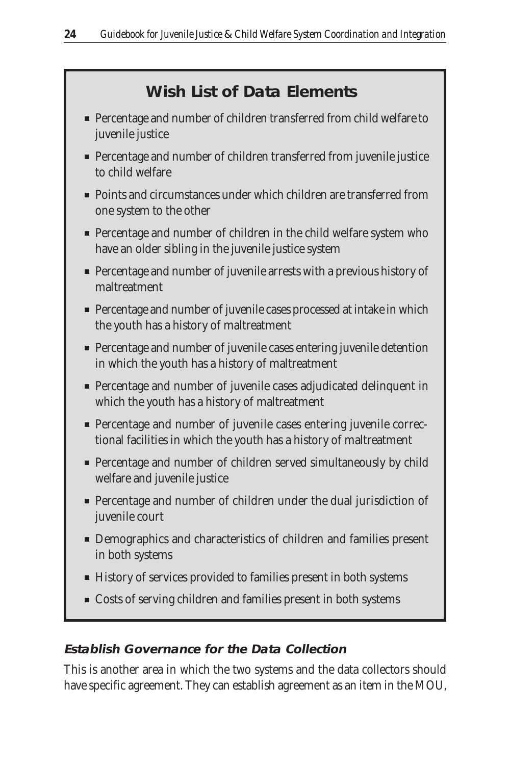## Wish List of Data Elements

- Percentage and number of children transferred from child welfare to juvenile justice
- Percentage and number of children transferred from juvenile justice to child welfare
- Points and circumstances under which children are transferred from one system to the other
- Percentage and number of children in the child welfare system who have an older sibling in the juvenile justice system
- Percentage and number of juvenile arrests with a previous history of maltreatment
- Percentage and number of juvenile cases processed at intake in which the youth has a history of maltreatment
- Percentage and number of juvenile cases entering juvenile detention in which the youth has a history of maltreatment
- Percentage and number of juvenile cases adjudicated delinquent in which the youth has a history of maltreatment
- Percentage and number of juvenile cases entering juvenile correctional facilities in which the youth has a history of maltreatment
- Percentage and number of children served simultaneously by child welfare and juvenile justice
- Percentage and number of children under the dual jurisdiction of juvenile court
- Demographics and characteristics of children and families present in both systems
- History of services provided to families present in both systems
- Costs of serving children and families present in both systems

### *Establish Governance for the Data Collection*

This is another area in which the two systems and the data collectors should have specific agreement. They can establish agreement as an item in the MOU,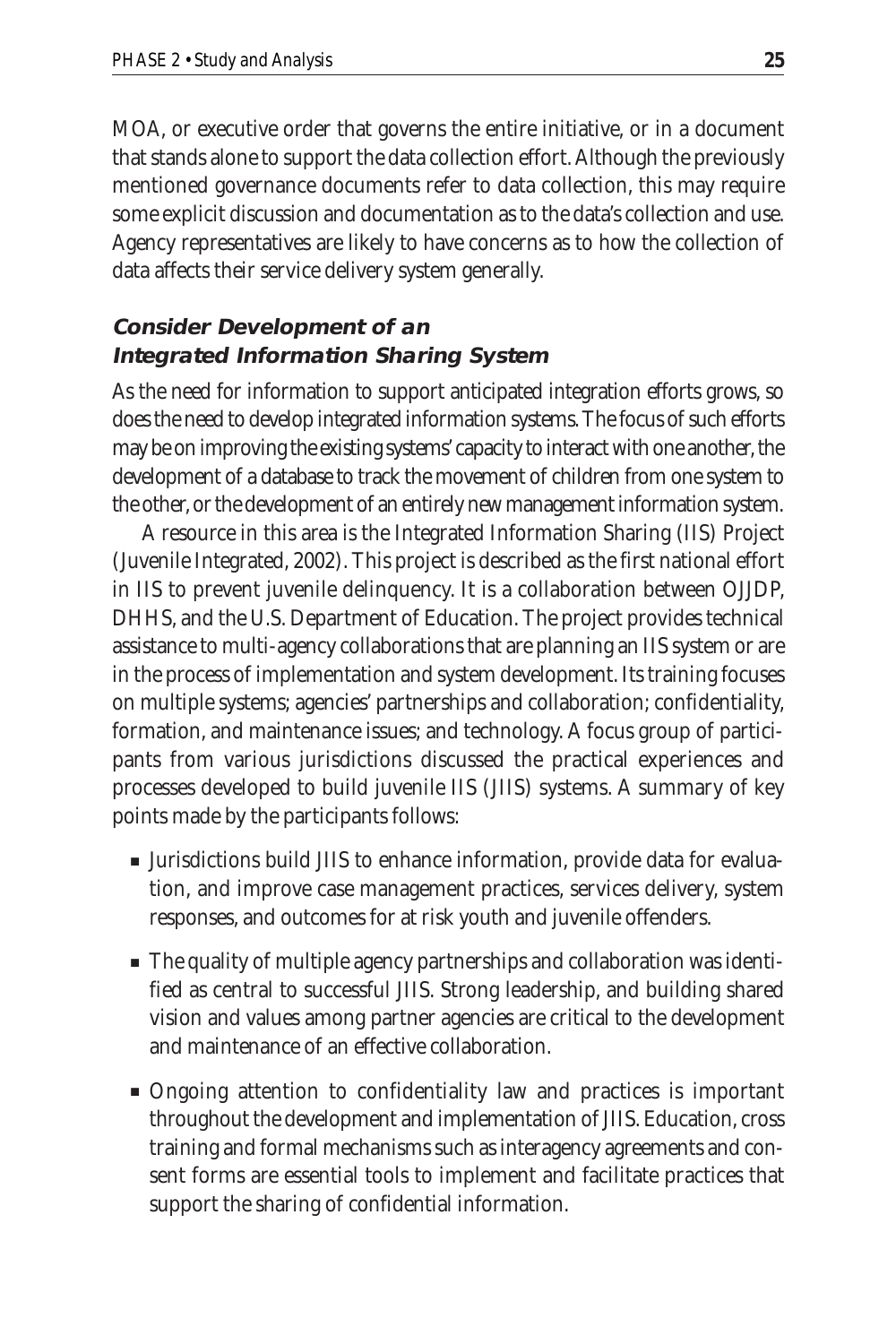MOA, or executive order that governs the entire initiative, or in a document that stands alone to support the data collection effort. Although the previously mentioned governance documents refer to data collection, this may require some explicit discussion and documentation as to the data's collection and use. Agency representatives are likely to have concerns as to how the collection of data affects their service delivery system generally.

### *Consider Development of an Integrated Information Sharing System*

As the need for information to support anticipated integration efforts grows, so does the need to develop integrated information systems. The focus of such efforts may be on improving the existing systems' capacity to interact with one another, the development of a database to track the movement of children from one system to the other, or the development of an entirely new management information system.

A resource in this area is the Integrated Information Sharing (IIS) Project (Juvenile Integrated, 2002). This project is described as the first national effort in IIS to prevent juvenile delinquency. It is a collaboration between OJJDP, DHHS, and the U.S. Department of Education. The project provides technical assistance to multi-agency collaborations that are planning an IIS system or are in the process of implementation and system development. Its training focuses on multiple systems; agencies' partnerships and collaboration; confidentiality, formation, and maintenance issues; and technology. A focus group of participants from various jurisdictions discussed the practical experiences and processes developed to build juvenile IIS (JIIS) systems. A summary of key points made by the participants follows:

- Jurisdictions build JIIS to enhance information, provide data for evaluation, and improve case management practices, services delivery, system responses, and outcomes for at risk youth and juvenile offenders.
- The quality of multiple agency partnerships and collaboration was identified as central to successful JIIS. Strong leadership, and building shared vision and values among partner agencies are critical to the development and maintenance of an effective collaboration.
- Ongoing attention to confidentiality law and practices is important throughout the development and implementation of JIIS. Education, cross training and formal mechanisms such as interagency agreements and consent forms are essential tools to implement and facilitate practices that support the sharing of confidential information.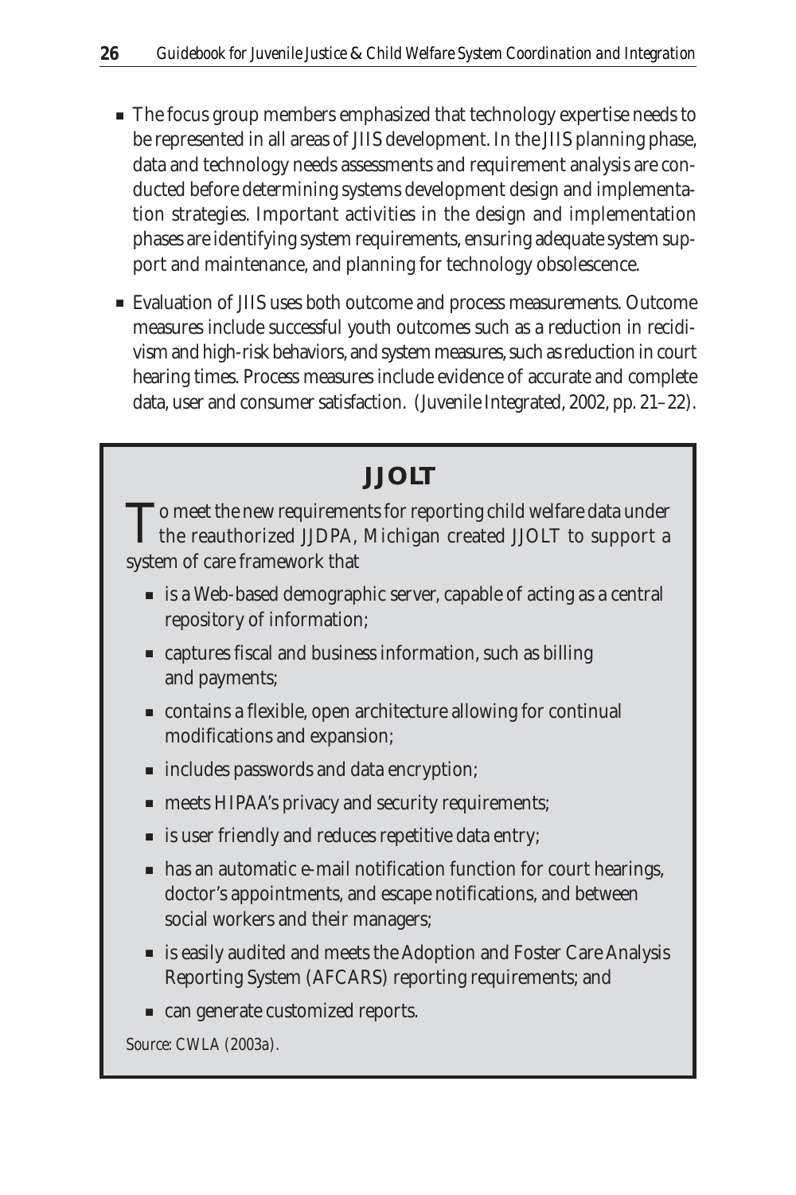- The focus group members emphasized that technology expertise needs to be represented in all areas of JIIS development. In the JIIS planning phase, data and technology needs assessments and requirement analysis are conducted before determining systems development design and implementation strategies. Important activities in the design and implementation phases are identifying system requirements, ensuring adequate system support and maintenance, and planning for technology obsolescence.
- Evaluation of JIIS uses both outcome and process measurements. Outcome measures include successful youth outcomes such as a reduction in recidivism and high-risk behaviors, and system measures, such as reduction in court hearing times. Process measures include evidence of accurate and complete data, user and consumer satisfaction. (Juvenile Integrated, 2002, pp. 21–22).

## JJOLT

To meet the new requirements for reporting child welfare data under the reauthorized JJDPA, Michigan created JJOLT to support a system of care framework that

- is a Web-based demographic server, capable of acting as a central repository of information;
- captures fiscal and business information, such as billing and payments;
- contains a flexible, open architecture allowing for continual modifications and expansion;
- includes passwords and data encryption;
- meets HIPAA's privacy and security requirements;
- is user friendly and reduces repetitive data entry;
- has an automatic e-mail notification function for court hearings, doctor's appointments, and escape notifications, and between social workers and their managers;
- is easily audited and meets the Adoption and Foster Care Analysis Reporting System (AFCARS) reporting requirements; and
- can generate customized reports.

*Source: CWLA (2003a).*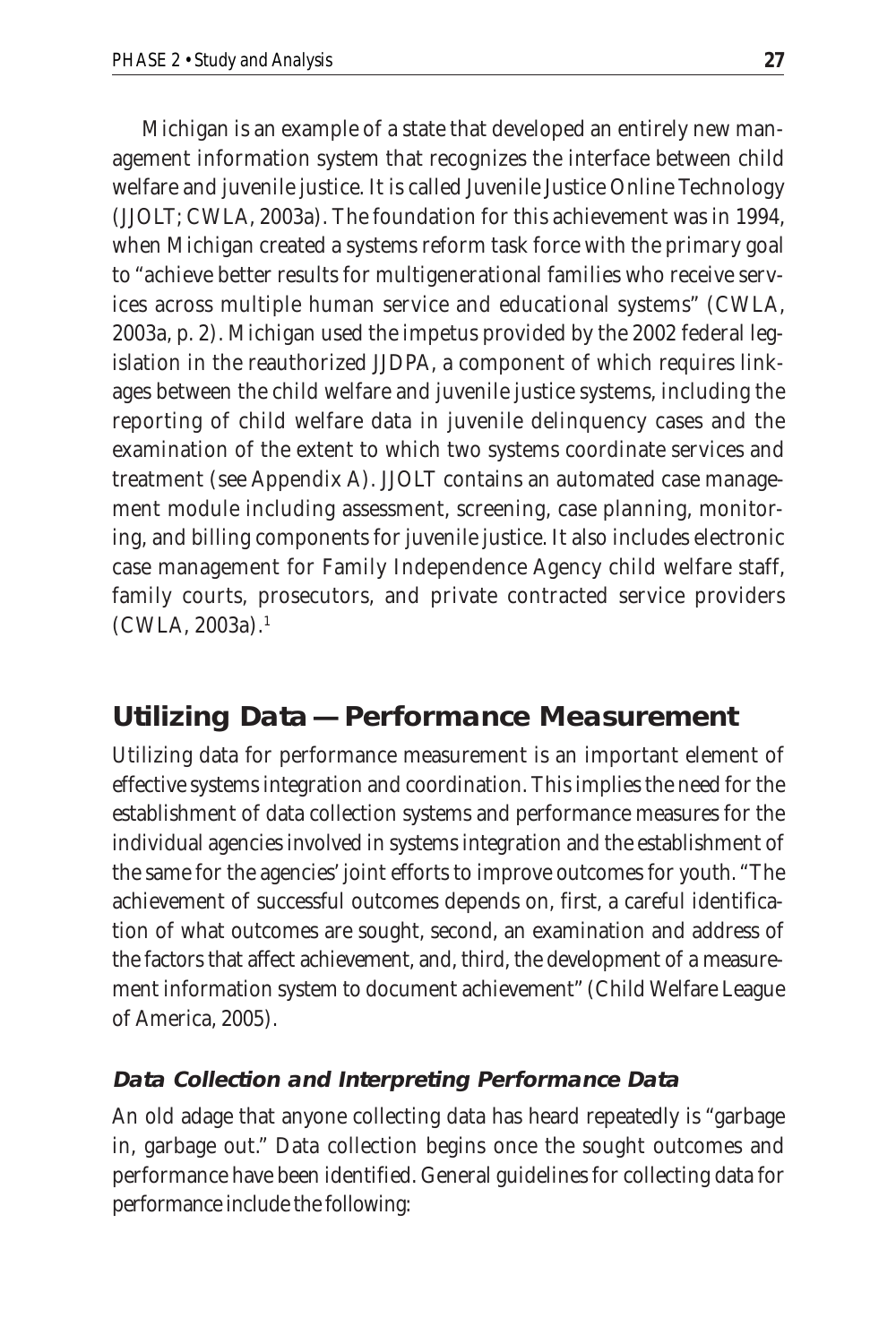Michigan is an example of a state that developed an entirely new management information system that recognizes the interface between child welfare and juvenile justice. It is called Juvenile Justice Online Technology (JJOLT; CWLA, 2003a). The foundation for this achievement was in 1994, when Michigan created a systems reform task force with the primary goal to "achieve better results for multigenerational families who receive services across multiple human service and educational systems" (CWLA, 2003a, p. 2). Michigan used the impetus provided by the 2002 federal legislation in the reauthorized JJDPA, a component of which requires linkages between the child welfare and juvenile justice systems, including the reporting of child welfare data in juvenile delinquency cases and the examination of the extent to which two systems coordinate services and treatment (see Appendix A). JJOLT contains an automated case management module including assessment, screening, case planning, monitoring, and billing components for juvenile justice. It also includes electronic case management for Family Independence Agency child welfare staff, family courts, prosecutors, and private contracted service providers (CWLA, 2003a).[1]

## Utilizing Data — Performance Measurement

Utilizing data for performance measurement is an important element of effective systems integration and coordination. This implies the need for the establishment of data collection systems and performance measures for the individual agencies involved in systems integration and the establishment of the same for the agencies' joint efforts to improve outcomes for youth. "The achievement of successful outcomes depends on, first, a careful identification of what outcomes are sought, second, an examination and address of the factors that affect achievement, and, third, the development of a measurement information system to document achievement" (Child Welfare League of America, 2005).

### *Data Collection and Interpreting Performance Data*

An old adage that anyone collecting data has heard repeatedly is "garbage in, garbage out." Data collection begins once the sought outcomes and performance have been identified. General guidelines for collecting data for performance include the following: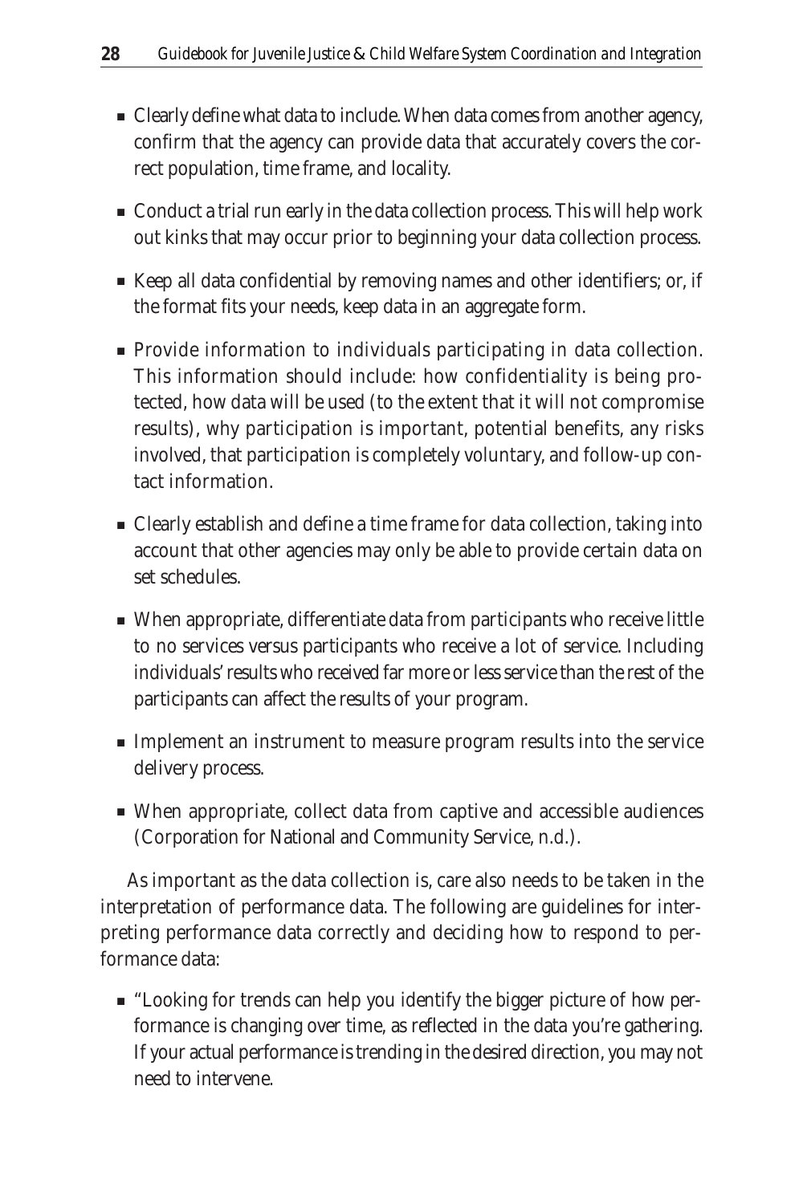- Clearly define what data to include. When data comes from another agency, confirm that the agency can provide data that accurately covers the correct population, time frame, and locality.
- Conduct a trial run early in the data collection process. This will help work out kinks that may occur prior to beginning your data collection process.
- Keep all data confidential by removing names and other identifiers; or, if the format fits your needs, keep data in an aggregate form.
- Provide information to individuals participating in data collection. This information should include: how confidentiality is being protected, how data will be used (to the extent that it will not compromise results), why participation is important, potential benefits, any risks involved, that participation is completely voluntary, and follow-up contact information.
- Clearly establish and define a time frame for data collection, taking into account that other agencies may only be able to provide certain data on set schedules.
- When appropriate, differentiate data from participants who receive little to no services versus participants who receive a lot of service. Including individuals' results who received far more or less service than the rest of the participants can affect the results of your program.
- Implement an instrument to measure program results into the service delivery process.
- When appropriate, collect data from captive and accessible audiences (Corporation for National and Community Service, n.d.).

As important as the data collection is, care also needs to be taken in the interpretation of performance data. The following are guidelines for interpreting performance data correctly and deciding how to respond to performance data:

- "Looking for trends can help you identify the bigger picture of how performance is changing over time, as reflected in the data you're gathering. If your actual performance is trending in the desired direction, you may not need to intervene.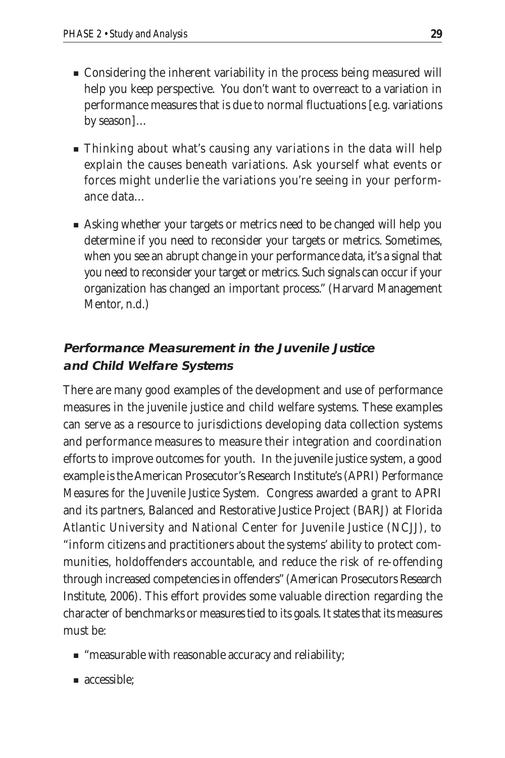- Considering the inherent variability in the process being measured will help you keep perspective. You don't want to overreact to a variation in performance measures that is due to normal fluctuations [e.g. variations by season]…

- Thinking about what's causing any variations in the data will help explain the causes beneath variations. Ask yourself what events or forces might underlie the variations you're seeing in your performance data…

- Asking whether your targets or metrics need to be changed will help you determine if you need to reconsider your targets or metrics. Sometimes, when you see an abrupt change in your performance data, it's a signal that you need to reconsider your target or metrics. Such signals can occur if your organization has changed an important process." (Harvard Management Mentor, n.d.)

### Performance Measurement in the Juvenile Justice and Child Welfare Systems

There are many good examples of the development and use of performance measures in the juvenile justice and child welfare systems. These examples can serve as a resource to jurisdictions developing data collection systems and performance measures to measure their integration and coordination efforts to improve outcomes for youth. In the juvenile justice system, a good example is the American Prosecutor's Research Institute's (APRI) *Performance Measures for the Juvenile Justice System*. Congress awarded a grant to APRI and its partners, Balanced and Restorative Justice Project (BARJ) at Florida Atlantic University and National Center for Juvenile Justice (NCJJ), to "inform citizens and practitioners about the systems' ability to protect communities, holdoffenders accountable, and reduce the risk of re-offending through increased competencies in offenders" (American Prosecutors Research Institute, 2006). This effort provides some valuable direction regarding the character of benchmarks or measures tied to its goals. It states that its measures must be:

- "measurable with reasonable accuracy and reliability;
- accessible;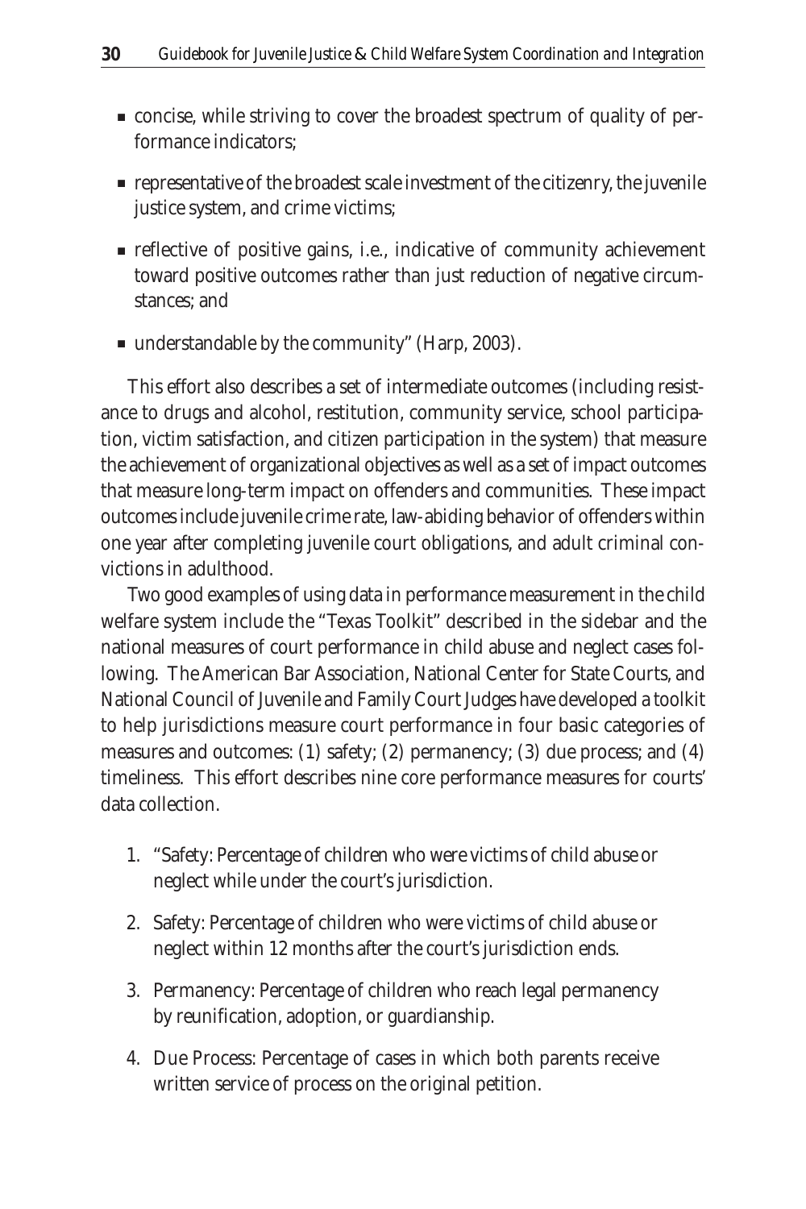- concise, while striving to cover the broadest spectrum of quality of performance indicators;
- representative of the broadest scale investment of the citizenry, the juvenile justice system, and crime victims;
- reflective of positive gains, i.e., indicative of community achievement toward positive outcomes rather than just reduction of negative circumstances; and
- understandable by the community" (Harp, 2003).

This effort also describes a set of intermediate outcomes (including resistance to drugs and alcohol, restitution, community service, school participation, victim satisfaction, and citizen participation in the system) that measure the achievement of organizational objectives as well as a set of impact outcomes that measure long-term impact on offenders and communities. These impact outcomes include juvenile crime rate, law-abiding behavior of offenders within one year after completing juvenile court obligations, and adult criminal convictions in adulthood.

Two good examples of using data in performance measurement in the child welfare system include the "Texas Toolkit" described in the sidebar and the national measures of court performance in child abuse and neglect cases following. The American Bar Association, National Center for State Courts, and National Council of Juvenile and Family Court Judges have developed a toolkit to help jurisdictions measure court performance in four basic categories of measures and outcomes: (1) safety; (2) permanency; (3) due process; and (4) timeliness. This effort describes nine core performance measures for courts' data collection.

1. "Safety: Percentage of children who were victims of child abuse or neglect while under the court's jurisdiction.
2. Safety: Percentage of children who were victims of child abuse or neglect within 12 months after the court's jurisdiction ends.
3. Permanency: Percentage of children who reach legal permanency by reunification, adoption, or guardianship.
4. Due Process: Percentage of cases in which both parents receive written service of process on the original petition.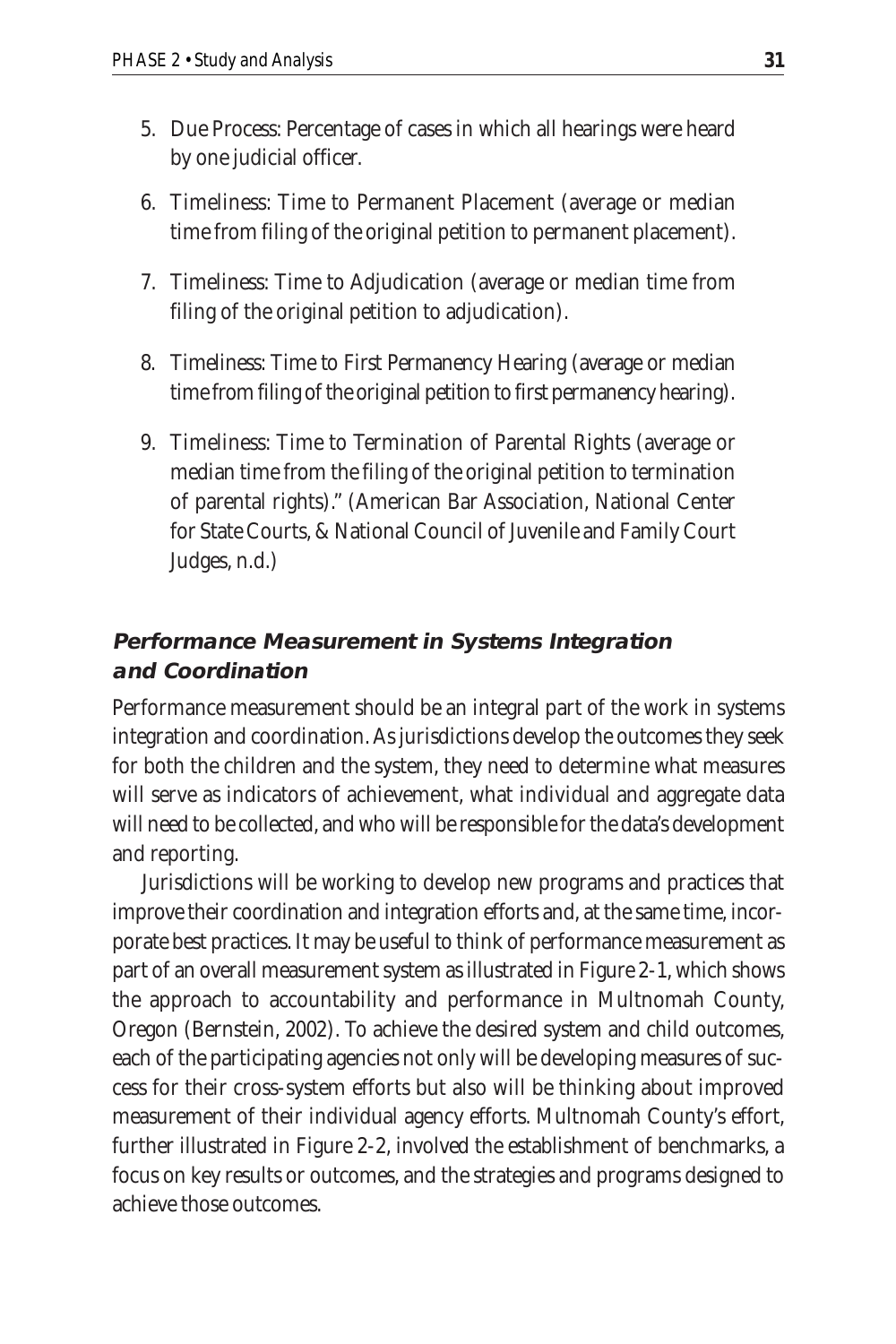5. Due Process: Percentage of cases in which all hearings were heard by one judicial officer.

6. Timeliness: Time to Permanent Placement (average or median time from filing of the original petition to permanent placement).

7. Timeliness: Time to Adjudication (average or median time from filing of the original petition to adjudication).

8. Timeliness: Time to First Permanency Hearing (average or median time from filing of the original petition to first permanency hearing).

9. Timeliness: Time to Termination of Parental Rights (average or median time from the filing of the original petition to termination of parental rights)." (American Bar Association, National Center for State Courts, & National Council of Juvenile and Family Court Judges, n.d.)

### *Performance Measurement in Systems Integration and Coordination*

Performance measurement should be an integral part of the work in systems integration and coordination. As jurisdictions develop the outcomes they seek for both the children and the system, they need to determine what measures will serve as indicators of achievement, what individual and aggregate data will need to be collected, and who will be responsible for the data's development and reporting.

Jurisdictions will be working to develop new programs and practices that improve their coordination and integration efforts and, at the same time, incorporate best practices. It may be useful to think of performance measurement as part of an overall measurement system as illustrated in Figure 2-1, which shows the approach to accountability and performance in Multnomah County, Oregon (Bernstein, 2002). To achieve the desired system and child outcomes, each of the participating agencies not only will be developing measures of success for their cross-system efforts but also will be thinking about improved measurement of their individual agency efforts. Multnomah County's effort, further illustrated in Figure 2-2, involved the establishment of benchmarks, a focus on key results or outcomes, and the strategies and programs designed to achieve those outcomes.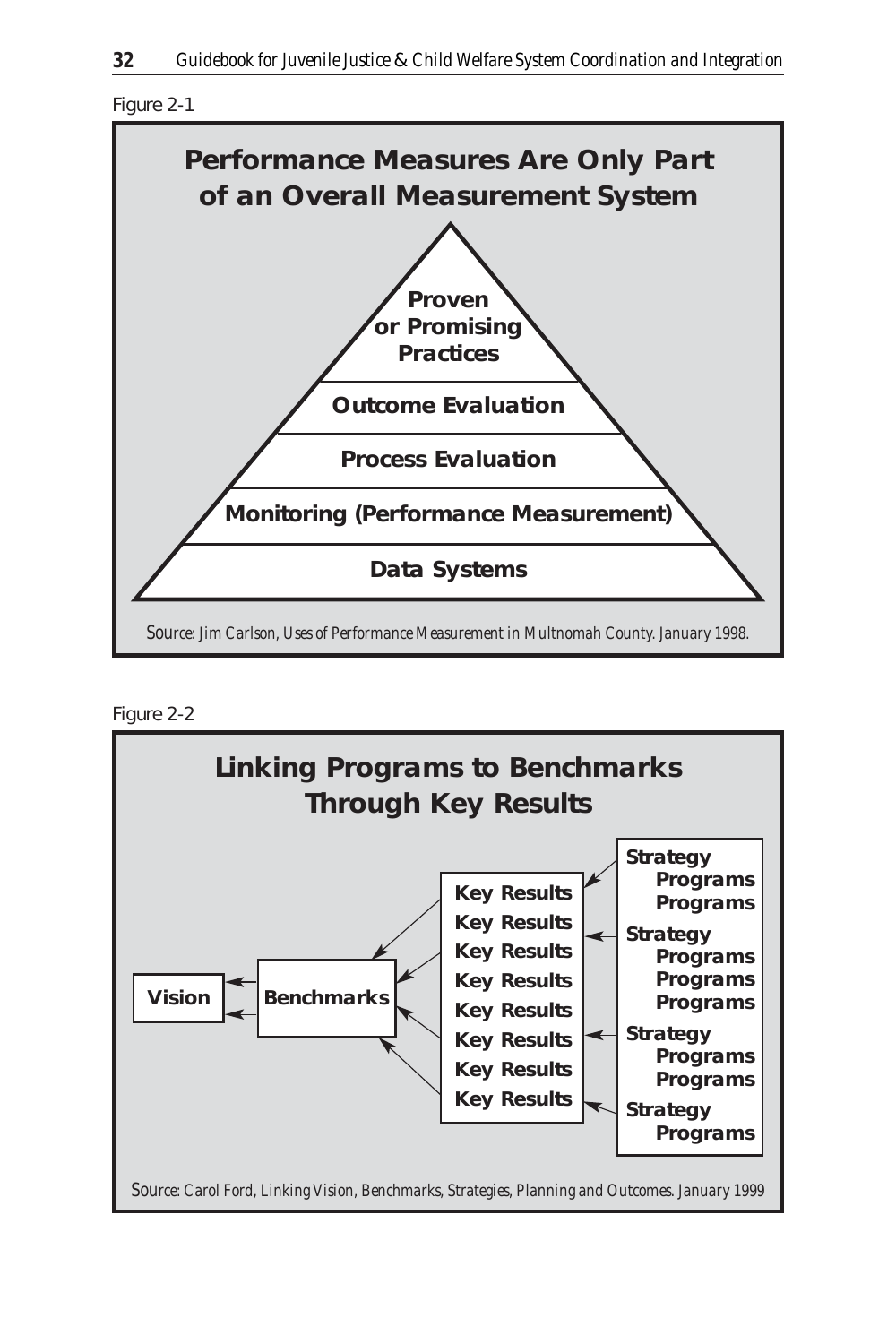Figure 2-1

**Performance Measures Are Only Part of an Overall Measurement System**

- Proven or Promising Practices
- Outcome Evaluation
- Process Evaluation
- Monitoring (Performance Measurement)
- Data Systems

*Source: Jim Carlson, Uses of Performance Measurement in Multnomah County. January 1998.*

Figure 2-2

**Linking Programs to Benchmarks Through Key Results**

Vision ← Benchmarks ← Key Results ← Strategy / Programs

- Vision
- Benchmarks
- Key Results
- Key Results
- Key Results
- Key Results
- Key Results
- Key Results
- Key Results
- Key Results
- Strategy
  - Programs
  - Programs
- Strategy
  - Programs
  - Programs
  - Programs
- Strategy
  - Programs
  - Programs
- Strategy
  - Programs

*Source: Carol Ford, Linking Vision, Benchmarks, Strategies, Planning and Outcomes. January 1999*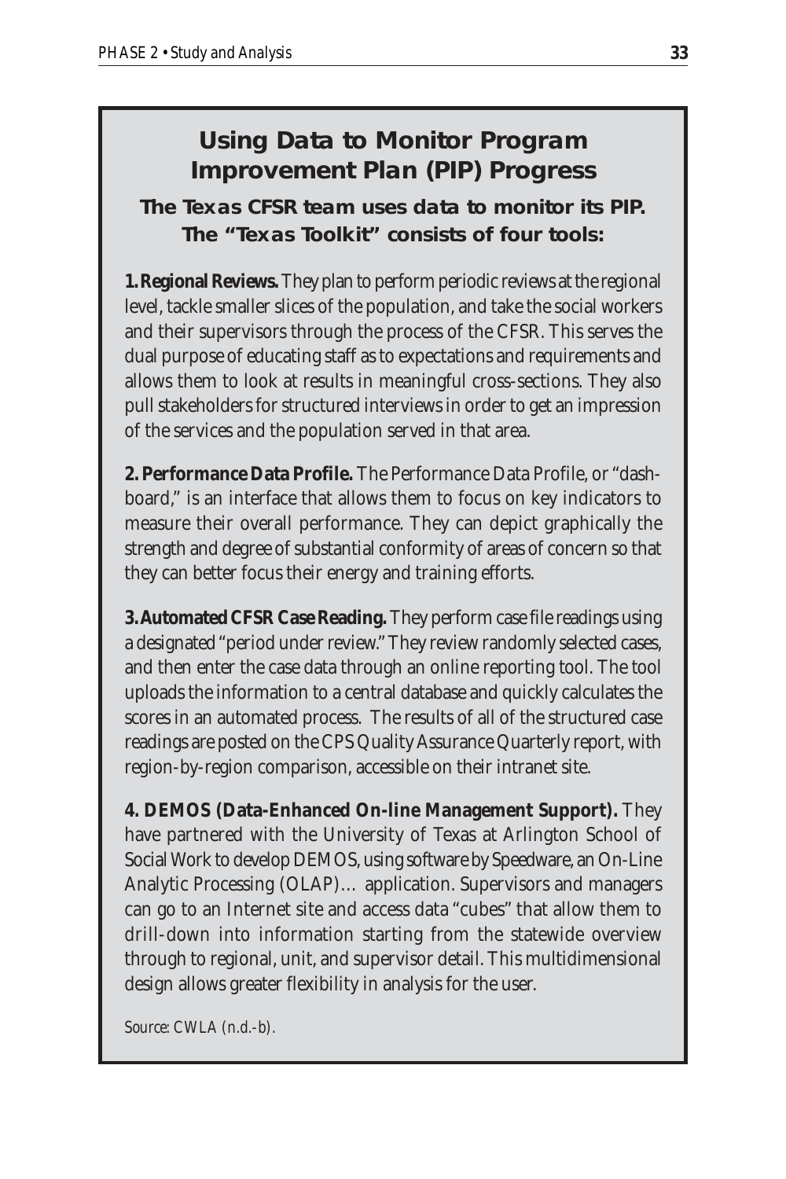## Using Data to Monitor Program Improvement Plan (PIP) Progress

### The Texas CFSR team uses data to monitor its PIP. The "Texas Toolkit" consists of four tools:

**1. Regional Reviews.** They plan to perform periodic reviews at the regional level, tackle smaller slices of the population, and take the social workers and their supervisors through the process of the CFSR. This serves the dual purpose of educating staff as to expectations and requirements and allows them to look at results in meaningful cross-sections. They also pull stakeholders for structured interviews in order to get an impression of the services and the population served in that area.

**2. Performance Data Profile.** The Performance Data Profile, or "dashboard," is an interface that allows them to focus on key indicators to measure their overall performance. They can depict graphically the strength and degree of substantial conformity of areas of concern so that they can better focus their energy and training efforts.

**3. Automated CFSR Case Reading.** They perform case file readings using a designated "period under review." They review randomly selected cases, and then enter the case data through an online reporting tool. The tool uploads the information to a central database and quickly calculates the scores in an automated process. The results of all of the structured case readings are posted on the CPS Quality Assurance Quarterly report, with region-by-region comparison, accessible on their intranet site.

**4. DEMOS (Data-Enhanced On-line Management Support).** They have partnered with the University of Texas at Arlington School of Social Work to develop DEMOS, using software by Speedware, an On-Line Analytic Processing (OLAP)… application. Supervisors and managers can go to an Internet site and access data "cubes" that allow them to drill-down into information starting from the statewide overview through to regional, unit, and supervisor detail. This multidimensional design allows greater flexibility in analysis for the user.

*Source: CWLA (n.d.-b).*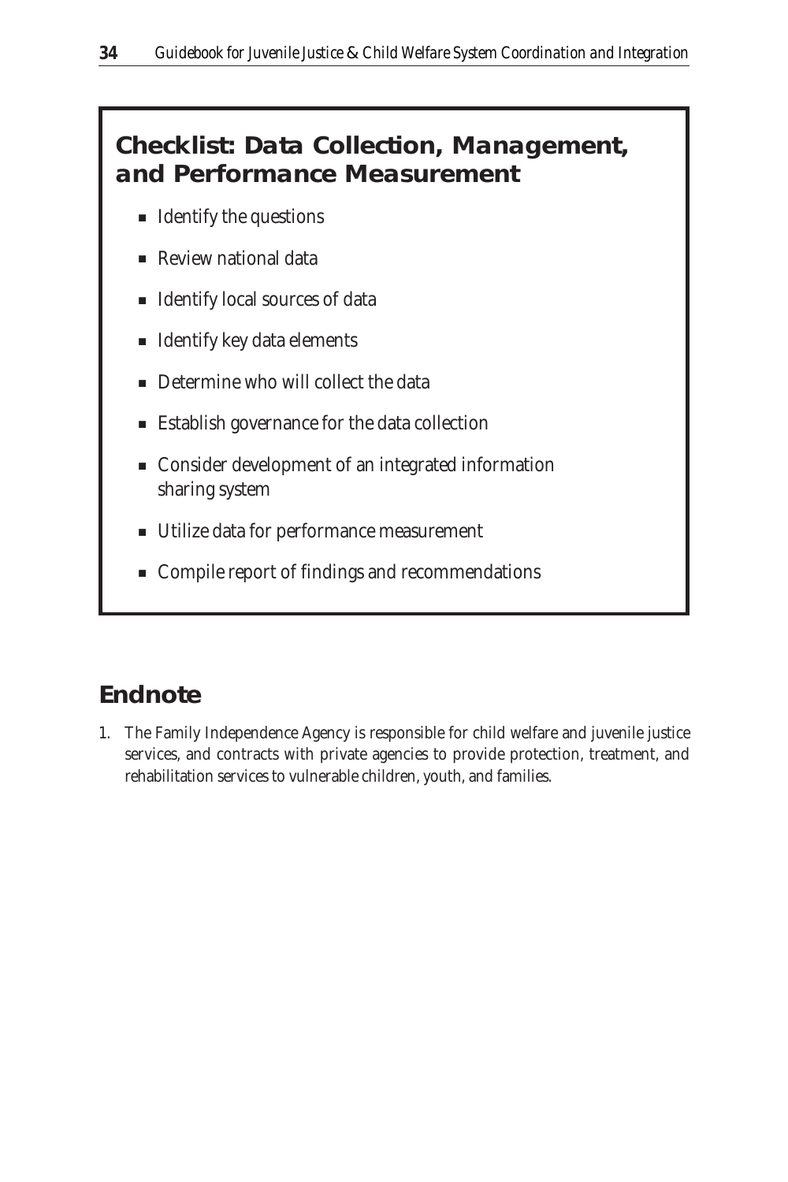## Checklist: Data Collection, Management, and Performance Measurement

- Identify the questions
- Review national data
- Identify local sources of data
- Identify key data elements
- Determine who will collect the data
- Establish governance for the data collection
- Consider development of an integrated information sharing system
- Utilize data for performance measurement
- Compile report of findings and recommendations

## Endnote

1. The Family Independence Agency is responsible for child welfare and juvenile justice services, and contracts with private agencies to provide protection, treatment, and rehabilitation services to vulnerable children, youth, and families.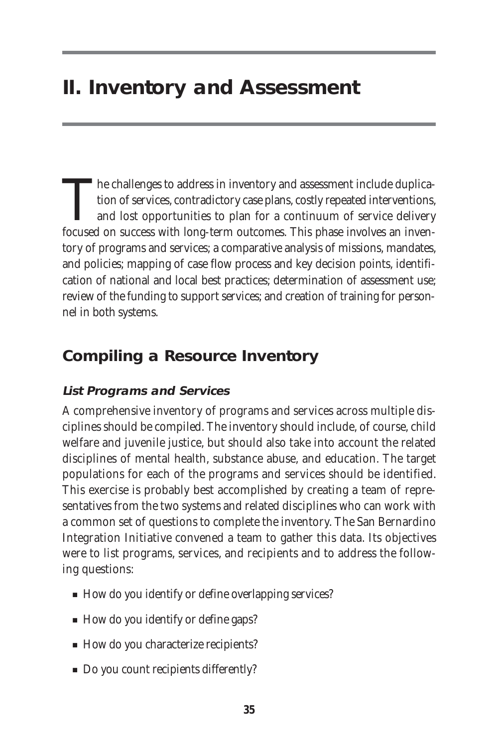# II. Inventory and Assessment

The challenges to address in inventory and assessment include duplication of services, contradictory case plans, costly repeated interventions, and lost opportunities to plan for a continuum of service delivery focused on success with long-term outcomes. This phase involves an inventory of programs and services; a comparative analysis of missions, mandates, and policies; mapping of case flow process and key decision points, identification of national and local best practices; determination of assessment use; review of the funding to support services; and creation of training for personnel in both systems.

## Compiling a Resource Inventory

### *List Programs and Services*

A comprehensive inventory of programs and services across multiple disciplines should be compiled. The inventory should include, of course, child welfare and juvenile justice, but should also take into account the related disciplines of mental health, substance abuse, and education. The target populations for each of the programs and services should be identified. This exercise is probably best accomplished by creating a team of representatives from the two systems and related disciplines who can work with a common set of questions to complete the inventory. The San Bernardino Integration Initiative convened a team to gather this data. Its objectives were to list programs, services, and recipients and to address the following questions:

- How do you identify or define overlapping services?
- How do you identify or define gaps?
- How do you characterize recipients?
- Do you count recipients differently?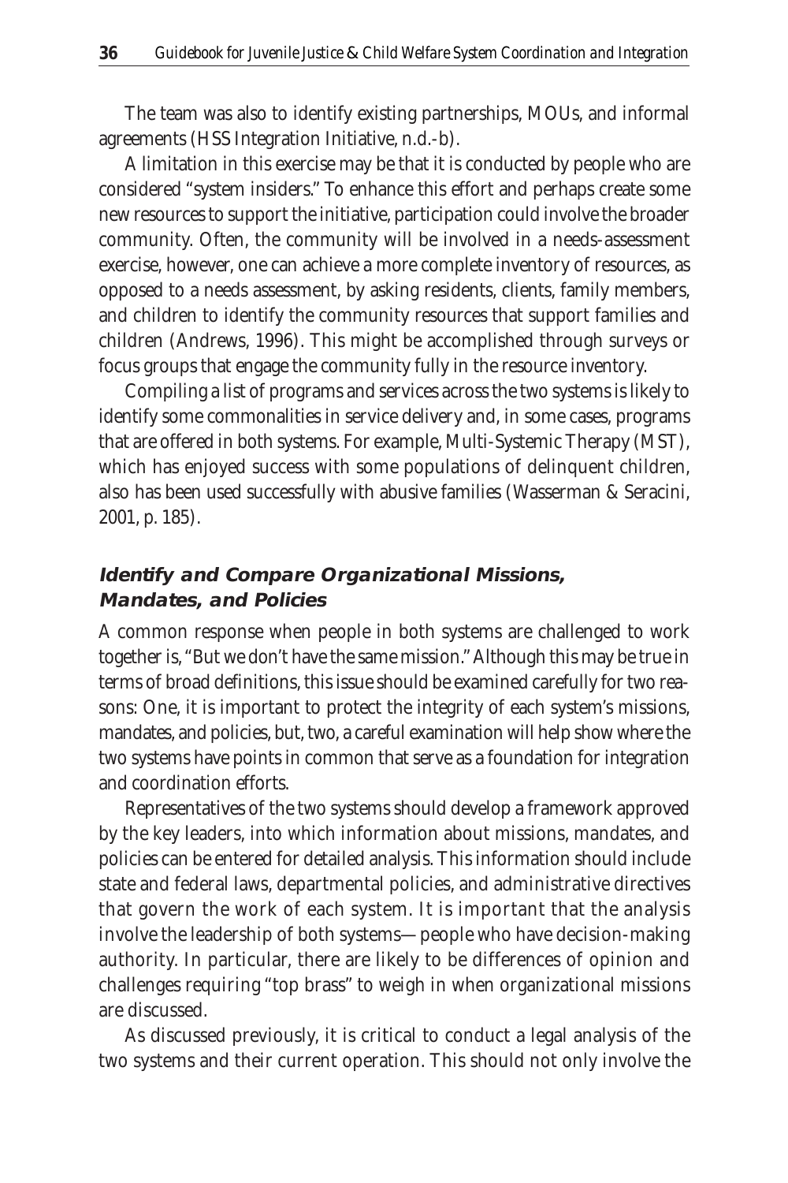The team was also to identify existing partnerships, MOUs, and informal agreements (HSS Integration Initiative, n.d.-b).

A limitation in this exercise may be that it is conducted by people who are considered "system insiders." To enhance this effort and perhaps create some new resources to support the initiative, participation could involve the broader community. Often, the community will be involved in a needs-assessment exercise, however, one can achieve a more complete inventory of resources, as opposed to a needs assessment, by asking residents, clients, family members, and children to identify the community resources that support families and children (Andrews, 1996). This might be accomplished through surveys or focus groups that engage the community fully in the resource inventory.

Compiling a list of programs and services across the two systems is likely to identify some commonalities in service delivery and, in some cases, programs that are offered in both systems. For example, Multi-Systemic Therapy (MST), which has enjoyed success with some populations of delinquent children, also has been used successfully with abusive families (Wasserman & Seracini, 2001, p. 185).

### *Identify and Compare Organizational Missions, Mandates, and Policies*

A common response when people in both systems are challenged to work together is, "But we don't have the same mission." Although this may be true in terms of broad definitions, this issue should be examined carefully for two reasons: One, it is important to protect the integrity of each system's missions, mandates, and policies, but, two, a careful examination will help show where the two systems have points in common that serve as a foundation for integration and coordination efforts.

Representatives of the two systems should develop a framework approved by the key leaders, into which information about missions, mandates, and policies can be entered for detailed analysis. This information should include state and federal laws, departmental policies, and administrative directives that govern the work of each system. It is important that the analysis involve the leadership of both systems—people who have decision-making authority. In particular, there are likely to be differences of opinion and challenges requiring "top brass" to weigh in when organizational missions are discussed.

As discussed previously, it is critical to conduct a legal analysis of the two systems and their current operation. This should not only involve the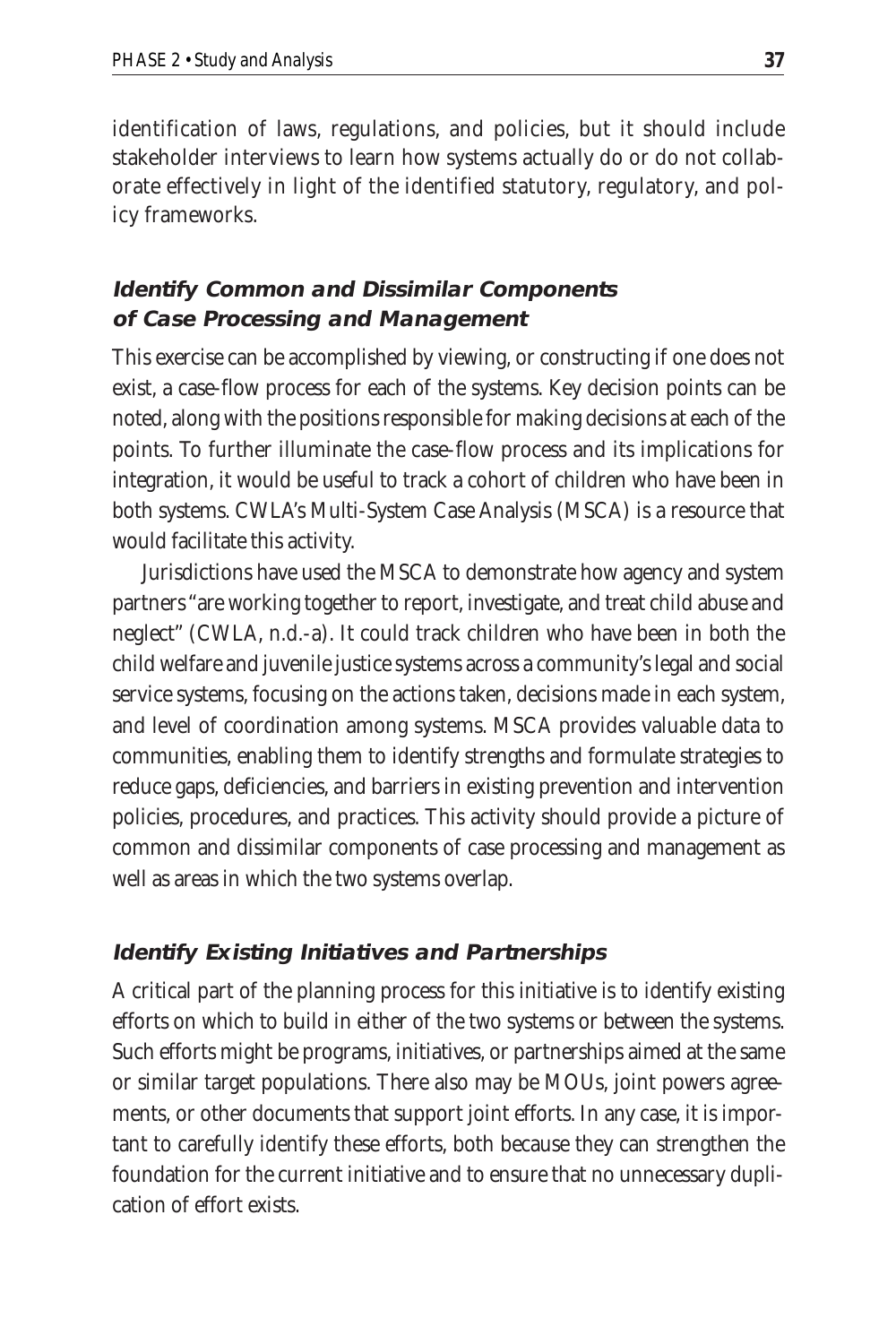identification of laws, regulations, and policies, but it should include stakeholder interviews to learn how systems actually do or do not collaborate effectively in light of the identified statutory, regulatory, and policy frameworks.

### *Identify Common and Dissimilar Components of Case Processing and Management*

This exercise can be accomplished by viewing, or constructing if one does not exist, a case-flow process for each of the systems. Key decision points can be noted, along with the positions responsible for making decisions at each of the points. To further illuminate the case-flow process and its implications for integration, it would be useful to track a cohort of children who have been in both systems. CWLA's Multi-System Case Analysis (MSCA) is a resource that would facilitate this activity.

Jurisdictions have used the MSCA to demonstrate how agency and system partners "are working together to report, investigate, and treat child abuse and neglect" (CWLA, n.d.-a). It could track children who have been in both the child welfare and juvenile justice systems across a community's legal and social service systems, focusing on the actions taken, decisions made in each system, and level of coordination among systems. MSCA provides valuable data to communities, enabling them to identify strengths and formulate strategies to reduce gaps, deficiencies, and barriers in existing prevention and intervention policies, procedures, and practices. This activity should provide a picture of common and dissimilar components of case processing and management as well as areas in which the two systems overlap.

### *Identify Existing Initiatives and Partnerships*

A critical part of the planning process for this initiative is to identify existing efforts on which to build in either of the two systems or between the systems. Such efforts might be programs, initiatives, or partnerships aimed at the same or similar target populations. There also may be MOUs, joint powers agreements, or other documents that support joint efforts. In any case, it is important to carefully identify these efforts, both because they can strengthen the foundation for the current initiative and to ensure that no unnecessary duplication of effort exists.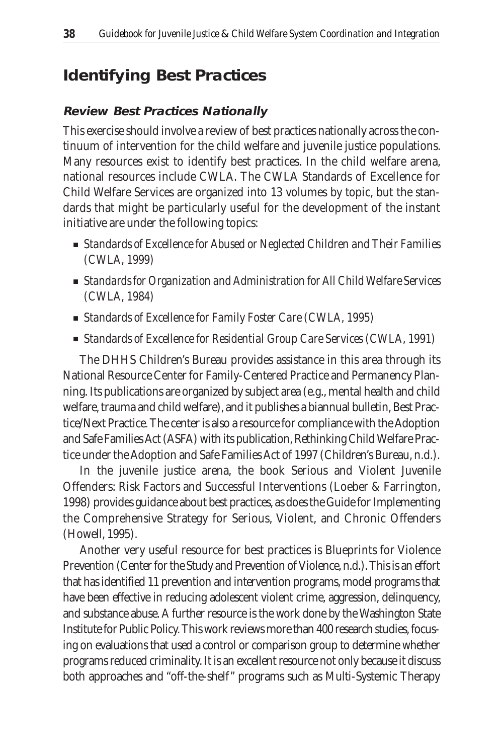## Identifying Best Practices

### *Review Best Practices Nationally*

This exercise should involve a review of best practices nationally across the continuum of intervention for the child welfare and juvenile justice populations. Many resources exist to identify best practices. In the child welfare arena, national resources include CWLA. The CWLA Standards of Excellence for Child Welfare Services are organized into 13 volumes by topic, but the standards that might be particularly useful for the development of the instant initiative are under the following topics:

- *Standards of Excellence for Abused or Neglected Children and Their Families* (CWLA, 1999)
- *Standards for Organization and Administration for All Child Welfare Services* (CWLA, 1984)
- *Standards of Excellence for Family Foster Care* (CWLA, 1995)
- *Standards of Excellence for Residential Group Care Services* (CWLA, 1991)

The DHHS Children's Bureau provides assistance in this area through its National Resource Center for Family-Centered Practice and Permanency Planning. Its publications are organized by subject area (e.g., mental health and child welfare, trauma and child welfare), and it publishes a biannual bulletin, Best Practice/Next Practice. The center is also a resource for compliance with the Adoption and Safe Families Act (ASFA) with its publication, Rethinking Child Welfare Practice under the Adoption and Safe Families Act of 1997 (Children's Bureau, n.d.).

In the juvenile justice arena, the book Serious and Violent Juvenile Offenders: Risk Factors and Successful Interventions (Loeber & Farrington, 1998) provides guidance about best practices, as does the Guide for Implementing the Comprehensive Strategy for Serious, Violent, and Chronic Offenders (Howell, 1995).

Another very useful resource for best practices is Blueprints for Violence Prevention (Center for the Study and Prevention of Violence, n.d.). This is an effort that has identified 11 prevention and intervention programs, model programs that have been effective in reducing adolescent violent crime, aggression, delinquency, and substance abuse. A further resource is the work done by the Washington State Institute for Public Policy. This work reviews more than 400 research studies, focusing on evaluations that used a control or comparison group to determine whether programs reduced criminality. It is an excellent resource not only because it discuss both approaches and "off-the-shelf" programs such as Multi-Systemic Therapy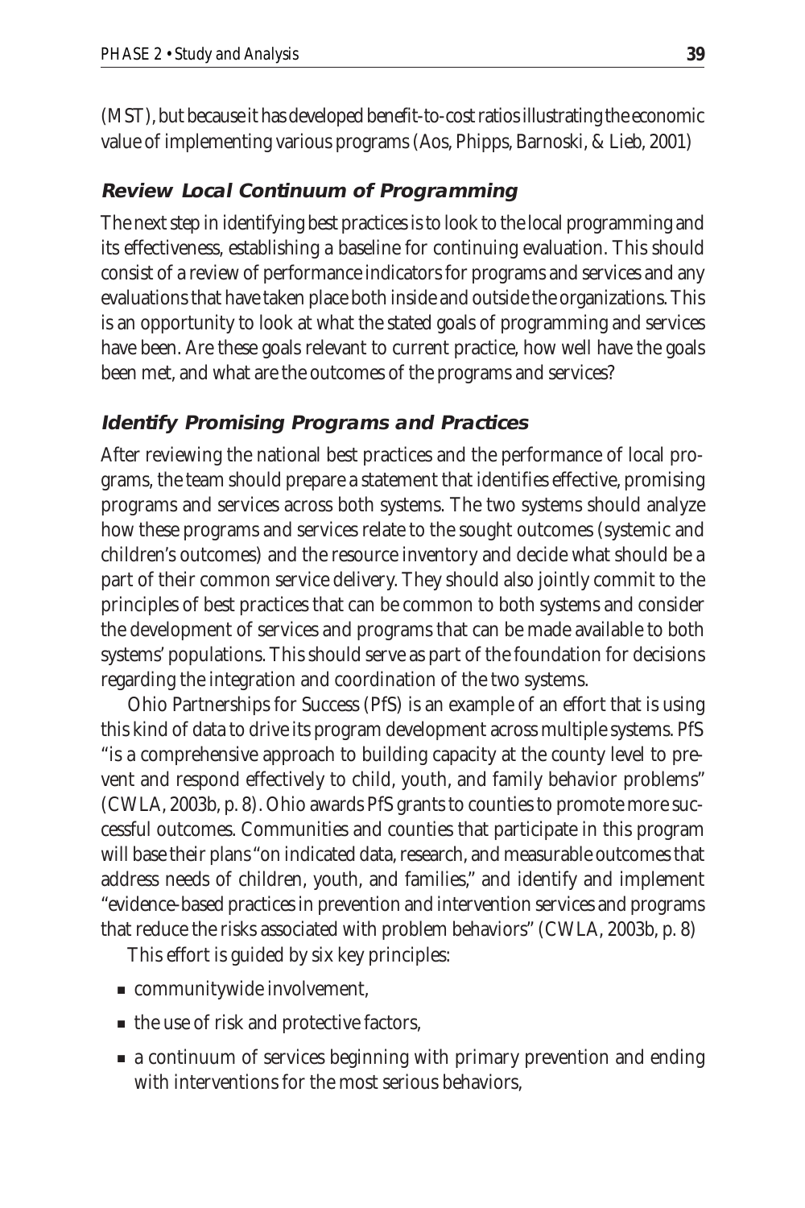(MST), but because it has developed benefit-to-cost ratios illustrating the economic value of implementing various programs (Aos, Phipps, Barnoski, & Lieb, 2001)

### Review Local Continuum of Programming

The next step in identifying best practices is to look to the local programming and its effectiveness, establishing a baseline for continuing evaluation. This should consist of a review of performance indicators for programs and services and any evaluations that have taken place both inside and outside the organizations. This is an opportunity to look at what the stated goals of programming and services have been. Are these goals relevant to current practice, how well have the goals been met, and what are the outcomes of the programs and services?

### Identify Promising Programs and Practices

After reviewing the national best practices and the performance of local programs, the team should prepare a statement that identifies effective, promising programs and services across both systems. The two systems should analyze how these programs and services relate to the sought outcomes (systemic and children's outcomes) and the resource inventory and decide what should be a part of their common service delivery. They should also jointly commit to the principles of best practices that can be common to both systems and consider the development of services and programs that can be made available to both systems' populations. This should serve as part of the foundation for decisions regarding the integration and coordination of the two systems.

Ohio Partnerships for Success (PfS) is an example of an effort that is using this kind of data to drive its program development across multiple systems. PfS "is a comprehensive approach to building capacity at the county level to prevent and respond effectively to child, youth, and family behavior problems" (CWLA, 2003b, p. 8). Ohio awards PfS grants to counties to promote more successful outcomes. Communities and counties that participate in this program will base their plans "on indicated data, research, and measurable outcomes that address needs of children, youth, and families," and identify and implement "evidence-based practices in prevention and intervention services and programs that reduce the risks associated with problem behaviors" (CWLA, 2003b, p. 8)

This effort is guided by six key principles:

- communitywide involvement,
- the use of risk and protective factors,
- a continuum of services beginning with primary prevention and ending with interventions for the most serious behaviors,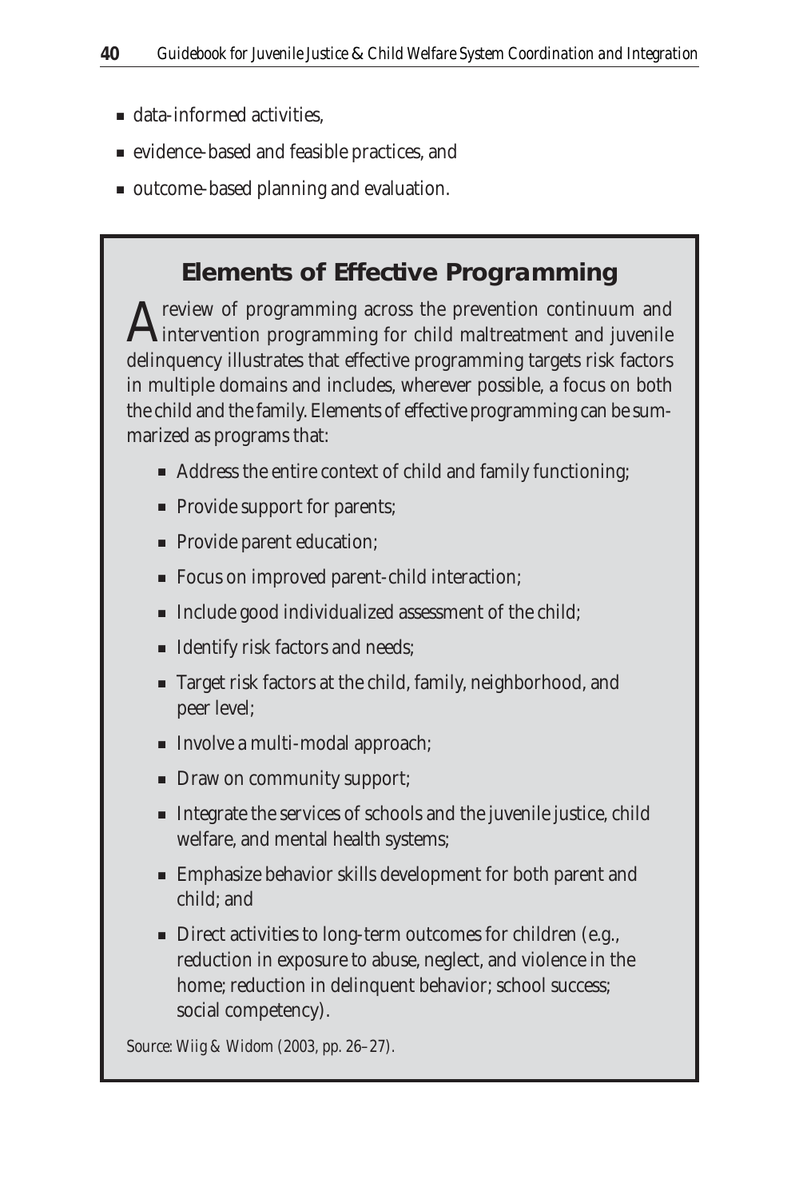- data-informed activities,
- evidence-based and feasible practices, and
- outcome-based planning and evaluation.

## Elements of Effective Programming

A review of programming across the prevention continuum and intervention programming for child maltreatment and juvenile delinquency illustrates that effective programming targets risk factors in multiple domains and includes, wherever possible, a focus on both the child and the family. Elements of effective programming can be summarized as programs that:

- Address the entire context of child and family functioning;
- Provide support for parents;
- Provide parent education;
- Focus on improved parent-child interaction;
- Include good individualized assessment of the child;
- Identify risk factors and needs;
- Target risk factors at the child, family, neighborhood, and peer level;
- Involve a multi-modal approach;
- Draw on community support;
- Integrate the services of schools and the juvenile justice, child welfare, and mental health systems;
- Emphasize behavior skills development for both parent and child; and
- Direct activities to long-term outcomes for children (e.g., reduction in exposure to abuse, neglect, and violence in the home; reduction in delinquent behavior; school success; social competency).

*Source: Wiig & Widom (2003, pp. 26–27).*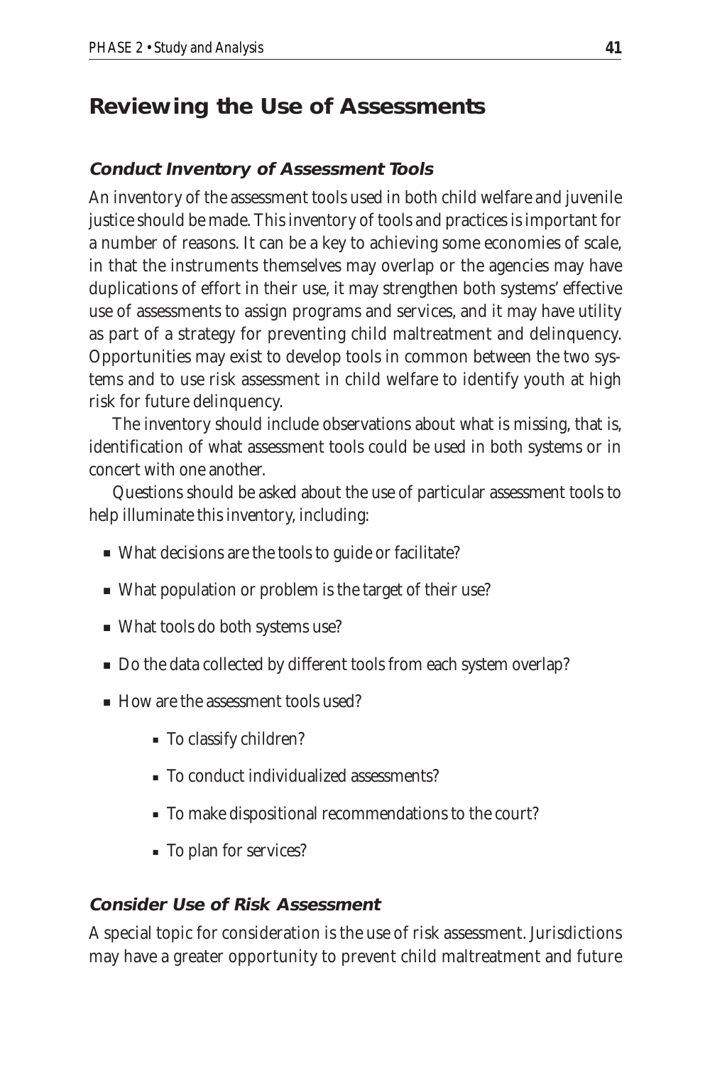## Reviewing the Use of Assessments

### *Conduct Inventory of Assessment Tools*

An inventory of the assessment tools used in both child welfare and juvenile justice should be made. This inventory of tools and practices is important for a number of reasons. It can be a key to achieving some economies of scale, in that the instruments themselves may overlap or the agencies may have duplications of effort in their use, it may strengthen both systems' effective use of assessments to assign programs and services, and it may have utility as part of a strategy for preventing child maltreatment and delinquency. Opportunities may exist to develop tools in common between the two systems and to use risk assessment in child welfare to identify youth at high risk for future delinquency.

The inventory should include observations about what is missing, that is, identification of what assessment tools could be used in both systems or in concert with one another.

Questions should be asked about the use of particular assessment tools to help illuminate this inventory, including:

- What decisions are the tools to guide or facilitate?
- What population or problem is the target of their use?
- What tools do both systems use?
- Do the data collected by different tools from each system overlap?
- How are the assessment tools used?
    - To classify children?
    - To conduct individualized assessments?
    - To make dispositional recommendations to the court?
    - To plan for services?

### *Consider Use of Risk Assessment*

A special topic for consideration is the use of risk assessment. Jurisdictions may have a greater opportunity to prevent child maltreatment and future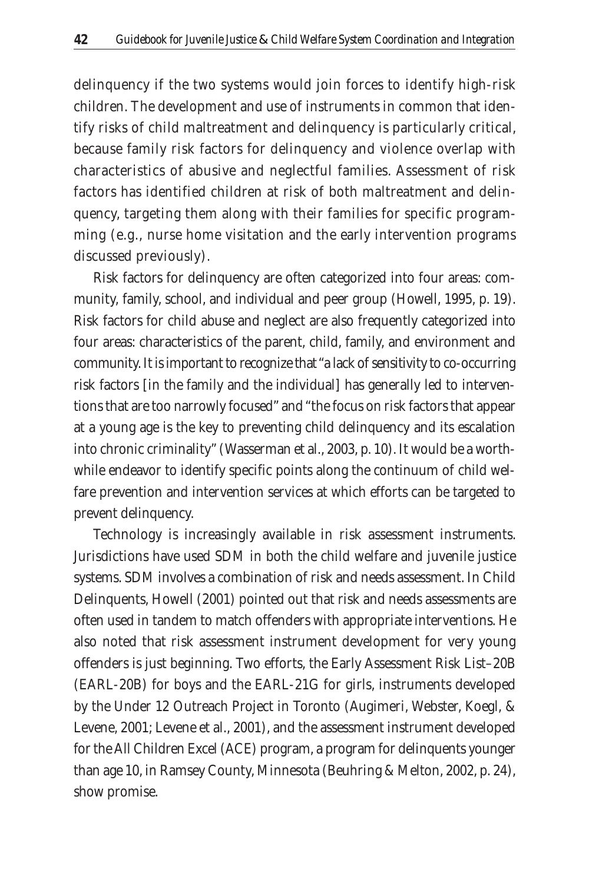delinquency if the two systems would join forces to identify high-risk children. The development and use of instruments in common that identify risks of child maltreatment and delinquency is particularly critical, because family risk factors for delinquency and violence overlap with characteristics of abusive and neglectful families. Assessment of risk factors has identified children at risk of both maltreatment and delinquency, targeting them along with their families for specific programming (e.g., nurse home visitation and the early intervention programs discussed previously).

Risk factors for delinquency are often categorized into four areas: community, family, school, and individual and peer group (Howell, 1995, p. 19). Risk factors for child abuse and neglect are also frequently categorized into four areas: characteristics of the parent, child, family, and environment and community. It is important to recognize that "a lack of sensitivity to co-occurring risk factors [in the family and the individual] has generally led to interventions that are too narrowly focused" and "the focus on risk factors that appear at a young age is the key to preventing child delinquency and its escalation into chronic criminality" (Wasserman et al., 2003, p. 10). It would be a worthwhile endeavor to identify specific points along the continuum of child welfare prevention and intervention services at which efforts can be targeted to prevent delinquency.

Technology is increasingly available in risk assessment instruments. Jurisdictions have used SDM in both the child welfare and juvenile justice systems. SDM involves a combination of risk and needs assessment. In Child Delinquents, Howell (2001) pointed out that risk and needs assessments are often used in tandem to match offenders with appropriate interventions. He also noted that risk assessment instrument development for very young offenders is just beginning. Two efforts, the Early Assessment Risk List–20B (EARL-20B) for boys and the EARL-21G for girls, instruments developed by the Under 12 Outreach Project in Toronto (Augimeri, Webster, Koegl, & Levene, 2001; Levene et al., 2001), and the assessment instrument developed for the All Children Excel (ACE) program, a program for delinquents younger than age 10, in Ramsey County, Minnesota (Beuhring & Melton, 2002, p. 24), show promise.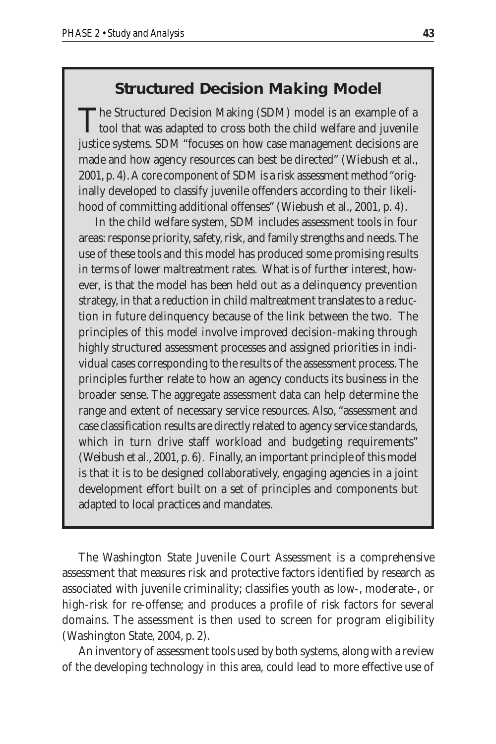### Structured Decision Making Model

The Structured Decision Making (SDM) model is an example of a tool that was adapted to cross both the child welfare and juvenile justice systems. SDM "focuses on how case management decisions are made and how agency resources can best be directed" (Wiebush et al., 2001, p. 4). A core component of SDM is a risk assessment method "originally developed to classify juvenile offenders according to their likelihood of committing additional offenses" (Wiebush et al., 2001, p. 4).

In the child welfare system, SDM includes assessment tools in four areas: response priority, safety, risk, and family strengths and needs. The use of these tools and this model has produced some promising results in terms of lower maltreatment rates. What is of further interest, however, is that the model has been held out as a delinquency prevention strategy, in that a reduction in child maltreatment translates to a reduction in future delinquency because of the link between the two. The principles of this model involve improved decision-making through highly structured assessment processes and assigned priorities in individual cases corresponding to the results of the assessment process. The principles further relate to how an agency conducts its business in the broader sense. The aggregate assessment data can help determine the range and extent of necessary service resources. Also, "assessment and case classification results are directly related to agency service standards, which in turn drive staff workload and budgeting requirements" (Weibush et al., 2001, p. 6). Finally, an important principle of this model is that it is to be designed collaboratively, engaging agencies in a joint development effort built on a set of principles and components but adapted to local practices and mandates.

The Washington State Juvenile Court Assessment is a comprehensive assessment that measures risk and protective factors identified by research as associated with juvenile criminality; classifies youth as low-, moderate-, or high-risk for re-offense; and produces a profile of risk factors for several domains. The assessment is then used to screen for program eligibility (Washington State, 2004, p. 2).

An inventory of assessment tools used by both systems, along with a review of the developing technology in this area, could lead to more effective use of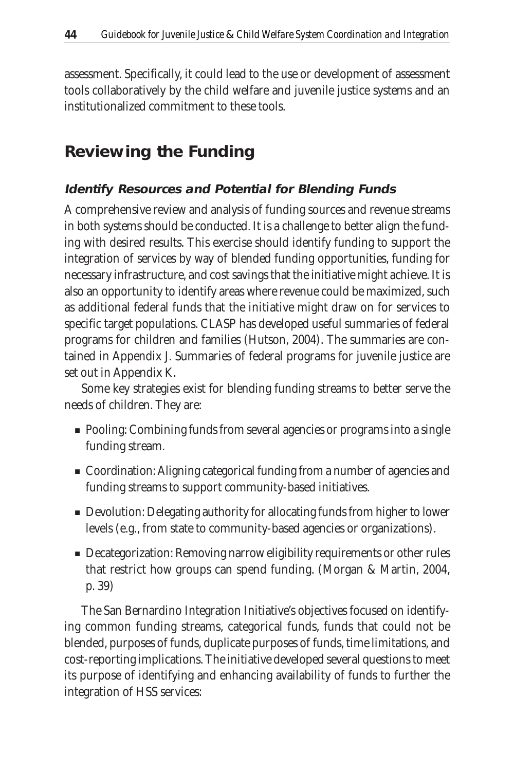assessment. Specifically, it could lead to the use or development of assessment tools collaboratively by the child welfare and juvenile justice systems and an institutionalized commitment to these tools.

## Reviewing the Funding

### *Identify Resources and Potential for Blending Funds*

A comprehensive review and analysis of funding sources and revenue streams in both systems should be conducted. It is a challenge to better align the funding with desired results. This exercise should identify funding to support the integration of services by way of blended funding opportunities, funding for necessary infrastructure, and cost savings that the initiative might achieve. It is also an opportunity to identify areas where revenue could be maximized, such as additional federal funds that the initiative might draw on for services to specific target populations. CLASP has developed useful summaries of federal programs for children and families (Hutson, 2004). The summaries are contained in Appendix J. Summaries of federal programs for juvenile justice are set out in Appendix K.

Some key strategies exist for blending funding streams to better serve the needs of children. They are:

- Pooling: Combining funds from several agencies or programs into a single funding stream.
- Coordination: Aligning categorical funding from a number of agencies and funding streams to support community-based initiatives.
- Devolution: Delegating authority for allocating funds from higher to lower levels (e.g., from state to community-based agencies or organizations).
- Decategorization: Removing narrow eligibility requirements or other rules that restrict how groups can spend funding. (Morgan & Martin, 2004, p. 39)

The San Bernardino Integration Initiative's objectives focused on identifying common funding streams, categorical funds, funds that could not be blended, purposes of funds, duplicate purposes of funds, time limitations, and cost-reporting implications. The initiative developed several questions to meet its purpose of identifying and enhancing availability of funds to further the integration of HSS services: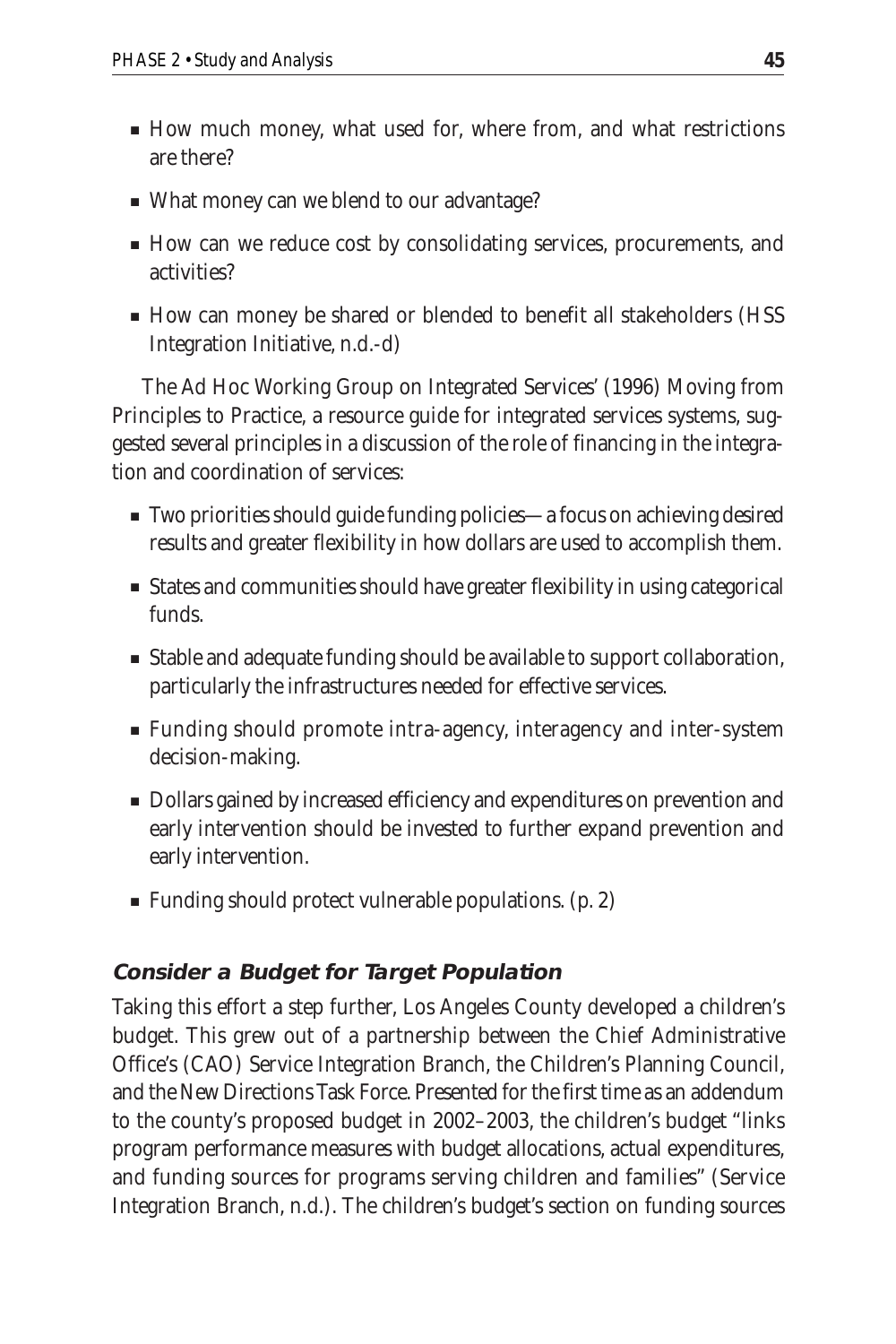- How much money, what used for, where from, and what restrictions are there?
- What money can we blend to our advantage?
- How can we reduce cost by consolidating services, procurements, and activities?
- How can money be shared or blended to benefit all stakeholders (HSS Integration Initiative, n.d.-d)

The Ad Hoc Working Group on Integrated Services' (1996) Moving from Principles to Practice, a resource guide for integrated services systems, suggested several principles in a discussion of the role of financing in the integration and coordination of services:

- Two priorities should guide funding policies—a focus on achieving desired results and greater flexibility in how dollars are used to accomplish them.
- States and communities should have greater flexibility in using categorical funds.
- Stable and adequate funding should be available to support collaboration, particularly the infrastructures needed for effective services.
- Funding should promote intra-agency, interagency and inter-system decision-making.
- Dollars gained by increased efficiency and expenditures on prevention and early intervention should be invested to further expand prevention and early intervention.
- Funding should protect vulnerable populations. (p. 2)

### *Consider a Budget for Target Population*

Taking this effort a step further, Los Angeles County developed a children's budget. This grew out of a partnership between the Chief Administrative Office's (CAO) Service Integration Branch, the Children's Planning Council, and the New Directions Task Force. Presented for the first time as an addendum to the county's proposed budget in 2002–2003, the children's budget "links program performance measures with budget allocations, actual expenditures, and funding sources for programs serving children and families" (Service Integration Branch, n.d.). The children's budget's section on funding sources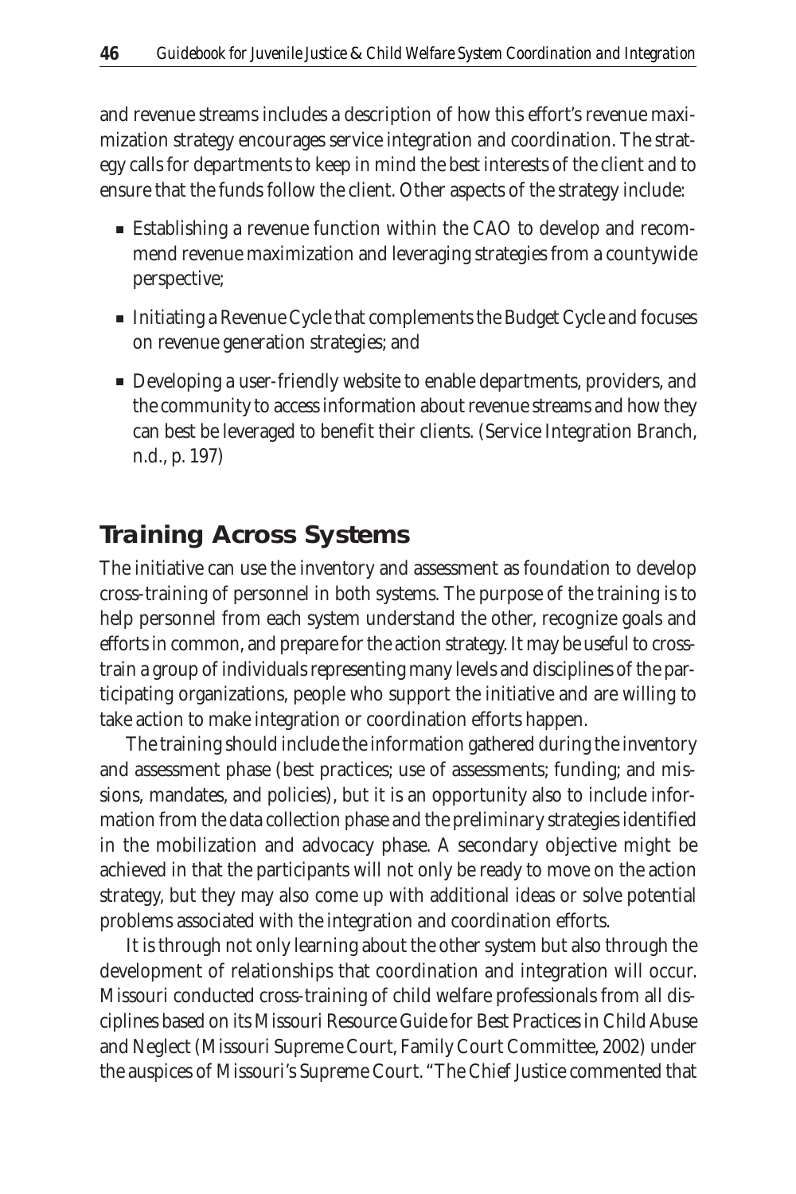and revenue streams includes a description of how this effort's revenue maximization strategy encourages service integration and coordination. The strategy calls for departments to keep in mind the best interests of the client and to ensure that the funds follow the client. Other aspects of the strategy include:

- Establishing a revenue function within the CAO to develop and recommend revenue maximization and leveraging strategies from a countywide perspective;
- Initiating a Revenue Cycle that complements the Budget Cycle and focuses on revenue generation strategies; and
- Developing a user-friendly website to enable departments, providers, and the community to access information about revenue streams and how they can best be leveraged to benefit their clients. (Service Integration Branch, n.d., p. 197)

## Training Across Systems

The initiative can use the inventory and assessment as foundation to develop cross-training of personnel in both systems. The purpose of the training is to help personnel from each system understand the other, recognize goals and efforts in common, and prepare for the action strategy. It may be useful to cross-train a group of individuals representing many levels and disciplines of the participating organizations, people who support the initiative and are willing to take action to make integration or coordination efforts happen.

The training should include the information gathered during the inventory and assessment phase (best practices; use of assessments; funding; and missions, mandates, and policies), but it is an opportunity also to include information from the data collection phase and the preliminary strategies identified in the mobilization and advocacy phase. A secondary objective might be achieved in that the participants will not only be ready to move on the action strategy, but they may also come up with additional ideas or solve potential problems associated with the integration and coordination efforts.

It is through not only learning about the other system but also through the development of relationships that coordination and integration will occur. Missouri conducted cross-training of child welfare professionals from all disciplines based on its *Missouri Resource Guide for Best Practices in Child Abuse and Neglect* (Missouri Supreme Court, Family Court Committee, 2002) under the auspices of Missouri's Supreme Court. "The Chief Justice commented that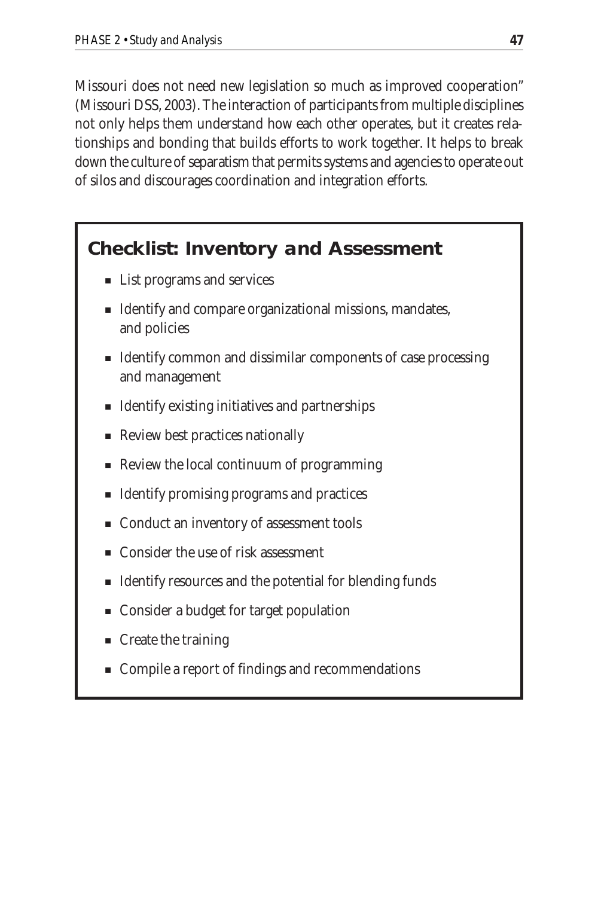Missouri does not need new legislation so much as improved cooperation" (Missouri DSS, 2003). The interaction of participants from multiple disciplines not only helps them understand how each other operates, but it creates relationships and bonding that builds efforts to work together. It helps to break down the culture of separatism that permits systems and agencies to operate out of silos and discourages coordination and integration efforts.

## Checklist: Inventory and Assessment

- List programs and services
- Identify and compare organizational missions, mandates, and policies
- Identify common and dissimilar components of case processing and management
- Identify existing initiatives and partnerships
- Review best practices nationally
- Review the local continuum of programming
- Identify promising programs and practices
- Conduct an inventory of assessment tools
- Consider the use of risk assessment
- Identify resources and the potential for blending funds
- Consider a budget for target population
- Create the training
- Compile a report of findings and recommendations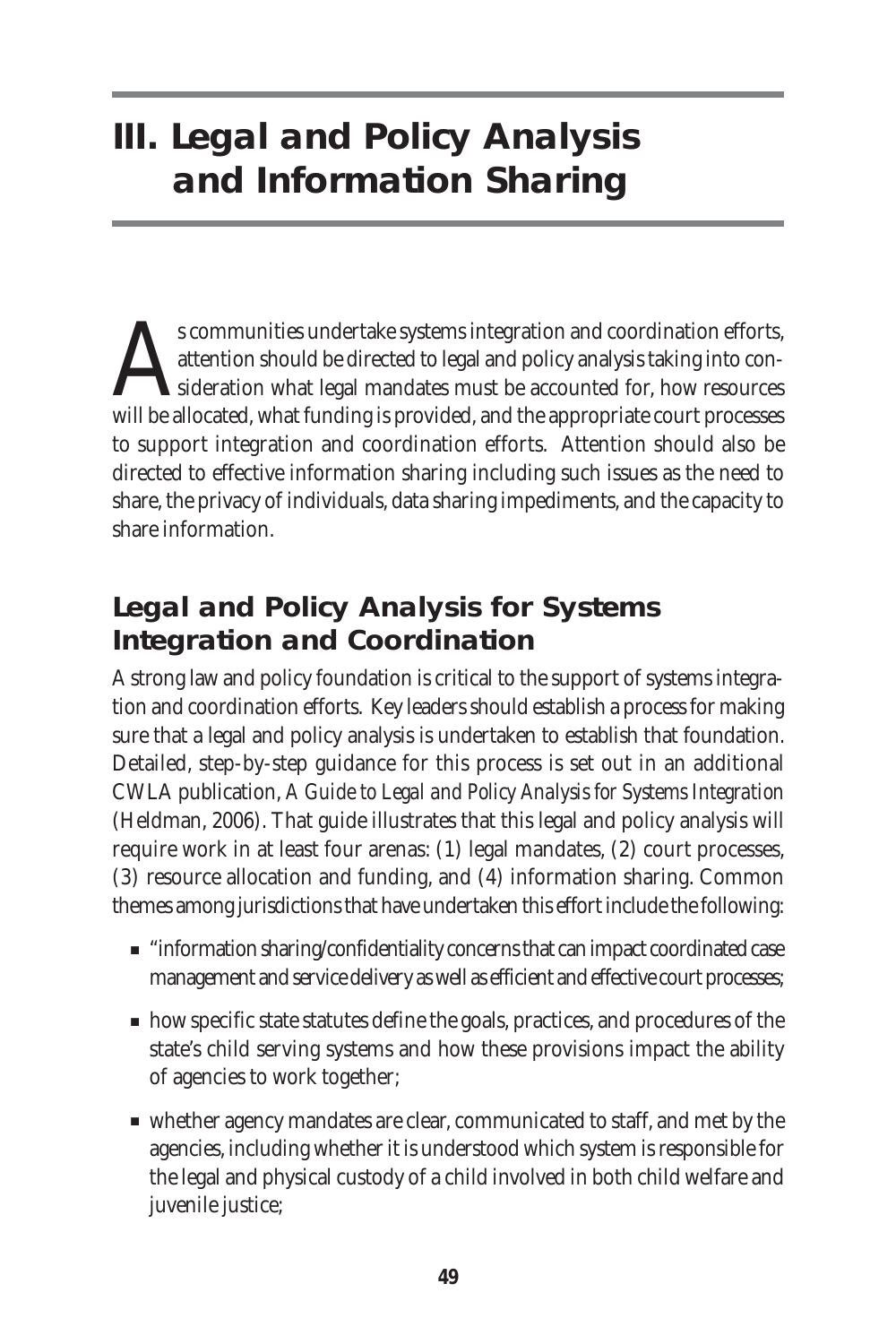# III. Legal and Policy Analysis and Information Sharing

As communities undertake systems integration and coordination efforts, attention should be directed to legal and policy analysis taking into consideration what legal mandates must be accounted for, how resources will be allocated, what funding is provided, and the appropriate court processes to support integration and coordination efforts. Attention should also be directed to effective information sharing including such issues as the need to share, the privacy of individuals, data sharing impediments, and the capacity to share information.

## Legal and Policy Analysis for Systems Integration and Coordination

A strong law and policy foundation is critical to the support of systems integration and coordination efforts. Key leaders should establish a process for making sure that a legal and policy analysis is undertaken to establish that foundation. Detailed, step-by-step guidance for this process is set out in an additional CWLA publication, *A Guide to Legal and Policy Analysis for Systems Integration* (Heldman, 2006). That guide illustrates that this legal and policy analysis will require work in at least four arenas: (1) legal mandates, (2) court processes, (3) resource allocation and funding, and (4) information sharing. Common themes among jurisdictions that have undertaken this effort include the following:

- "information sharing/confidentiality concerns that can impact coordinated case management and service delivery as well as efficient and effective court processes;
- how specific state statutes define the goals, practices, and procedures of the state's child serving systems and how these provisions impact the ability of agencies to work together;
- whether agency mandates are clear, communicated to staff, and met by the agencies, including whether it is understood which system is responsible for the legal and physical custody of a child involved in both child welfare and juvenile justice;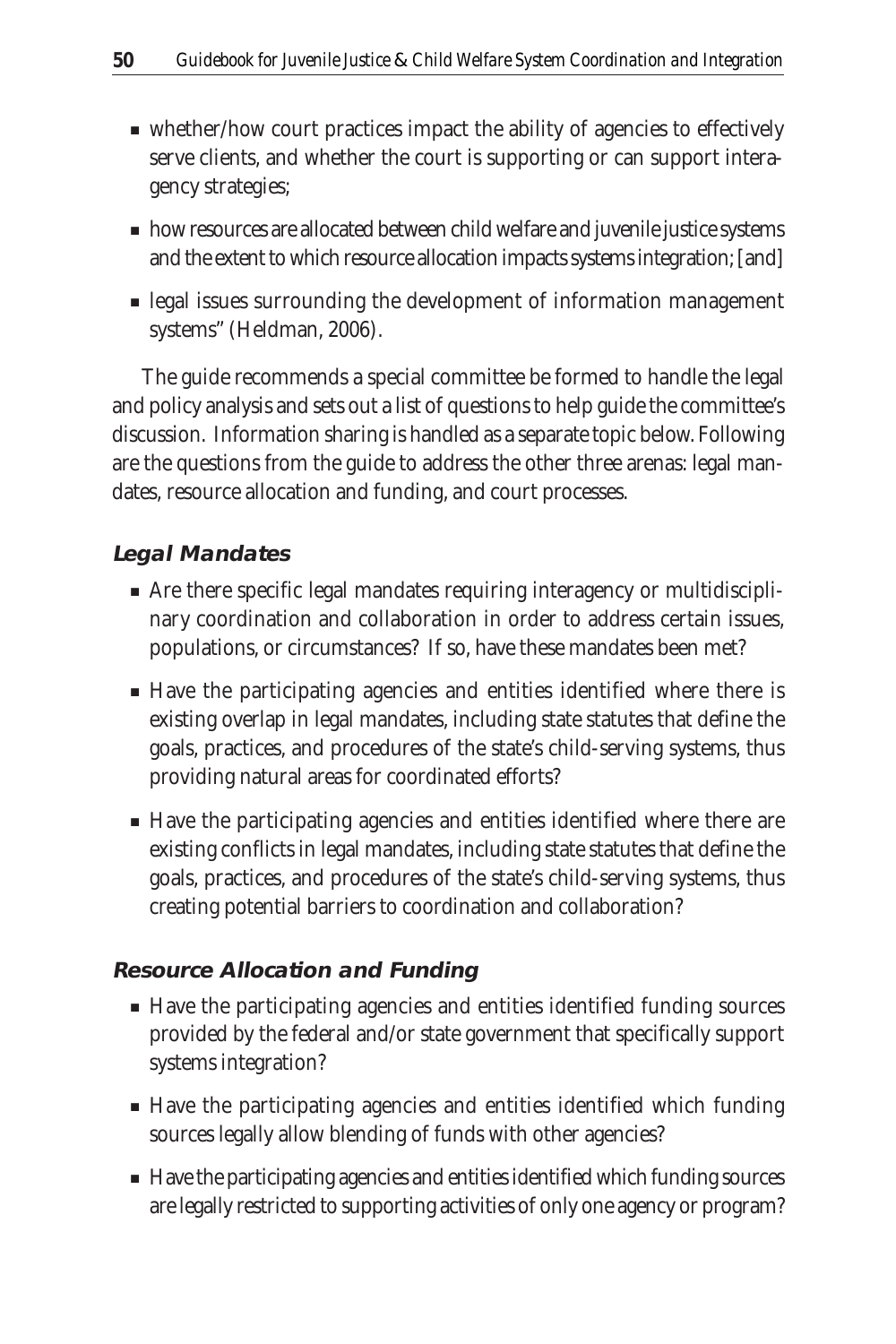- whether/how court practices impact the ability of agencies to effectively serve clients, and whether the court is supporting or can support interagency strategies;
- how resources are allocated between child welfare and juvenile justice systems and the extent to which resource allocation impacts systems integration; [and]
- legal issues surrounding the development of information management systems" (Heldman, 2006).

The guide recommends a special committee be formed to handle the legal and policy analysis and sets out a list of questions to help guide the committee's discussion. Information sharing is handled as a separate topic below. Following are the questions from the guide to address the other three arenas: legal mandates, resource allocation and funding, and court processes.

### *Legal Mandates*

- Are there specific legal mandates requiring interagency or multidisciplinary coordination and collaboration in order to address certain issues, populations, or circumstances? If so, have these mandates been met?
- Have the participating agencies and entities identified where there is existing overlap in legal mandates, including state statutes that define the goals, practices, and procedures of the state's child-serving systems, thus providing natural areas for coordinated efforts?
- Have the participating agencies and entities identified where there are existing conflicts in legal mandates, including state statutes that define the goals, practices, and procedures of the state's child-serving systems, thus creating potential barriers to coordination and collaboration?

### *Resource Allocation and Funding*

- Have the participating agencies and entities identified funding sources provided by the federal and/or state government that specifically support systems integration?
- Have the participating agencies and entities identified which funding sources legally allow blending of funds with other agencies?
- Have the participating agencies and entities identified which funding sources are legally restricted to supporting activities of only one agency or program?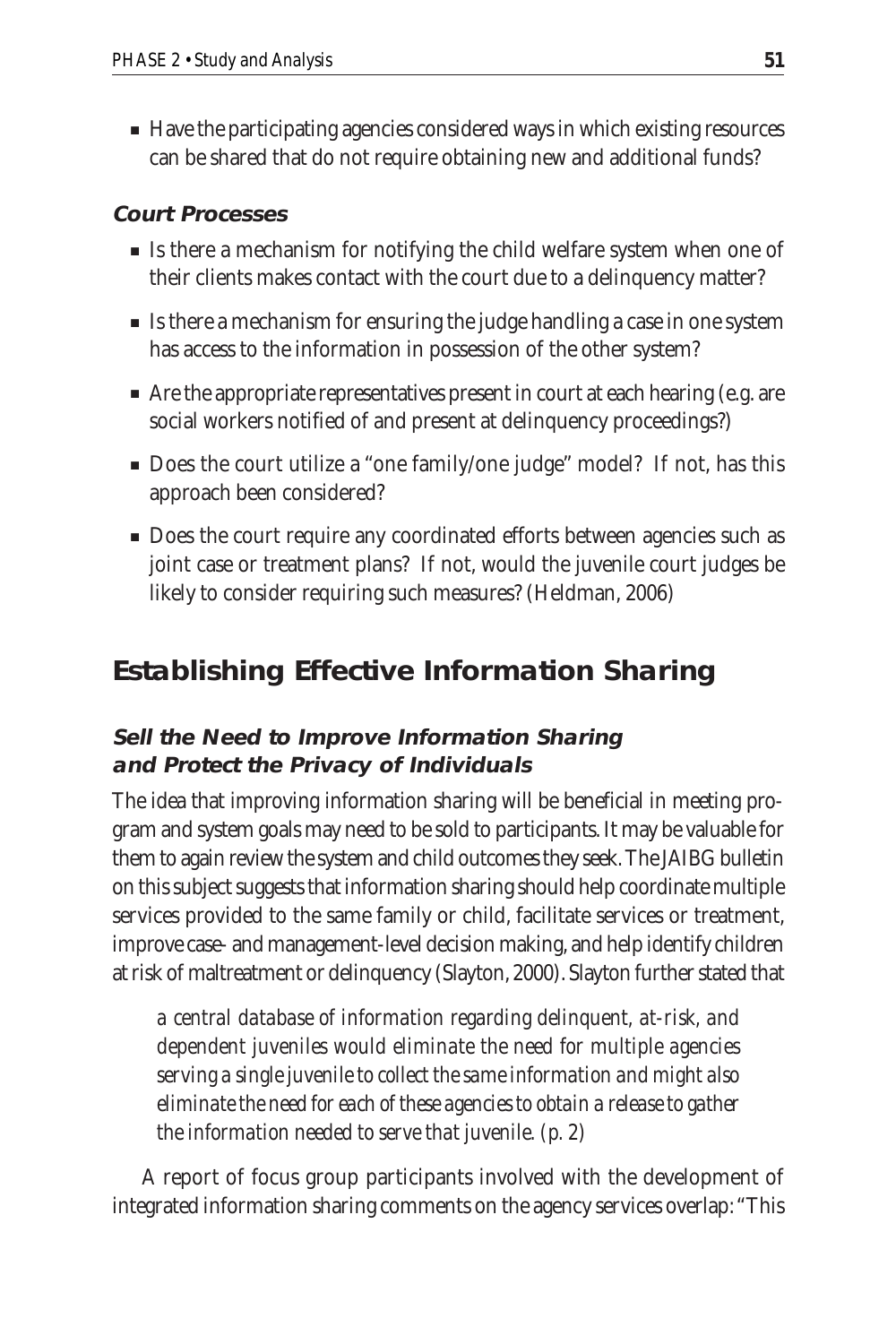- Have the participating agencies considered ways in which existing resources can be shared that do not require obtaining new and additional funds?

#### *Court Processes*

- Is there a mechanism for notifying the child welfare system when one of their clients makes contact with the court due to a delinquency matter?
- Is there a mechanism for ensuring the judge handling a case in one system has access to the information in possession of the other system?
- Are the appropriate representatives present in court at each hearing (e.g. are social workers notified of and present at delinquency proceedings?)
- Does the court utilize a "one family/one judge" model? If not, has this approach been considered?
- Does the court require any coordinated efforts between agencies such as joint case or treatment plans? If not, would the juvenile court judges be likely to consider requiring such measures? (Heldman, 2006)

## Establishing Effective Information Sharing

#### *Sell the Need to Improve Information Sharing and Protect the Privacy of Individuals*

The idea that improving information sharing will be beneficial in meeting program and system goals may need to be sold to participants. It may be valuable for them to again review the system and child outcomes they seek. The JAIBG bulletin on this subject suggests that information sharing should help coordinate multiple services provided to the same family or child, facilitate services or treatment, improve case- and management-level decision making, and help identify children at risk of maltreatment or delinquency (Slayton, 2000). Slayton further stated that

> *a central database of information regarding delinquent, at-risk, and dependent juveniles would eliminate the need for multiple agencies serving a single juvenile to collect the same information and might also eliminate the need for each of these agencies to obtain a release to gather the information needed to serve that juvenile. (p. 2)*

A report of focus group participants involved with the development of integrated information sharing comments on the agency services overlap: "This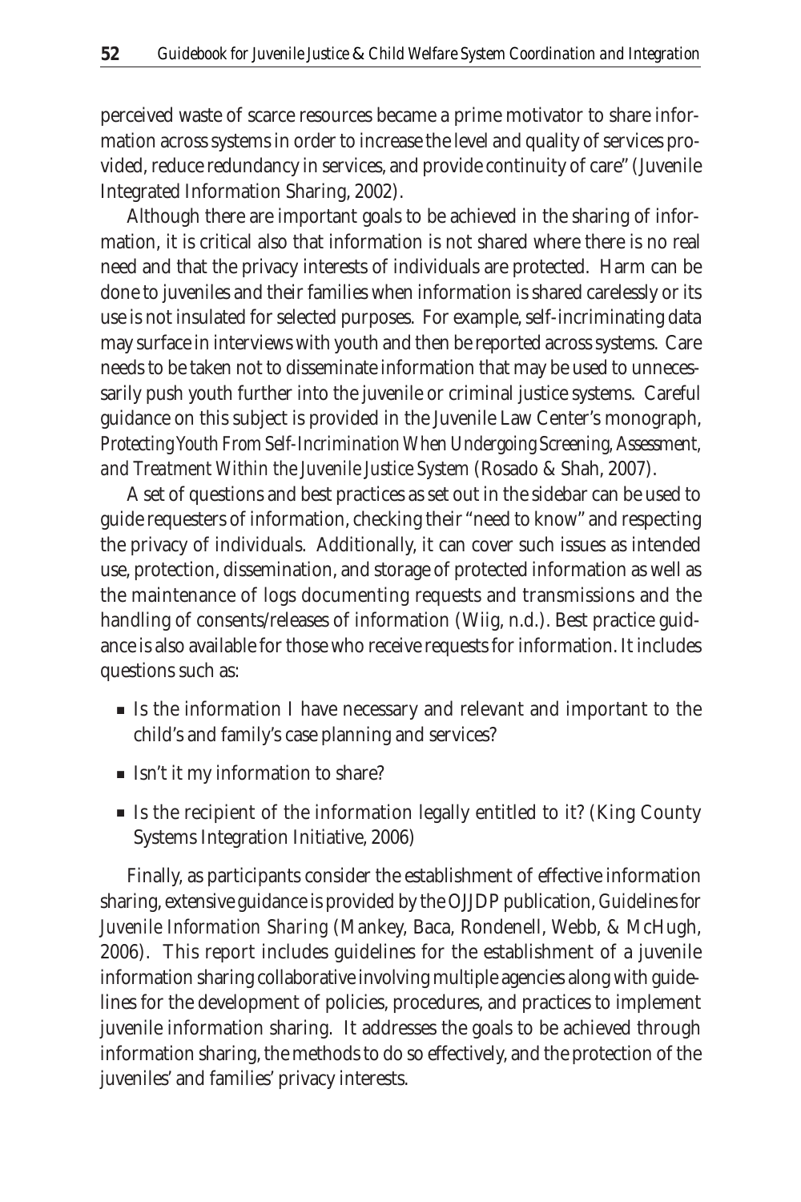perceived waste of scarce resources became a prime motivator to share information across systems in order to increase the level and quality of services provided, reduce redundancy in services, and provide continuity of care" (Juvenile Integrated Information Sharing, 2002).

Although there are important goals to be achieved in the sharing of information, it is critical also that information is not shared where there is no real need and that the privacy interests of individuals are protected. Harm can be done to juveniles and their families when information is shared carelessly or its use is not insulated for selected purposes. For example, self-incriminating data may surface in interviews with youth and then be reported across systems. Care needs to be taken not to disseminate information that may be used to unnecessarily push youth further into the juvenile or criminal justice systems. Careful guidance on this subject is provided in the Juvenile Law Center's monograph, *Protecting Youth From Self-Incrimination When Undergoing Screening, Assessment, and Treatment Within the Juvenile Justice System* (Rosado & Shah, 2007).

A set of questions and best practices as set out in the sidebar can be used to guide requesters of information, checking their "need to know" and respecting the privacy of individuals. Additionally, it can cover such issues as intended use, protection, dissemination, and storage of protected information as well as the maintenance of logs documenting requests and transmissions and the handling of consents/releases of information (Wiig, n.d.). Best practice guidance is also available for those who receive requests for information. It includes questions such as:

- Is the information I have necessary and relevant and important to the child's and family's case planning and services?
- Isn't it my information to share?
- Is the recipient of the information legally entitled to it? (King County Systems Integration Initiative, 2006)

Finally, as participants consider the establishment of effective information sharing, extensive guidance is provided by the OJJDP publication, *Guidelines for Juvenile Information Sharing* (Mankey, Baca, Rondenell, Webb, & McHugh, 2006). This report includes guidelines for the establishment of a juvenile information sharing collaborative involving multiple agencies along with guidelines for the development of policies, procedures, and practices to implement juvenile information sharing. It addresses the goals to be achieved through information sharing, the methods to do so effectively, and the protection of the juveniles' and families' privacy interests.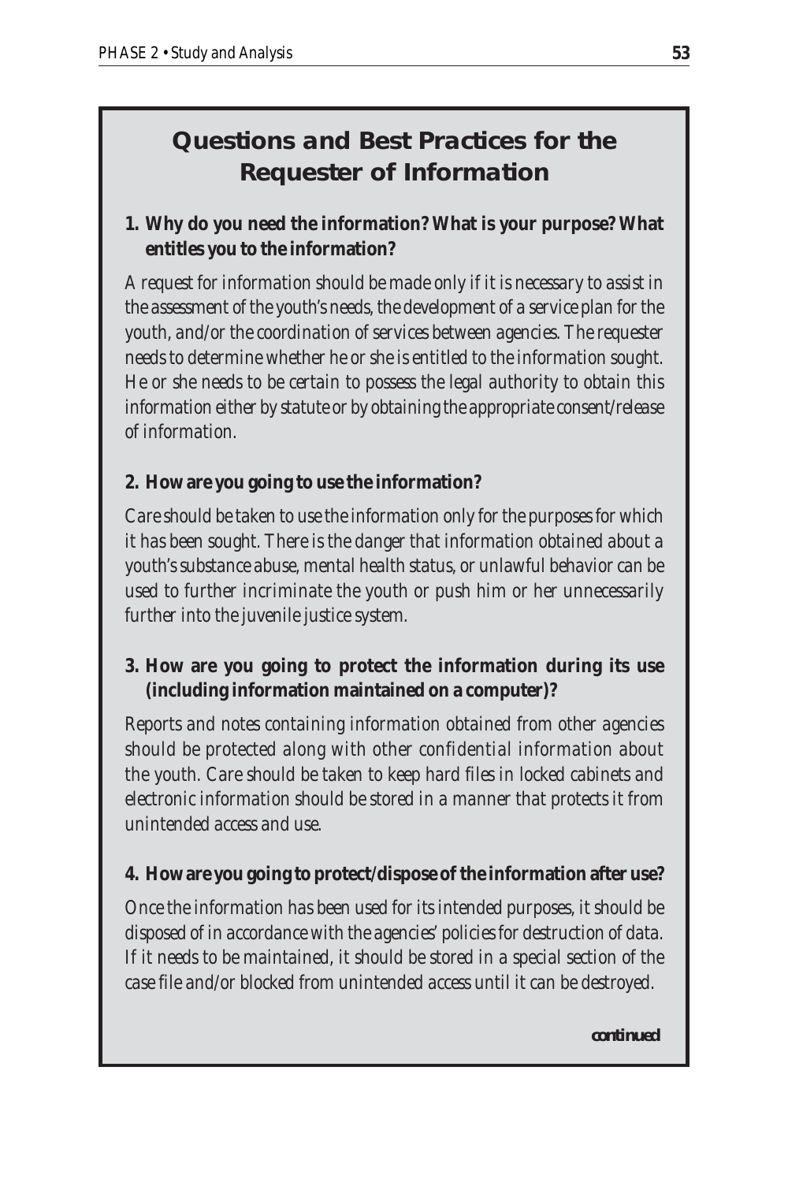## Questions and Best Practices for the Requester of Information

**1. Why do you need the information? What is your purpose? What entitles you to the information?**

*A request for information should be made only if it is necessary to assist in the assessment of the youth's needs, the development of a service plan for the youth, and/or the coordination of services between agencies. The requester needs to determine whether he or she is entitled to the information sought. He or she needs to be certain to possess the legal authority to obtain this information either by statute or by obtaining the appropriate consent/release of information.*

**2. How are you going to use the information?**

*Care should be taken to use the information only for the purposes for which it has been sought. There is the danger that information obtained about a youth's substance abuse, mental health status, or unlawful behavior can be used to further incriminate the youth or push him or her unnecessarily further into the juvenile justice system.*

**3. How are you going to protect the information during its use (including information maintained on a computer)?**

*Reports and notes containing information obtained from other agencies should be protected along with other confidential information about the youth. Care should be taken to keep hard files in locked cabinets and electronic information should be stored in a manner that protects it from unintended access and use.*

**4. How are you going to protect/dispose of the information after use?**

*Once the information has been used for its intended purposes, it should be disposed of in accordance with the agencies' policies for destruction of data. If it needs to be maintained, it should be stored in a special section of the case file and/or blocked from unintended access until it can be destroyed.*

***continued***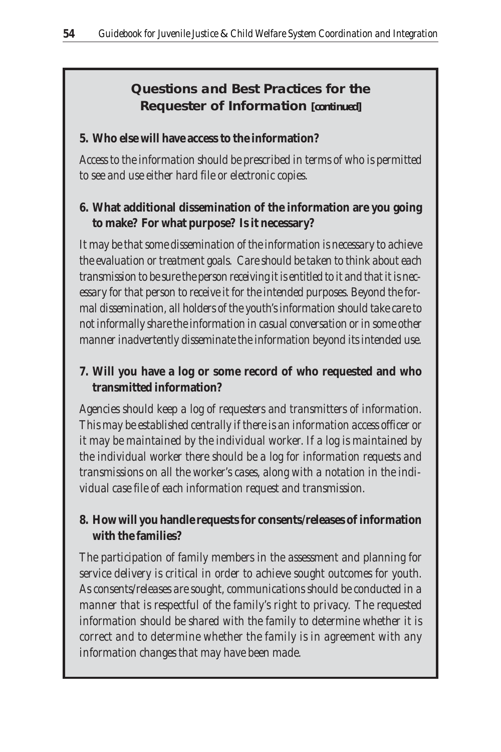## Questions and Best Practices for the Requester of Information *[continued]*

**5. Who else will have access to the information?**

*Access to the information should be prescribed in terms of who is permitted to see and use either hard file or electronic copies.*

**6. What additional dissemination of the information are you going to make? For what purpose? Is it necessary?**

*It may be that some dissemination of the information is necessary to achieve the evaluation or treatment goals. Care should be taken to think about each transmission to be sure the person receiving it is entitled to it and that it is necessary for that person to receive it for the intended purposes. Beyond the formal dissemination, all holders of the youth's information should take care to not informally share the information in casual conversation or in some other manner inadvertently disseminate the information beyond its intended use.*

**7. Will you have a log or some record of who requested and who transmitted information?**

*Agencies should keep a log of requesters and transmitters of information. This may be established centrally if there is an information access officer or it may be maintained by the individual worker. If a log is maintained by the individual worker there should be a log for information requests and transmissions on all the worker's cases, along with a notation in the individual case file of each information request and transmission.*

**8. How will you handle requests for consents/releases of information with the families?**

*The participation of family members in the assessment and planning for service delivery is critical in order to achieve sought outcomes for youth. As consents/releases are sought, communications should be conducted in a manner that is respectful of the family's right to privacy. The requested information should be shared with the family to determine whether it is correct and to determine whether the family is in agreement with any information changes that may have been made.*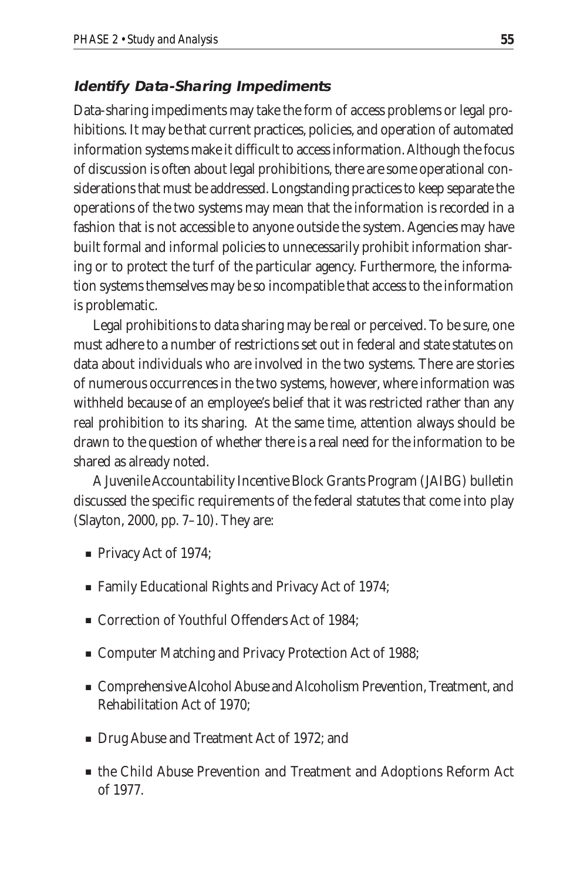### Identify Data-Sharing Impediments

Data-sharing impediments may take the form of access problems or legal prohibitions. It may be that current practices, policies, and operation of automated information systems make it difficult to access information. Although the focus of discussion is often about legal prohibitions, there are some operational considerations that must be addressed. Longstanding practices to keep separate the operations of the two systems may mean that the information is recorded in a fashion that is not accessible to anyone outside the system. Agencies may have built formal and informal policies to unnecessarily prohibit information sharing or to protect the turf of the particular agency. Furthermore, the information systems themselves may be so incompatible that access to the information is problematic.

Legal prohibitions to data sharing may be real or perceived. To be sure, one must adhere to a number of restrictions set out in federal and state statutes on data about individuals who are involved in the two systems. There are stories of numerous occurrences in the two systems, however, where information was withheld because of an employee's belief that it was restricted rather than any real prohibition to its sharing. At the same time, attention always should be drawn to the question of whether there is a real need for the information to be shared as already noted.

A Juvenile Accountability Incentive Block Grants Program (JAIBG) bulletin discussed the specific requirements of the federal statutes that come into play (Slayton, 2000, pp. 7–10). They are:

- Privacy Act of 1974;
- Family Educational Rights and Privacy Act of 1974;
- Correction of Youthful Offenders Act of 1984;
- Computer Matching and Privacy Protection Act of 1988;
- Comprehensive Alcohol Abuse and Alcoholism Prevention, Treatment, and Rehabilitation Act of 1970;
- Drug Abuse and Treatment Act of 1972; and
- the Child Abuse Prevention and Treatment and Adoptions Reform Act of 1977.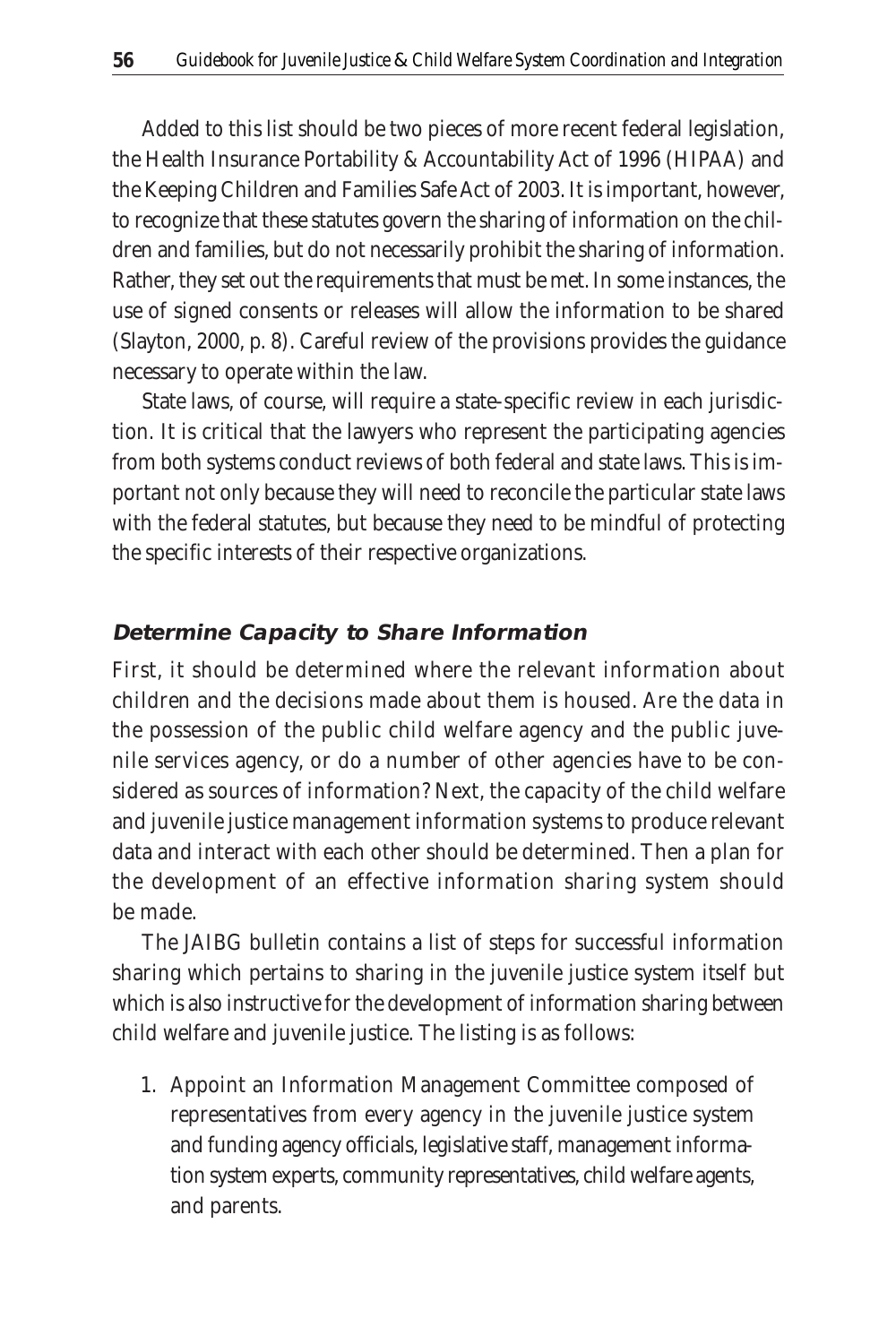Added to this list should be two pieces of more recent federal legislation, the Health Insurance Portability & Accountability Act of 1996 (HIPAA) and the Keeping Children and Families Safe Act of 2003. It is important, however, to recognize that these statutes govern the sharing of information on the children and families, but do not necessarily prohibit the sharing of information. Rather, they set out the requirements that must be met. In some instances, the use of signed consents or releases will allow the information to be shared (Slayton, 2000, p. 8). Careful review of the provisions provides the guidance necessary to operate within the law.

State laws, of course, will require a state-specific review in each jurisdiction. It is critical that the lawyers who represent the participating agencies from both systems conduct reviews of both federal and state laws. This is important not only because they will need to reconcile the particular state laws with the federal statutes, but because they need to be mindful of protecting the specific interests of their respective organizations.

### *Determine Capacity to Share Information*

First, it should be determined where the relevant information about children and the decisions made about them is housed. Are the data in the possession of the public child welfare agency and the public juvenile services agency, or do a number of other agencies have to be considered as sources of information? Next, the capacity of the child welfare and juvenile justice management information systems to produce relevant data and interact with each other should be determined. Then a plan for the development of an effective information sharing system should be made.

The JAIBG bulletin contains a list of steps for successful information sharing which pertains to sharing in the juvenile justice system itself but which is also instructive for the development of information sharing between child welfare and juvenile justice. The listing is as follows:

1. Appoint an Information Management Committee composed of representatives from every agency in the juvenile justice system and funding agency officials, legislative staff, management information system experts, community representatives, child welfare agents, and parents.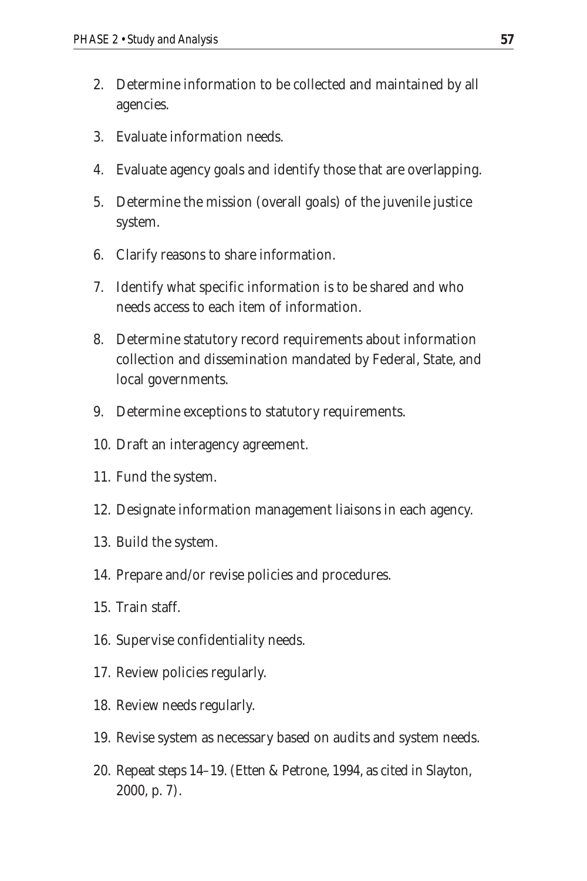2. Determine information to be collected and maintained by all agencies.
3. Evaluate information needs.
4. Evaluate agency goals and identify those that are overlapping.
5. Determine the mission (overall goals) of the juvenile justice system.
6. Clarify reasons to share information.
7. Identify what specific information is to be shared and who needs access to each item of information.
8. Determine statutory record requirements about information collection and dissemination mandated by Federal, State, and local governments.
9. Determine exceptions to statutory requirements.
10. Draft an interagency agreement.
11. Fund the system.
12. Designate information management liaisons in each agency.
13. Build the system.
14. Prepare and/or revise policies and procedures.
15. Train staff.
16. Supervise confidentiality needs.
17. Review policies regularly.
18. Review needs regularly.
19. Revise system as necessary based on audits and system needs.
20. Repeat steps 14–19. (Etten & Petrone, 1994, as cited in Slayton, 2000, p. 7).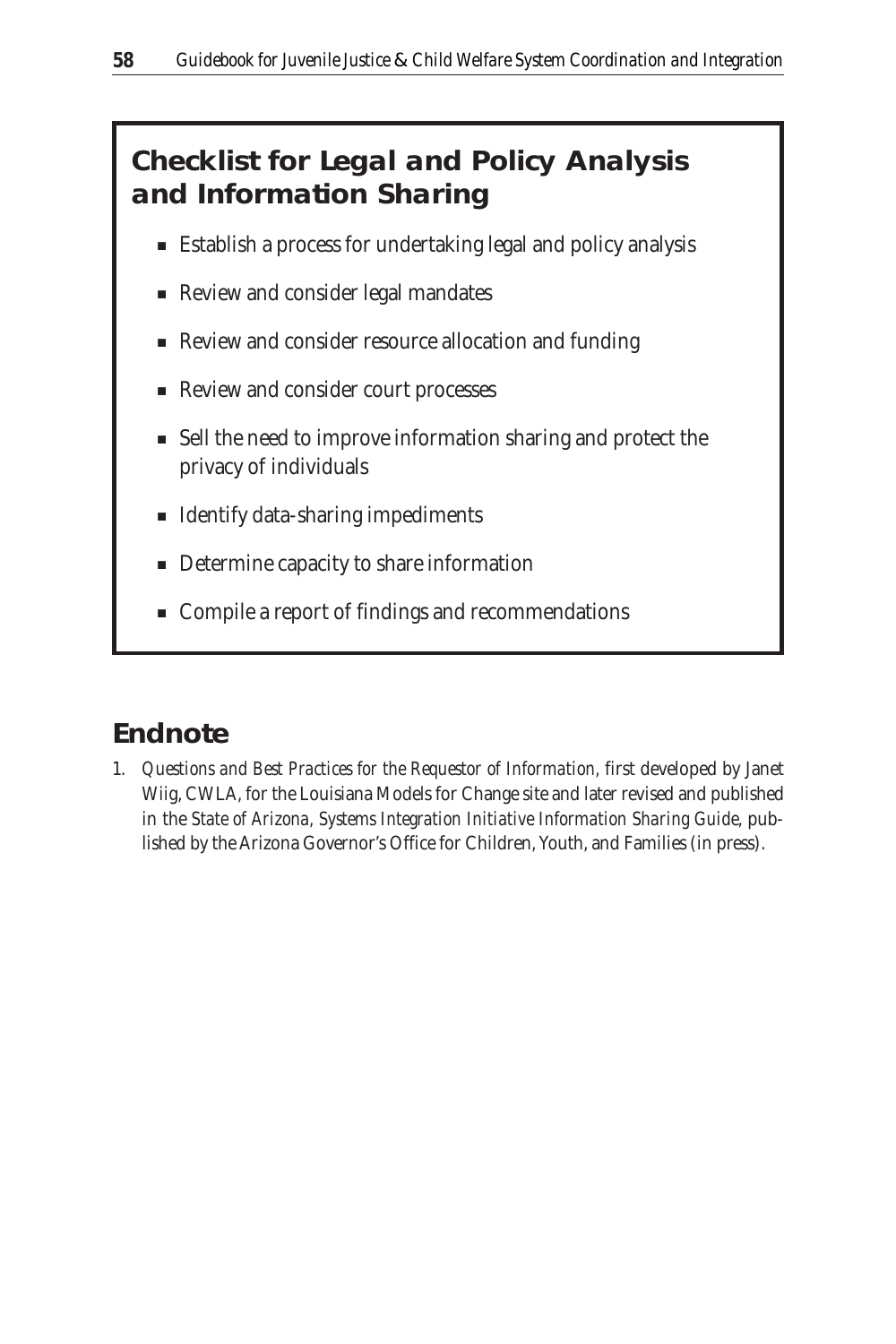## Checklist for Legal and Policy Analysis and Information Sharing

- Establish a process for undertaking legal and policy analysis
- Review and consider legal mandates
- Review and consider resource allocation and funding
- Review and consider court processes
- Sell the need to improve information sharing and protect the privacy of individuals
- Identify data-sharing impediments
- Determine capacity to share information
- Compile a report of findings and recommendations

## Endnote

1. *Questions and Best Practices for the Requestor of Information*, first developed by Janet Wiig, CWLA, for the Louisiana Models for Change site and later revised and published in the *State of Arizona, Systems Integration Initiative Information Sharing Guide*, published by the Arizona Governor's Office for Children, Youth, and Families (in press).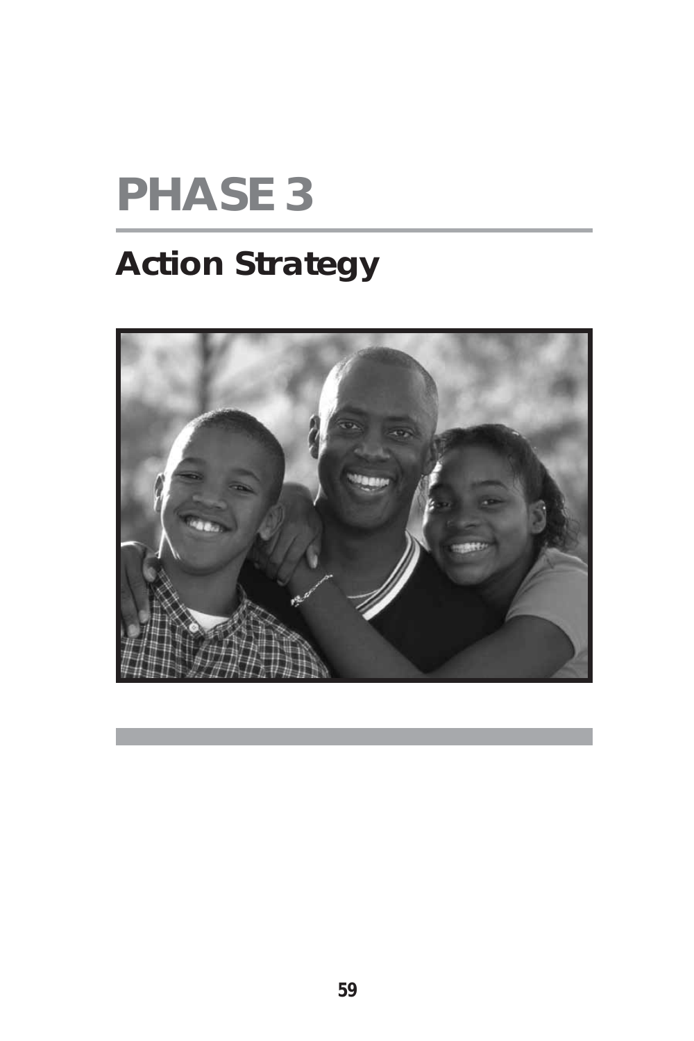# PHASE 3

## Action Strategy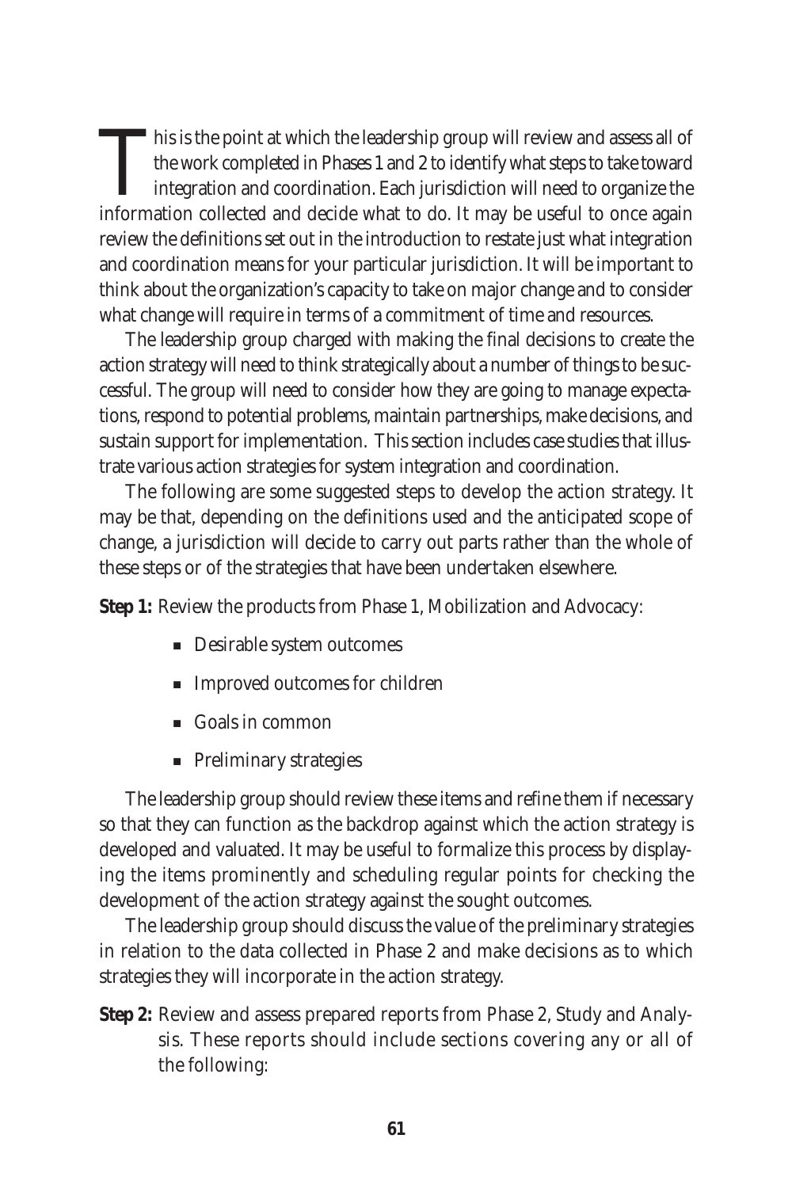This is the point at which the leadership group will review and assess all of the work completed in Phases 1 and 2 to identify what steps to take toward integration and coordination. Each jurisdiction will need to organize the information collected and decide what to do. It may be useful to once again review the definitions set out in the introduction to restate just what integration and coordination means for your particular jurisdiction. It will be important to think about the organization's capacity to take on major change and to consider what change will require in terms of a commitment of time and resources.

The leadership group charged with making the final decisions to create the action strategy will need to think strategically about a number of things to be successful. The group will need to consider how they are going to manage expectations, respond to potential problems, maintain partnerships, make decisions, and sustain support for implementation. This section includes case studies that illustrate various action strategies for system integration and coordination.

The following are some suggested steps to develop the action strategy. It may be that, depending on the definitions used and the anticipated scope of change, a jurisdiction will decide to carry out parts rather than the whole of these steps or of the strategies that have been undertaken elsewhere.

**Step 1:** Review the products from Phase 1, Mobilization and Advocacy:

- Desirable system outcomes
- Improved outcomes for children
- Goals in common
- Preliminary strategies

The leadership group should review these items and refine them if necessary so that they can function as the backdrop against which the action strategy is developed and valuated. It may be useful to formalize this process by displaying the items prominently and scheduling regular points for checking the development of the action strategy against the sought outcomes.

The leadership group should discuss the value of the preliminary strategies in relation to the data collected in Phase 2 and make decisions as to which strategies they will incorporate in the action strategy.

**Step 2:** Review and assess prepared reports from Phase 2, Study and Analysis. These reports should include sections covering any or all of the following: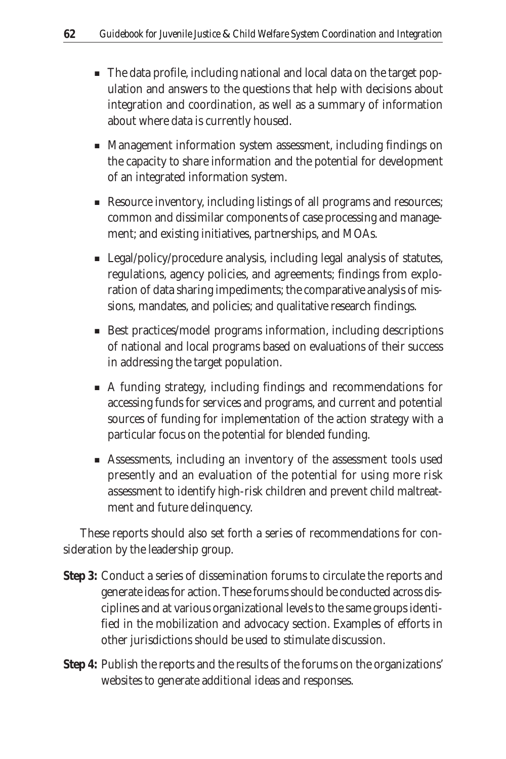- The data profile, including national and local data on the target population and answers to the questions that help with decisions about integration and coordination, as well as a summary of information about where data is currently housed.
- Management information system assessment, including findings on the capacity to share information and the potential for development of an integrated information system.
- Resource inventory, including listings of all programs and resources; common and dissimilar components of case processing and management; and existing initiatives, partnerships, and MOAs.
- Legal/policy/procedure analysis, including legal analysis of statutes, regulations, agency policies, and agreements; findings from exploration of data sharing impediments; the comparative analysis of missions, mandates, and policies; and qualitative research findings.
- Best practices/model programs information, including descriptions of national and local programs based on evaluations of their success in addressing the target population.
- A funding strategy, including findings and recommendations for accessing funds for services and programs, and current and potential sources of funding for implementation of the action strategy with a particular focus on the potential for blended funding.
- Assessments, including an inventory of the assessment tools used presently and an evaluation of the potential for using more risk assessment to identify high-risk children and prevent child maltreatment and future delinquency.

These reports should also set forth a series of recommendations for consideration by the leadership group.

**Step 3:** Conduct a series of dissemination forums to circulate the reports and generate ideas for action. These forums should be conducted across disciplines and at various organizational levels to the same groups identified in the mobilization and advocacy section. Examples of efforts in other jurisdictions should be used to stimulate discussion.

**Step 4:** Publish the reports and the results of the forums on the organizations' websites to generate additional ideas and responses.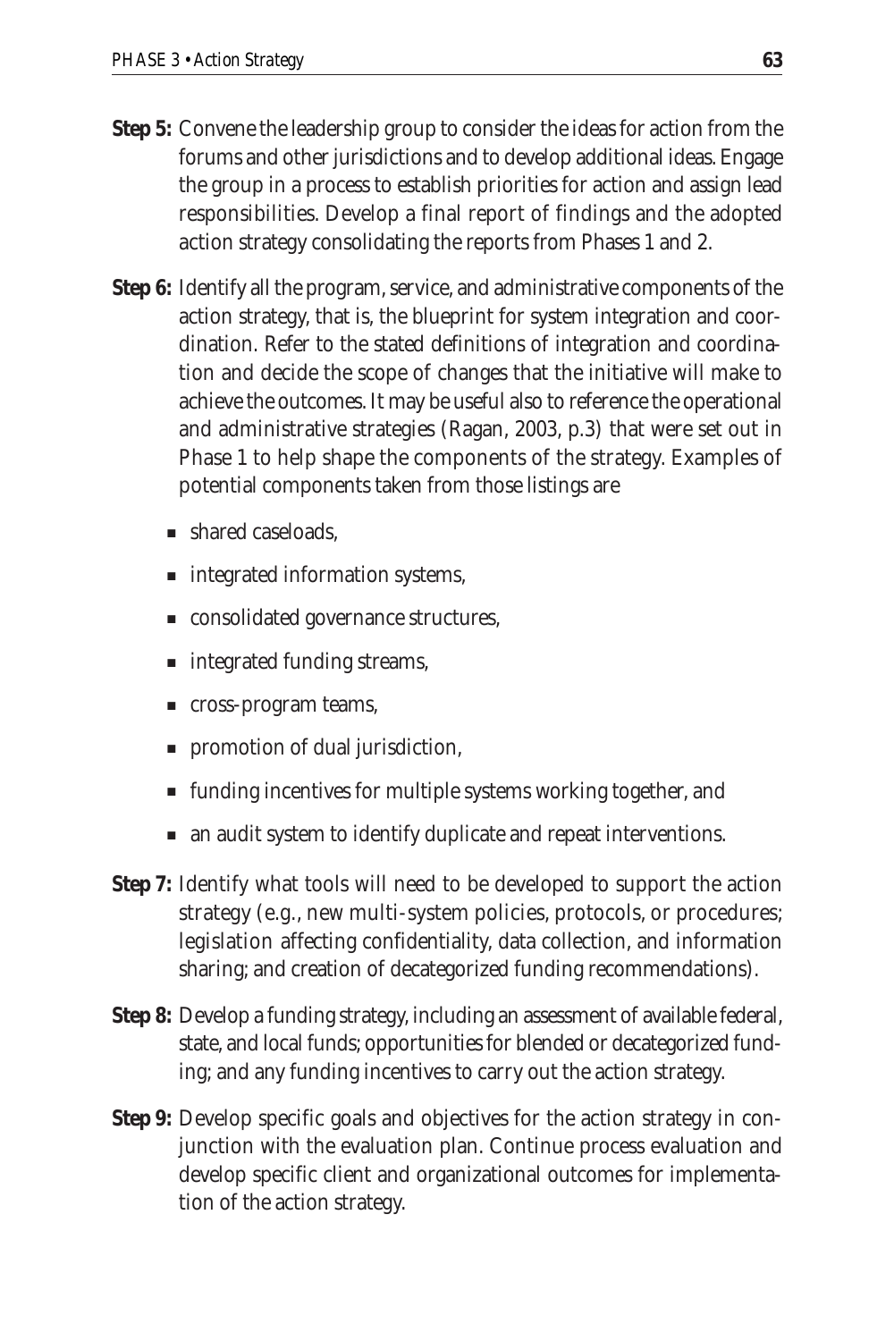**Step 5:** Convene the leadership group to consider the ideas for action from the forums and other jurisdictions and to develop additional ideas. Engage the group in a process to establish priorities for action and assign lead responsibilities. Develop a final report of findings and the adopted action strategy consolidating the reports from Phases 1 and 2.

**Step 6:** Identify all the program, service, and administrative components of the action strategy, that is, the blueprint for system integration and coordination. Refer to the stated definitions of integration and coordination and decide the scope of changes that the initiative will make to achieve the outcomes. It may be useful also to reference the operational and administrative strategies (Ragan, 2003, p.3) that were set out in Phase 1 to help shape the components of the strategy. Examples of potential components taken from those listings are

- shared caseloads,
- integrated information systems,
- consolidated governance structures,
- integrated funding streams,
- cross-program teams,
- promotion of dual jurisdiction,
- funding incentives for multiple systems working together, and
- an audit system to identify duplicate and repeat interventions.

**Step 7:** Identify what tools will need to be developed to support the action strategy (e.g., new multi-system policies, protocols, or procedures; legislation affecting confidentiality, data collection, and information sharing; and creation of decategorized funding recommendations).

**Step 8:** Develop a funding strategy, including an assessment of available federal, state, and local funds; opportunities for blended or decategorized funding; and any funding incentives to carry out the action strategy.

**Step 9:** Develop specific goals and objectives for the action strategy in conjunction with the evaluation plan. Continue process evaluation and develop specific client and organizational outcomes for implementation of the action strategy.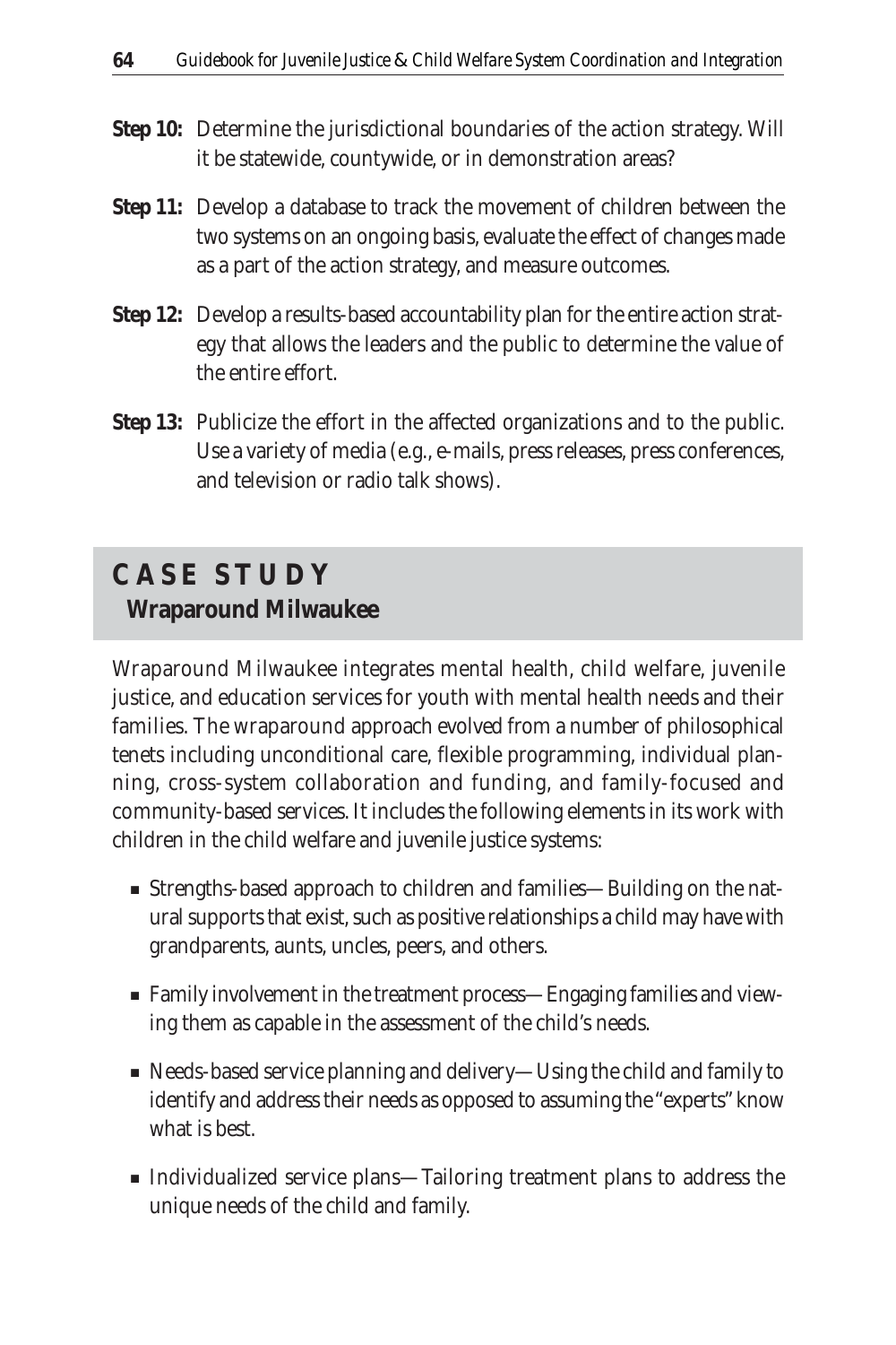**Step 10:** Determine the jurisdictional boundaries of the action strategy. Will it be statewide, countywide, or in demonstration areas?

**Step 11:** Develop a database to track the movement of children between the two systems on an ongoing basis, evaluate the effect of changes made as a part of the action strategy, and measure outcomes.

**Step 12:** Develop a results-based accountability plan for the entire action strategy that allows the leaders and the public to determine the value of the entire effort.

**Step 13:** Publicize the effort in the affected organizations and to the public. Use a variety of media (e.g., e-mails, press releases, press conferences, and television or radio talk shows).

## CASE STUDY

### Wraparound Milwaukee

Wraparound Milwaukee integrates mental health, child welfare, juvenile justice, and education services for youth with mental health needs and their families. The wraparound approach evolved from a number of philosophical tenets including unconditional care, flexible programming, individual planning, cross-system collaboration and funding, and family-focused and community-based services. It includes the following elements in its work with children in the child welfare and juvenile justice systems:

- Strengths-based approach to children and families—Building on the natural supports that exist, such as positive relationships a child may have with grandparents, aunts, uncles, peers, and others.
- Family involvement in the treatment process—Engaging families and viewing them as capable in the assessment of the child's needs.
- Needs-based service planning and delivery—Using the child and family to identify and address their needs as opposed to assuming the "experts" know what is best.
- Individualized service plans—Tailoring treatment plans to address the unique needs of the child and family.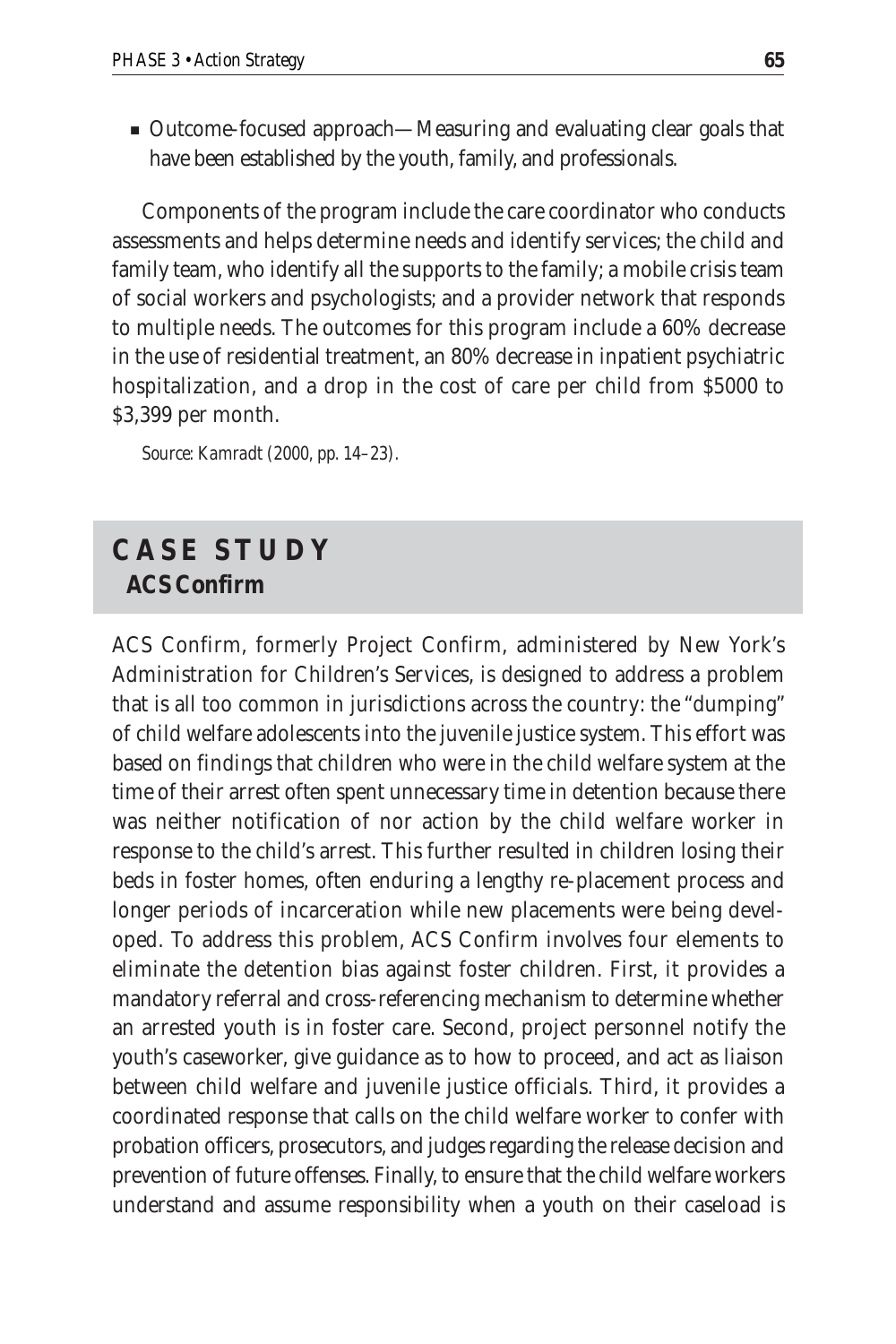- Outcome-focused approach—Measuring and evaluating clear goals that have been established by the youth, family, and professionals.

Components of the program include the care coordinator who conducts assessments and helps determine needs and identify services; the child and family team, who identify all the supports to the family; a mobile crisis team of social workers and psychologists; and a provider network that responds to multiple needs. The outcomes for this program include a 60% decrease in the use of residential treatment, an 80% decrease in inpatient psychiatric hospitalization, and a drop in the cost of care per child from $5000 to $3,399 per month.

*Source: Kamradt (2000, pp. 14–23).*

## CASE STUDY
### ACS Confirm

ACS Confirm, formerly Project Confirm, administered by New York's Administration for Children's Services, is designed to address a problem that is all too common in jurisdictions across the country: the "dumping" of child welfare adolescents into the juvenile justice system. This effort was based on findings that children who were in the child welfare system at the time of their arrest often spent unnecessary time in detention because there was neither notification of nor action by the child welfare worker in response to the child's arrest. This further resulted in children losing their beds in foster homes, often enduring a lengthy re-placement process and longer periods of incarceration while new placements were being developed. To address this problem, ACS Confirm involves four elements to eliminate the detention bias against foster children. First, it provides a mandatory referral and cross-referencing mechanism to determine whether an arrested youth is in foster care. Second, project personnel notify the youth's caseworker, give guidance as to how to proceed, and act as liaison between child welfare and juvenile justice officials. Third, it provides a coordinated response that calls on the child welfare worker to confer with probation officers, prosecutors, and judges regarding the release decision and prevention of future offenses. Finally, to ensure that the child welfare workers understand and assume responsibility when a youth on their caseload is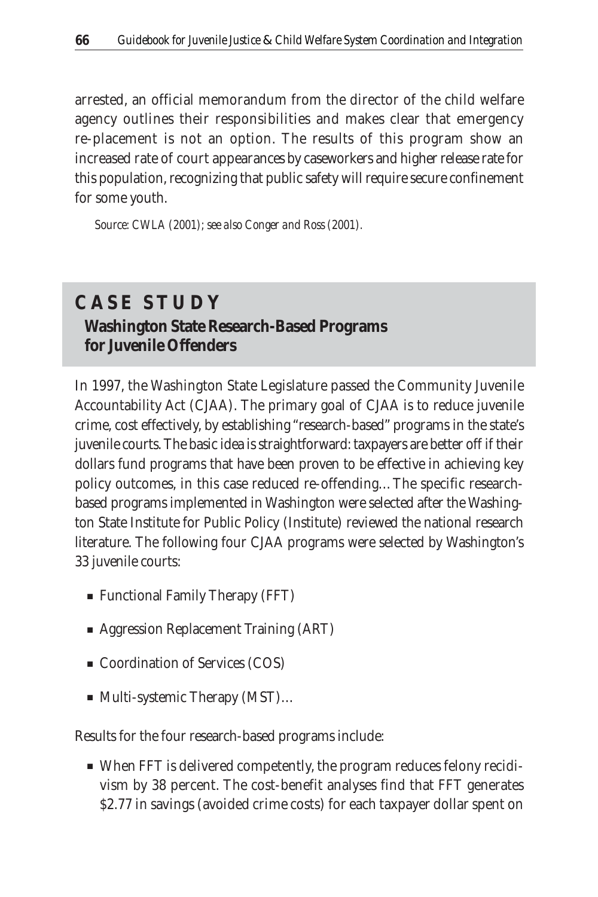arrested, an official memorandum from the director of the child welfare agency outlines their responsibilities and makes clear that emergency re-placement is not an option. The results of this program show an increased rate of court appearances by caseworkers and higher release rate for this population, recognizing that public safety will require secure confinement for some youth.

*Source: CWLA (2001); see also Conger and Ross (2001).*

## CASE STUDY

### Washington State Research-Based Programs for Juvenile Offenders

In 1997, the Washington State Legislature passed the Community Juvenile Accountability Act (CJAA). The primary goal of CJAA is to reduce juvenile crime, cost effectively, by establishing "research-based" programs in the state's juvenile courts. The basic idea is straightforward: taxpayers are better off if their dollars fund programs that have been proven to be effective in achieving key policy outcomes, in this case reduced re-offending… The specific research-based programs implemented in Washington were selected after the Washington State Institute for Public Policy (Institute) reviewed the national research literature. The following four CJAA programs were selected by Washington's 33 juvenile courts:

- Functional Family Therapy (FFT)
- Aggression Replacement Training (ART)
- Coordination of Services (COS)
- Multi-systemic Therapy (MST)…

Results for the four research-based programs include:

- When FFT is delivered competently, the program reduces felony recidivism by 38 percent. The cost-benefit analyses find that FFT generates $2.77 in savings (avoided crime costs) for each taxpayer dollar spent on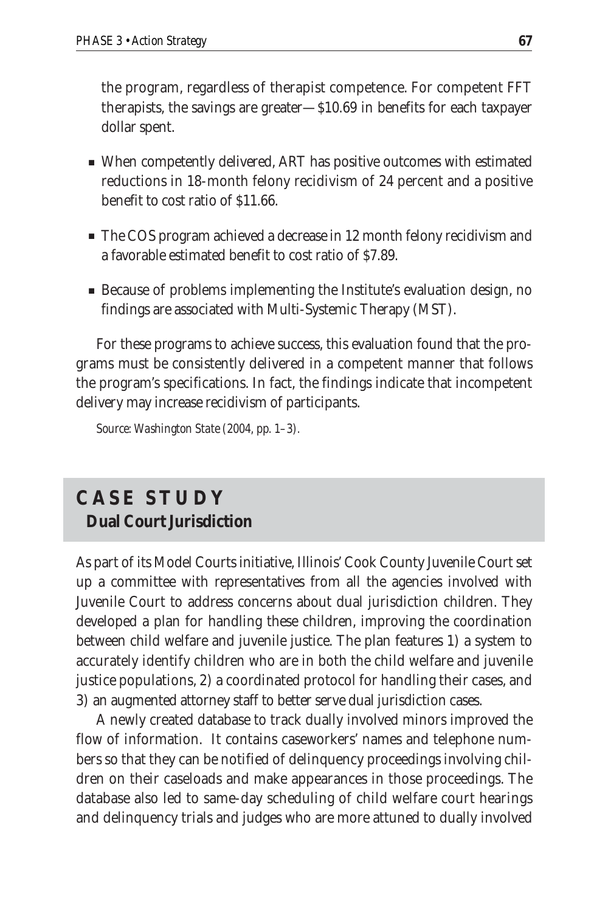the program, regardless of therapist competence. For competent FFT therapists, the savings are greater—$10.69 in benefits for each taxpayer dollar spent.

- When competently delivered, ART has positive outcomes with estimated reductions in 18-month felony recidivism of 24 percent and a positive benefit to cost ratio of $11.66.
- The COS program achieved a decrease in 12 month felony recidivism and a favorable estimated benefit to cost ratio of $7.89.
- Because of problems implementing the Institute's evaluation design, no findings are associated with Multi-Systemic Therapy (MST).

For these programs to achieve success, this evaluation found that the programs must be consistently delivered in a competent manner that follows the program's specifications. In fact, the findings indicate that incompetent delivery may increase recidivism of participants.

*Source: Washington State (2004, pp. 1–3).*

## CASE STUDY
### Dual Court Jurisdiction

As part of its Model Courts initiative, Illinois' Cook County Juvenile Court set up a committee with representatives from all the agencies involved with Juvenile Court to address concerns about dual jurisdiction children. They developed a plan for handling these children, improving the coordination between child welfare and juvenile justice. The plan features 1) a system to accurately identify children who are in both the child welfare and juvenile justice populations, 2) a coordinated protocol for handling their cases, and 3) an augmented attorney staff to better serve dual jurisdiction cases.

A newly created database to track dually involved minors improved the flow of information. It contains caseworkers' names and telephone numbers so that they can be notified of delinquency proceedings involving children on their caseloads and make appearances in those proceedings. The database also led to same-day scheduling of child welfare court hearings and delinquency trials and judges who are more attuned to dually involved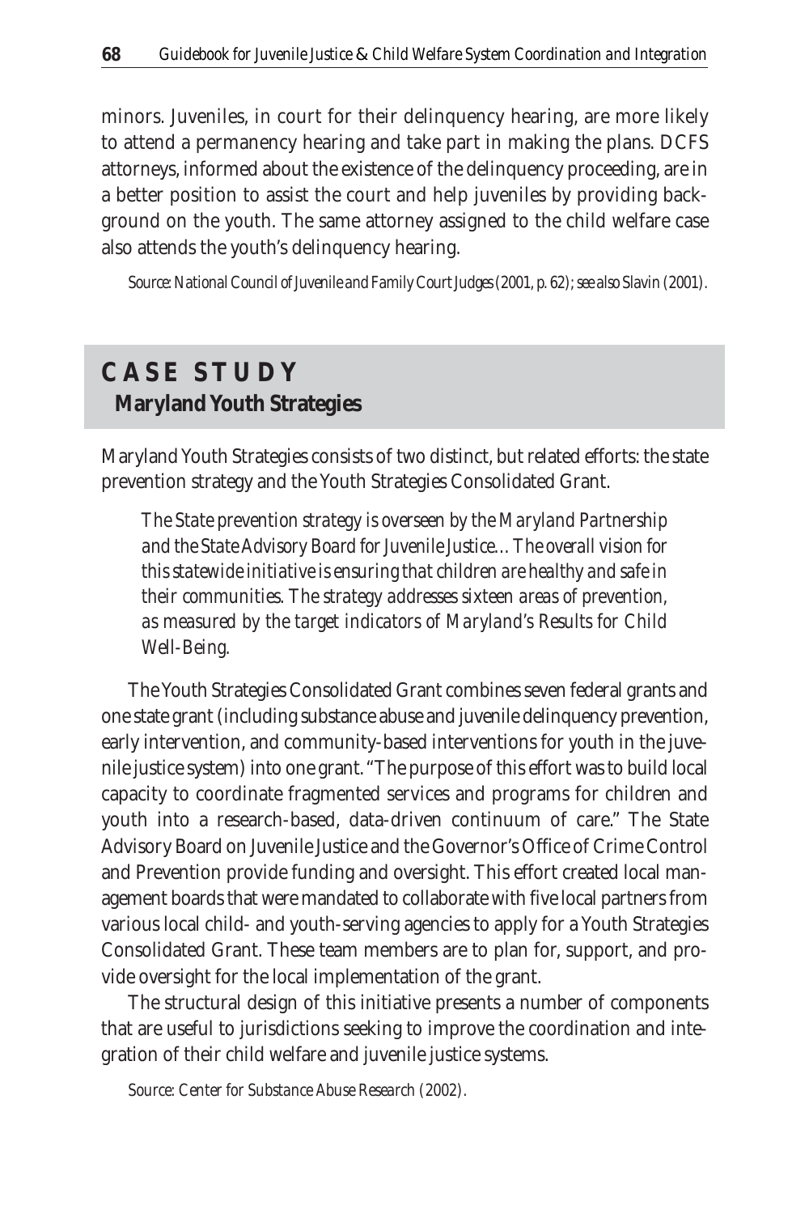minors. Juveniles, in court for their delinquency hearing, are more likely to attend a permanency hearing and take part in making the plans. DCFS attorneys, informed about the existence of the delinquency proceeding, are in a better position to assist the court and help juveniles by providing background on the youth. The same attorney assigned to the child welfare case also attends the youth's delinquency hearing.

*Source: National Council of Juvenile and Family Court Judges (2001, p. 62); see also Slavin (2001).*

## CASE STUDY

### Maryland Youth Strategies

Maryland Youth Strategies consists of two distinct, but related efforts: the state prevention strategy and the Youth Strategies Consolidated Grant.

> *The State prevention strategy is overseen by the Maryland Partnership and the State Advisory Board for Juvenile Justice… The overall vision for this statewide initiative is ensuring that children are healthy and safe in their communities. The strategy addresses sixteen areas of prevention, as measured by the target indicators of Maryland's Results for Child Well-Being.*

The Youth Strategies Consolidated Grant combines seven federal grants and one state grant (including substance abuse and juvenile delinquency prevention, early intervention, and community-based interventions for youth in the juvenile justice system) into one grant. "The purpose of this effort was to build local capacity to coordinate fragmented services and programs for children and youth into a research-based, data-driven continuum of care." The State Advisory Board on Juvenile Justice and the Governor's Office of Crime Control and Prevention provide funding and oversight. This effort created local management boards that were mandated to collaborate with five local partners from various local child- and youth-serving agencies to apply for a Youth Strategies Consolidated Grant. These team members are to plan for, support, and provide oversight for the local implementation of the grant.

The structural design of this initiative presents a number of components that are useful to jurisdictions seeking to improve the coordination and integration of their child welfare and juvenile justice systems.

*Source: Center for Substance Abuse Research (2002).*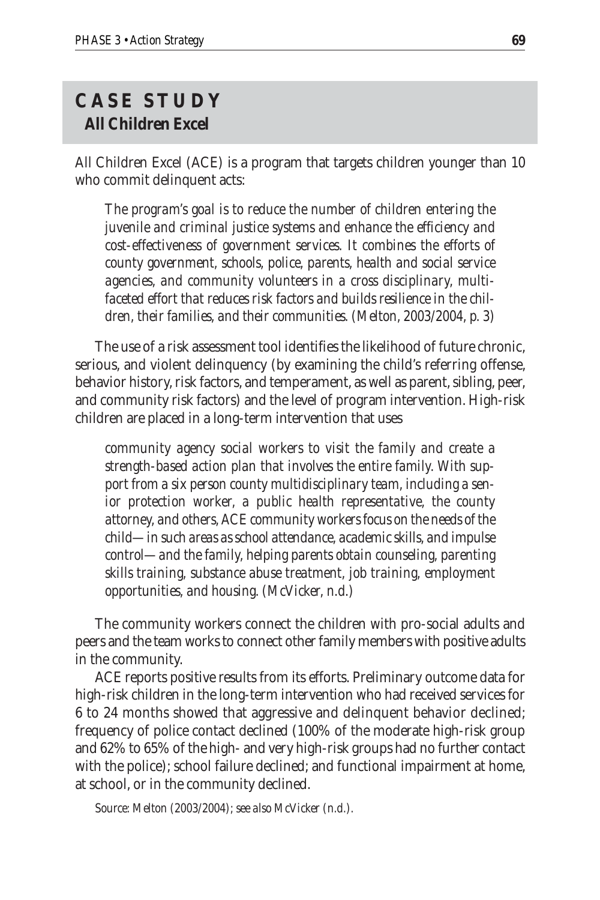## CASE STUDY

### All Children Excel

All Children Excel (ACE) is a program that targets children younger than 10 who commit delinquent acts:

> *The program's goal is to reduce the number of children entering the juvenile and criminal justice systems and enhance the efficiency and cost-effectiveness of government services. It combines the efforts of county government, schools, police, parents, health and social service agencies, and community volunteers in a cross disciplinary, multi-faceted effort that reduces risk factors and builds resilience in the children, their families, and their communities. (Melton, 2003/2004, p. 3)*

The use of a risk assessment tool identifies the likelihood of future chronic, serious, and violent delinquency (by examining the child's referring offense, behavior history, risk factors, and temperament, as well as parent, sibling, peer, and community risk factors) and the level of program intervention. High-risk children are placed in a long-term intervention that uses

> *community agency social workers to visit the family and create a strength-based action plan that involves the entire family. With support from a six person county multidisciplinary team, including a senior protection worker, a public health representative, the county attorney, and others, ACE community workers focus on the needs of the child—in such areas as school attendance, academic skills, and impulse control—and the family, helping parents obtain counseling, parenting skills training, substance abuse treatment, job training, employment opportunities, and housing. (McVicker, n.d.)*

The community workers connect the children with pro-social adults and peers and the team works to connect other family members with positive adults in the community.

ACE reports positive results from its efforts. Preliminary outcome data for high-risk children in the long-term intervention who had received services for 6 to 24 months showed that aggressive and delinquent behavior declined; frequency of police contact declined (100% of the moderate high-risk group and 62% to 65% of the high- and very high-risk groups had no further contact with the police); school failure declined; and functional impairment at home, at school, or in the community declined.

*Source: Melton (2003/2004); see also McVicker (n.d.).*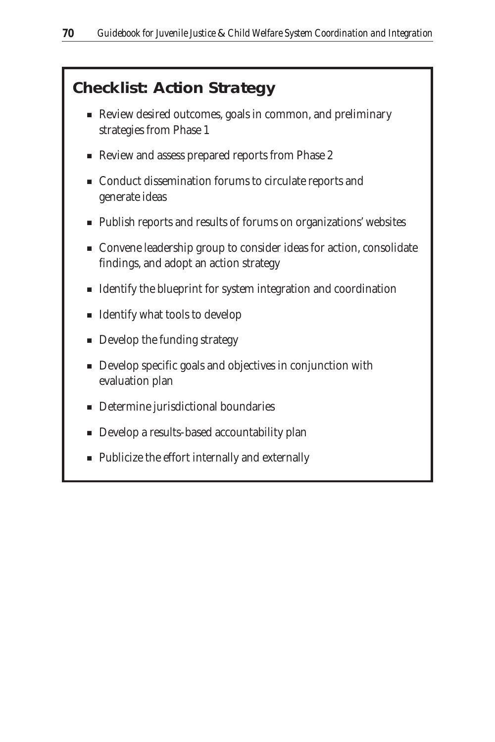## Checklist: Action Strategy

- Review desired outcomes, goals in common, and preliminary strategies from Phase 1
- Review and assess prepared reports from Phase 2
- Conduct dissemination forums to circulate reports and generate ideas
- Publish reports and results of forums on organizations' websites
- Convene leadership group to consider ideas for action, consolidate findings, and adopt an action strategy
- Identify the blueprint for system integration and coordination
- Identify what tools to develop
- Develop the funding strategy
- Develop specific goals and objectives in conjunction with evaluation plan
- Determine jurisdictional boundaries
- Develop a results-based accountability plan
- Publicize the effort internally and externally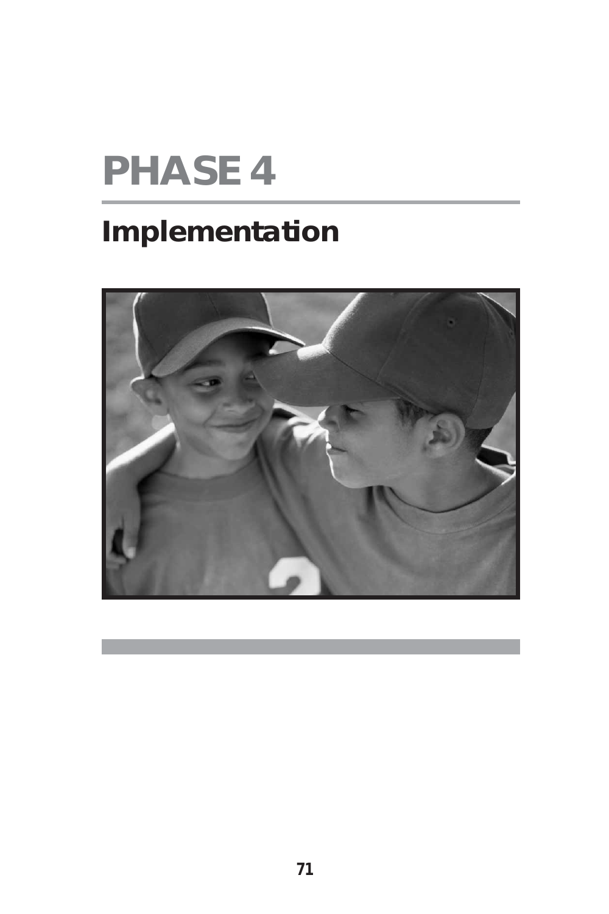# PHASE 4

## Implementation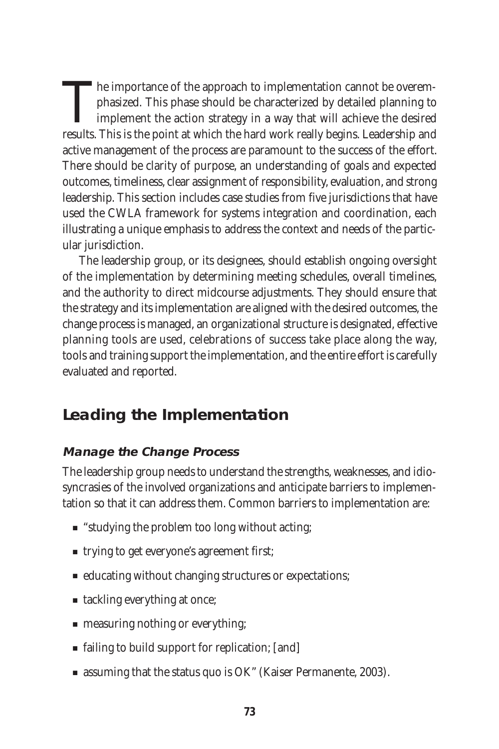The importance of the approach to implementation cannot be overemphasized. This phase should be characterized by detailed planning to implement the action strategy in a way that will achieve the desired results. This is the point at which the hard work really begins. Leadership and active management of the process are paramount to the success of the effort. There should be clarity of purpose, an understanding of goals and expected outcomes, timeliness, clear assignment of responsibility, evaluation, and strong leadership. This section includes case studies from five jurisdictions that have used the CWLA framework for systems integration and coordination, each illustrating a unique emphasis to address the context and needs of the particular jurisdiction.

The leadership group, or its designees, should establish ongoing oversight of the implementation by determining meeting schedules, overall timelines, and the authority to direct midcourse adjustments. They should ensure that the strategy and its implementation are aligned with the desired outcomes, the change process is managed, an organizational structure is designated, effective planning tools are used, celebrations of success take place along the way, tools and training support the implementation, and the entire effort is carefully evaluated and reported.

## Leading the Implementation

### *Manage the Change Process*

The leadership group needs to understand the strengths, weaknesses, and idiosyncrasies of the involved organizations and anticipate barriers to implementation so that it can address them. Common barriers to implementation are:

- "studying the problem too long without acting;
- trying to get everyone's agreement first;
- educating without changing structures or expectations;
- tackling everything at once;
- measuring nothing or everything;
- failing to build support for replication; [and]
- assuming that the status quo is OK" (Kaiser Permanente, 2003).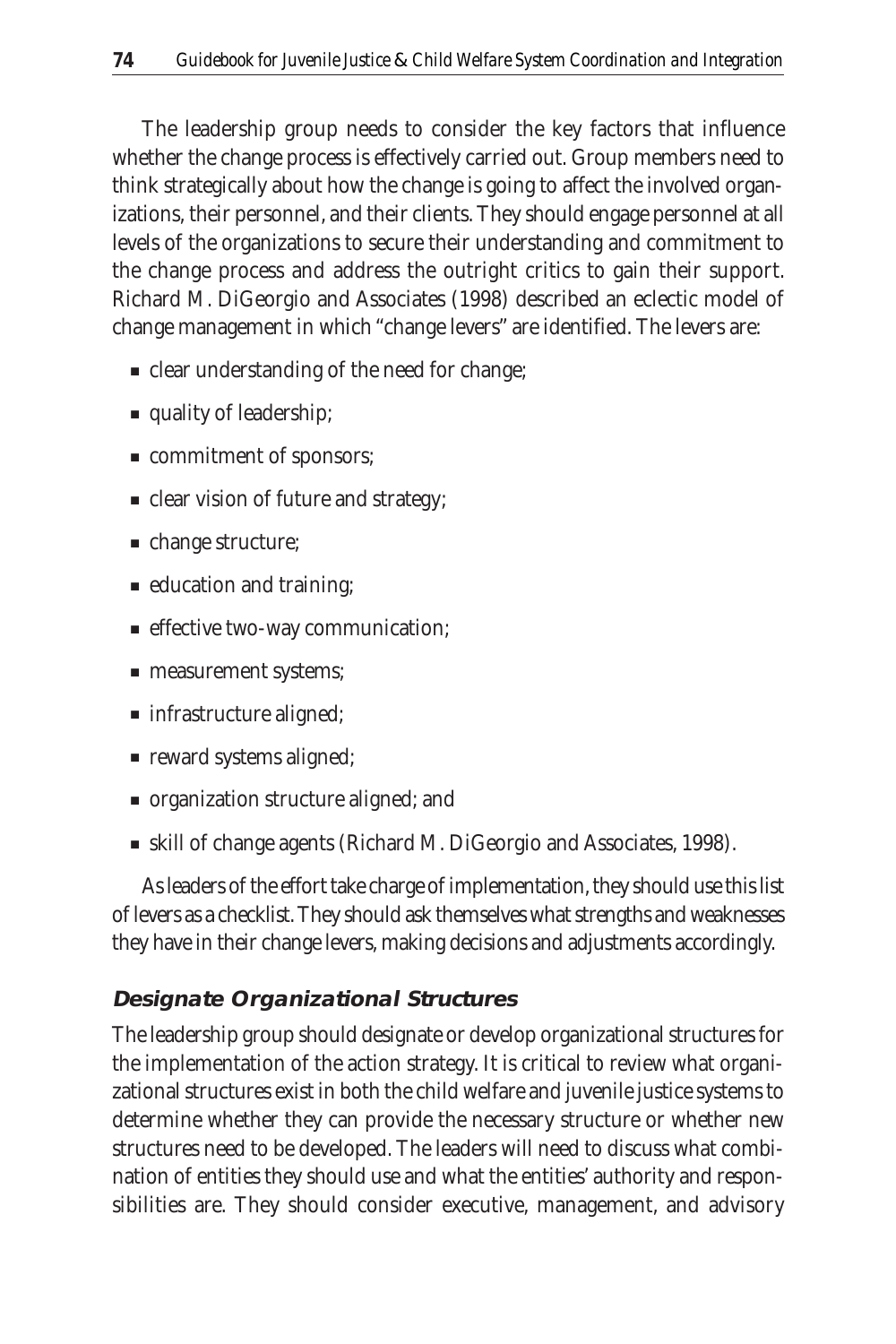The leadership group needs to consider the key factors that influence whether the change process is effectively carried out. Group members need to think strategically about how the change is going to affect the involved organizations, their personnel, and their clients. They should engage personnel at all levels of the organizations to secure their understanding and commitment to the change process and address the outright critics to gain their support. Richard M. DiGeorgio and Associates (1998) described an eclectic model of change management in which "change levers" are identified. The levers are:

- clear understanding of the need for change;
- quality of leadership;
- commitment of sponsors;
- clear vision of future and strategy;
- change structure;
- education and training;
- effective two-way communication;
- measurement systems;
- infrastructure aligned;
- reward systems aligned;
- organization structure aligned; and
- skill of change agents (Richard M. DiGeorgio and Associates, 1998).

As leaders of the effort take charge of implementation, they should use this list of levers as a checklist. They should ask themselves what strengths and weaknesses they have in their change levers, making decisions and adjustments accordingly.

### *Designate Organizational Structures*

The leadership group should designate or develop organizational structures for the implementation of the action strategy. It is critical to review what organizational structures exist in both the child welfare and juvenile justice systems to determine whether they can provide the necessary structure or whether new structures need to be developed. The leaders will need to discuss what combination of entities they should use and what the entities' authority and responsibilities are. They should consider executive, management, and advisory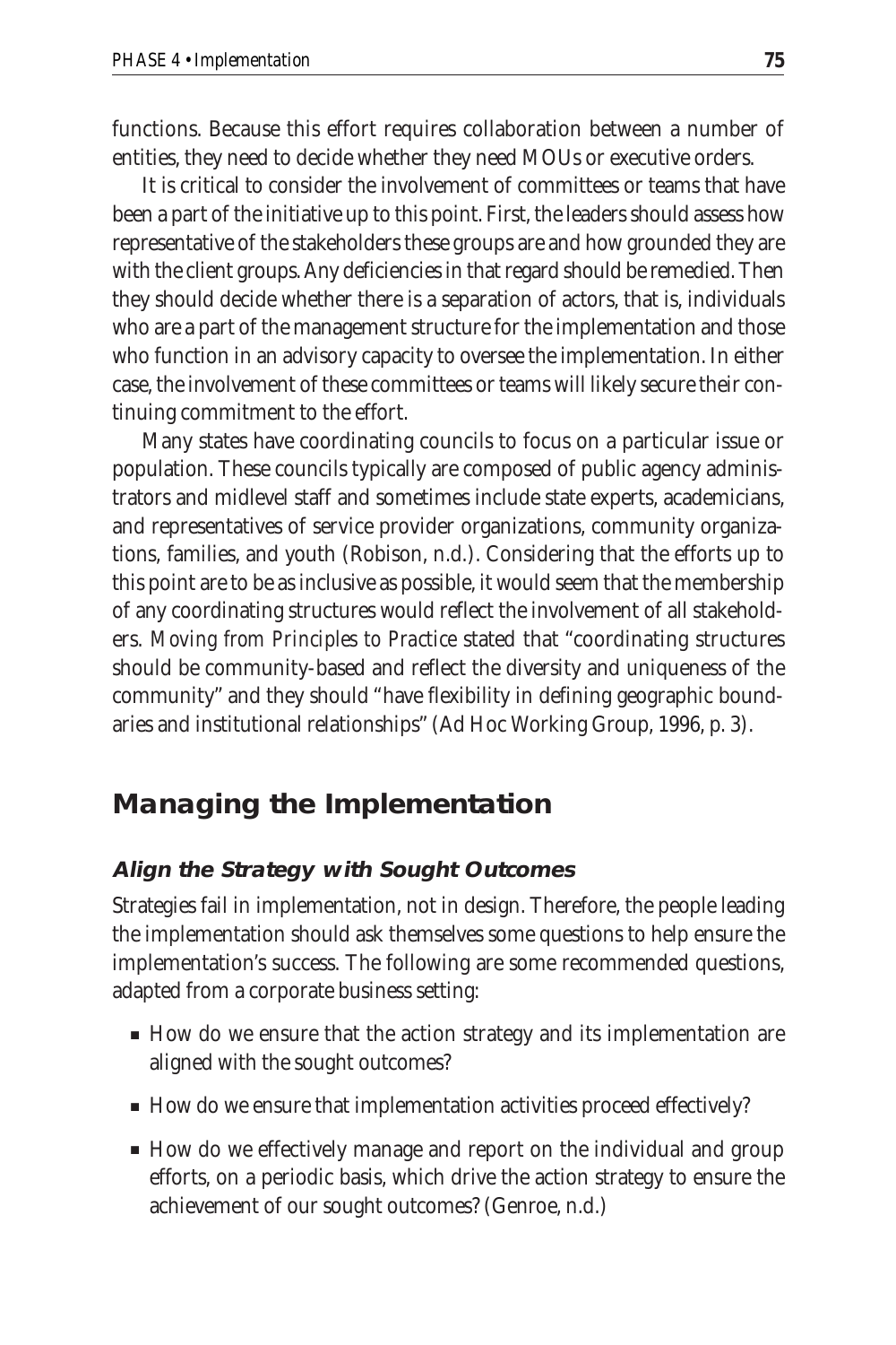functions. Because this effort requires collaboration between a number of entities, they need to decide whether they need MOUs or executive orders.

It is critical to consider the involvement of committees or teams that have been a part of the initiative up to this point. First, the leaders should assess how representative of the stakeholders these groups are and how grounded they are with the client groups. Any deficiencies in that regard should be remedied. Then they should decide whether there is a separation of actors, that is, individuals who are a part of the management structure for the implementation and those who function in an advisory capacity to oversee the implementation. In either case, the involvement of these committees or teams will likely secure their continuing commitment to the effort.

Many states have coordinating councils to focus on a particular issue or population. These councils typically are composed of public agency administrators and midlevel staff and sometimes include state experts, academicians, and representatives of service provider organizations, community organizations, families, and youth (Robison, n.d.). Considering that the efforts up to this point are to be as inclusive as possible, it would seem that the membership of any coordinating structures would reflect the involvement of all stakeholders. *Moving from Principles to Practice* stated that "coordinating structures should be community-based and reflect the diversity and uniqueness of the community" and they should "have flexibility in defining geographic boundaries and institutional relationships" (Ad Hoc Working Group, 1996, p. 3).

## Managing the Implementation

### Align the Strategy with Sought Outcomes

Strategies fail in implementation, not in design. Therefore, the people leading the implementation should ask themselves some questions to help ensure the implementation's success. The following are some recommended questions, adapted from a corporate business setting:

- How do we ensure that the action strategy and its implementation are aligned with the sought outcomes?
- How do we ensure that implementation activities proceed effectively?
- How do we effectively manage and report on the individual and group efforts, on a periodic basis, which drive the action strategy to ensure the achievement of our sought outcomes? (Genroe, n.d.)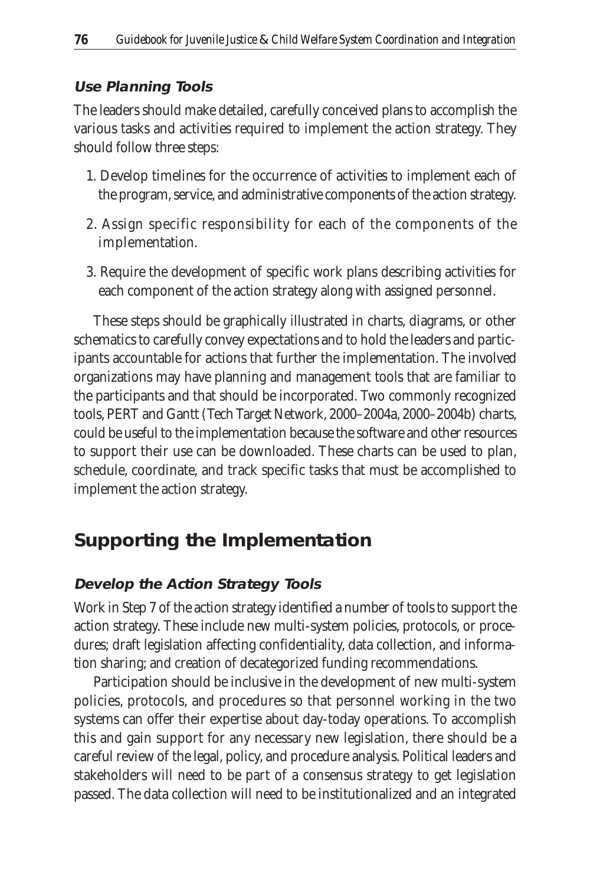### *Use Planning Tools*

The leaders should make detailed, carefully conceived plans to accomplish the various tasks and activities required to implement the action strategy. They should follow three steps:

1. Develop timelines for the occurrence of activities to implement each of the program, service, and administrative components of the action strategy.
2. Assign specific responsibility for each of the components of the implementation.
3. Require the development of specific work plans describing activities for each component of the action strategy along with assigned personnel.

These steps should be graphically illustrated in charts, diagrams, or other schematics to carefully convey expectations and to hold the leaders and participants accountable for actions that further the implementation. The involved organizations may have planning and management tools that are familiar to the participants and that should be incorporated. Two commonly recognized tools, PERT and Gantt (Tech Target Network, 2000–2004a, 2000–2004b) charts, could be useful to the implementation because the software and other resources to support their use can be downloaded. These charts can be used to plan, schedule, coordinate, and track specific tasks that must be accomplished to implement the action strategy.

## Supporting the Implementation

### *Develop the Action Strategy Tools*

Work in Step 7 of the action strategy identified a number of tools to support the action strategy. These include new multi-system policies, protocols, or procedures; draft legislation affecting confidentiality, data collection, and information sharing; and creation of decategorized funding recommendations.

Participation should be inclusive in the development of new multi-system policies, protocols, and procedures so that personnel working in the two systems can offer their expertise about day-today operations. To accomplish this and gain support for any necessary new legislation, there should be a careful review of the legal, policy, and procedure analysis. Political leaders and stakeholders will need to be part of a consensus strategy to get legislation passed. The data collection will need to be institutionalized and an integrated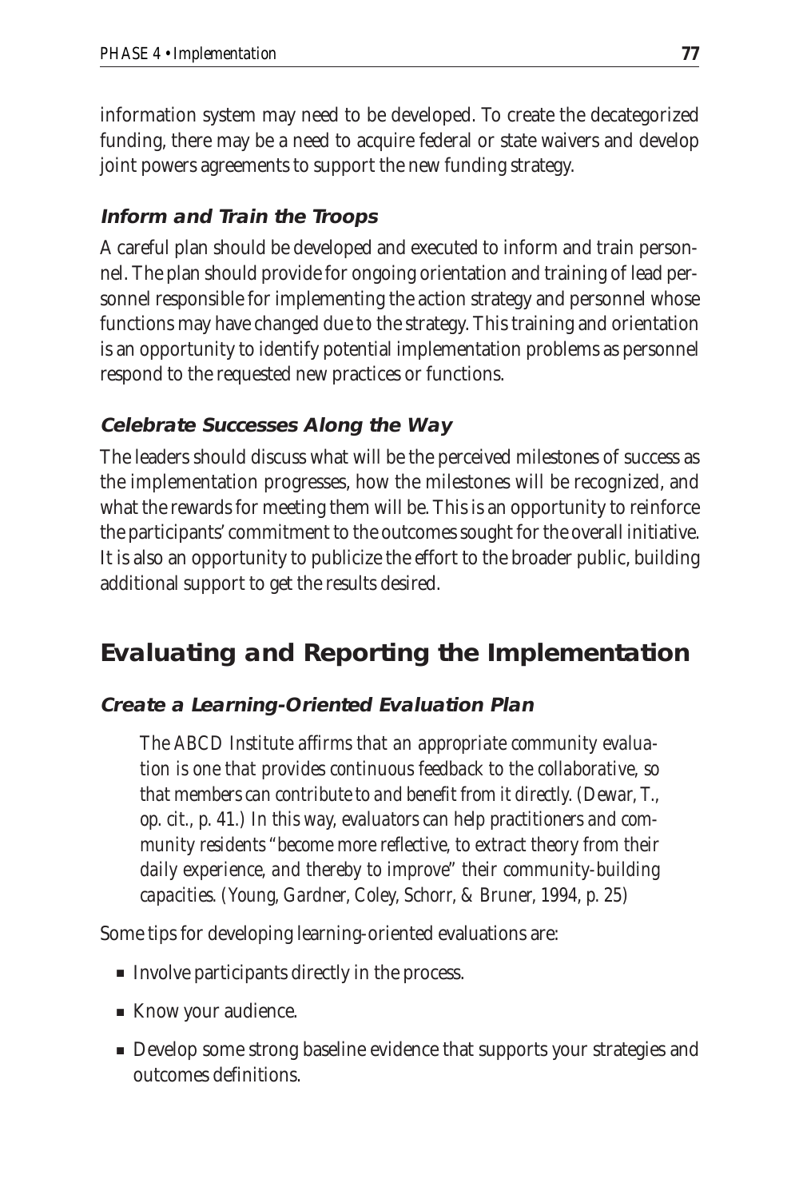information system may need to be developed. To create the decategorized funding, there may be a need to acquire federal or state waivers and develop joint powers agreements to support the new funding strategy.

### Inform and Train the Troops

A careful plan should be developed and executed to inform and train personnel. The plan should provide for ongoing orientation and training of lead personnel responsible for implementing the action strategy and personnel whose functions may have changed due to the strategy. This training and orientation is an opportunity to identify potential implementation problems as personnel respond to the requested new practices or functions.

### Celebrate Successes Along the Way

The leaders should discuss what will be the perceived milestones of success as the implementation progresses, how the milestones will be recognized, and what the rewards for meeting them will be. This is an opportunity to reinforce the participants' commitment to the outcomes sought for the overall initiative. It is also an opportunity to publicize the effort to the broader public, building additional support to get the results desired.

## Evaluating and Reporting the Implementation

### Create a Learning-Oriented Evaluation Plan

> *The ABCD Institute affirms that an appropriate community evaluation is one that provides continuous feedback to the collaborative, so that members can contribute to and benefit from it directly. (Dewar, T., op. cit., p. 41.) In this way, evaluators can help practitioners and community residents "become more reflective, to extract theory from their daily experience, and thereby to improve" their community-building capacities. (Young, Gardner, Coley, Schorr, & Bruner, 1994, p. 25)*

Some tips for developing learning-oriented evaluations are:

- Involve participants directly in the process.
- Know your audience.
- Develop some strong baseline evidence that supports your strategies and outcomes definitions.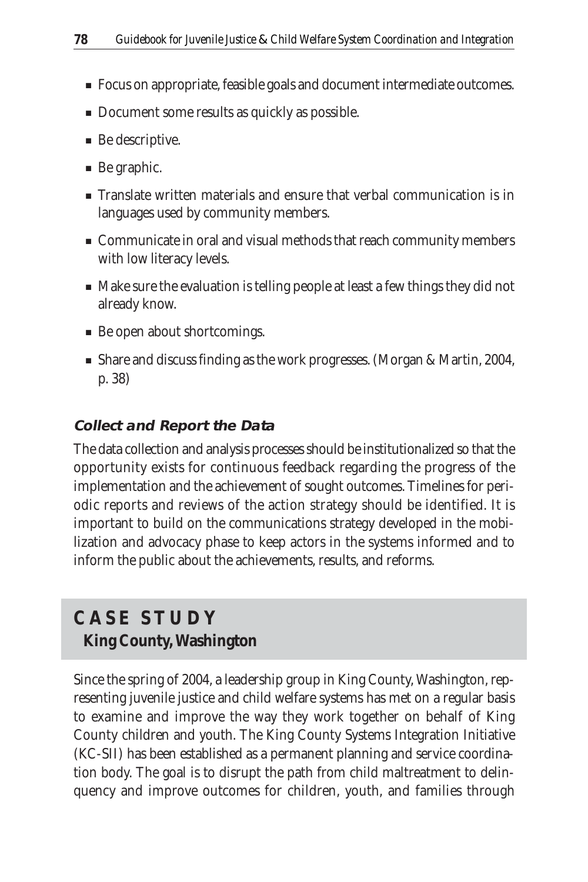- Focus on appropriate, feasible goals and document intermediate outcomes.
- Document some results as quickly as possible.
- Be descriptive.
- Be graphic.
- Translate written materials and ensure that verbal communication is in languages used by community members.
- Communicate in oral and visual methods that reach community members with low literacy levels.
- Make sure the evaluation is telling people at least a few things they did not already know.
- Be open about shortcomings.
- Share and discuss finding as the work progresses. (Morgan & Martin, 2004, p. 38)

### *Collect and Report the Data*

The data collection and analysis processes should be institutionalized so that the opportunity exists for continuous feedback regarding the progress of the implementation and the achievement of sought outcomes. Timelines for periodic reports and reviews of the action strategy should be identified. It is important to build on the communications strategy developed in the mobilization and advocacy phase to keep actors in the systems informed and to inform the public about the achievements, results, and reforms.

## CASE STUDY

### King County, Washington

Since the spring of 2004, a leadership group in King County, Washington, representing juvenile justice and child welfare systems has met on a regular basis to examine and improve the way they work together on behalf of King County children and youth. The King County Systems Integration Initiative (KC-SII) has been established as a permanent planning and service coordination body. The goal is to disrupt the path from child maltreatment to delinquency and improve outcomes for children, youth, and families through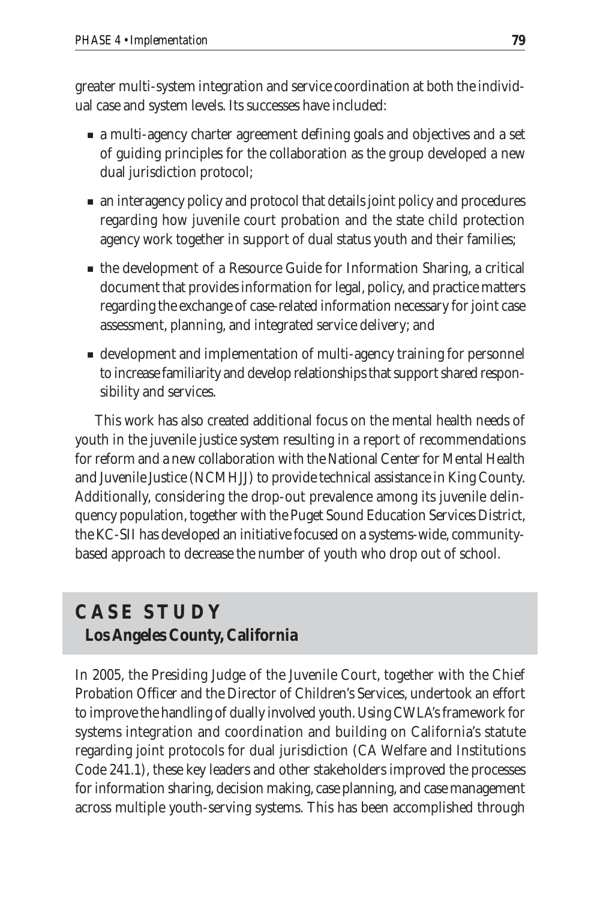greater multi-system integration and service coordination at both the individual case and system levels. Its successes have included:

- a multi-agency charter agreement defining goals and objectives and a set of guiding principles for the collaboration as the group developed a new dual jurisdiction protocol;
- an interagency policy and protocol that details joint policy and procedures regarding how juvenile court probation and the state child protection agency work together in support of dual status youth and their families;
- the development of a Resource Guide for Information Sharing, a critical document that provides information for legal, policy, and practice matters regarding the exchange of case-related information necessary for joint case assessment, planning, and integrated service delivery; and
- development and implementation of multi-agency training for personnel to increase familiarity and develop relationships that support shared responsibility and services.

This work has also created additional focus on the mental health needs of youth in the juvenile justice system resulting in a report of recommendations for reform and a new collaboration with the National Center for Mental Health and Juvenile Justice (NCMHJJ) to provide technical assistance in King County. Additionally, considering the drop-out prevalence among its juvenile delinquency population, together with the Puget Sound Education Services District, the KC-SII has developed an initiative focused on a systems-wide, community-based approach to decrease the number of youth who drop out of school.

## CASE STUDY

### Los Angeles County, California

In 2005, the Presiding Judge of the Juvenile Court, together with the Chief Probation Officer and the Director of Children's Services, undertook an effort to improve the handling of dually involved youth. Using CWLA's framework for systems integration and coordination and building on California's statute regarding joint protocols for dual jurisdiction (CA Welfare and Institutions Code 241.1), these key leaders and other stakeholders improved the processes for information sharing, decision making, case planning, and case management across multiple youth-serving systems. This has been accomplished through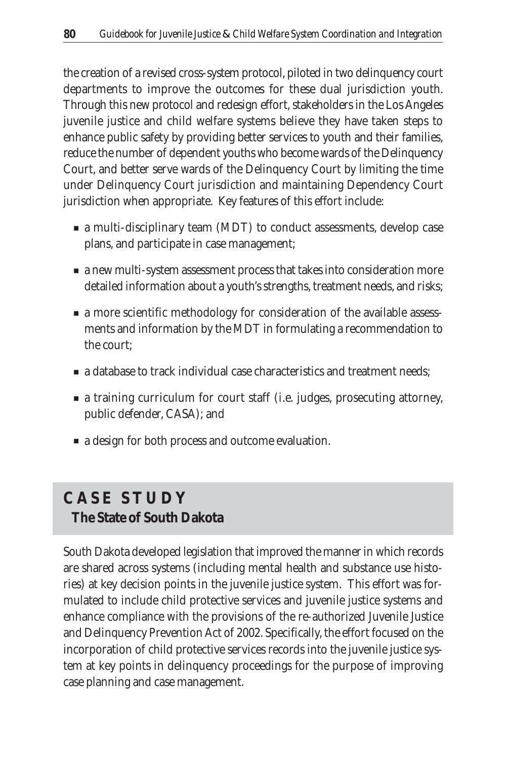the creation of a revised cross-system protocol, piloted in two delinquency court departments to improve the outcomes for these dual jurisdiction youth. Through this new protocol and redesign effort, stakeholders in the Los Angeles juvenile justice and child welfare systems believe they have taken steps to enhance public safety by providing better services to youth and their families, reduce the number of dependent youths who become wards of the Delinquency Court, and better serve wards of the Delinquency Court by limiting the time under Delinquency Court jurisdiction and maintaining Dependency Court jurisdiction when appropriate. Key features of this effort include:

- a multi-disciplinary team (MDT) to conduct assessments, develop case plans, and participate in case management;
- a new multi-system assessment process that takes into consideration more detailed information about a youth's strengths, treatment needs, and risks;
- a more scientific methodology for consideration of the available assessments and information by the MDT in formulating a recommendation to the court;
- a database to track individual case characteristics and treatment needs;
- a training curriculum for court staff (i.e. judges, prosecuting attorney, public defender, CASA); and
- a design for both process and outcome evaluation.

## CASE STUDY
### The State of South Dakota

South Dakota developed legislation that improved the manner in which records are shared across systems (including mental health and substance use histories) at key decision points in the juvenile justice system. This effort was formulated to include child protective services and juvenile justice systems and enhance compliance with the provisions of the re-authorized Juvenile Justice and Delinquency Prevention Act of 2002. Specifically, the effort focused on the incorporation of child protective services records into the juvenile justice system at key points in delinquency proceedings for the purpose of improving case planning and case management.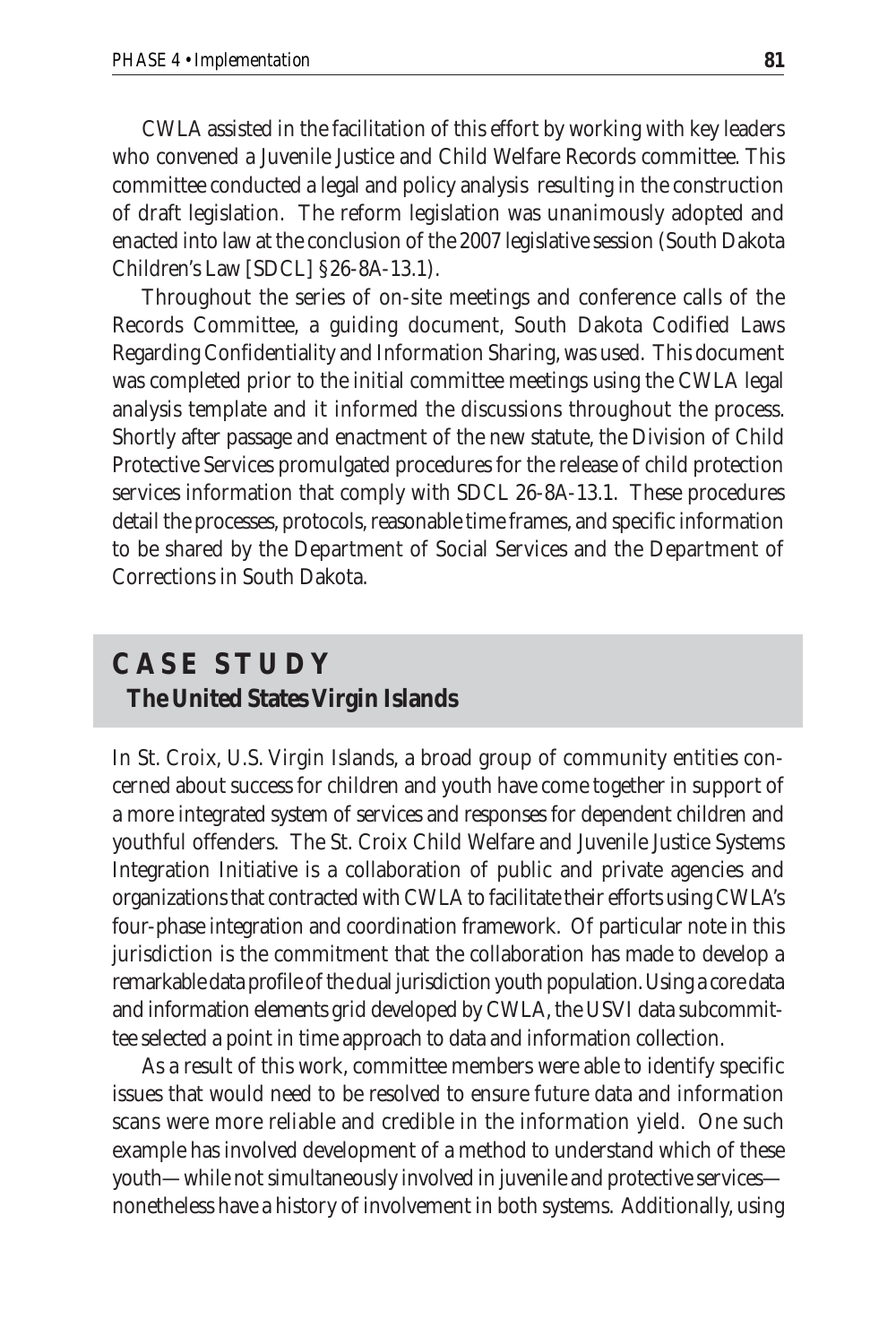CWLA assisted in the facilitation of this effort by working with key leaders who convened a Juvenile Justice and Child Welfare Records committee. This committee conducted a legal and policy analysis resulting in the construction of draft legislation. The reform legislation was unanimously adopted and enacted into law at the conclusion of the 2007 legislative session (South Dakota Children's Law [SDCL] §26-8A-13.1).

Throughout the series of on-site meetings and conference calls of the Records Committee, a guiding document, South Dakota Codified Laws Regarding Confidentiality and Information Sharing, was used. This document was completed prior to the initial committee meetings using the CWLA legal analysis template and it informed the discussions throughout the process. Shortly after passage and enactment of the new statute, the Division of Child Protective Services promulgated procedures for the release of child protection services information that comply with SDCL 26-8A-13.1. These procedures detail the processes, protocols, reasonable time frames, and specific information to be shared by the Department of Social Services and the Department of Corrections in South Dakota.

## CASE STUDY

### The United States Virgin Islands

In St. Croix, U.S. Virgin Islands, a broad group of community entities concerned about success for children and youth have come together in support of a more integrated system of services and responses for dependent children and youthful offenders. The St. Croix Child Welfare and Juvenile Justice Systems Integration Initiative is a collaboration of public and private agencies and organizations that contracted with CWLA to facilitate their efforts using CWLA's four-phase integration and coordination framework. Of particular note in this jurisdiction is the commitment that the collaboration has made to develop a remarkable data profile of the dual jurisdiction youth population. Using a core data and information elements grid developed by CWLA, the USVI data subcommittee selected a point in time approach to data and information collection.

As a result of this work, committee members were able to identify specific issues that would need to be resolved to ensure future data and information scans were more reliable and credible in the information yield. One such example has involved development of a method to understand which of these youth—while not simultaneously involved in juvenile and protective services—nonetheless have a history of involvement in both systems. Additionally, using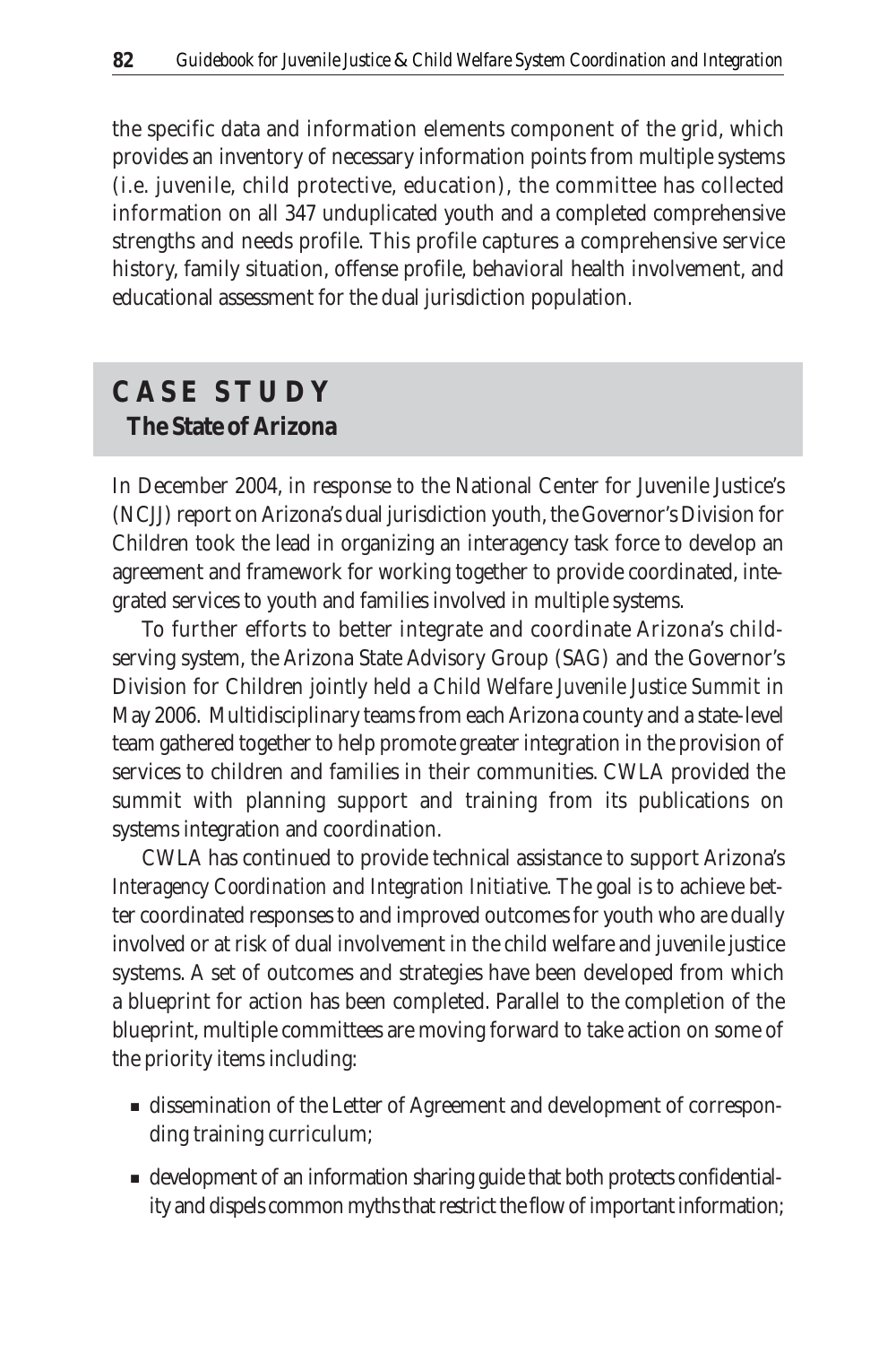the specific data and information elements component of the grid, which provides an inventory of necessary information points from multiple systems (i.e. juvenile, child protective, education), the committee has collected information on all 347 unduplicated youth and a completed comprehensive strengths and needs profile. This profile captures a comprehensive service history, family situation, offense profile, behavioral health involvement, and educational assessment for the dual jurisdiction population.

## CASE STUDY
### The State of Arizona

In December 2004, in response to the National Center for Juvenile Justice's (NCJJ) report on Arizona's dual jurisdiction youth, the Governor's Division for Children took the lead in organizing an interagency task force to develop an agreement and framework for working together to provide coordinated, integrated services to youth and families involved in multiple systems.

To further efforts to better integrate and coordinate Arizona's child-serving system, the Arizona State Advisory Group (SAG) and the Governor's Division for Children jointly held a *Child Welfare Juvenile Justice Summit* in May 2006. Multidisciplinary teams from each Arizona county and a state-level team gathered together to help promote greater integration in the provision of services to children and families in their communities. CWLA provided the summit with planning support and training from its publications on systems integration and coordination.

CWLA has continued to provide technical assistance to support Arizona's *Interagency Coordination and Integration Initiative*. The goal is to achieve better coordinated responses to and improved outcomes for youth who are dually involved or at risk of dual involvement in the child welfare and juvenile justice systems. A set of outcomes and strategies have been developed from which a blueprint for action has been completed. Parallel to the completion of the blueprint, multiple committees are moving forward to take action on some of the priority items including:

- dissemination of the Letter of Agreement and development of corresponding training curriculum;
- development of an information sharing guide that both protects confidentiality and dispels common myths that restrict the flow of important information;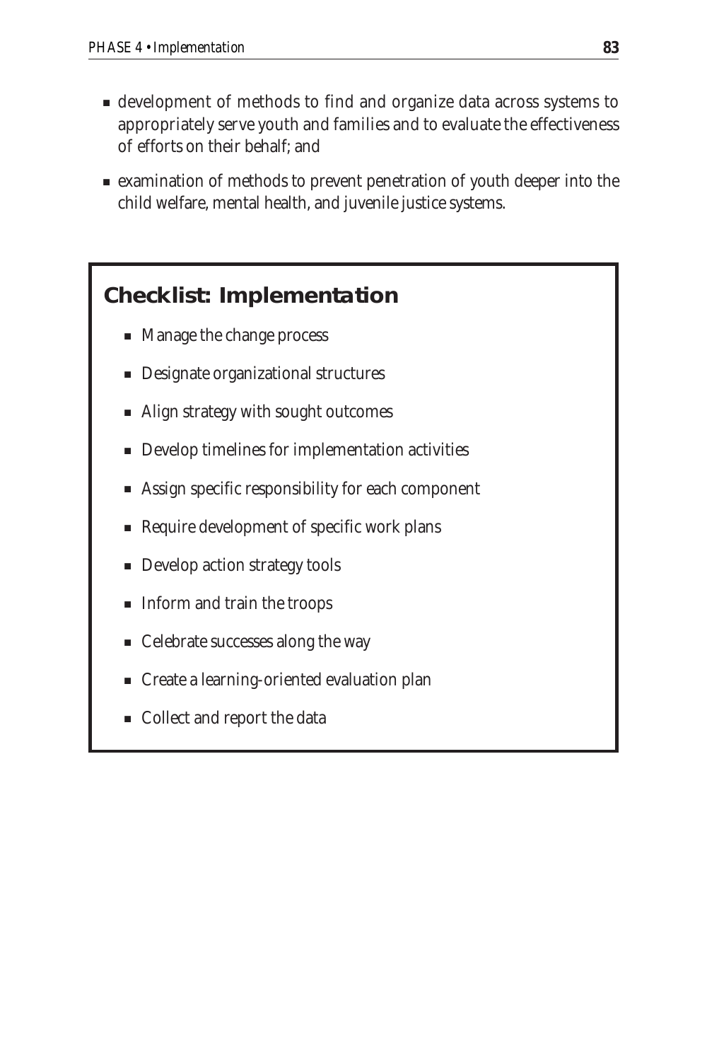- development of methods to find and organize data across systems to appropriately serve youth and families and to evaluate the effectiveness of efforts on their behalf; and
- examination of methods to prevent penetration of youth deeper into the child welfare, mental health, and juvenile justice systems.

## Checklist: Implementation

- Manage the change process
- Designate organizational structures
- Align strategy with sought outcomes
- Develop timelines for implementation activities
- Assign specific responsibility for each component
- Require development of specific work plans
- Develop action strategy tools
- Inform and train the troops
- Celebrate successes along the way
- Create a learning-oriented evaluation plan
- Collect and report the data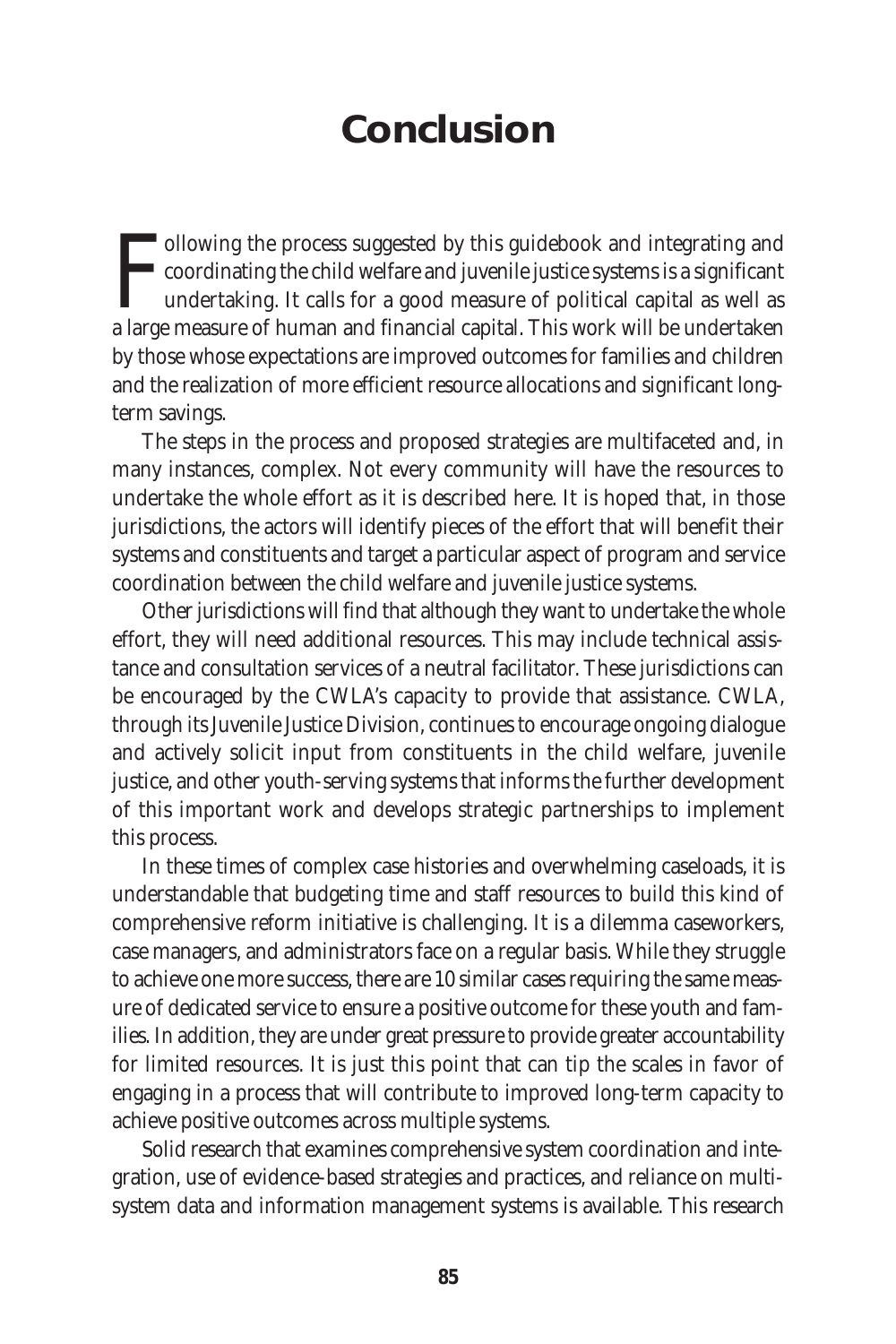# Conclusion

Following the process suggested by this guidebook and integrating and coordinating the child welfare and juvenile justice systems is a significant undertaking. It calls for a good measure of political capital as well as a large measure of human and financial capital. This work will be undertaken by those whose expectations are improved outcomes for families and children and the realization of more efficient resource allocations and significant long-term savings.

The steps in the process and proposed strategies are multifaceted and, in many instances, complex. Not every community will have the resources to undertake the whole effort as it is described here. It is hoped that, in those jurisdictions, the actors will identify pieces of the effort that will benefit their systems and constituents and target a particular aspect of program and service coordination between the child welfare and juvenile justice systems.

Other jurisdictions will find that although they want to undertake the whole effort, they will need additional resources. This may include technical assistance and consultation services of a neutral facilitator. These jurisdictions can be encouraged by the CWLA's capacity to provide that assistance. CWLA, through its Juvenile Justice Division, continues to encourage ongoing dialogue and actively solicit input from constituents in the child welfare, juvenile justice, and other youth-serving systems that informs the further development of this important work and develops strategic partnerships to implement this process.

In these times of complex case histories and overwhelming caseloads, it is understandable that budgeting time and staff resources to build this kind of comprehensive reform initiative is challenging. It is a dilemma caseworkers, case managers, and administrators face on a regular basis. While they struggle to achieve one more success, there are 10 similar cases requiring the same measure of dedicated service to ensure a positive outcome for these youth and families. In addition, they are under great pressure to provide greater accountability for limited resources. It is just this point that can tip the scales in favor of engaging in a process that will contribute to improved long-term capacity to achieve positive outcomes across multiple systems.

Solid research that examines comprehensive system coordination and integration, use of evidence-based strategies and practices, and reliance on multi-system data and information management systems is available. This research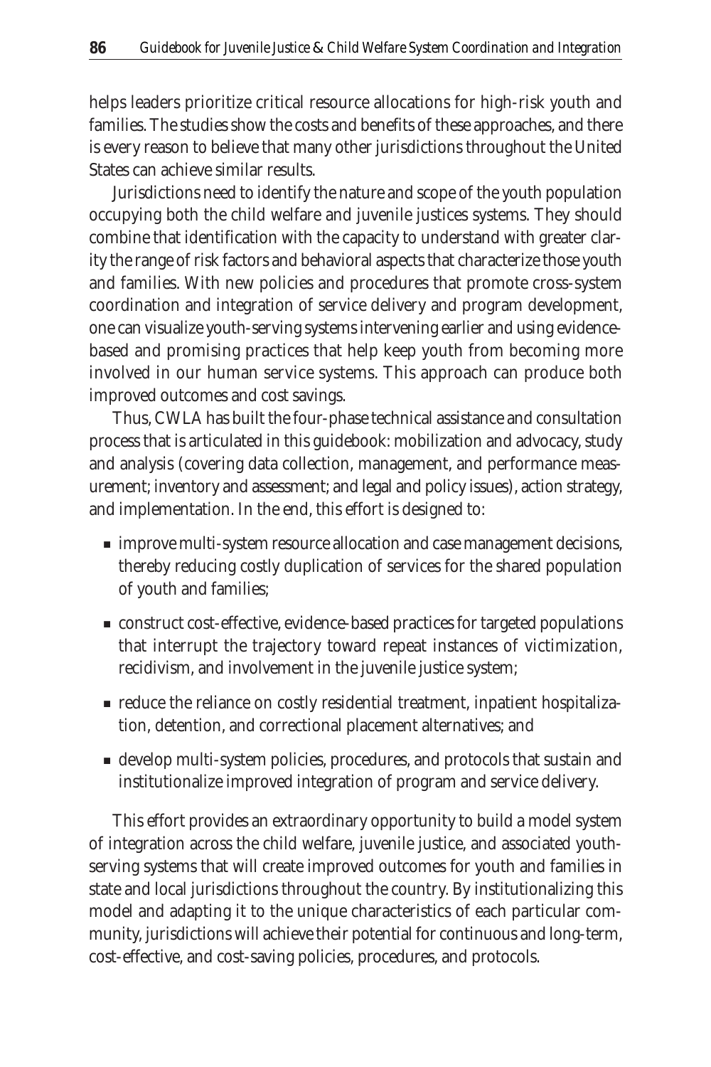helps leaders prioritize critical resource allocations for high-risk youth and families. The studies show the costs and benefits of these approaches, and there is every reason to believe that many other jurisdictions throughout the United States can achieve similar results.

Jurisdictions need to identify the nature and scope of the youth population occupying both the child welfare and juvenile justices systems. They should combine that identification with the capacity to understand with greater clarity the range of risk factors and behavioral aspects that characterize those youth and families. With new policies and procedures that promote cross-system coordination and integration of service delivery and program development, one can visualize youth-serving systems intervening earlier and using evidence-based and promising practices that help keep youth from becoming more involved in our human service systems. This approach can produce both improved outcomes and cost savings.

Thus, CWLA has built the four-phase technical assistance and consultation process that is articulated in this guidebook: mobilization and advocacy, study and analysis (covering data collection, management, and performance measurement; inventory and assessment; and legal and policy issues), action strategy, and implementation. In the end, this effort is designed to:

- improve multi-system resource allocation and case management decisions, thereby reducing costly duplication of services for the shared population of youth and families;
- construct cost-effective, evidence-based practices for targeted populations that interrupt the trajectory toward repeat instances of victimization, recidivism, and involvement in the juvenile justice system;
- reduce the reliance on costly residential treatment, inpatient hospitalization, detention, and correctional placement alternatives; and
- develop multi-system policies, procedures, and protocols that sustain and institutionalize improved integration of program and service delivery.

This effort provides an extraordinary opportunity to build a model system of integration across the child welfare, juvenile justice, and associated youth-serving systems that will create improved outcomes for youth and families in state and local jurisdictions throughout the country. By institutionalizing this model and adapting it to the unique characteristics of each particular community, jurisdictions will achieve their potential for continuous and long-term, cost-effective, and cost-saving policies, procedures, and protocols.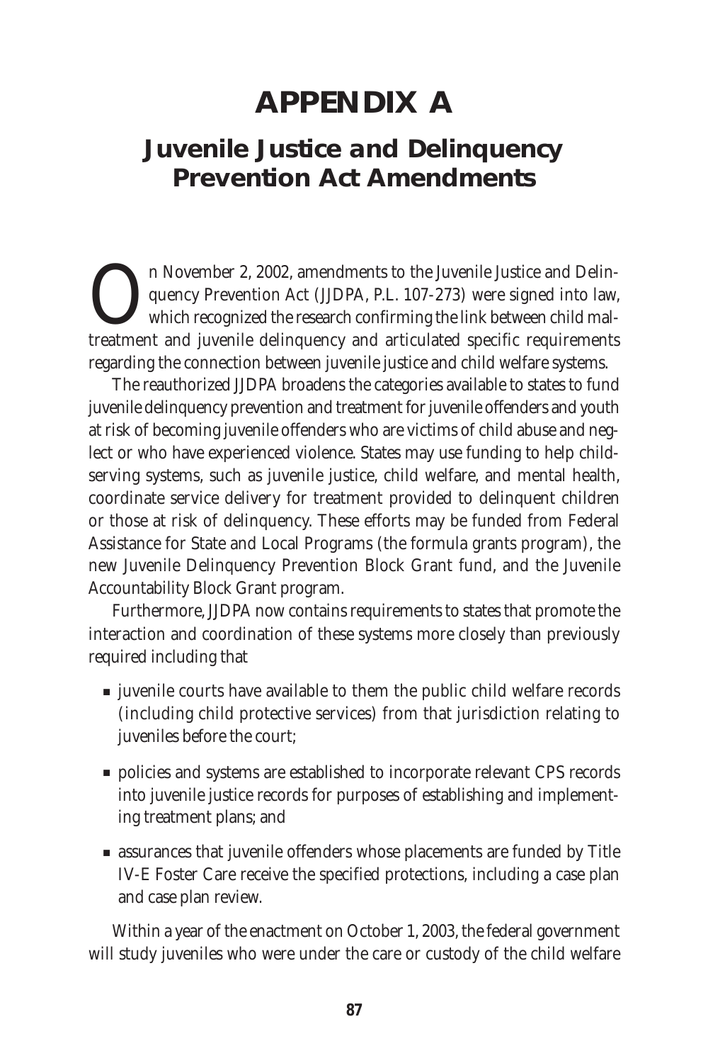# APPENDIX A

## Juvenile Justice and Delinquency Prevention Act Amendments

On November 2, 2002, amendments to the Juvenile Justice and Delinquency Prevention Act (JJDPA, P.L. 107-273) were signed into law, which recognized the research confirming the link between child maltreatment and juvenile delinquency and articulated specific requirements regarding the connection between juvenile justice and child welfare systems.

The reauthorized JJDPA broadens the categories available to states to fund juvenile delinquency prevention and treatment for juvenile offenders and youth at risk of becoming juvenile offenders who are victims of child abuse and neglect or who have experienced violence. States may use funding to help child-serving systems, such as juvenile justice, child welfare, and mental health, coordinate service delivery for treatment provided to delinquent children or those at risk of delinquency. These efforts may be funded from Federal Assistance for State and Local Programs (the formula grants program), the new Juvenile Delinquency Prevention Block Grant fund, and the Juvenile Accountability Block Grant program.

Furthermore, JJDPA now contains requirements to states that promote the interaction and coordination of these systems more closely than previously required including that

- juvenile courts have available to them the public child welfare records (including child protective services) from that jurisdiction relating to juveniles before the court;
- policies and systems are established to incorporate relevant CPS records into juvenile justice records for purposes of establishing and implementing treatment plans; and
- assurances that juvenile offenders whose placements are funded by Title IV-E Foster Care receive the specified protections, including a case plan and case plan review.

Within a year of the enactment on October 1, 2003, the federal government will study juveniles who were under the care or custody of the child welfare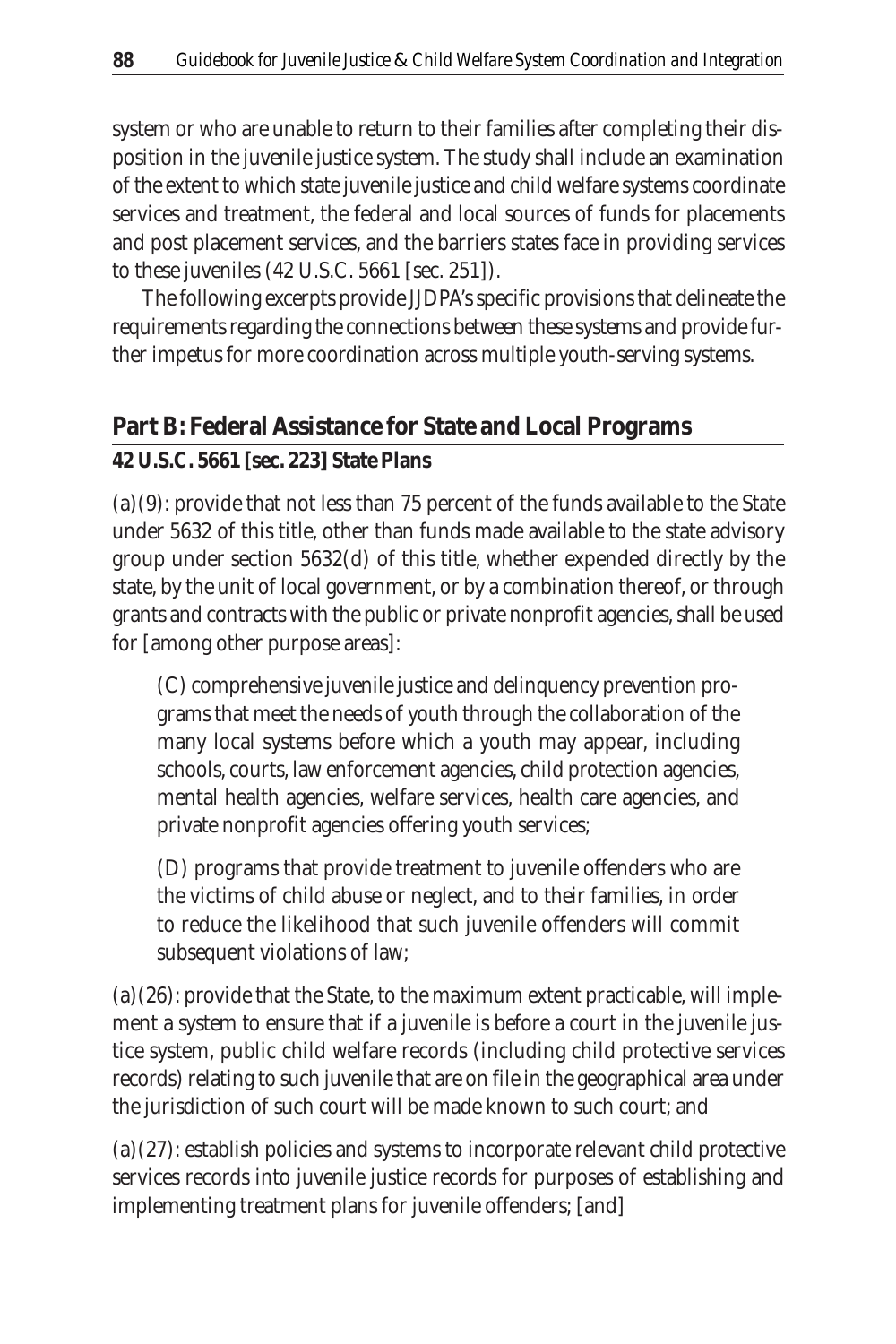system or who are unable to return to their families after completing their disposition in the juvenile justice system. The study shall include an examination of the extent to which state juvenile justice and child welfare systems coordinate services and treatment, the federal and local sources of funds for placements and post placement services, and the barriers states face in providing services to these juveniles (42 U.S.C. 5661 [sec. 251]).

The following excerpts provide JJDPA's specific provisions that delineate the requirements regarding the connections between these systems and provide further impetus for more coordination across multiple youth-serving systems.

## Part B: Federal Assistance for State and Local Programs

### 42 U.S.C. 5661 [sec. 223] State Plans

(a)(9): provide that not less than 75 percent of the funds available to the State under 5632 of this title, other than funds made available to the state advisory group under section 5632(d) of this title, whether expended directly by the state, by the unit of local government, or by a combination thereof, or through grants and contracts with the public or private nonprofit agencies, shall be used for [among other purpose areas]:

> (C) comprehensive juvenile justice and delinquency prevention programs that meet the needs of youth through the collaboration of the many local systems before which a youth may appear, including schools, courts, law enforcement agencies, child protection agencies, mental health agencies, welfare services, health care agencies, and private nonprofit agencies offering youth services;
>
> (D) programs that provide treatment to juvenile offenders who are the victims of child abuse or neglect, and to their families, in order to reduce the likelihood that such juvenile offenders will commit subsequent violations of law;

(a)(26): provide that the State, to the maximum extent practicable, will implement a system to ensure that if a juvenile is before a court in the juvenile justice system, public child welfare records (including child protective services records) relating to such juvenile that are on file in the geographical area under the jurisdiction of such court will be made known to such court; and

(a)(27): establish policies and systems to incorporate relevant child protective services records into juvenile justice records for purposes of establishing and implementing treatment plans for juvenile offenders; [and]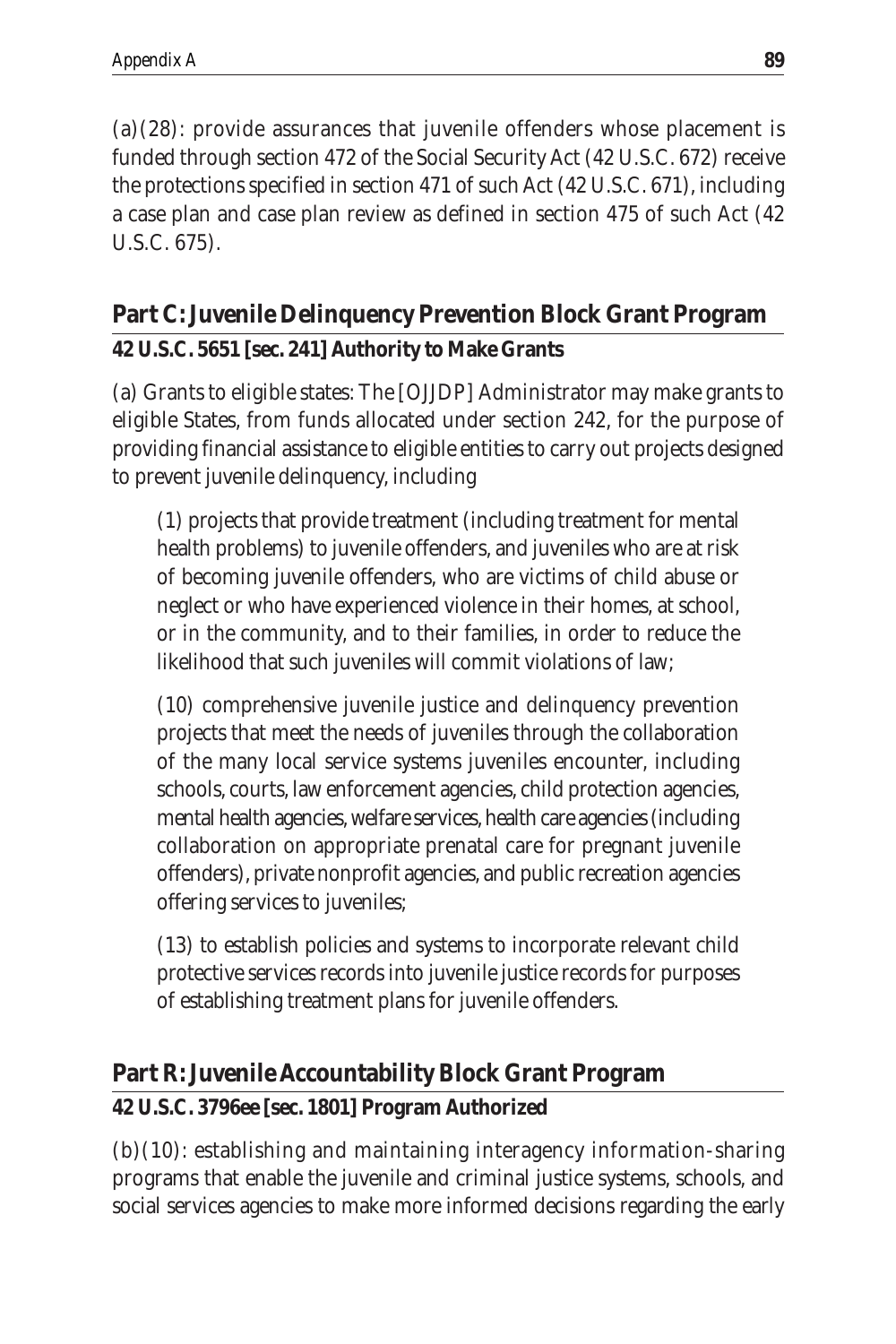(a)(28): provide assurances that juvenile offenders whose placement is funded through section 472 of the Social Security Act (42 U.S.C. 672) receive the protections specified in section 471 of such Act (42 U.S.C. 671), including a case plan and case plan review as defined in section 475 of such Act (42 U.S.C. 675).

## Part C: Juvenile Delinquency Prevention Block Grant Program

**42 U.S.C. 5651 [sec. 241] Authority to Make Grants**

(a) Grants to eligible states: The [OJJDP] Administrator may make grants to eligible States, from funds allocated under section 242, for the purpose of providing financial assistance to eligible entities to carry out projects designed to prevent juvenile delinquency, including

> (1) projects that provide treatment (including treatment for mental health problems) to juvenile offenders, and juveniles who are at risk of becoming juvenile offenders, who are victims of child abuse or neglect or who have experienced violence in their homes, at school, or in the community, and to their families, in order to reduce the likelihood that such juveniles will commit violations of law;
>
> (10) comprehensive juvenile justice and delinquency prevention projects that meet the needs of juveniles through the collaboration of the many local service systems juveniles encounter, including schools, courts, law enforcement agencies, child protection agencies, mental health agencies, welfare services, health care agencies (including collaboration on appropriate prenatal care for pregnant juvenile offenders), private nonprofit agencies, and public recreation agencies offering services to juveniles;
>
> (13) to establish policies and systems to incorporate relevant child protective services records into juvenile justice records for purposes of establishing treatment plans for juvenile offenders.

## Part R: Juvenile Accountability Block Grant Program

**42 U.S.C. 3796ee [sec. 1801] Program Authorized**

(b)(10): establishing and maintaining interagency information-sharing programs that enable the juvenile and criminal justice systems, schools, and social services agencies to make more informed decisions regarding the early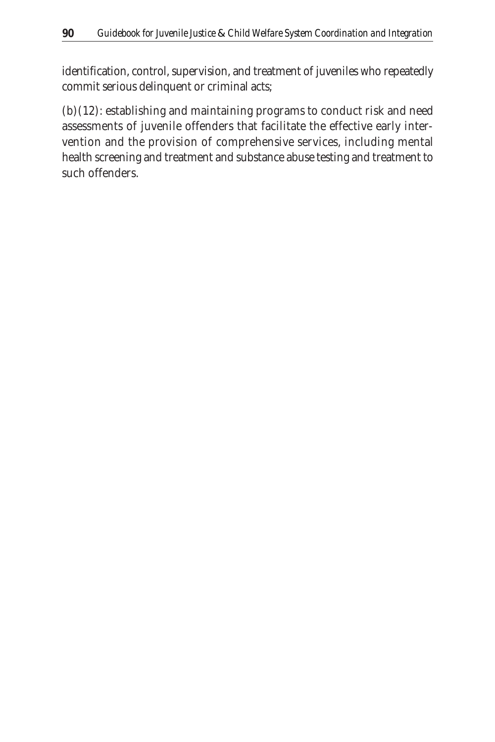identification, control, supervision, and treatment of juveniles who repeatedly commit serious delinquent or criminal acts;

(b)(12): establishing and maintaining programs to conduct risk and need assessments of juvenile offenders that facilitate the effective early intervention and the provision of comprehensive services, including mental health screening and treatment and substance abuse testing and treatment to such offenders.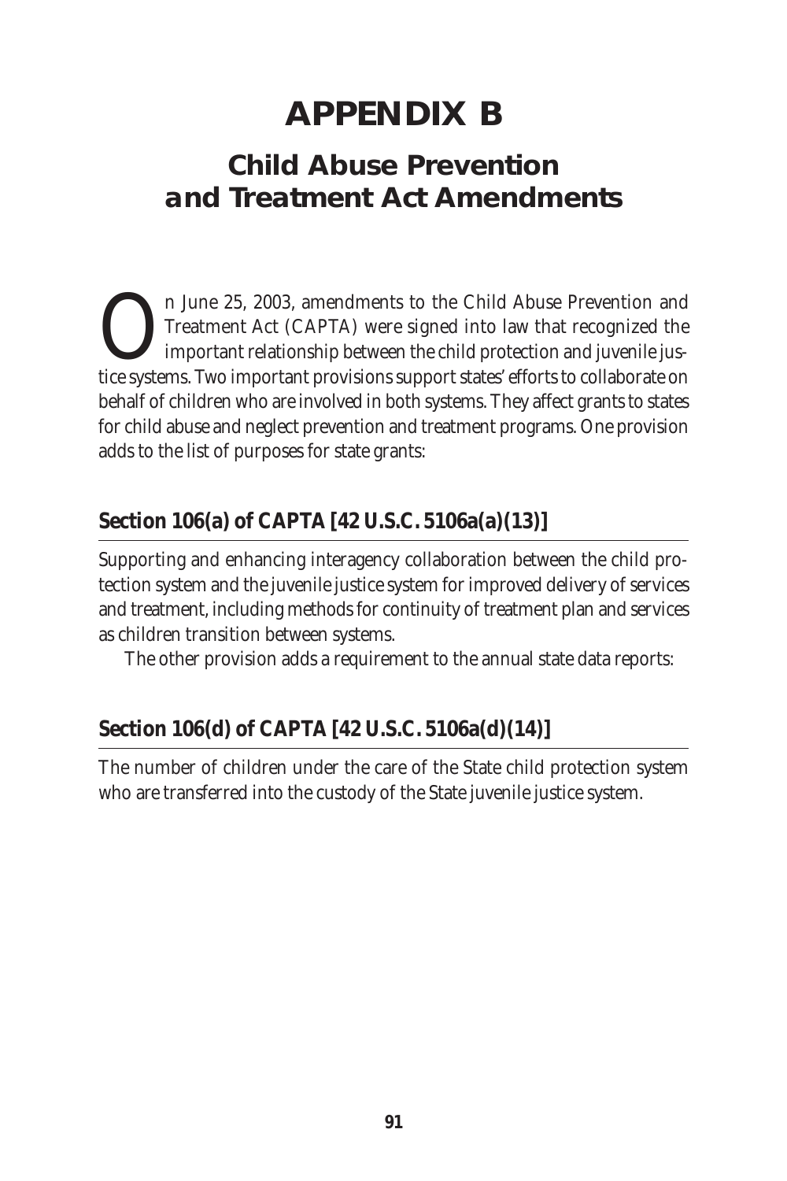# APPENDIX B

## Child Abuse Prevention and Treatment Act Amendments

On June 25, 2003, amendments to the Child Abuse Prevention and Treatment Act (CAPTA) were signed into law that recognized the important relationship between the child protection and juvenile justice systems. Two important provisions support states' efforts to collaborate on behalf of children who are involved in both systems. They affect grants to states for child abuse and neglect prevention and treatment programs. One provision adds to the list of purposes for state grants:

### Section 106(a) of CAPTA [42 U.S.C. 5106a(a)(13)]

Supporting and enhancing interagency collaboration between the child protection system and the juvenile justice system for improved delivery of services and treatment, including methods for continuity of treatment plan and services as children transition between systems.

The other provision adds a requirement to the annual state data reports:

### Section 106(d) of CAPTA [42 U.S.C. 5106a(d)(14)]

The number of children under the care of the State child protection system who are transferred into the custody of the State juvenile justice system.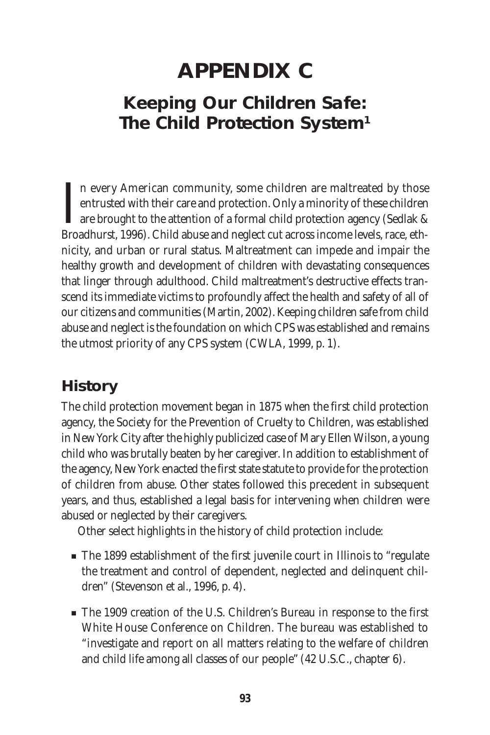# APPENDIX C

## Keeping Our Children Safe: The Child Protection System[1]

In every American community, some children are maltreated by those entrusted with their care and protection. Only a minority of these children are brought to the attention of a formal child protection agency (Sedlak & Broadhurst, 1996). Child abuse and neglect cut across income levels, race, ethnicity, and urban or rural status. Maltreatment can impede and impair the healthy growth and development of children with devastating consequences that linger through adulthood. Child maltreatment's destructive effects transcend its immediate victims to profoundly affect the health and safety of all of our citizens and communities (Martin, 2002). Keeping children safe from child abuse and neglect is the foundation on which CPS was established and remains the utmost priority of any CPS system (CWLA, 1999, p. 1).

## History

The child protection movement began in 1875 when the first child protection agency, the Society for the Prevention of Cruelty to Children, was established in New York City after the highly publicized case of Mary Ellen Wilson, a young child who was brutally beaten by her caregiver. In addition to establishment of the agency, New York enacted the first state statute to provide for the protection of children from abuse. Other states followed this precedent in subsequent years, and thus, established a legal basis for intervening when children were abused or neglected by their caregivers.

Other select highlights in the history of child protection include:

- The 1899 establishment of the first juvenile court in Illinois to "regulate the treatment and control of dependent, neglected and delinquent children" (Stevenson et al., 1996, p. 4).
- The 1909 creation of the U.S. Children's Bureau in response to the first White House Conference on Children. The bureau was established to "investigate and report on all matters relating to the welfare of children and child life among all classes of our people" (42 U.S.C., chapter 6).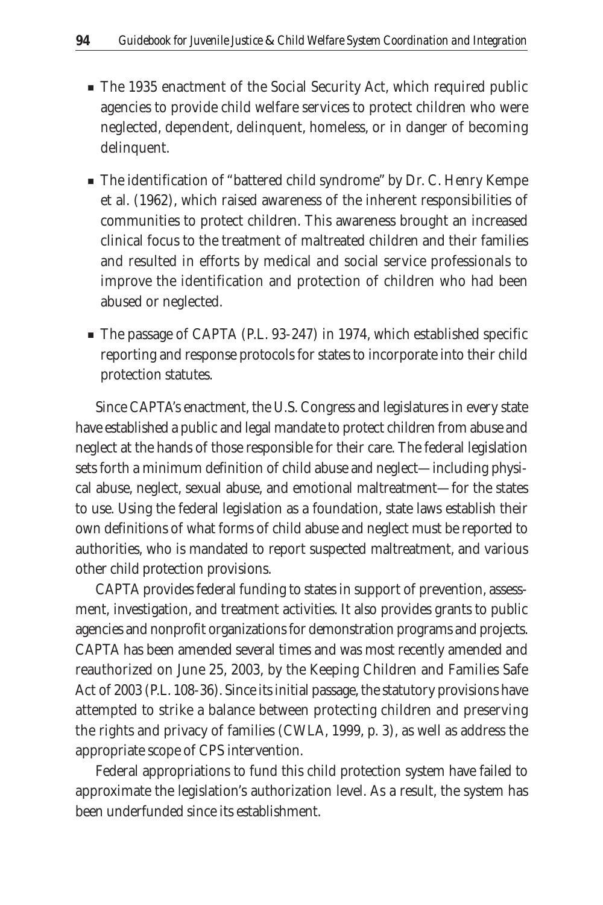- The 1935 enactment of the Social Security Act, which required public agencies to provide child welfare services to protect children who were neglected, dependent, delinquent, homeless, or in danger of becoming delinquent.
- The identification of "battered child syndrome" by Dr. C. Henry Kempe et al. (1962), which raised awareness of the inherent responsibilities of communities to protect children. This awareness brought an increased clinical focus to the treatment of maltreated children and their families and resulted in efforts by medical and social service professionals to improve the identification and protection of children who had been abused or neglected.
- The passage of CAPTA (P.L. 93-247) in 1974, which established specific reporting and response protocols for states to incorporate into their child protection statutes.

Since CAPTA's enactment, the U.S. Congress and legislatures in every state have established a public and legal mandate to protect children from abuse and neglect at the hands of those responsible for their care. The federal legislation sets forth a minimum definition of child abuse and neglect—including physical abuse, neglect, sexual abuse, and emotional maltreatment—for the states to use. Using the federal legislation as a foundation, state laws establish their own definitions of what forms of child abuse and neglect must be reported to authorities, who is mandated to report suspected maltreatment, and various other child protection provisions.

CAPTA provides federal funding to states in support of prevention, assessment, investigation, and treatment activities. It also provides grants to public agencies and nonprofit organizations for demonstration programs and projects. CAPTA has been amended several times and was most recently amended and reauthorized on June 25, 2003, by the Keeping Children and Families Safe Act of 2003 (P.L. 108-36). Since its initial passage, the statutory provisions have attempted to strike a balance between protecting children and preserving the rights and privacy of families (CWLA, 1999, p. 3), as well as address the appropriate scope of CPS intervention.

Federal appropriations to fund this child protection system have failed to approximate the legislation's authorization level. As a result, the system has been underfunded since its establishment.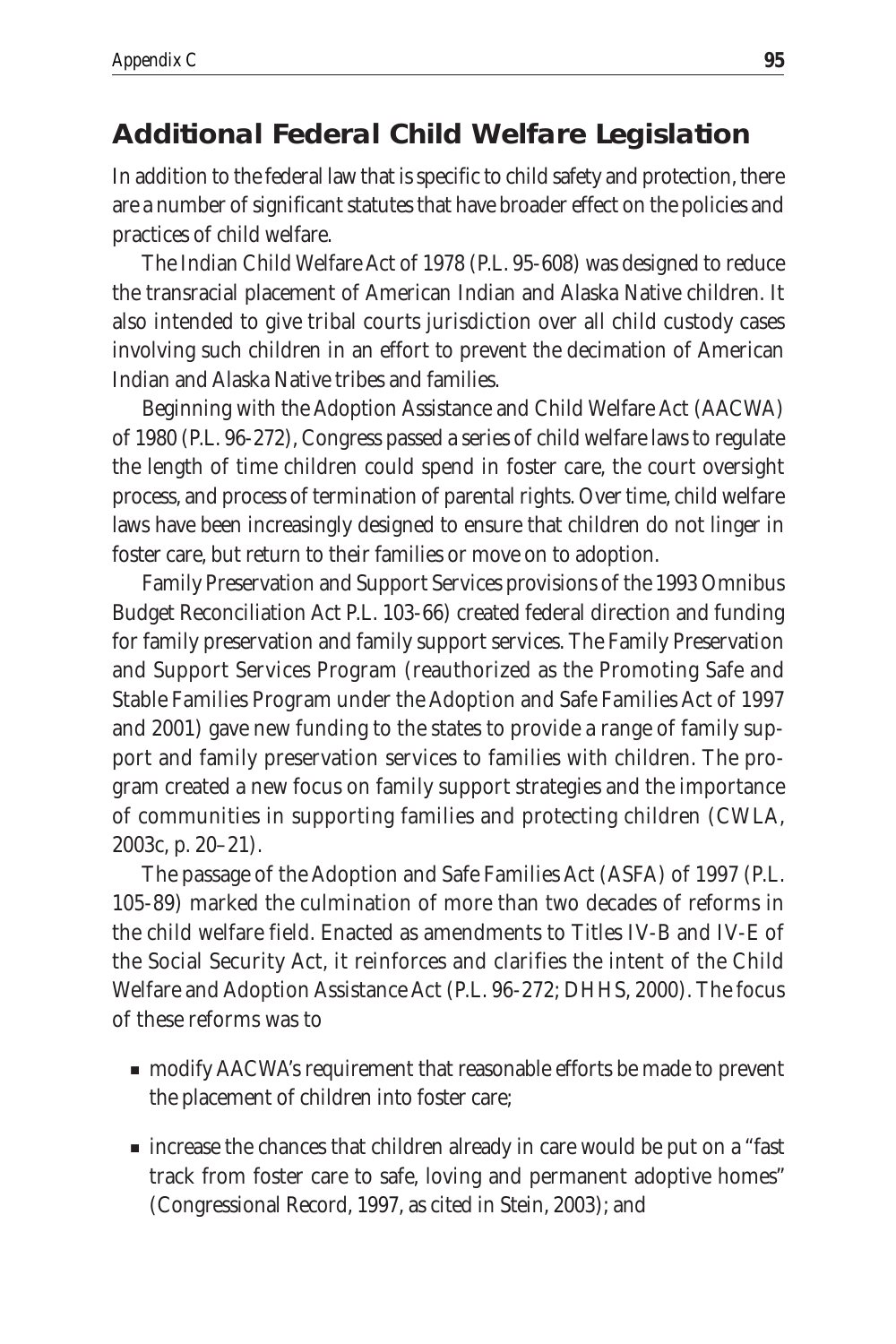## Additional Federal Child Welfare Legislation

In addition to the federal law that is specific to child safety and protection, there are a number of significant statutes that have broader effect on the policies and practices of child welfare.

The Indian Child Welfare Act of 1978 (P.L. 95-608) was designed to reduce the transracial placement of American Indian and Alaska Native children. It also intended to give tribal courts jurisdiction over all child custody cases involving such children in an effort to prevent the decimation of American Indian and Alaska Native tribes and families.

Beginning with the Adoption Assistance and Child Welfare Act (AACWA) of 1980 (P.L. 96-272), Congress passed a series of child welfare laws to regulate the length of time children could spend in foster care, the court oversight process, and process of termination of parental rights. Over time, child welfare laws have been increasingly designed to ensure that children do not linger in foster care, but return to their families or move on to adoption.

Family Preservation and Support Services provisions of the 1993 Omnibus Budget Reconciliation Act P.L. 103-66) created federal direction and funding for family preservation and family support services. The Family Preservation and Support Services Program (reauthorized as the Promoting Safe and Stable Families Program under the Adoption and Safe Families Act of 1997 and 2001) gave new funding to the states to provide a range of family support and family preservation services to families with children. The program created a new focus on family support strategies and the importance of communities in supporting families and protecting children (CWLA, 2003c, p. 20–21).

The passage of the Adoption and Safe Families Act (ASFA) of 1997 (P.L. 105-89) marked the culmination of more than two decades of reforms in the child welfare field. Enacted as amendments to Titles IV-B and IV-E of the Social Security Act, it reinforces and clarifies the intent of the Child Welfare and Adoption Assistance Act (P.L. 96-272; DHHS, 2000). The focus of these reforms was to

- modify AACWA's requirement that reasonable efforts be made to prevent the placement of children into foster care;
- increase the chances that children already in care would be put on a "fast track from foster care to safe, loving and permanent adoptive homes" (Congressional Record, 1997, as cited in Stein, 2003); and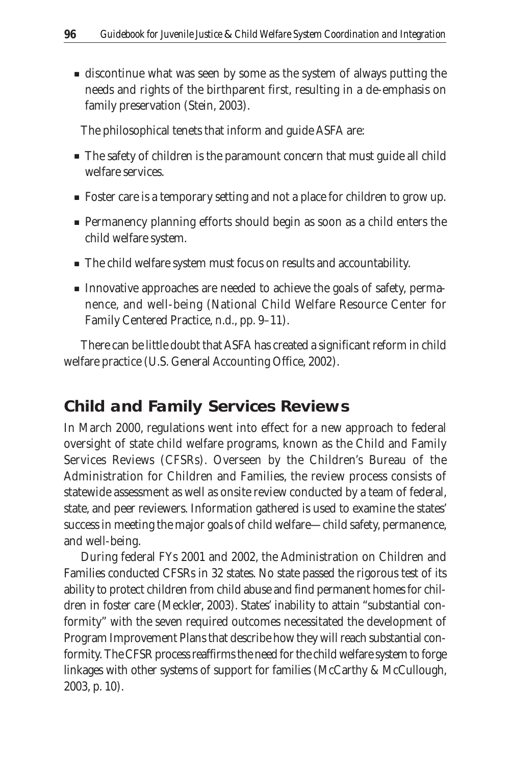- discontinue what was seen by some as the system of always putting the needs and rights of the birthparent first, resulting in a de-emphasis on family preservation (Stein, 2003).

The philosophical tenets that inform and guide ASFA are:

- The safety of children is the paramount concern that must guide all child welfare services.
- Foster care is a temporary setting and not a place for children to grow up.
- Permanency planning efforts should begin as soon as a child enters the child welfare system.
- The child welfare system must focus on results and accountability.
- Innovative approaches are needed to achieve the goals of safety, permanence, and well-being (National Child Welfare Resource Center for Family Centered Practice, n.d., pp. 9–11).

There can be little doubt that ASFA has created a significant reform in child welfare practice (U.S. General Accounting Office, 2002).

## Child and Family Services Reviews

In March 2000, regulations went into effect for a new approach to federal oversight of state child welfare programs, known as the Child and Family Services Reviews (CFSRs). Overseen by the Children's Bureau of the Administration for Children and Families, the review process consists of statewide assessment as well as onsite review conducted by a team of federal, state, and peer reviewers. Information gathered is used to examine the states' success in meeting the major goals of child welfare—child safety, permanence, and well-being.

During federal FYs 2001 and 2002, the Administration on Children and Families conducted CFSRs in 32 states. No state passed the rigorous test of its ability to protect children from child abuse and find permanent homes for children in foster care (Meckler, 2003). States' inability to attain "substantial conformity" with the seven required outcomes necessitated the development of Program Improvement Plans that describe how they will reach substantial conformity. The CFSR process reaffirms the need for the child welfare system to forge linkages with other systems of support for families (McCarthy & McCullough, 2003, p. 10).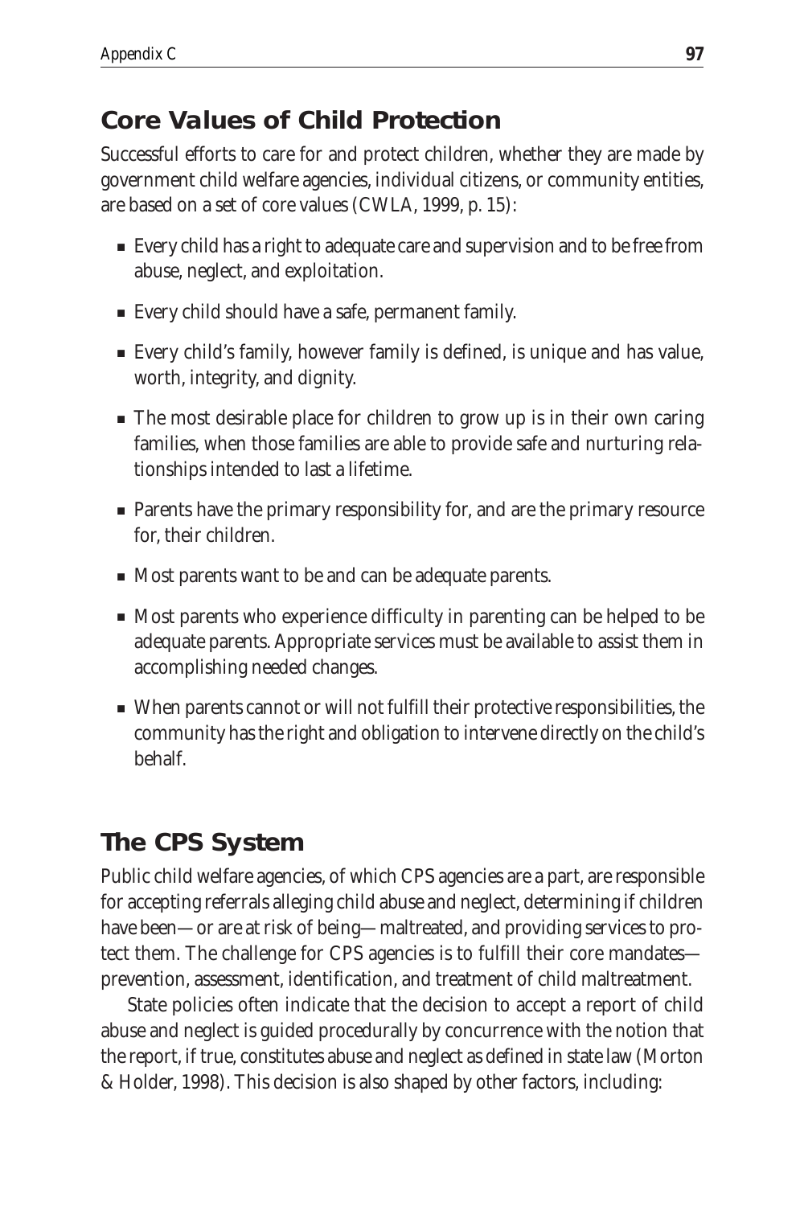## Core Values of Child Protection

Successful efforts to care for and protect children, whether they are made by government child welfare agencies, individual citizens, or community entities, are based on a set of core values (CWLA, 1999, p. 15):

- Every child has a right to adequate care and supervision and to be free from abuse, neglect, and exploitation.
- Every child should have a safe, permanent family.
- Every child's family, however family is defined, is unique and has value, worth, integrity, and dignity.
- The most desirable place for children to grow up is in their own caring families, when those families are able to provide safe and nurturing relationships intended to last a lifetime.
- Parents have the primary responsibility for, and are the primary resource for, their children.
- Most parents want to be and can be adequate parents.
- Most parents who experience difficulty in parenting can be helped to be adequate parents. Appropriate services must be available to assist them in accomplishing needed changes.
- When parents cannot or will not fulfill their protective responsibilities, the community has the right and obligation to intervene directly on the child's behalf.

## The CPS System

Public child welfare agencies, of which CPS agencies are a part, are responsible for accepting referrals alleging child abuse and neglect, determining if children have been—or are at risk of being—maltreated, and providing services to protect them. The challenge for CPS agencies is to fulfill their core mandates—prevention, assessment, identification, and treatment of child maltreatment.

State policies often indicate that the decision to accept a report of child abuse and neglect is guided procedurally by concurrence with the notion that the report, if true, constitutes abuse and neglect as defined in state law (Morton & Holder, 1998). This decision is also shaped by other factors, including: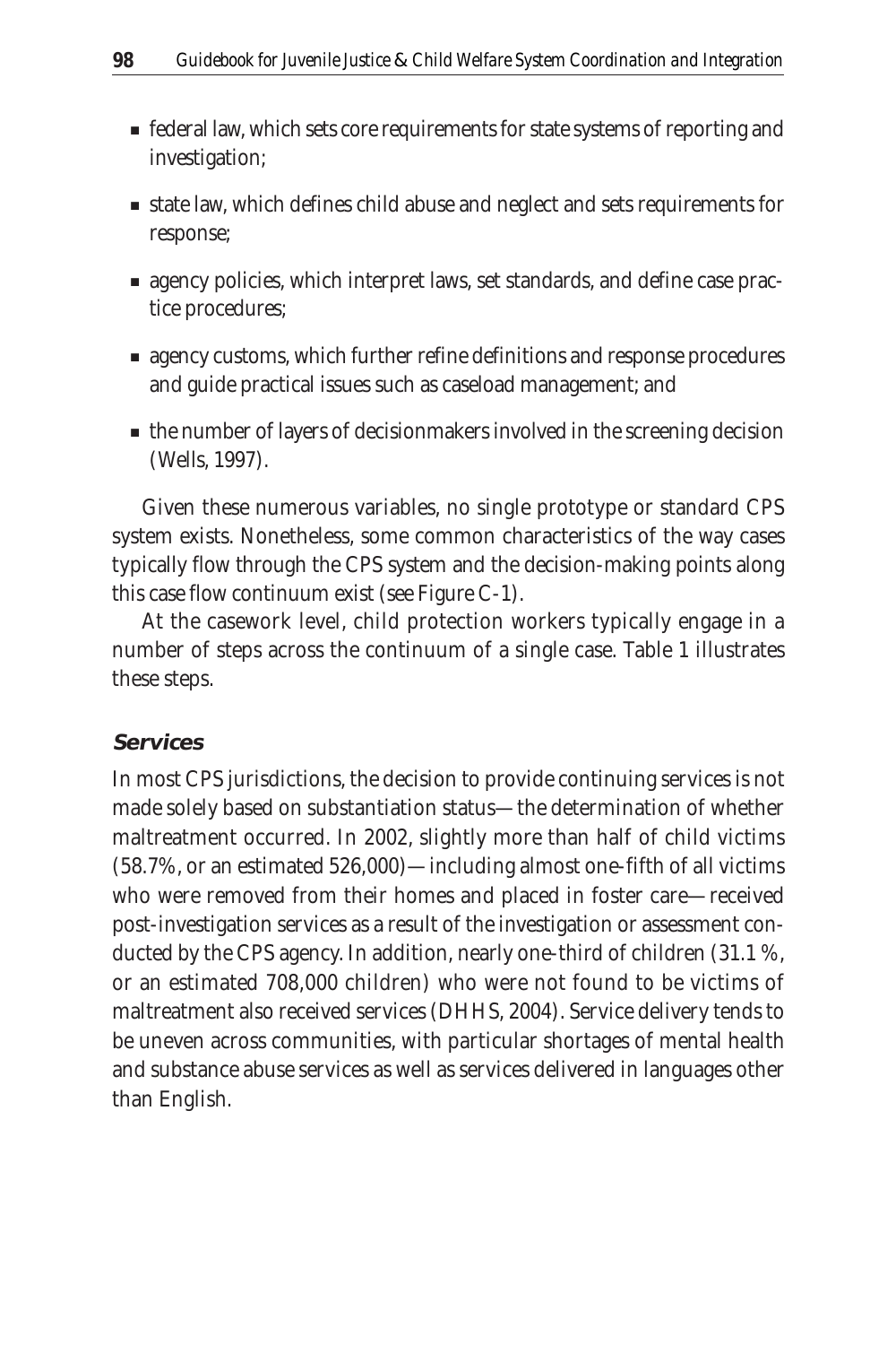- federal law, which sets core requirements for state systems of reporting and investigation;
- state law, which defines child abuse and neglect and sets requirements for response;
- agency policies, which interpret laws, set standards, and define case practice procedures;
- agency customs, which further refine definitions and response procedures and guide practical issues such as caseload management; and
- the number of layers of decisionmakers involved in the screening decision (Wells, 1997).

Given these numerous variables, no single prototype or standard CPS system exists. Nonetheless, some common characteristics of the way cases typically flow through the CPS system and the decision-making points along this case flow continuum exist (see Figure C-1).

At the casework level, child protection workers typically engage in a number of steps across the continuum of a single case. Table 1 illustrates these steps.

### *Services*

In most CPS jurisdictions, the decision to provide continuing services is not made solely based on substantiation status—the determination of whether maltreatment occurred. In 2002, slightly more than half of child victims (58.7%, or an estimated 526,000)—including almost one-fifth of all victims who were removed from their homes and placed in foster care—received post-investigation services as a result of the investigation or assessment conducted by the CPS agency. In addition, nearly one-third of children (31.1 %, or an estimated 708,000 children) who were not found to be victims of maltreatment also received services (DHHS, 2004). Service delivery tends to be uneven across communities, with particular shortages of mental health and substance abuse services as well as services delivered in languages other than English.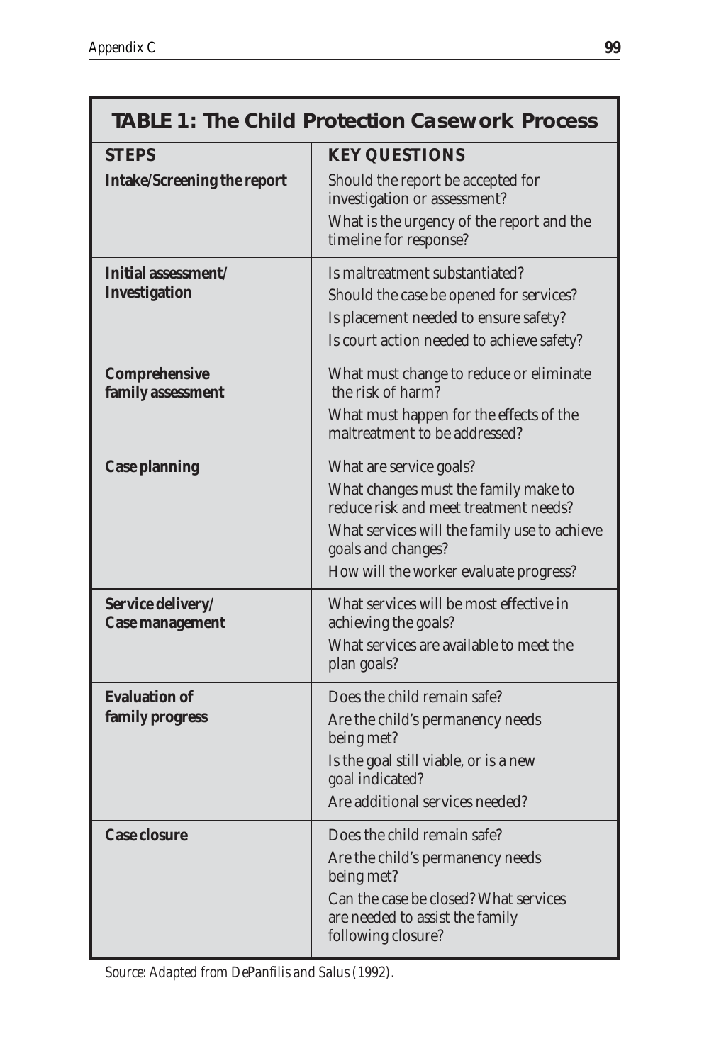**TABLE 1: The Child Protection Casework Process**

| STEPS | KEY QUESTIONS |
|---|---|
| **Intake/Screening the report** | Should the report be accepted for investigation or assessment?<br>What is the urgency of the report and the timeline for response? |
| **Initial assessment/ Investigation** | Is maltreatment substantiated?<br>Should the case be opened for services?<br>Is placement needed to ensure safety?<br>Is court action needed to achieve safety? |
| **Comprehensive family assessment** | What must change to reduce or eliminate the risk of harm?<br>What must happen for the effects of the maltreatment to be addressed? |
| **Case planning** | What are service goals?<br>What changes must the family make to reduce risk and meet treatment needs?<br>What services will the family use to achieve goals and changes?<br>How will the worker evaluate progress? |
| **Service delivery/ Case management** | What services will be most effective in achieving the goals?<br>What services are available to meet the plan goals? |
| **Evaluation of family progress** | Does the child remain safe?<br>Are the child's permanency needs being met?<br>Is the goal still viable, or is a new goal indicated?<br>Are additional services needed? |
| **Case closure** | Does the child remain safe?<br>Are the child's permanency needs being met?<br>Can the case be closed? What services are needed to assist the family following closure? |

*Source: Adapted from DePanfilis and Salus (1992).*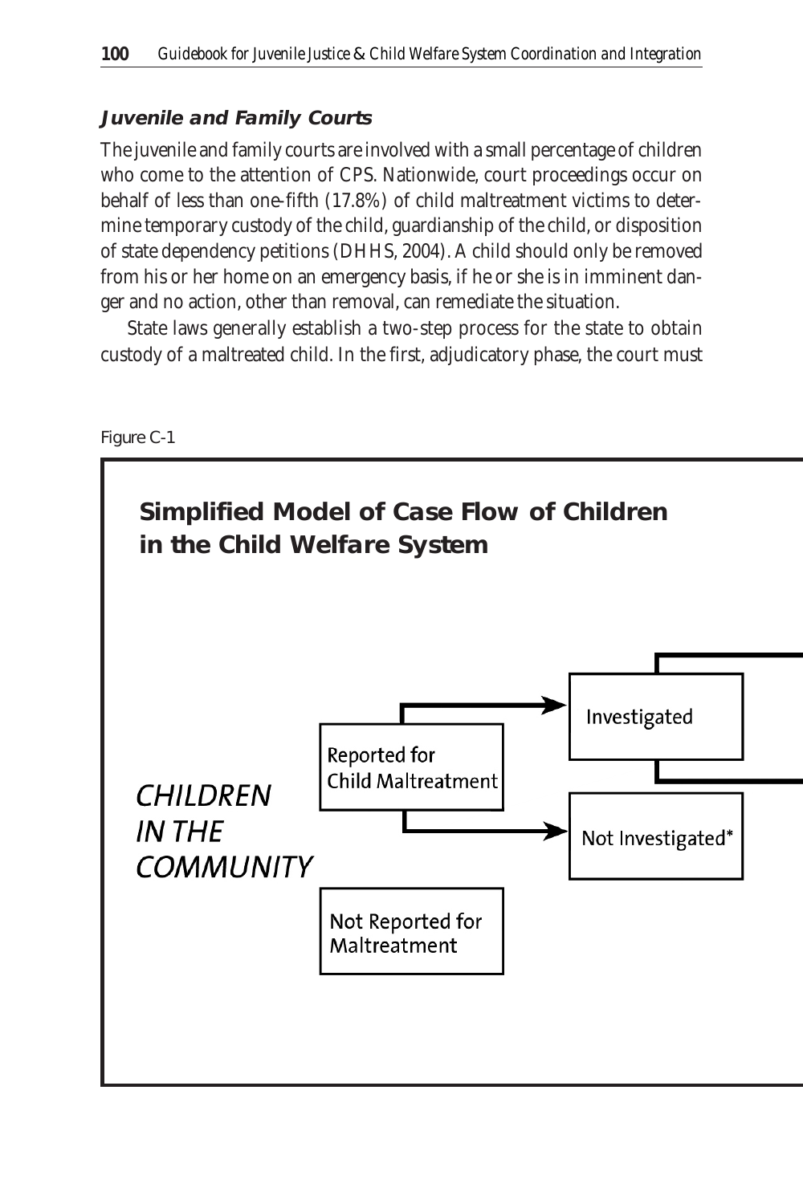### Juvenile and Family Courts

The juvenile and family courts are involved with a small percentage of children who come to the attention of CPS. Nationwide, court proceedings occur on behalf of less than one-fifth (17.8%) of child maltreatment victims to determine temporary custody of the child, guardianship of the child, or disposition of state dependency petitions (DHHS, 2004). A child should only be removed from his or her home on an emergency basis, if he or she is in imminent danger and no action, other than removal, can remediate the situation.

State laws generally establish a two-step process for the state to obtain custody of a maltreated child. In the first, adjudicatory phase, the court must

Figure C-1

**Simplified Model of Case Flow of Children in the Child Welfare System**

*CHILDREN IN THE COMMUNITY*

Reported for Child Maltreatment

Not Reported for Maltreatment

Investigated

Not Investigated*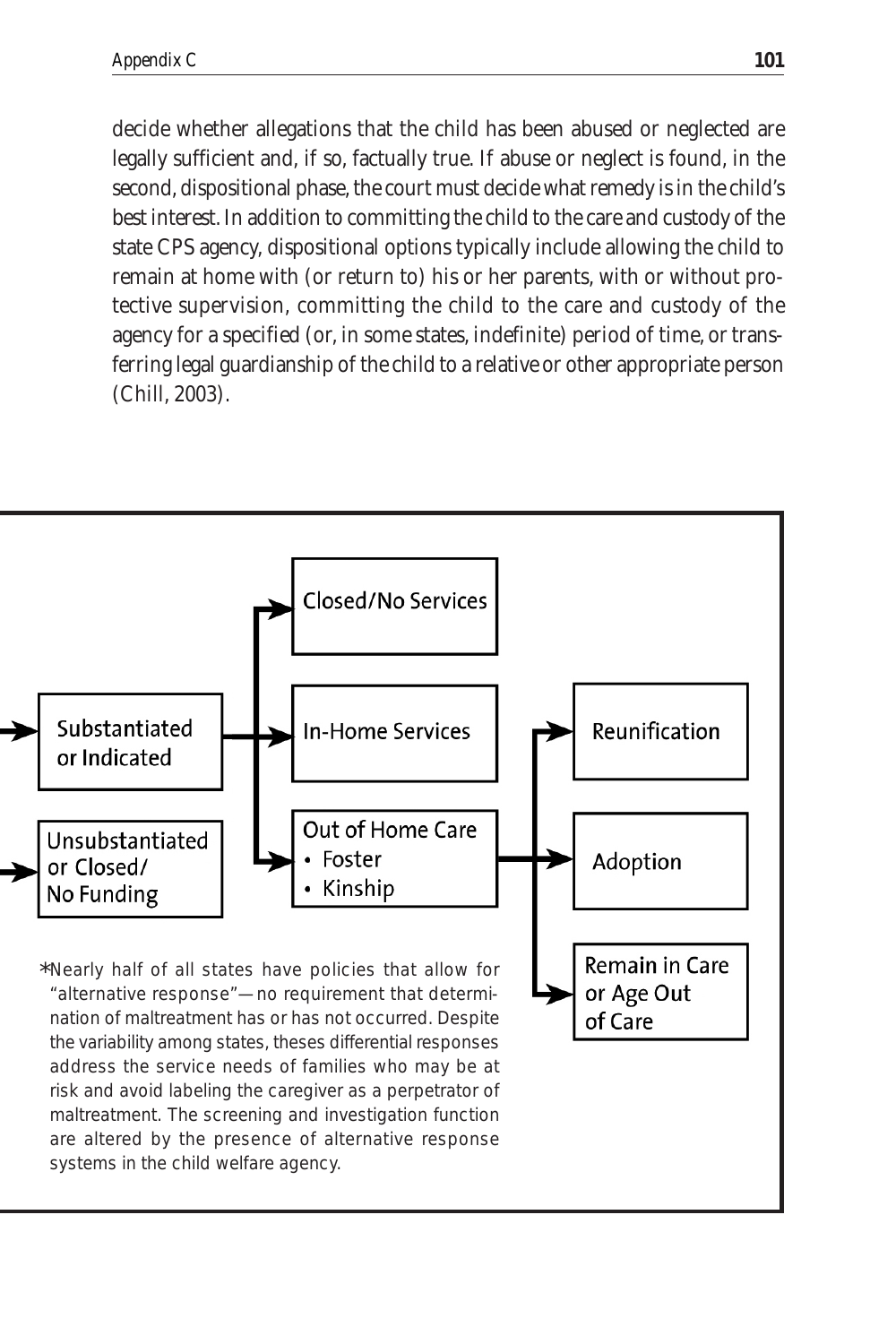decide whether allegations that the child has been abused or neglected are legally sufficient and, if so, factually true. If abuse or neglect is found, in the second, dispositional phase, the court must decide what remedy is in the child's best interest. In addition to committing the child to the care and custody of the state CPS agency, dispositional options typically include allowing the child to remain at home with (or return to) his or her parents, with or without protective supervision, committing the child to the care and custody of the agency for a specified (or, in some states, indefinite) period of time, or transferring legal guardianship of the child to a relative or other appropriate person (Chill, 2003).

Substantiated or Indicated

Unsubstantiated or Closed/ No Funding

Closed/No Services

In-Home Services

Out of Home Care
- Foster
- Kinship

Reunification

Adoption

Remain in Care or Age Out of Care

*Nearly half of all states have policies that allow for "alternative response"—no requirement that determination of maltreatment has or has not occurred. Despite the variability among states, theses differential responses address the service needs of families who may be at risk and avoid labeling the caregiver as a perpetrator of maltreatment. The screening and investigation function are altered by the presence of alternative response systems in the child welfare agency.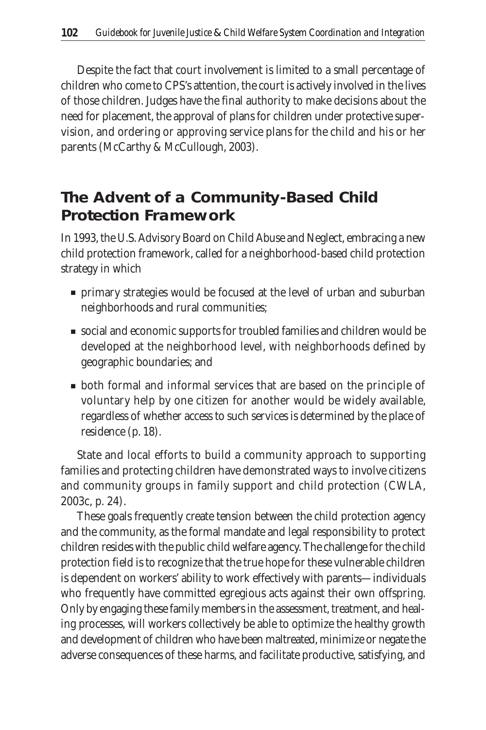Despite the fact that court involvement is limited to a small percentage of children who come to CPS's attention, the court is actively involved in the lives of those children. Judges have the final authority to make decisions about the need for placement, the approval of plans for children under protective supervision, and ordering or approving service plans for the child and his or her parents (McCarthy & McCullough, 2003).

## The Advent of a Community-Based Child Protection Framework

In 1993, the U.S. Advisory Board on Child Abuse and Neglect, embracing a new child protection framework, called for a neighborhood-based child protection strategy in which

- primary strategies would be focused at the level of urban and suburban neighborhoods and rural communities;
- social and economic supports for troubled families and children would be developed at the neighborhood level, with neighborhoods defined by geographic boundaries; and
- both formal and informal services that are based on the principle of voluntary help by one citizen for another would be widely available, regardless of whether access to such services is determined by the place of residence (p. 18).

State and local efforts to build a community approach to supporting families and protecting children have demonstrated ways to involve citizens and community groups in family support and child protection (CWLA, 2003c, p. 24).

These goals frequently create tension between the child protection agency and the community, as the formal mandate and legal responsibility to protect children resides with the public child welfare agency. The challenge for the child protection field is to recognize that the true hope for these vulnerable children is dependent on workers' ability to work effectively with parents—individuals who frequently have committed egregious acts against their own offspring. Only by engaging these family members in the assessment, treatment, and healing processes, will workers collectively be able to optimize the healthy growth and development of children who have been maltreated, minimize or negate the adverse consequences of these harms, and facilitate productive, satisfying, and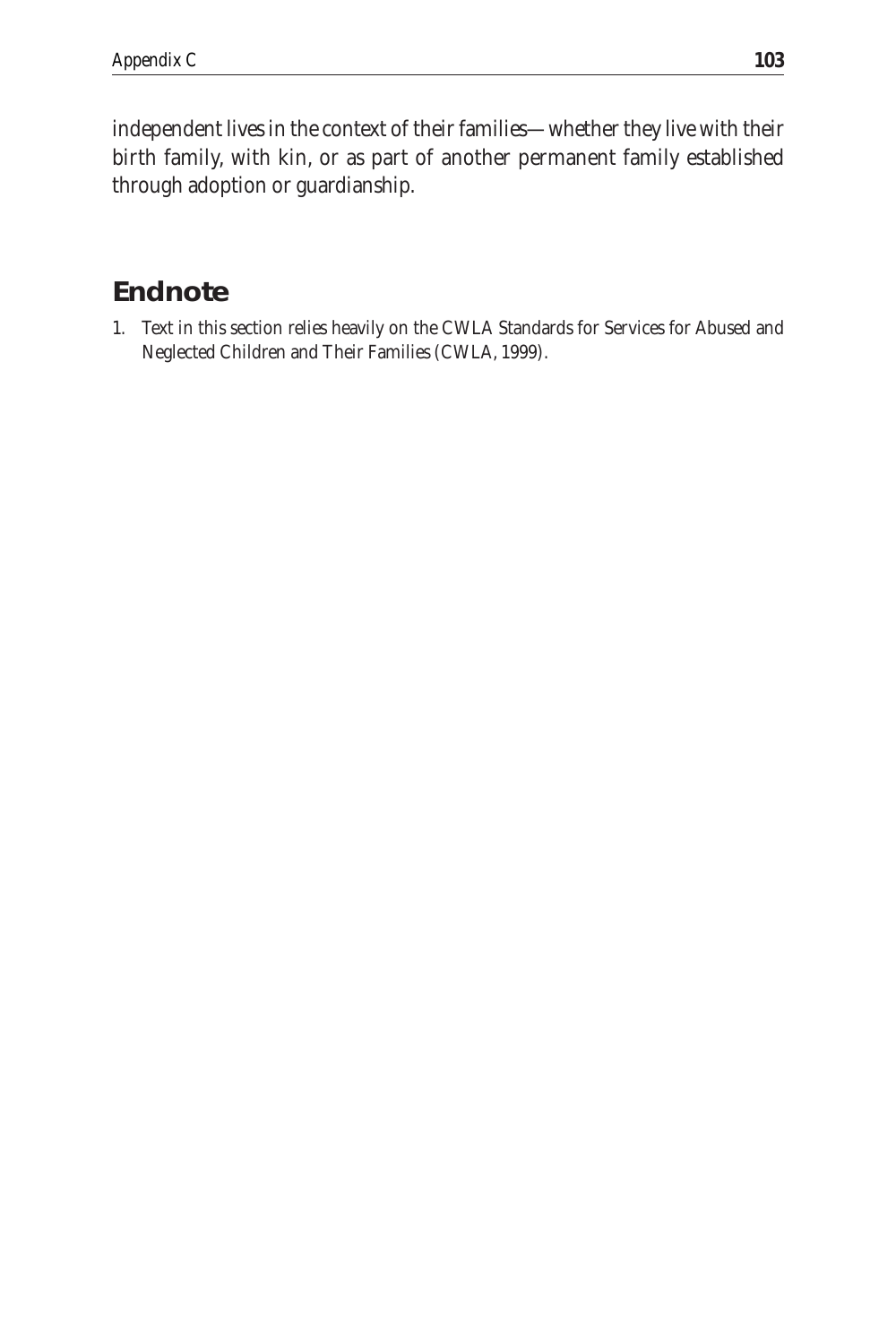independent lives in the context of their families—whether they live with their birth family, with kin, or as part of another permanent family established through adoption or guardianship.

## Endnote

1. Text in this section relies heavily on the CWLA Standards for Services for Abused and Neglected Children and Their Families (CWLA, 1999).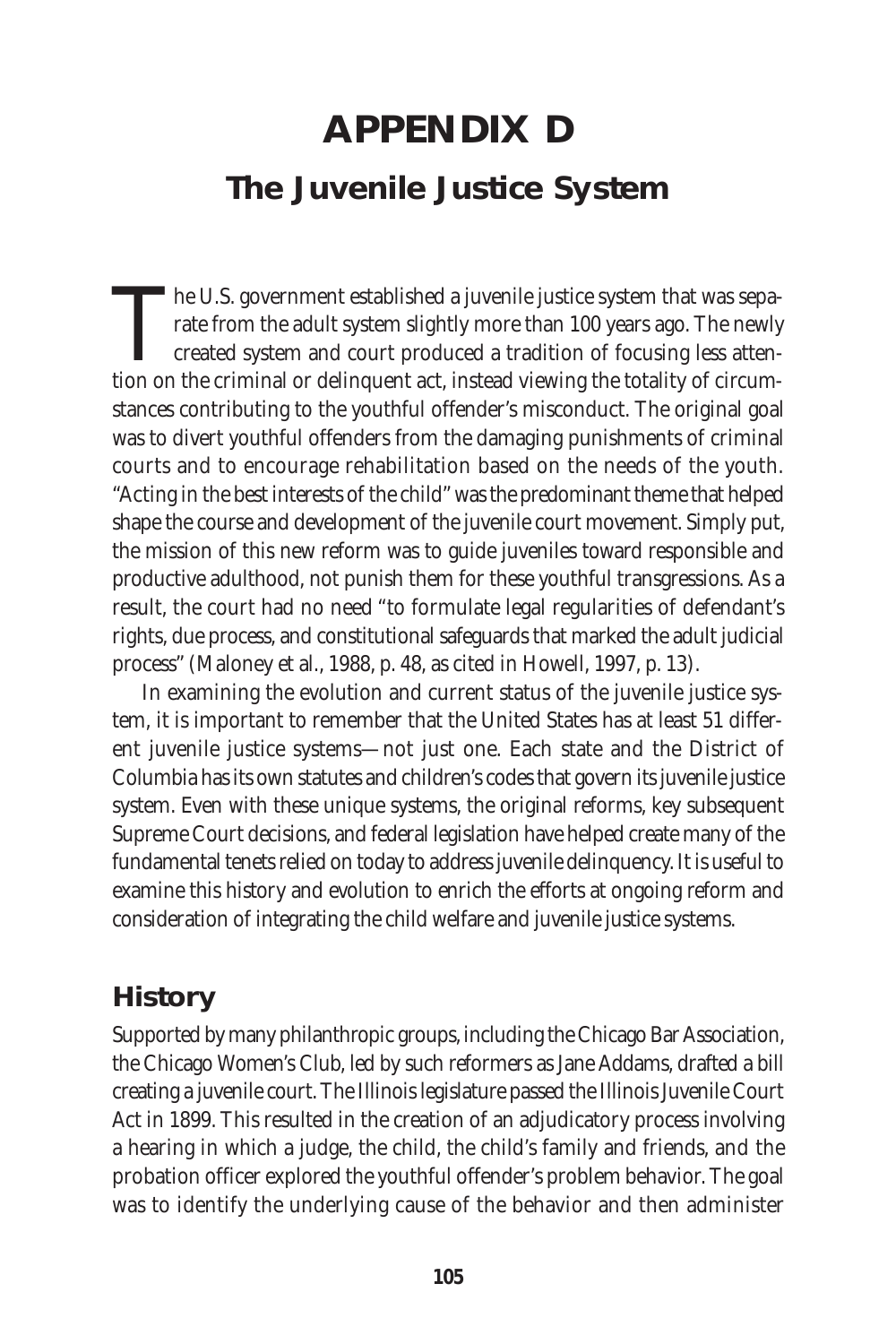# APPENDIX D

## The Juvenile Justice System

The U.S. government established a juvenile justice system that was separate from the adult system slightly more than 100 years ago. The newly created system and court produced a tradition of focusing less attention on the criminal or delinquent act, instead viewing the totality of circumstances contributing to the youthful offender's misconduct. The original goal was to divert youthful offenders from the damaging punishments of criminal courts and to encourage rehabilitation based on the needs of the youth. "Acting in the best interests of the child" was the predominant theme that helped shape the course and development of the juvenile court movement. Simply put, the mission of this new reform was to guide juveniles toward responsible and productive adulthood, not punish them for these youthful transgressions. As a result, the court had no need "to formulate legal regularities of defendant's rights, due process, and constitutional safeguards that marked the adult judicial process" (Maloney et al., 1988, p. 48, as cited in Howell, 1997, p. 13).

In examining the evolution and current status of the juvenile justice system, it is important to remember that the United States has at least 51 different juvenile justice systems—not just one. Each state and the District of Columbia has its own statutes and children's codes that govern its juvenile justice system. Even with these unique systems, the original reforms, key subsequent Supreme Court decisions, and federal legislation have helped create many of the fundamental tenets relied on today to address juvenile delinquency. It is useful to examine this history and evolution to enrich the efforts at ongoing reform and consideration of integrating the child welfare and juvenile justice systems.

### History

Supported by many philanthropic groups, including the Chicago Bar Association, the Chicago Women's Club, led by such reformers as Jane Addams, drafted a bill creating a juvenile court. The Illinois legislature passed the Illinois Juvenile Court Act in 1899. This resulted in the creation of an adjudicatory process involving a hearing in which a judge, the child, the child's family and friends, and the probation officer explored the youthful offender's problem behavior. The goal was to identify the underlying cause of the behavior and then administer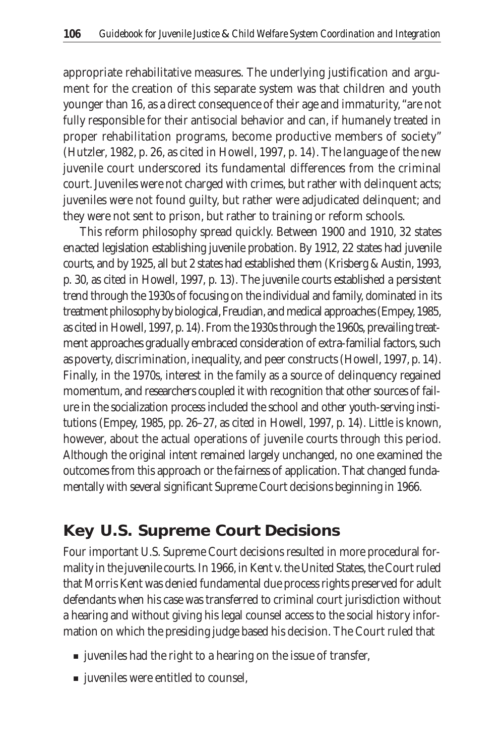appropriate rehabilitative measures. The underlying justification and argument for the creation of this separate system was that children and youth younger than 16, as a direct consequence of their age and immaturity, "are not fully responsible for their antisocial behavior and can, if humanely treated in proper rehabilitation programs, become productive members of society" (Hutzler, 1982, p. 26, as cited in Howell, 1997, p. 14). The language of the new juvenile court underscored its fundamental differences from the criminal court. Juveniles were not charged with crimes, but rather with delinquent acts; juveniles were not found guilty, but rather were adjudicated delinquent; and they were not sent to prison, but rather to training or reform schools.

This reform philosophy spread quickly. Between 1900 and 1910, 32 states enacted legislation establishing juvenile probation. By 1912, 22 states had juvenile courts, and by 1925, all but 2 states had established them (Krisberg & Austin, 1993, p. 30, as cited in Howell, 1997, p. 13). The juvenile courts established a persistent trend through the 1930s of focusing on the individual and family, dominated in its treatment philosophy by biological, Freudian, and medical approaches (Empey, 1985, as cited in Howell, 1997, p. 14). From the 1930s through the 1960s, prevailing treatment approaches gradually embraced consideration of extra-familial factors, such as poverty, discrimination, inequality, and peer constructs (Howell, 1997, p. 14). Finally, in the 1970s, interest in the family as a source of delinquency regained momentum, and researchers coupled it with recognition that other sources of failure in the socialization process included the school and other youth-serving institutions (Empey, 1985, pp. 26–27, as cited in Howell, 1997, p. 14). Little is known, however, about the actual operations of juvenile courts through this period. Although the original intent remained largely unchanged, no one examined the outcomes from this approach or the fairness of application. That changed fundamentally with several significant Supreme Court decisions beginning in 1966.

## Key U.S. Supreme Court Decisions

Four important U.S. Supreme Court decisions resulted in more procedural formality in the juvenile courts. In 1966, in *Kent v. the United States*, the Court ruled that Morris Kent was denied fundamental due process rights preserved for adult defendants when his case was transferred to criminal court jurisdiction without a hearing and without giving his legal counsel access to the social history information on which the presiding judge based his decision. The Court ruled that

- juveniles had the right to a hearing on the issue of transfer,
- juveniles were entitled to counsel,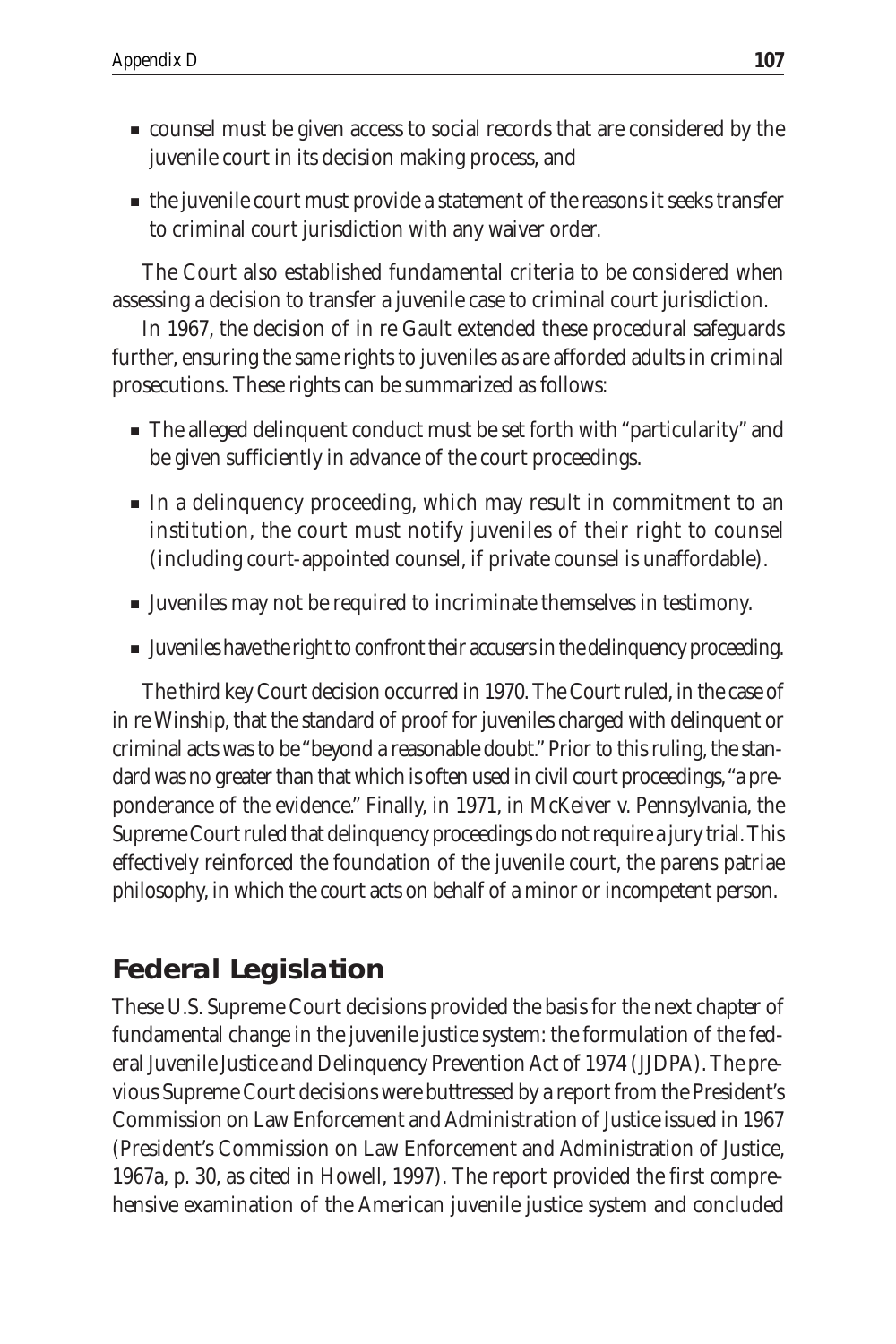- counsel must be given access to social records that are considered by the juvenile court in its decision making process, and
- the juvenile court must provide a statement of the reasons it seeks transfer to criminal court jurisdiction with any waiver order.

The Court also established fundamental criteria to be considered when assessing a decision to transfer a juvenile case to criminal court jurisdiction.

In 1967, the decision of in re Gault extended these procedural safeguards further, ensuring the same rights to juveniles as are afforded adults in criminal prosecutions. These rights can be summarized as follows:

- The alleged delinquent conduct must be set forth with "particularity" and be given sufficiently in advance of the court proceedings.
- In a delinquency proceeding, which may result in commitment to an institution, the court must notify juveniles of their right to counsel (including court-appointed counsel, if private counsel is unaffordable).
- Juveniles may not be required to incriminate themselves in testimony.
- Juveniles have the right to confront their accusers in the delinquency proceeding.

The third key Court decision occurred in 1970. The Court ruled, in the case of in re Winship, that the standard of proof for juveniles charged with delinquent or criminal acts was to be "beyond a reasonable doubt." Prior to this ruling, the standard was no greater than that which is often used in civil court proceedings, "a preponderance of the evidence." Finally, in 1971, in McKeiver v. Pennsylvania, the Supreme Court ruled that delinquency proceedings do not require a jury trial. This effectively reinforced the foundation of the juvenile court, the parens patriae philosophy, in which the court acts on behalf of a minor or incompetent person.

## Federal Legislation

These U.S. Supreme Court decisions provided the basis for the next chapter of fundamental change in the juvenile justice system: the formulation of the federal Juvenile Justice and Delinquency Prevention Act of 1974 (JJDPA). The previous Supreme Court decisions were buttressed by a report from the President's Commission on Law Enforcement and Administration of Justice issued in 1967 (President's Commission on Law Enforcement and Administration of Justice, 1967a, p. 30, as cited in Howell, 1997). The report provided the first comprehensive examination of the American juvenile justice system and concluded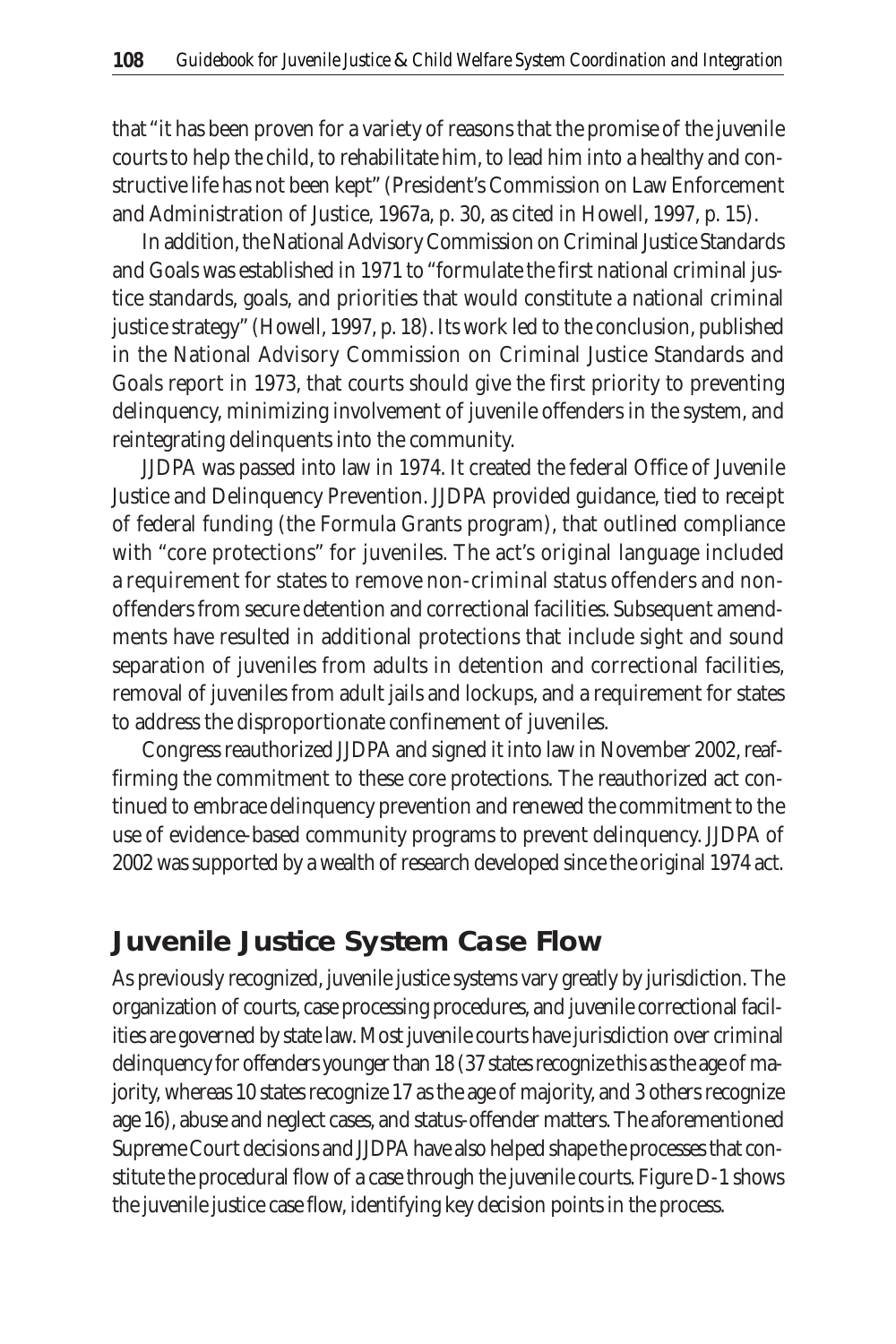that "it has been proven for a variety of reasons that the promise of the juvenile courts to help the child, to rehabilitate him, to lead him into a healthy and constructive life has not been kept" (President's Commission on Law Enforcement and Administration of Justice, 1967a, p. 30, as cited in Howell, 1997, p. 15).

In addition, the National Advisory Commission on Criminal Justice Standards and Goals was established in 1971 to "formulate the first national criminal justice standards, goals, and priorities that would constitute a national criminal justice strategy" (Howell, 1997, p. 18). Its work led to the conclusion, published in the National Advisory Commission on Criminal Justice Standards and Goals report in 1973, that courts should give the first priority to preventing delinquency, minimizing involvement of juvenile offenders in the system, and reintegrating delinquents into the community.

JJDPA was passed into law in 1974. It created the federal Office of Juvenile Justice and Delinquency Prevention. JJDPA provided guidance, tied to receipt of federal funding (the Formula Grants program), that outlined compliance with "core protections" for juveniles. The act's original language included a requirement for states to remove non-criminal status offenders and non-offenders from secure detention and correctional facilities. Subsequent amendments have resulted in additional protections that include sight and sound separation of juveniles from adults in detention and correctional facilities, removal of juveniles from adult jails and lockups, and a requirement for states to address the disproportionate confinement of juveniles.

Congress reauthorized JJDPA and signed it into law in November 2002, reaffirming the commitment to these core protections. The reauthorized act continued to embrace delinquency prevention and renewed the commitment to the use of evidence-based community programs to prevent delinquency. JJDPA of 2002 was supported by a wealth of research developed since the original 1974 act.

## Juvenile Justice System Case Flow

As previously recognized, juvenile justice systems vary greatly by jurisdiction. The organization of courts, case processing procedures, and juvenile correctional facilities are governed by state law. Most juvenile courts have jurisdiction over criminal delinquency for offenders younger than 18 (37 states recognize this as the age of majority, whereas 10 states recognize 17 as the age of majority, and 3 others recognize age 16), abuse and neglect cases, and status-offender matters. The aforementioned Supreme Court decisions and JJDPA have also helped shape the processes that constitute the procedural flow of a case through the juvenile courts. Figure D-1 shows the juvenile justice case flow, identifying key decision points in the process.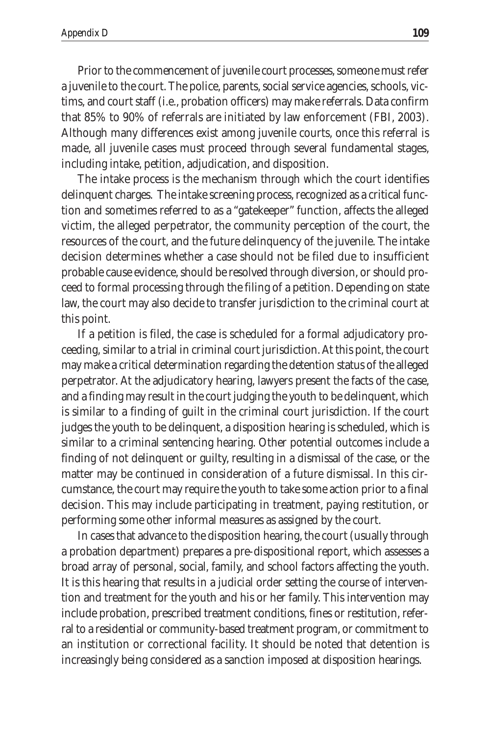Prior to the commencement of juvenile court processes, someone must refer a juvenile to the court. The police, parents, social service agencies, schools, victims, and court staff (i.e., probation officers) may make referrals. Data confirm that 85% to 90% of referrals are initiated by law enforcement (FBI, 2003). Although many differences exist among juvenile courts, once this referral is made, all juvenile cases must proceed through several fundamental stages, including intake, petition, adjudication, and disposition.

The intake process is the mechanism through which the court identifies delinquent charges. The intake screening process, recognized as a critical function and sometimes referred to as a "gatekeeper" function, affects the alleged victim, the alleged perpetrator, the community perception of the court, the resources of the court, and the future delinquency of the juvenile. The intake decision determines whether a case should not be filed due to insufficient probable cause evidence, should be resolved through diversion, or should proceed to formal processing through the filing of a petition. Depending on state law, the court may also decide to transfer jurisdiction to the criminal court at this point.

If a petition is filed, the case is scheduled for a formal adjudicatory proceeding, similar to a trial in criminal court jurisdiction. At this point, the court may make a critical determination regarding the detention status of the alleged perpetrator. At the adjudicatory hearing, lawyers present the facts of the case, and a finding may result in the court judging the youth to be delinquent, which is similar to a finding of guilt in the criminal court jurisdiction. If the court judges the youth to be delinquent, a disposition hearing is scheduled, which is similar to a criminal sentencing hearing. Other potential outcomes include a finding of not delinquent or guilty, resulting in a dismissal of the case, or the matter may be continued in consideration of a future dismissal. In this circumstance, the court may require the youth to take some action prior to a final decision. This may include participating in treatment, paying restitution, or performing some other informal measures as assigned by the court.

In cases that advance to the disposition hearing, the court (usually through a probation department) prepares a pre-dispositional report, which assesses a broad array of personal, social, family, and school factors affecting the youth. It is this hearing that results in a judicial order setting the course of intervention and treatment for the youth and his or her family. This intervention may include probation, prescribed treatment conditions, fines or restitution, referral to a residential or community-based treatment program, or commitment to an institution or correctional facility. It should be noted that detention is increasingly being considered as a sanction imposed at disposition hearings.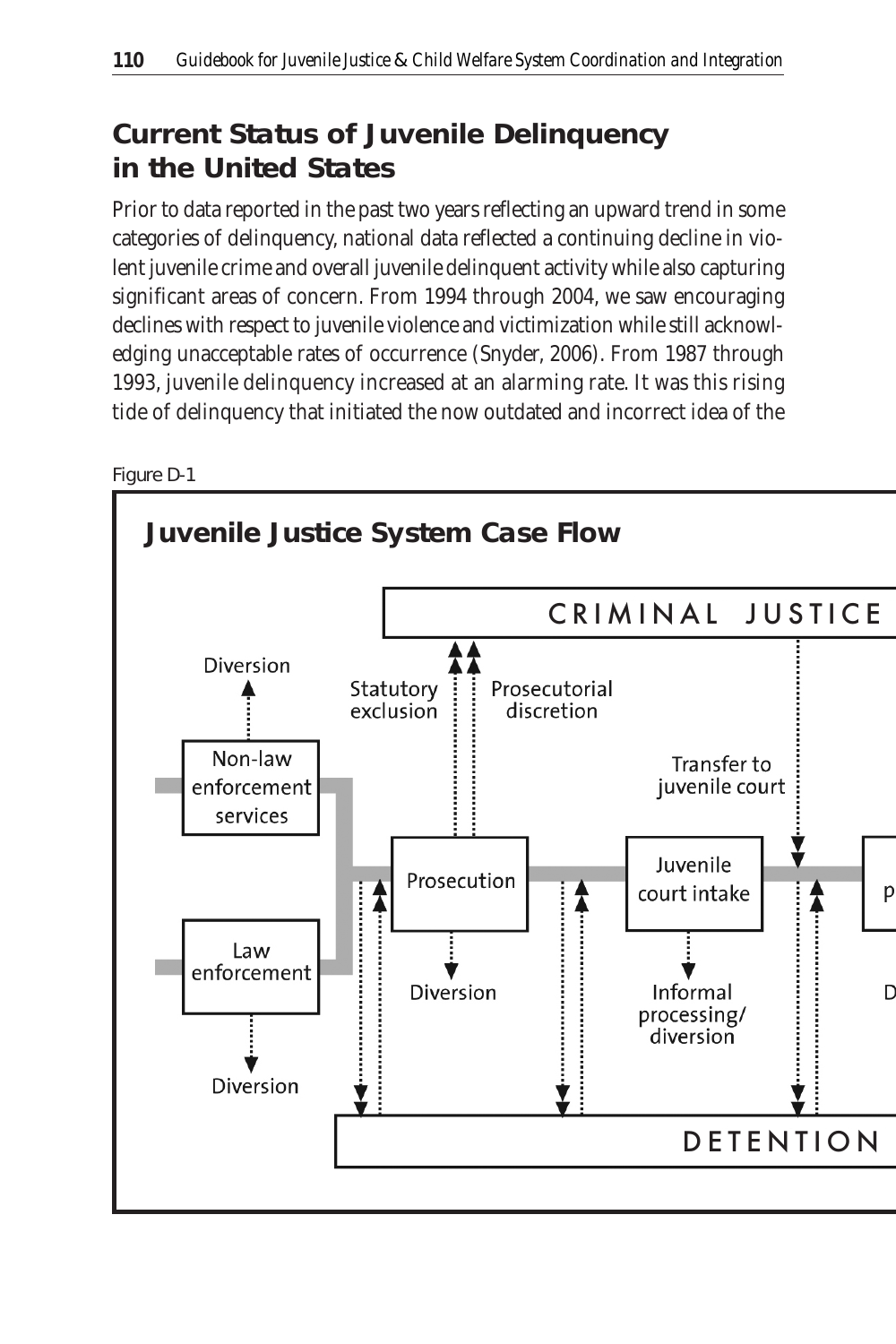## Current Status of Juvenile Delinquency in the United States

Prior to data reported in the past two years reflecting an upward trend in some categories of delinquency, national data reflected a continuing decline in violent juvenile crime and overall juvenile delinquent activity while also capturing significant areas of concern. From 1994 through 2004, we saw encouraging declines with respect to juvenile violence and victimization while still acknowledging unacceptable rates of occurrence (Snyder, 2006). From 1987 through 1993, juvenile delinquency increased at an alarming rate. It was this rising tide of delinquency that initiated the now outdated and incorrect idea of the

Figure D-1

**Juvenile Justice System Case Flow**

CRIMINAL JUSTICE

Diversion

Statutory exclusion

Prosecutorial discretion

Non-law enforcement services

Transfer to juvenile court

Prosecution

Juvenile court intake

Law enforcement

Diversion

Informal processing/ diversion

Diversion

DETENTION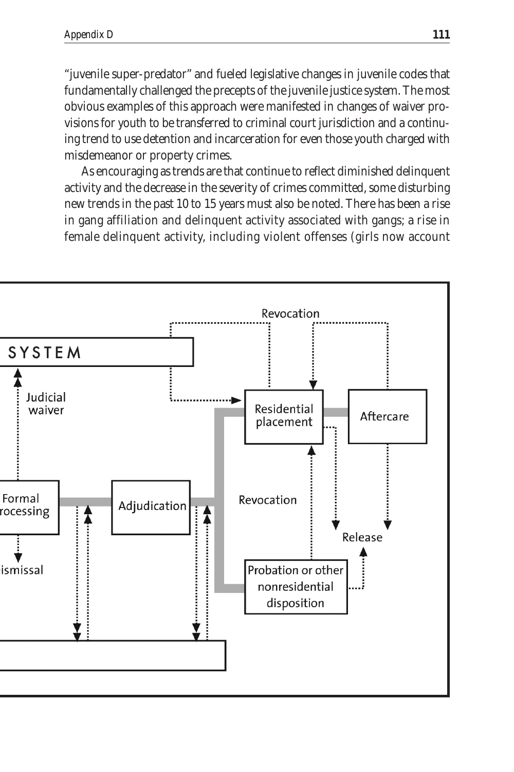"juvenile super-predator" and fueled legislative changes in juvenile codes that fundamentally challenged the precepts of the juvenile justice system. The most obvious examples of this approach were manifested in changes of waiver provisions for youth to be transferred to criminal court jurisdiction and a continuing trend to use detention and incarceration for even those youth charged with misdemeanor or property crimes.

As encouraging as trends are that continue to reflect diminished delinquent activity and the decrease in the severity of crimes committed, some disturbing new trends in the past 10 to 15 years must also be noted. There has been a rise in gang affiliation and delinquent activity associated with gangs; a rise in female delinquent activity, including violent offenses (girls now account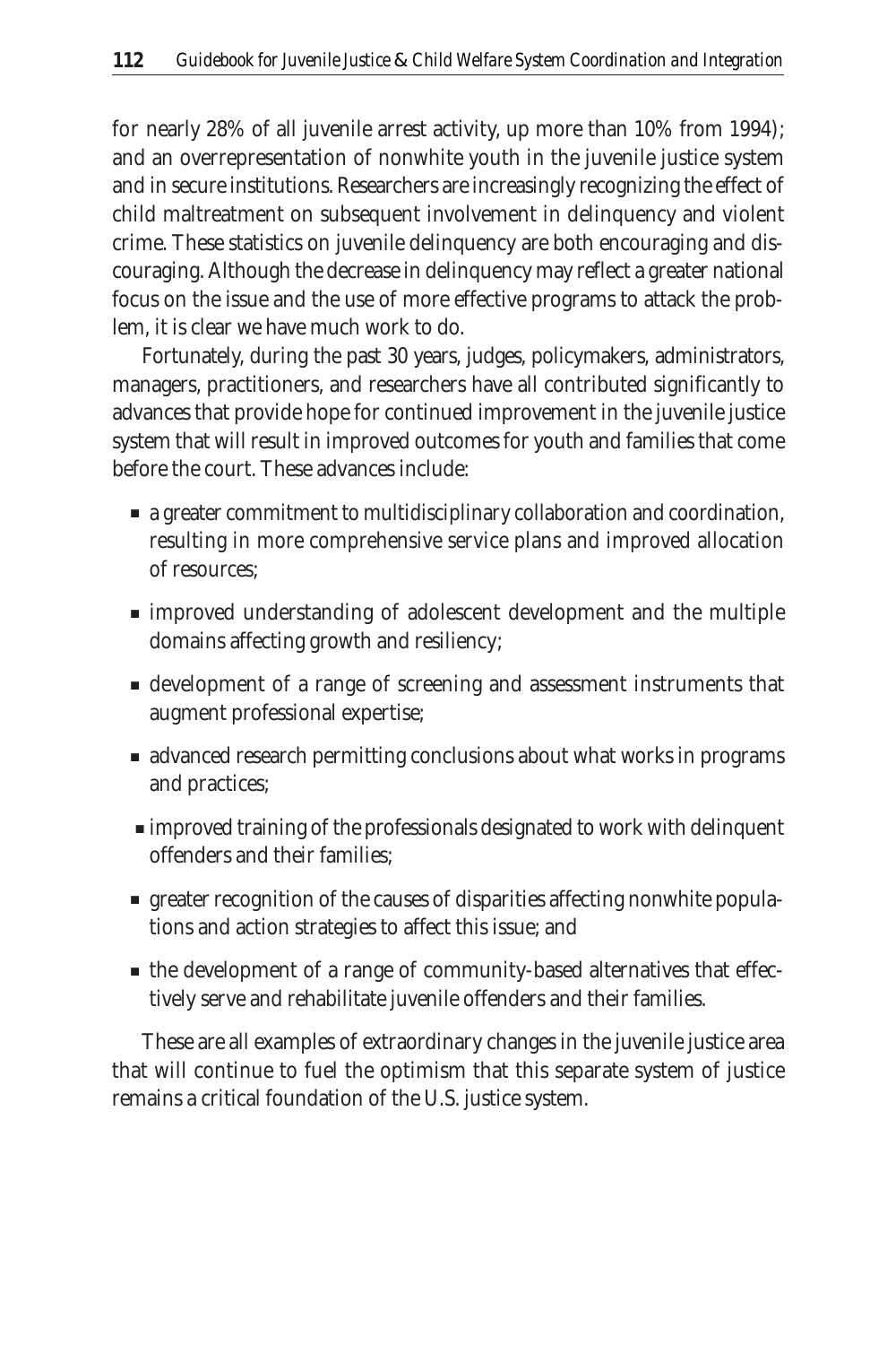for nearly 28% of all juvenile arrest activity, up more than 10% from 1994); and an overrepresentation of nonwhite youth in the juvenile justice system and in secure institutions. Researchers are increasingly recognizing the effect of child maltreatment on subsequent involvement in delinquency and violent crime. These statistics on juvenile delinquency are both encouraging and discouraging. Although the decrease in delinquency may reflect a greater national focus on the issue and the use of more effective programs to attack the problem, it is clear we have much work to do.

Fortunately, during the past 30 years, judges, policymakers, administrators, managers, practitioners, and researchers have all contributed significantly to advances that provide hope for continued improvement in the juvenile justice system that will result in improved outcomes for youth and families that come before the court. These advances include:

- a greater commitment to multidisciplinary collaboration and coordination, resulting in more comprehensive service plans and improved allocation of resources;
- improved understanding of adolescent development and the multiple domains affecting growth and resiliency;
- development of a range of screening and assessment instruments that augment professional expertise;
- advanced research permitting conclusions about what works in programs and practices;
- improved training of the professionals designated to work with delinquent offenders and their families;
- greater recognition of the causes of disparities affecting nonwhite populations and action strategies to affect this issue; and
- the development of a range of community-based alternatives that effectively serve and rehabilitate juvenile offenders and their families.

These are all examples of extraordinary changes in the juvenile justice area that will continue to fuel the optimism that this separate system of justice remains a critical foundation of the U.S. justice system.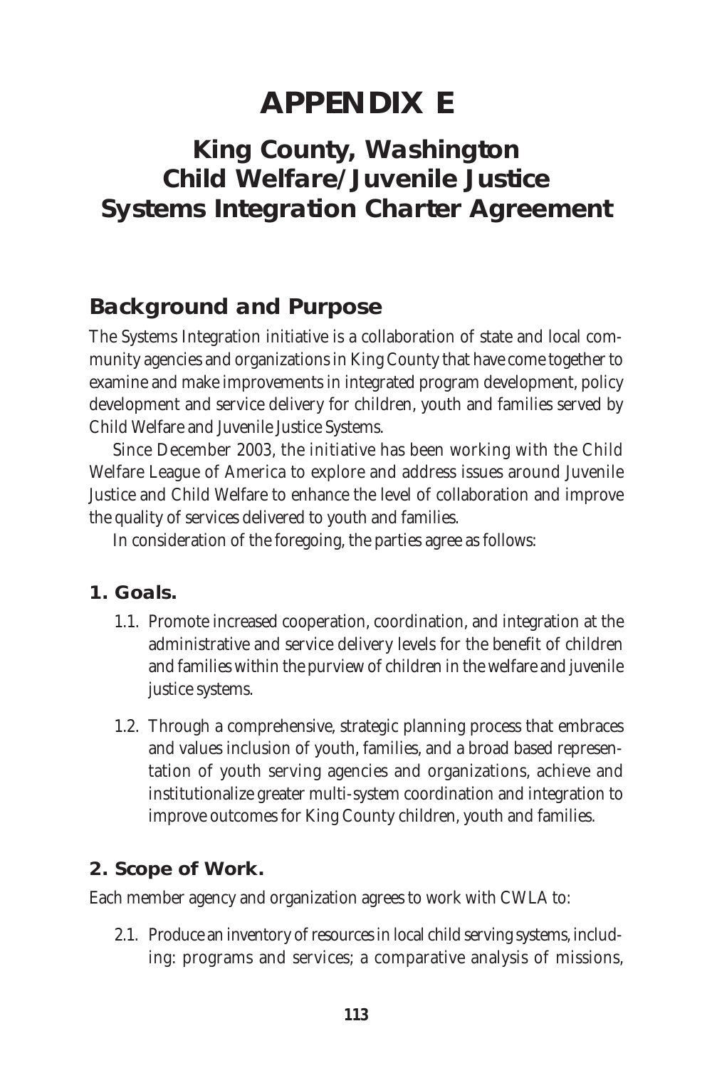# APPENDIX E

## King County, Washington Child Welfare/Juvenile Justice Systems Integration Charter Agreement

### Background and Purpose

The Systems Integration initiative is a collaboration of state and local community agencies and organizations in King County that have come together to examine and make improvements in integrated program development, policy development and service delivery for children, youth and families served by Child Welfare and Juvenile Justice Systems.

Since December 2003, the initiative has been working with the Child Welfare League of America to explore and address issues around Juvenile Justice and Child Welfare to enhance the level of collaboration and improve the quality of services delivered to youth and families.

In consideration of the foregoing, the parties agree as follows:

#### 1. Goals.

1.1. Promote increased cooperation, coordination, and integration at the administrative and service delivery levels for the benefit of children and families within the purview of children in the welfare and juvenile justice systems.

1.2. Through a comprehensive, strategic planning process that embraces and values inclusion of youth, families, and a broad based representation of youth serving agencies and organizations, achieve and institutionalize greater multi-system coordination and integration to improve outcomes for King County children, youth and families.

#### 2. Scope of Work.

Each member agency and organization agrees to work with CWLA to:

2.1. Produce an inventory of resources in local child serving systems, including: programs and services; a comparative analysis of missions,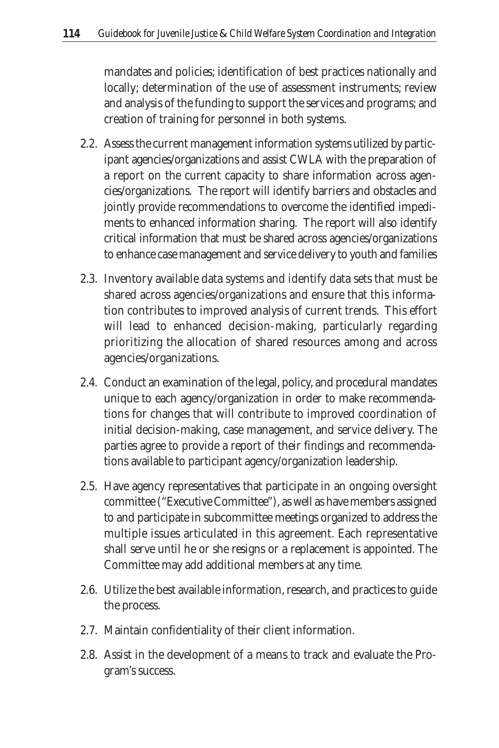mandates and policies; identification of best practices nationally and locally; determination of the use of assessment instruments; review and analysis of the funding to support the services and programs; and creation of training for personnel in both systems.

2.2. Assess the current management information systems utilized by participant agencies/organizations and assist CWLA with the preparation of a report on the current capacity to share information across agencies/organizations. The report will identify barriers and obstacles and jointly provide recommendations to overcome the identified impediments to enhanced information sharing. The report will also identify critical information that must be shared across agencies/organizations to enhance case management and service delivery to youth and families

2.3. Inventory available data systems and identify data sets that must be shared across agencies/organizations and ensure that this information contributes to improved analysis of current trends. This effort will lead to enhanced decision-making, particularly regarding prioritizing the allocation of shared resources among and across agencies/organizations.

2.4. Conduct an examination of the legal, policy, and procedural mandates unique to each agency/organization in order to make recommendations for changes that will contribute to improved coordination of initial decision-making, case management, and service delivery. The parties agree to provide a report of their findings and recommendations available to participant agency/organization leadership.

2.5. Have agency representatives that participate in an ongoing oversight committee ("Executive Committee"), as well as have members assigned to and participate in subcommittee meetings organized to address the multiple issues articulated in this agreement. Each representative shall serve until he or she resigns or a replacement is appointed. The Committee may add additional members at any time.

2.6. Utilize the best available information, research, and practices to guide the process.

2.7. Maintain confidentiality of their client information.

2.8. Assist in the development of a means to track and evaluate the Program's success.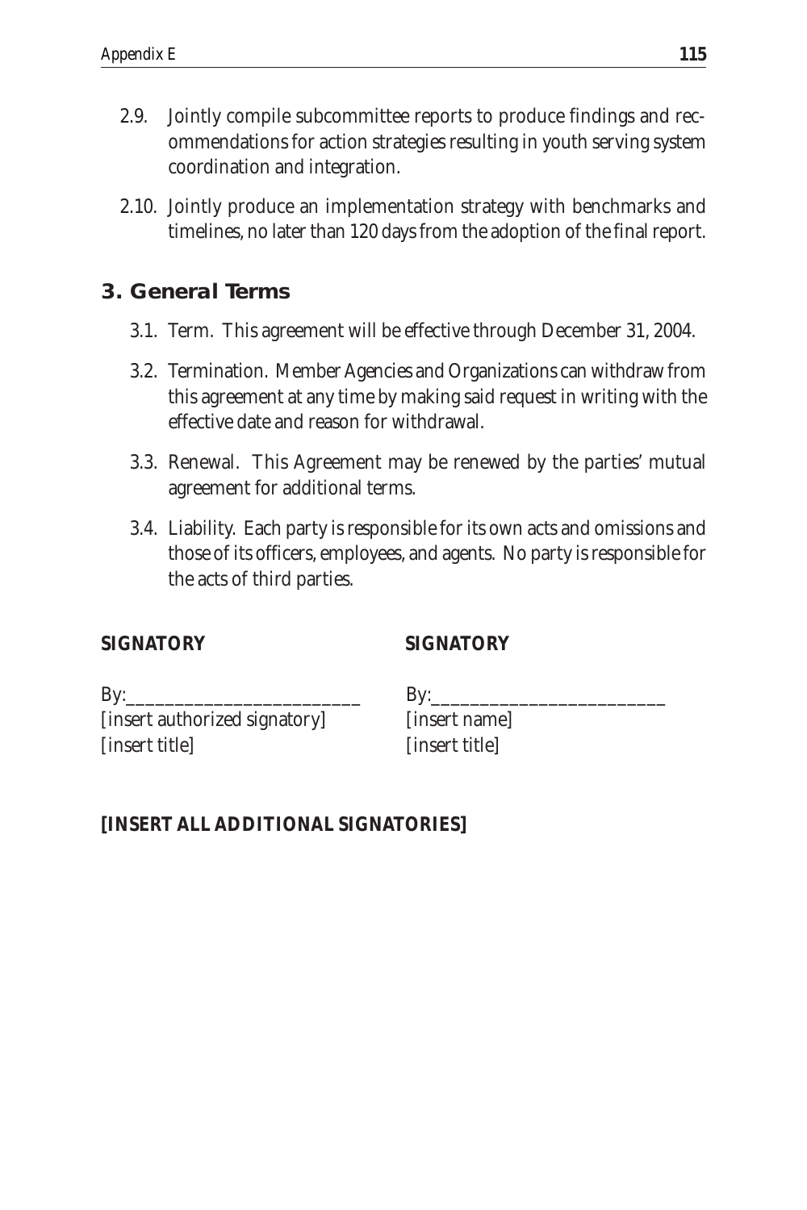2.9. Jointly compile subcommittee reports to produce findings and recommendations for action strategies resulting in youth serving system coordination and integration.

2.10. Jointly produce an implementation strategy with benchmarks and timelines, no later than 120 days from the adoption of the final report.

## 3. General Terms

3.1. Term. This agreement will be effective through December 31, 2004.

3.2. Termination. Member Agencies and Organizations can withdraw from this agreement at any time by making said request in writing with the effective date and reason for withdrawal.

3.3. Renewal. This Agreement may be renewed by the parties' mutual agreement for additional terms.

3.4. Liability. Each party is responsible for its own acts and omissions and those of its officers, employees, and agents. No party is responsible for the acts of third parties.

**SIGNATORY**

By:________________________
[insert authorized signatory]
[insert title]

**SIGNATORY**

By:________________________
[insert name]
[insert title]

**[INSERT ALL ADDITIONAL SIGNATORIES]**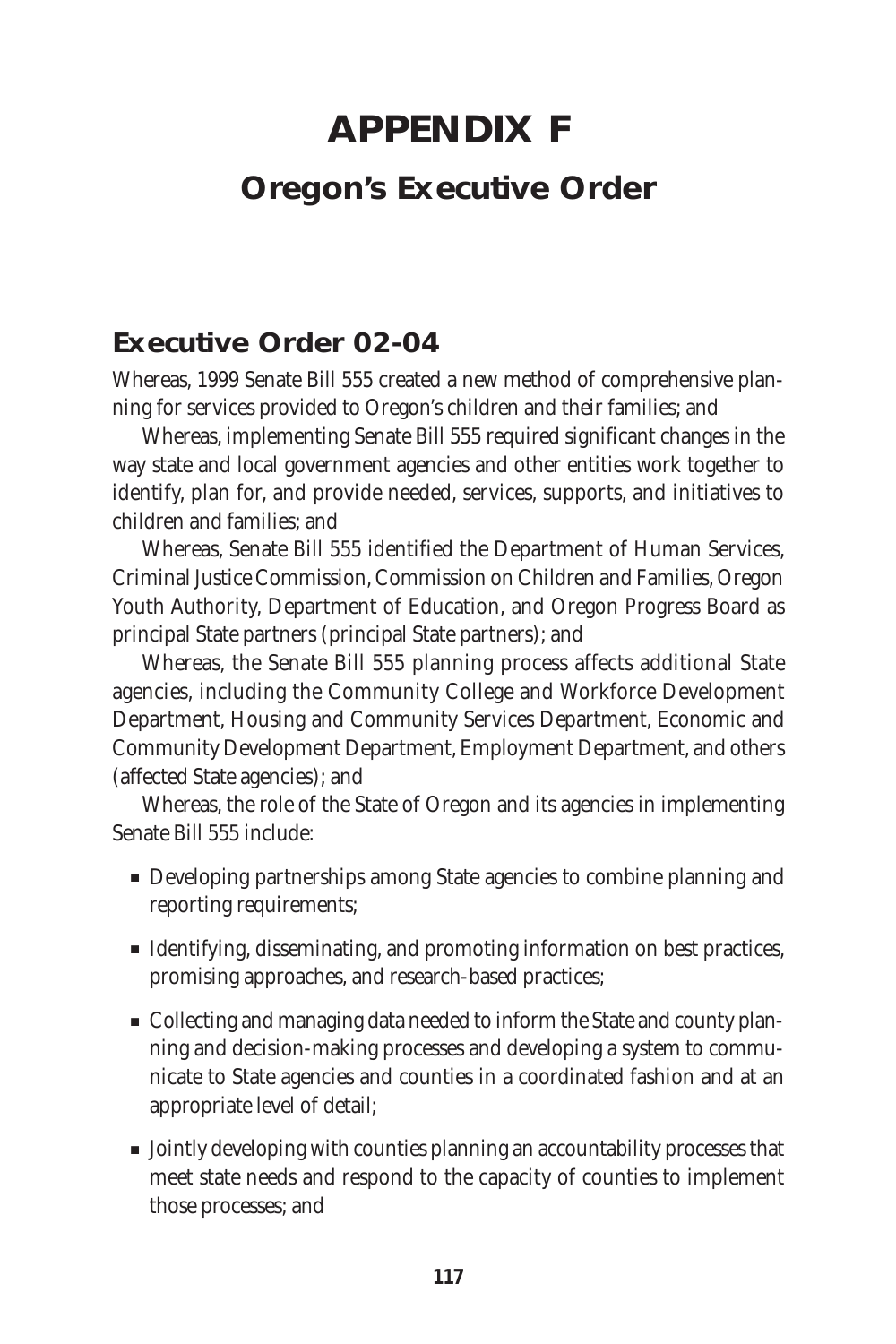# APPENDIX F

## Oregon's Executive Order

### Executive Order 02-04

Whereas, 1999 Senate Bill 555 created a new method of comprehensive planning for services provided to Oregon's children and their families; and

Whereas, implementing Senate Bill 555 required significant changes in the way state and local government agencies and other entities work together to identify, plan for, and provide needed, services, supports, and initiatives to children and families; and

Whereas, Senate Bill 555 identified the Department of Human Services, Criminal Justice Commission, Commission on Children and Families, Oregon Youth Authority, Department of Education, and Oregon Progress Board as principal State partners (principal State partners); and

Whereas, the Senate Bill 555 planning process affects additional State agencies, including the Community College and Workforce Development Department, Housing and Community Services Department, Economic and Community Development Department, Employment Department, and others (affected State agencies); and

Whereas, the role of the State of Oregon and its agencies in implementing Senate Bill 555 include:

- Developing partnerships among State agencies to combine planning and reporting requirements;
- Identifying, disseminating, and promoting information on best practices, promising approaches, and research-based practices;
- Collecting and managing data needed to inform the State and county planning and decision-making processes and developing a system to communicate to State agencies and counties in a coordinated fashion and at an appropriate level of detail;
- Jointly developing with counties planning an accountability processes that meet state needs and respond to the capacity of counties to implement those processes; and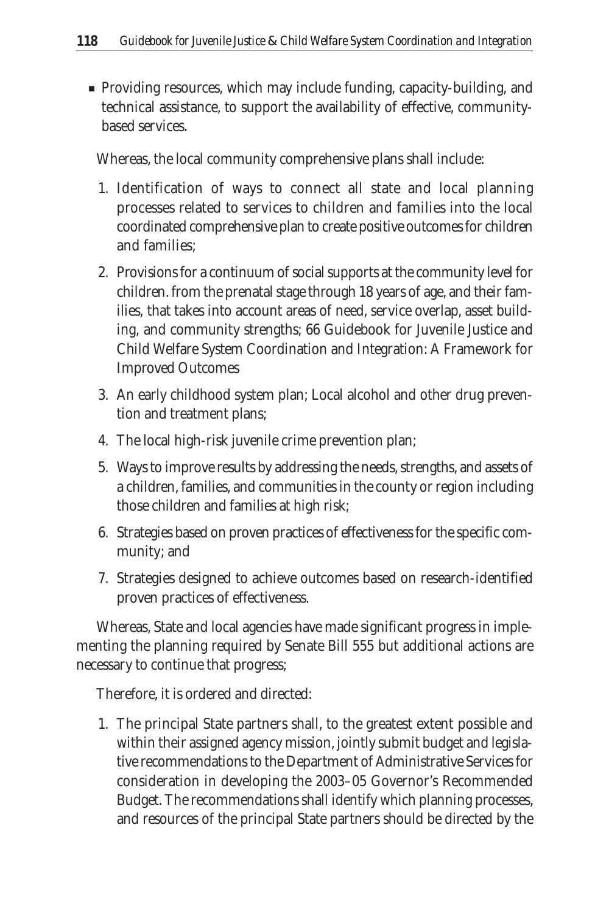- Providing resources, which may include funding, capacity-building, and technical assistance, to support the availability of effective, community-based services.

Whereas, the local community comprehensive plans shall include:

1. Identification of ways to connect all state and local planning processes related to services to children and families into the local coordinated comprehensive plan to create positive outcomes for children and families;
2. Provisions for a continuum of social supports at the community level for children. from the prenatal stage through 18 years of age, and their families, that takes into account areas of need, service overlap, asset building, and community strengths; 66 Guidebook for Juvenile Justice and Child Welfare System Coordination and Integration: A Framework for Improved Outcomes
3. An early childhood system plan; Local alcohol and other drug prevention and treatment plans;
4. The local high-risk juvenile crime prevention plan;
5. Ways to improve results by addressing the needs, strengths, and assets of a children, families, and communities in the county or region including those children and families at high risk;
6. Strategies based on proven practices of effectiveness for the specific community; and
7. Strategies designed to achieve outcomes based on research-identified proven practices of effectiveness.

Whereas, State and local agencies have made significant progress in implementing the planning required by Senate Bill 555 but additional actions are necessary to continue that progress;

Therefore, it is ordered and directed:

1. The principal State partners shall, to the greatest extent possible and within their assigned agency mission, jointly submit budget and legislative recommendations to the Department of Administrative Services for consideration in developing the 2003–05 Governor's Recommended Budget. The recommendations shall identify which planning processes, and resources of the principal State partners should be directed by the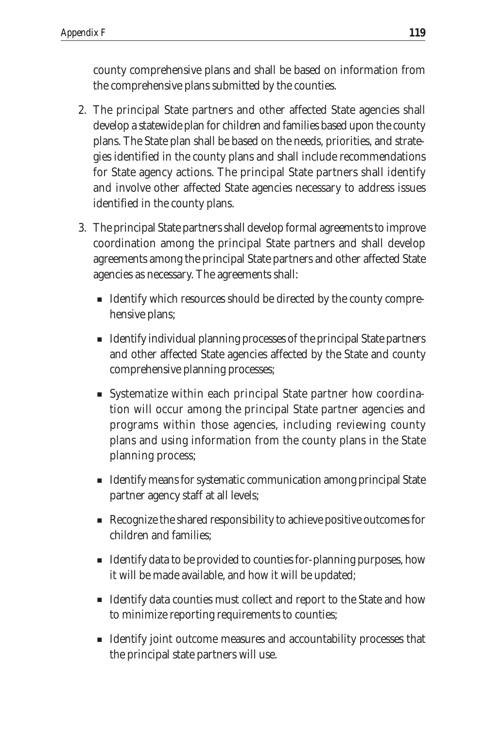county comprehensive plans and shall be based on information from the comprehensive plans submitted by the counties.

2. The principal State partners and other affected State agencies shall develop a statewide plan for children and families based upon the county plans. The State plan shall be based on the needs, priorities, and strategies identified in the county plans and shall include recommendations for State agency actions. The principal State partners shall identify and involve other affected State agencies necessary to address issues identified in the county plans.

3. The principal State partners shall develop formal agreements to improve coordination among the principal State partners and shall develop agreements among the principal State partners and other affected State agencies as necessary. The agreements shall:

   - Identify which resources should be directed by the county comprehensive plans;
   - Identify individual planning processes of the principal State partners and other affected State agencies affected by the State and county comprehensive planning processes;
   - Systematize within each principal State partner how coordination will occur among the principal State partner agencies and programs within those agencies, including reviewing county plans and using information from the county plans in the State planning process;
   - Identify means for systematic communication among principal State partner agency staff at all levels;
   - Recognize the shared responsibility to achieve positive outcomes for children and families;
   - Identify data to be provided to counties for-planning purposes, how it will be made available, and how it will be updated;
   - Identify data counties must collect and report to the State and how to minimize reporting requirements to counties;
   - Identify joint outcome measures and accountability processes that the principal state partners will use.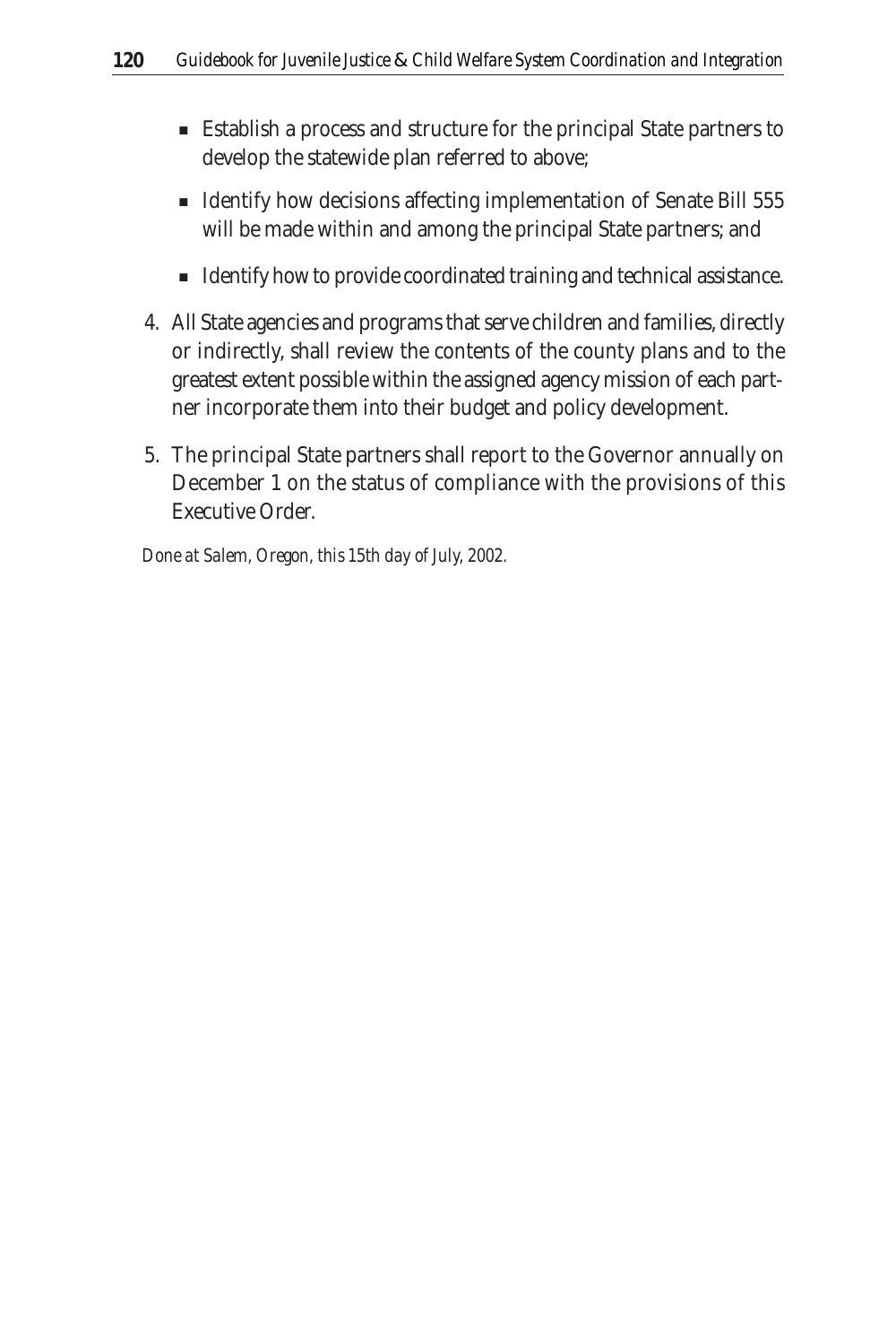- Establish a process and structure for the principal State partners to develop the statewide plan referred to above;
- Identify how decisions affecting implementation of Senate Bill 555 will be made within and among the principal State partners; and
- Identify how to provide coordinated training and technical assistance.

4. All State agencies and programs that serve children and families, directly or indirectly, shall review the contents of the county plans and to the greatest extent possible within the assigned agency mission of each partner incorporate them into their budget and policy development.

5. The principal State partners shall report to the Governor annually on December 1 on the status of compliance with the provisions of this Executive Order.

*Done at Salem, Oregon, this 15th day of July, 2002.*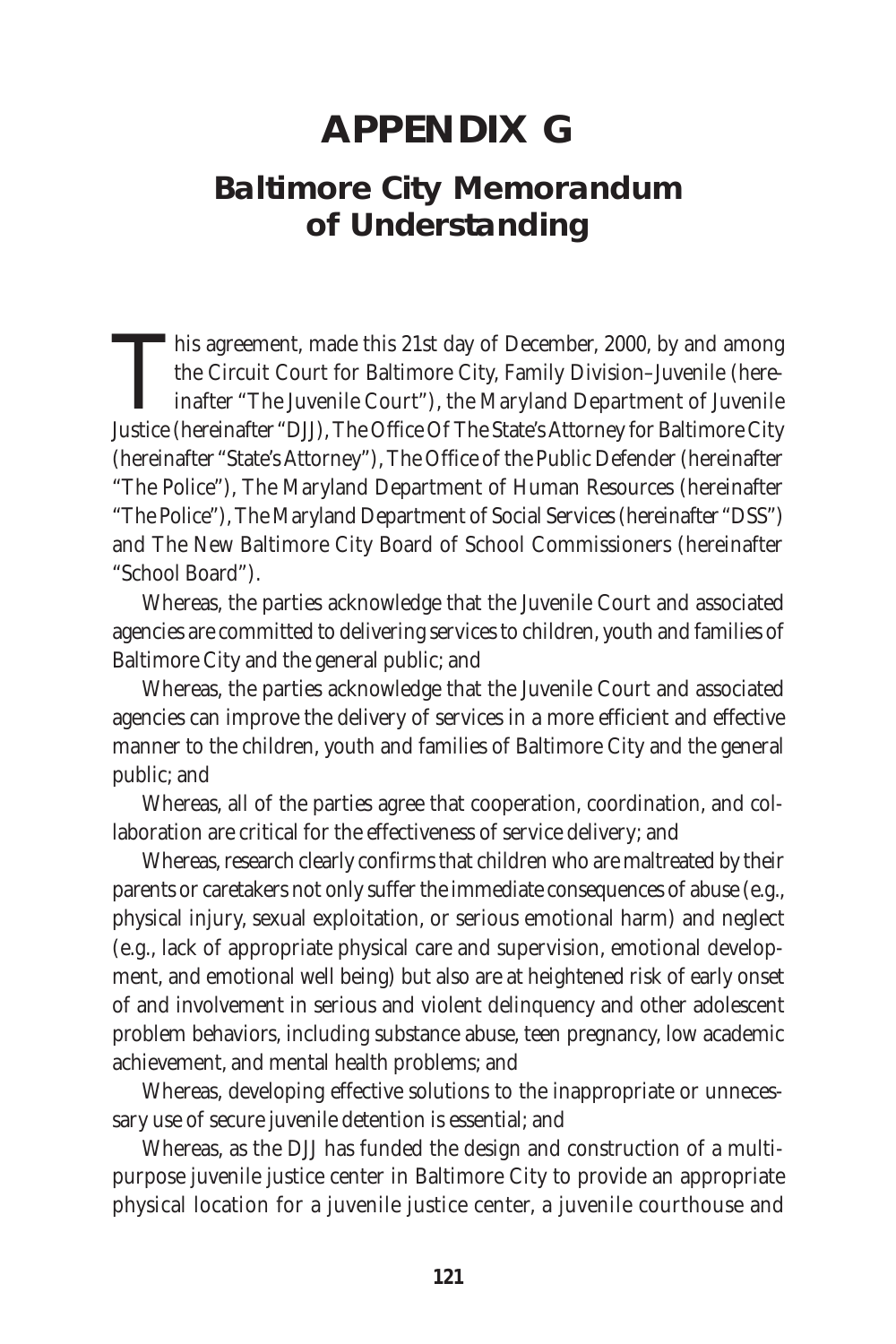# APPENDIX G

## Baltimore City Memorandum of Understanding

This agreement, made this 21st day of December, 2000, by and among the Circuit Court for Baltimore City, Family Division–Juvenile (hereinafter "The Juvenile Court"), the Maryland Department of Juvenile Justice (hereinafter "DJJ), The Office Of The State's Attorney for Baltimore City (hereinafter "State's Attorney"), The Office of the Public Defender (hereinafter "The Police"), The Maryland Department of Human Resources (hereinafter "The Police"), The Maryland Department of Social Services (hereinafter "DSS") and The New Baltimore City Board of School Commissioners (hereinafter "School Board").

Whereas, the parties acknowledge that the Juvenile Court and associated agencies are committed to delivering services to children, youth and families of Baltimore City and the general public; and

Whereas, the parties acknowledge that the Juvenile Court and associated agencies can improve the delivery of services in a more efficient and effective manner to the children, youth and families of Baltimore City and the general public; and

Whereas, all of the parties agree that cooperation, coordination, and collaboration are critical for the effectiveness of service delivery; and

Whereas, research clearly confirms that children who are maltreated by their parents or caretakers not only suffer the immediate consequences of abuse (e.g., physical injury, sexual exploitation, or serious emotional harm) and neglect (e.g., lack of appropriate physical care and supervision, emotional development, and emotional well being) but also are at heightened risk of early onset of and involvement in serious and violent delinquency and other adolescent problem behaviors, including substance abuse, teen pregnancy, low academic achievement, and mental health problems; and

Whereas, developing effective solutions to the inappropriate or unnecessary use of secure juvenile detention is essential; and

Whereas, as the DJJ has funded the design and construction of a multipurpose juvenile justice center in Baltimore City to provide an appropriate physical location for a juvenile justice center, a juvenile courthouse and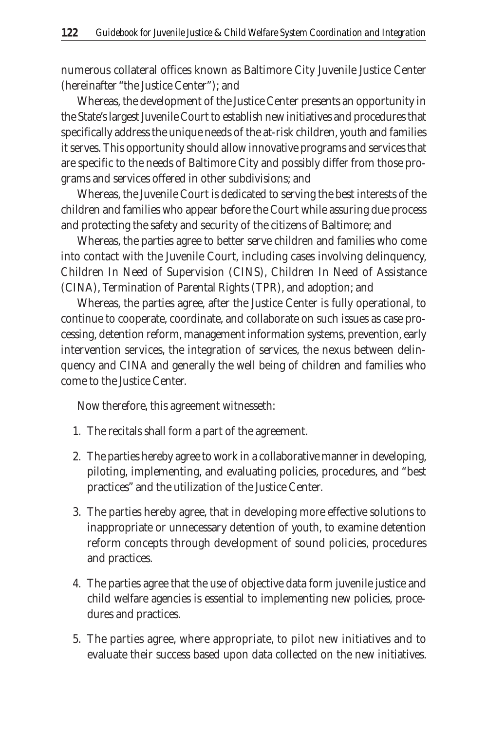numerous collateral offices known as Baltimore City Juvenile Justice Center (hereinafter "the Justice Center"); and

Whereas, the development of the Justice Center presents an opportunity in the State's largest Juvenile Court to establish new initiatives and procedures that specifically address the unique needs of the at-risk children, youth and families it serves. This opportunity should allow innovative programs and services that are specific to the needs of Baltimore City and possibly differ from those programs and services offered in other subdivisions; and

Whereas, the Juvenile Court is dedicated to serving the best interests of the children and families who appear before the Court while assuring due process and protecting the safety and security of the citizens of Baltimore; and

Whereas, the parties agree to better serve children and families who come into contact with the Juvenile Court, including cases involving delinquency, Children In Need of Supervision (CINS), Children In Need of Assistance (CINA), Termination of Parental Rights (TPR), and adoption; and

Whereas, the parties agree, after the Justice Center is fully operational, to continue to cooperate, coordinate, and collaborate on such issues as case processing, detention reform, management information systems, prevention, early intervention services, the integration of services, the nexus between delinquency and CINA and generally the well being of children and families who come to the Justice Center.

Now therefore, this agreement witnesseth:

1. The recitals shall form a part of the agreement.
2. The parties hereby agree to work in a collaborative manner in developing, piloting, implementing, and evaluating policies, procedures, and "best practices" and the utilization of the Justice Center.
3. The parties hereby agree, that in developing more effective solutions to inappropriate or unnecessary detention of youth, to examine detention reform concepts through development of sound policies, procedures and practices.
4. The parties agree that the use of objective data form juvenile justice and child welfare agencies is essential to implementing new policies, procedures and practices.
5. The parties agree, where appropriate, to pilot new initiatives and to evaluate their success based upon data collected on the new initiatives.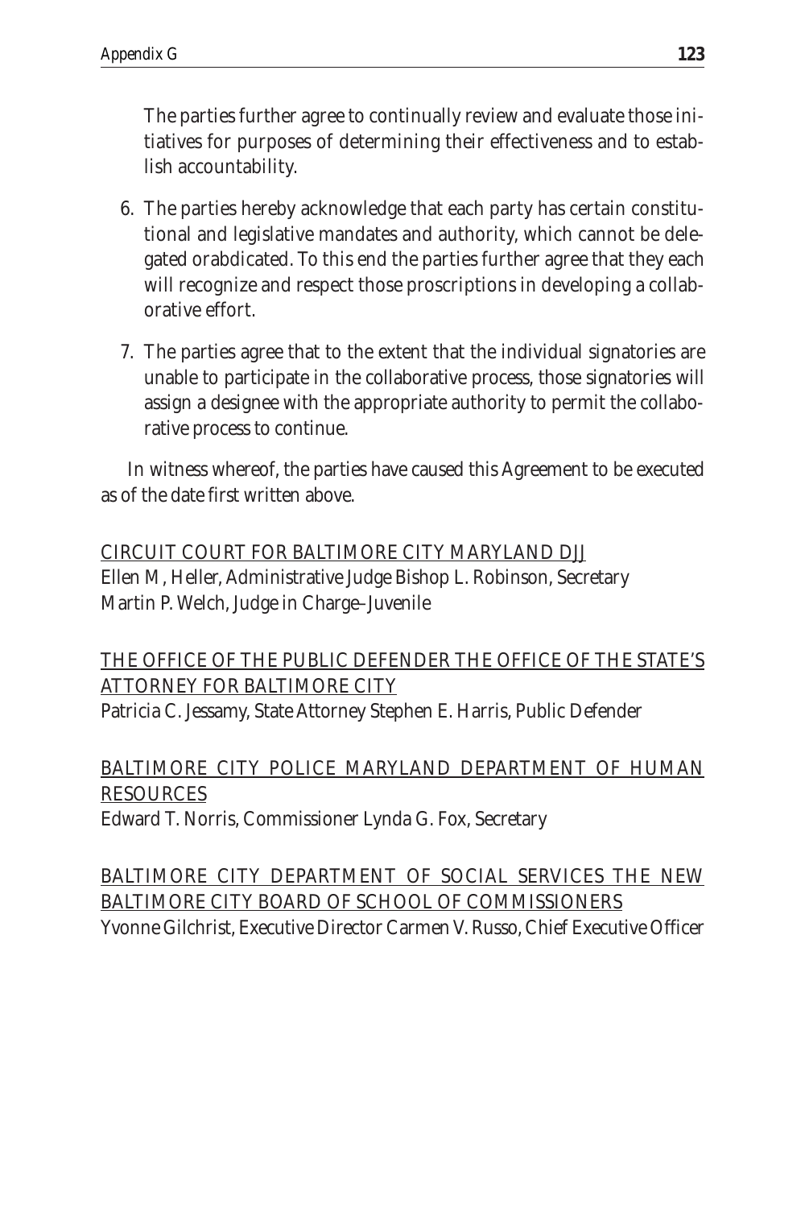The parties further agree to continually review and evaluate those initiatives for purposes of determining their effectiveness and to establish accountability.

6. The parties hereby acknowledge that each party has certain constitutional and legislative mandates and authority, which cannot be delegated orabdicated. To this end the parties further agree that they each will recognize and respect those proscriptions in developing a collaborative effort.

7. The parties agree that to the extent that the individual signatories are unable to participate in the collaborative process, those signatories will assign a designee with the appropriate authority to permit the collaborative process to continue.

In witness whereof, the parties have caused this Agreement to be executed as of the date first written above.

<u>CIRCUIT COURT FOR BALTIMORE CITY MARYLAND DJJ</u>
Ellen M, Heller, Administrative Judge Bishop L. Robinson, Secretary
Martin P. Welch, Judge in Charge–Juvenile

<u>THE OFFICE OF THE PUBLIC DEFENDER THE OFFICE OF THE STATE'S ATTORNEY FOR BALTIMORE CITY</u>
Patricia C. Jessamy, State Attorney Stephen E. Harris, Public Defender

<u>BALTIMORE CITY POLICE MARYLAND DEPARTMENT OF HUMAN RESOURCES</u>
Edward T. Norris, Commissioner Lynda G. Fox, Secretary

<u>BALTIMORE CITY DEPARTMENT OF SOCIAL SERVICES THE NEW BALTIMORE CITY BOARD OF SCHOOL OF COMMISSIONERS</u>
Yvonne Gilchrist, Executive Director Carmen V. Russo, Chief Executive Officer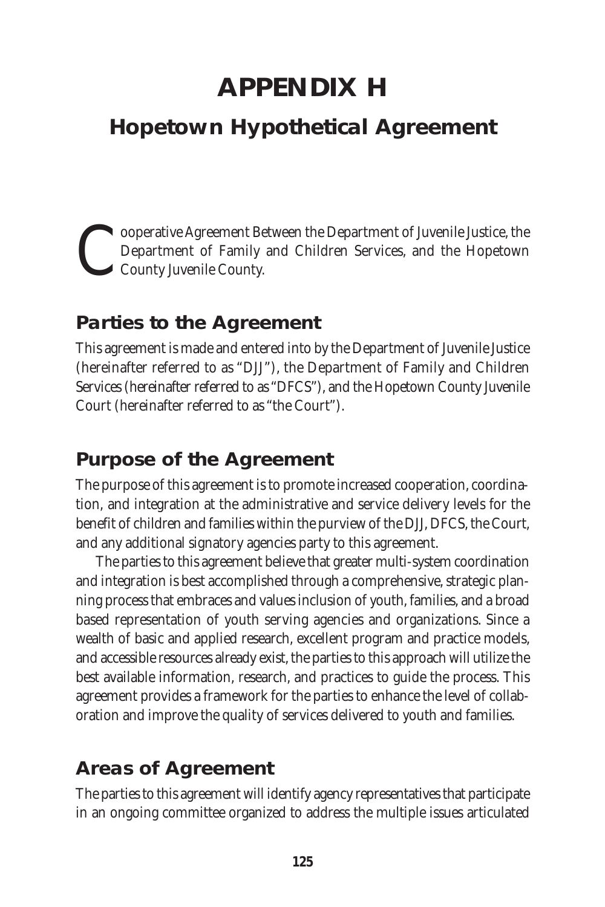# APPENDIX H

## Hopetown Hypothetical Agreement

Cooperative Agreement Between the Department of Juvenile Justice, the Department of Family and Children Services, and the Hopetown County Juvenile County.

### Parties to the Agreement

This agreement is made and entered into by the Department of Juvenile Justice (hereinafter referred to as "DJJ"), the Department of Family and Children Services (hereinafter referred to as "DFCS"), and the Hopetown County Juvenile Court (hereinafter referred to as "the Court").

### Purpose of the Agreement

The purpose of this agreement is to promote increased cooperation, coordination, and integration at the administrative and service delivery levels for the benefit of children and families within the purview of the DJJ, DFCS, the Court, and any additional signatory agencies party to this agreement.

The parties to this agreement believe that greater multi-system coordination and integration is best accomplished through a comprehensive, strategic planning process that embraces and values inclusion of youth, families, and a broad based representation of youth serving agencies and organizations. Since a wealth of basic and applied research, excellent program and practice models, and accessible resources already exist, the parties to this approach will utilize the best available information, research, and practices to guide the process. This agreement provides a framework for the parties to enhance the level of collaboration and improve the quality of services delivered to youth and families.

### Areas of Agreement

The parties to this agreement will identify agency representatives that participate in an ongoing committee organized to address the multiple issues articulated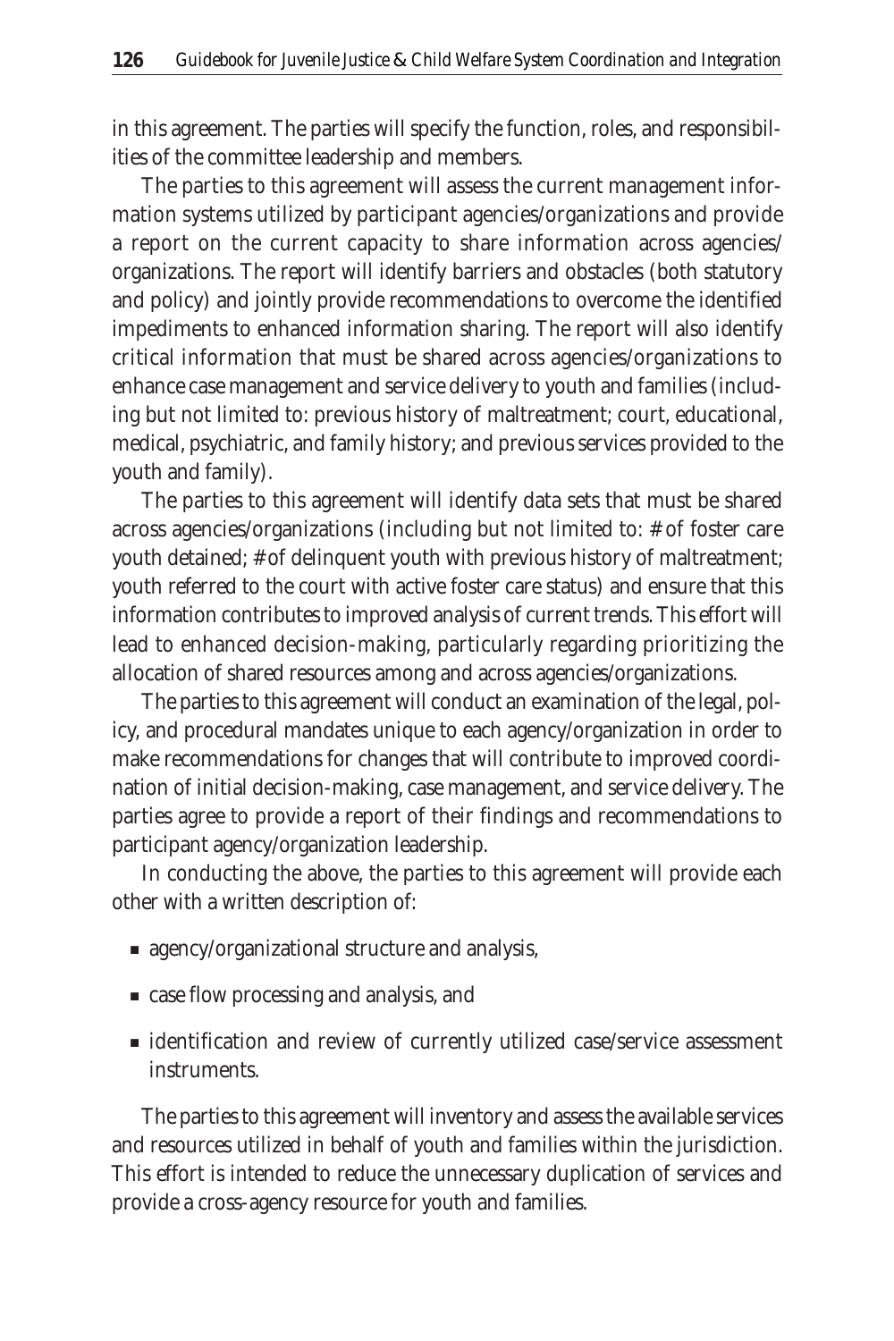in this agreement. The parties will specify the function, roles, and responsibilities of the committee leadership and members.

The parties to this agreement will assess the current management information systems utilized by participant agencies/organizations and provide a report on the current capacity to share information across agencies/organizations. The report will identify barriers and obstacles (both statutory and policy) and jointly provide recommendations to overcome the identified impediments to enhanced information sharing. The report will also identify critical information that must be shared across agencies/organizations to enhance case management and service delivery to youth and families (including but not limited to: previous history of maltreatment; court, educational, medical, psychiatric, and family history; and previous services provided to the youth and family).

The parties to this agreement will identify data sets that must be shared across agencies/organizations (including but not limited to: # of foster care youth detained; # of delinquent youth with previous history of maltreatment; youth referred to the court with active foster care status) and ensure that this information contributes to improved analysis of current trends. This effort will lead to enhanced decision-making, particularly regarding prioritizing the allocation of shared resources among and across agencies/organizations.

The parties to this agreement will conduct an examination of the legal, policy, and procedural mandates unique to each agency/organization in order to make recommendations for changes that will contribute to improved coordination of initial decision-making, case management, and service delivery. The parties agree to provide a report of their findings and recommendations to participant agency/organization leadership.

In conducting the above, the parties to this agreement will provide each other with a written description of:

- agency/organizational structure and analysis,
- case flow processing and analysis, and
- identification and review of currently utilized case/service assessment instruments.

The parties to this agreement will inventory and assess the available services and resources utilized in behalf of youth and families within the jurisdiction. This effort is intended to reduce the unnecessary duplication of services and provide a cross-agency resource for youth and families.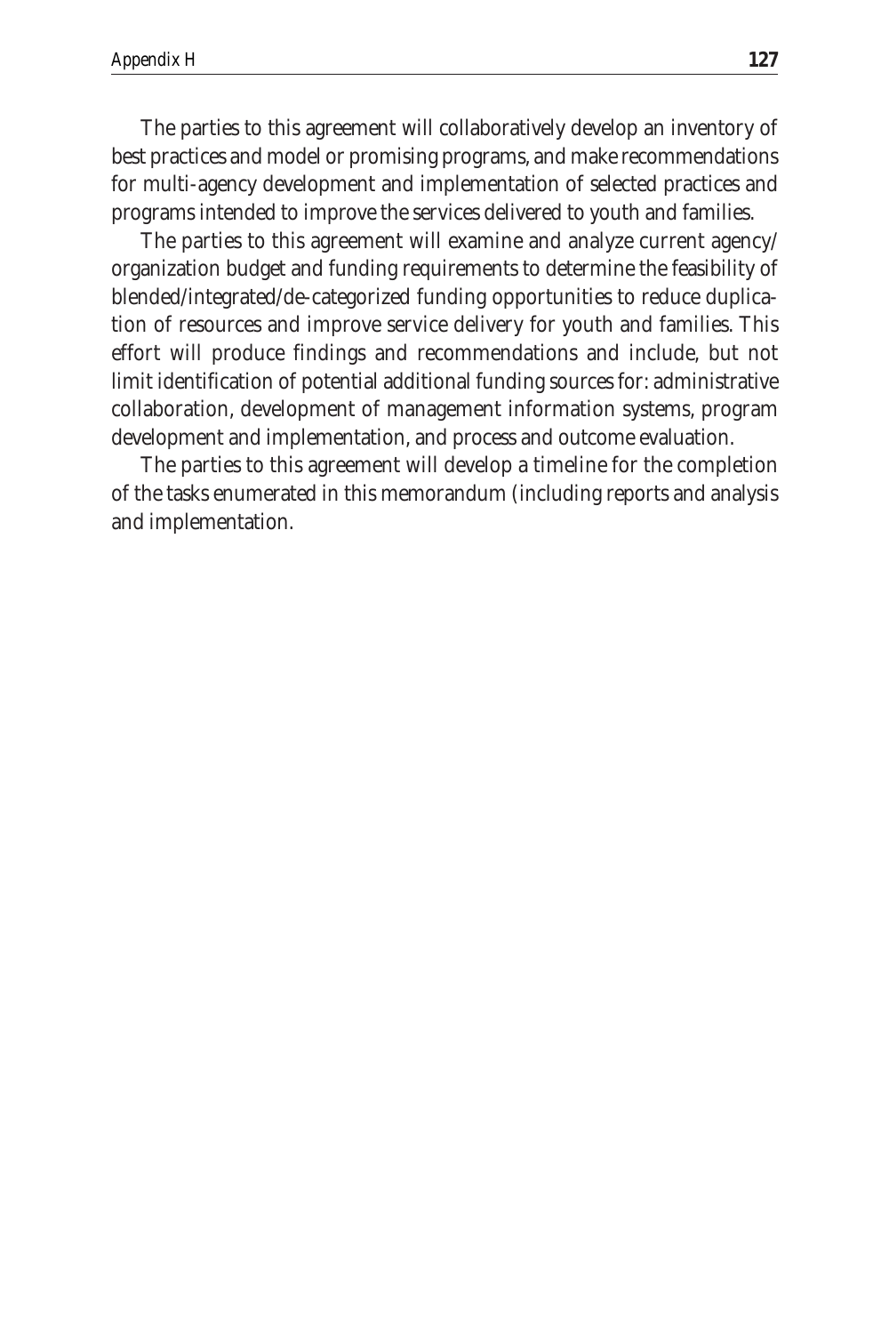The parties to this agreement will collaboratively develop an inventory of best practices and model or promising programs, and make recommendations for multi-agency development and implementation of selected practices and programs intended to improve the services delivered to youth and families.

The parties to this agreement will examine and analyze current agency/organization budget and funding requirements to determine the feasibility of blended/integrated/de-categorized funding opportunities to reduce duplication of resources and improve service delivery for youth and families. This effort will produce findings and recommendations and include, but not limit identification of potential additional funding sources for: administrative collaboration, development of management information systems, program development and implementation, and process and outcome evaluation.

The parties to this agreement will develop a timeline for the completion of the tasks enumerated in this memorandum (including reports and analysis and implementation.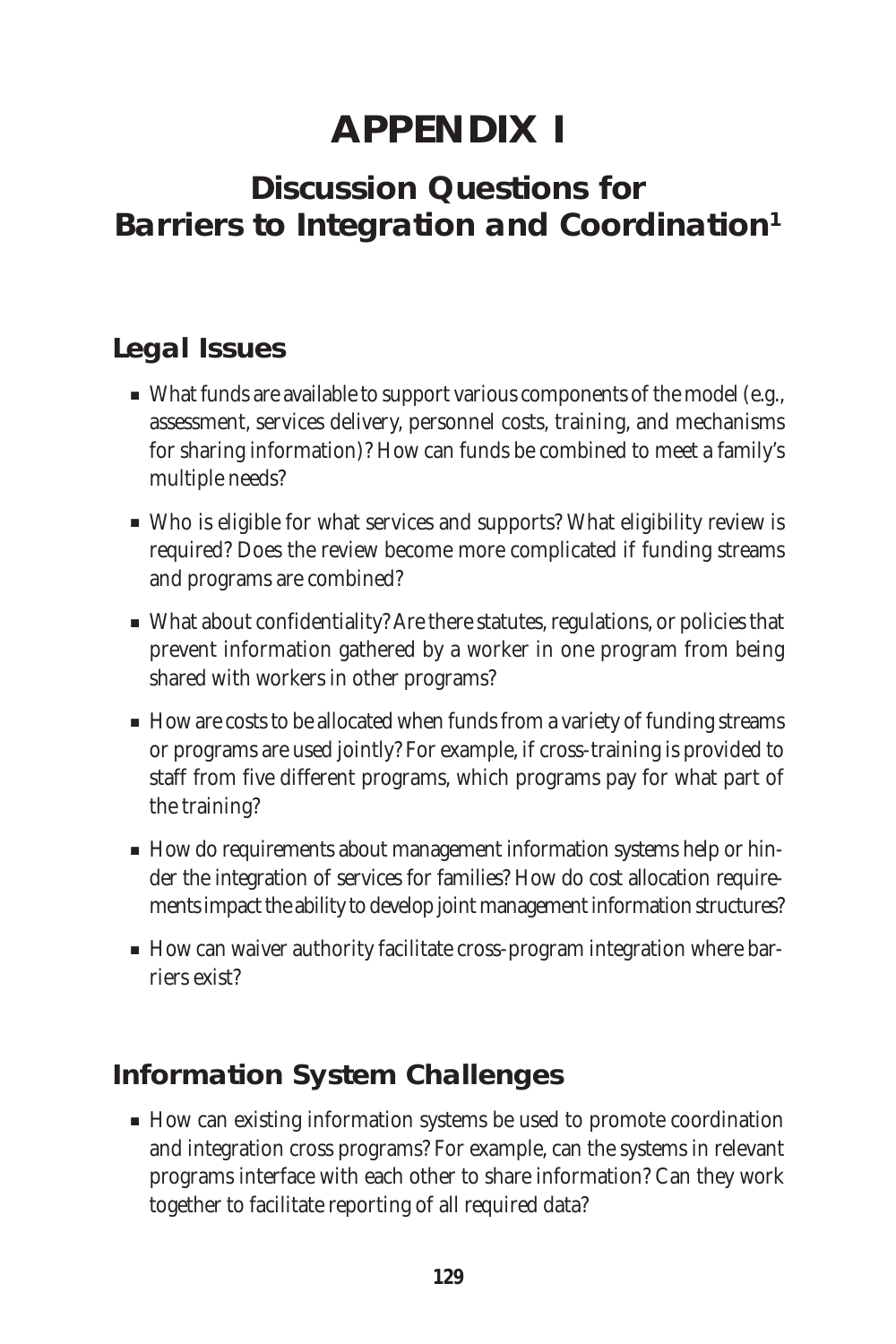# APPENDIX I

## Discussion Questions for Barriers to Integration and Coordination[1]

### Legal Issues

- What funds are available to support various components of the model (e.g., assessment, services delivery, personnel costs, training, and mechanisms for sharing information)? How can funds be combined to meet a family's multiple needs?
- Who is eligible for what services and supports? What eligibility review is required? Does the review become more complicated if funding streams and programs are combined?
- What about confidentiality? Are there statutes, regulations, or policies that prevent information gathered by a worker in one program from being shared with workers in other programs?
- How are costs to be allocated when funds from a variety of funding streams or programs are used jointly? For example, if cross-training is provided to staff from five different programs, which programs pay for what part of the training?
- How do requirements about management information systems help or hinder the integration of services for families? How do cost allocation requirements impact the ability to develop joint management information structures?
- How can waiver authority facilitate cross-program integration where barriers exist?

### Information System Challenges

- How can existing information systems be used to promote coordination and integration cross programs? For example, can the systems in relevant programs interface with each other to share information? Can they work together to facilitate reporting of all required data?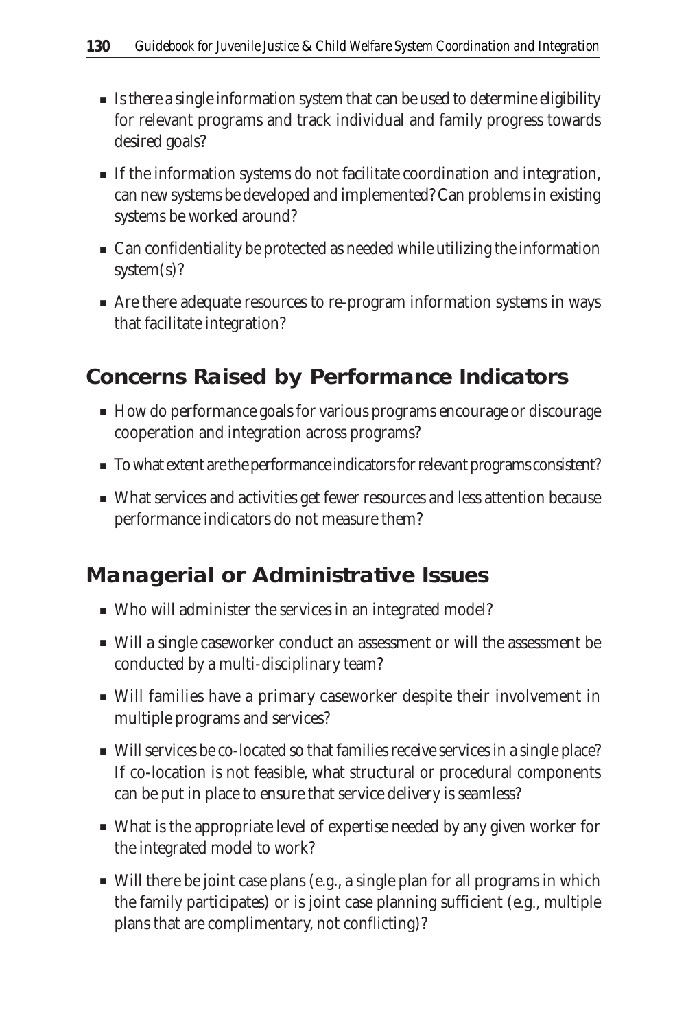- Is there a single information system that can be used to determine eligibility for relevant programs and track individual and family progress towards desired goals?
- If the information systems do not facilitate coordination and integration, can new systems be developed and implemented? Can problems in existing systems be worked around?
- Can confidentiality be protected as needed while utilizing the information system(s)?
- Are there adequate resources to re-program information systems in ways that facilitate integration?

## Concerns Raised by Performance Indicators

- How do performance goals for various programs encourage or discourage cooperation and integration across programs?
- To what extent are the performance indicators for relevant programs consistent?
- What services and activities get fewer resources and less attention because performance indicators do not measure them?

## Managerial or Administrative Issues

- Who will administer the services in an integrated model?
- Will a single caseworker conduct an assessment or will the assessment be conducted by a multi-disciplinary team?
- Will families have a primary caseworker despite their involvement in multiple programs and services?
- Will services be co-located so that families receive services in a single place? If co-location is not feasible, what structural or procedural components can be put in place to ensure that service delivery is seamless?
- What is the appropriate level of expertise needed by any given worker for the integrated model to work?
- Will there be joint case plans (e.g., a single plan for all programs in which the family participates) or is joint case planning sufficient (e.g., multiple plans that are complimentary, not conflicting)?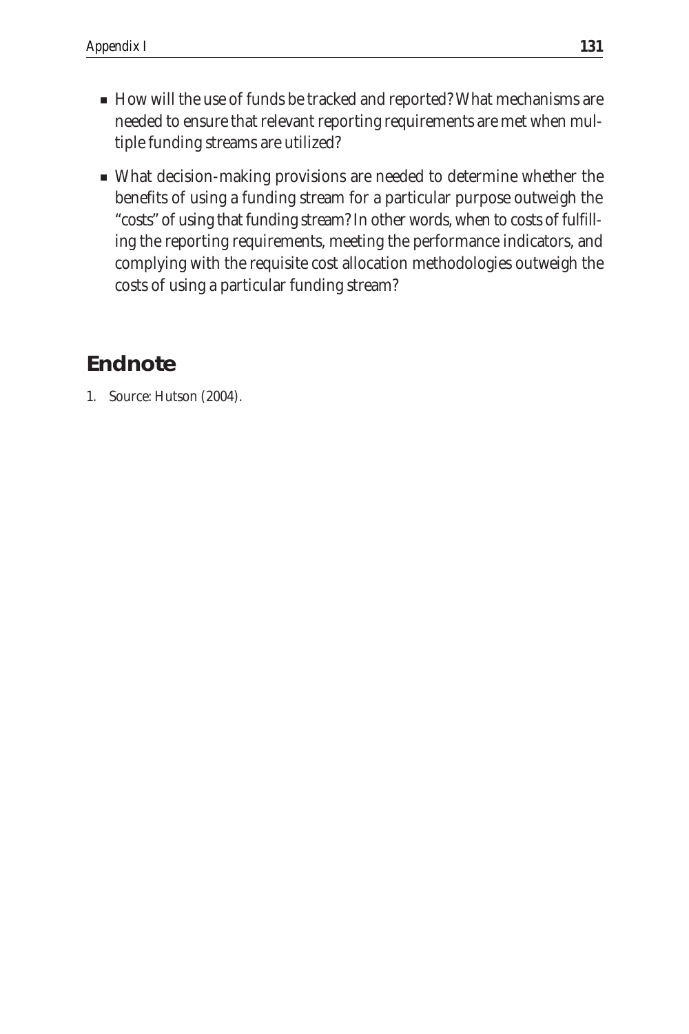- How will the use of funds be tracked and reported? What mechanisms are needed to ensure that relevant reporting requirements are met when multiple funding streams are utilized?
- What decision-making provisions are needed to determine whether the benefits of using a funding stream for a particular purpose outweigh the "costs" of using that funding stream? In other words, when to costs of fulfilling the reporting requirements, meeting the performance indicators, and complying with the requisite cost allocation methodologies outweigh the costs of using a particular funding stream?

## Endnote

1. Source: Hutson (2004).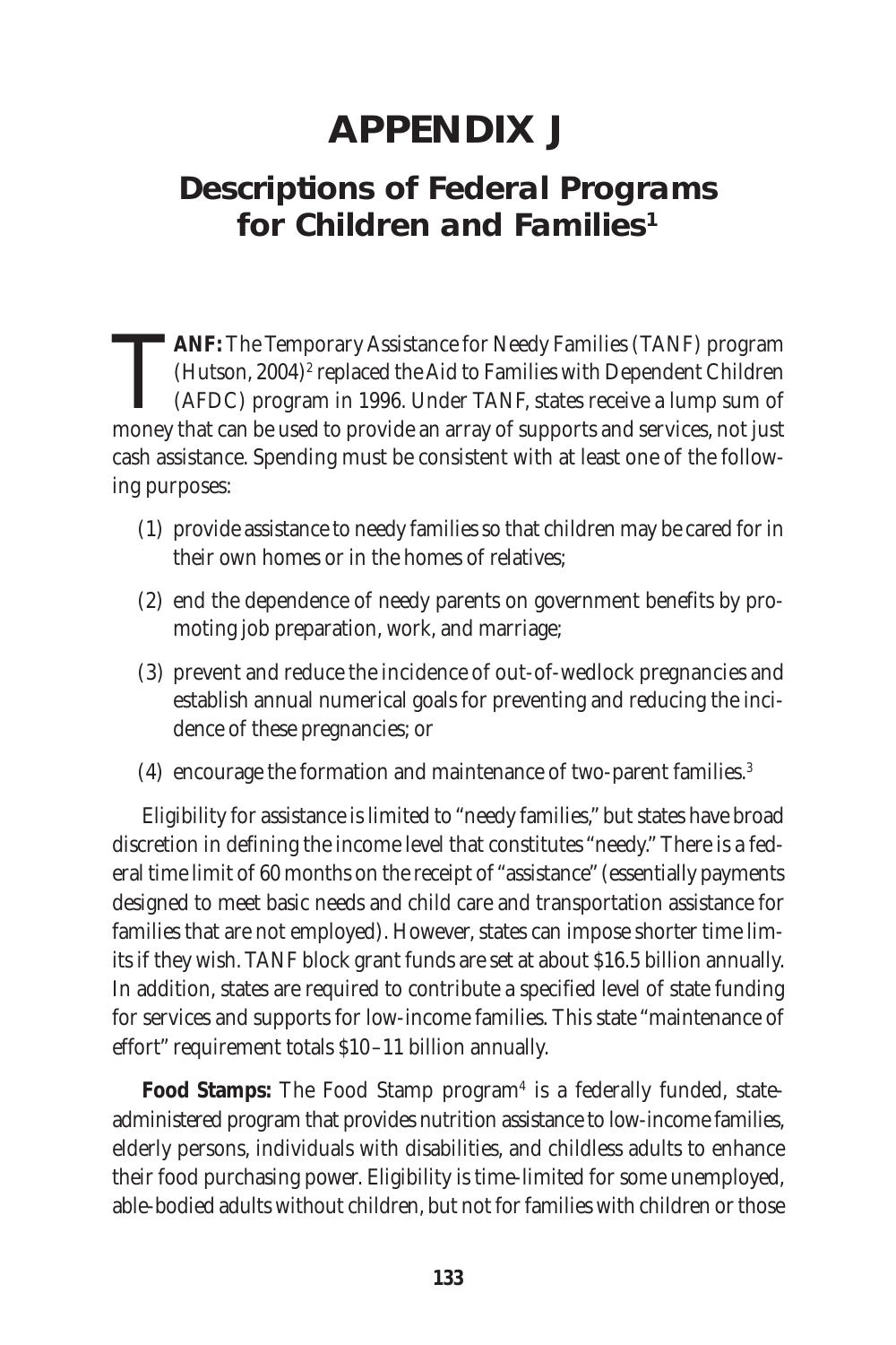# APPENDIX J

## Descriptions of Federal Programs for Children and Families[1]

**TANF:** The Temporary Assistance for Needy Families (TANF) program (Hutson, 2004)[2] replaced the Aid to Families with Dependent Children (AFDC) program in 1996. Under TANF, states receive a lump sum of money that can be used to provide an array of supports and services, not just cash assistance. Spending must be consistent with at least one of the following purposes:

(1) provide assistance to needy families so that children may be cared for in their own homes or in the homes of relatives;

(2) end the dependence of needy parents on government benefits by promoting job preparation, work, and marriage;

(3) prevent and reduce the incidence of out-of-wedlock pregnancies and establish annual numerical goals for preventing and reducing the incidence of these pregnancies; or

(4) encourage the formation and maintenance of two-parent families.[3]

Eligibility for assistance is limited to "needy families," but states have broad discretion in defining the income level that constitutes "needy." There is a federal time limit of 60 months on the receipt of "assistance" (essentially payments designed to meet basic needs and child care and transportation assistance for families that are not employed). However, states can impose shorter time limits if they wish. TANF block grant funds are set at about $16.5 billion annually. In addition, states are required to contribute a specified level of state funding for services and supports for low-income families. This state "maintenance of effort" requirement totals $10–11 billion annually.

**Food Stamps:** The Food Stamp program[4] is a federally funded, state-administered program that provides nutrition assistance to low-income families, elderly persons, individuals with disabilities, and childless adults to enhance their food purchasing power. Eligibility is time-limited for some unemployed, able-bodied adults without children, but not for families with children or those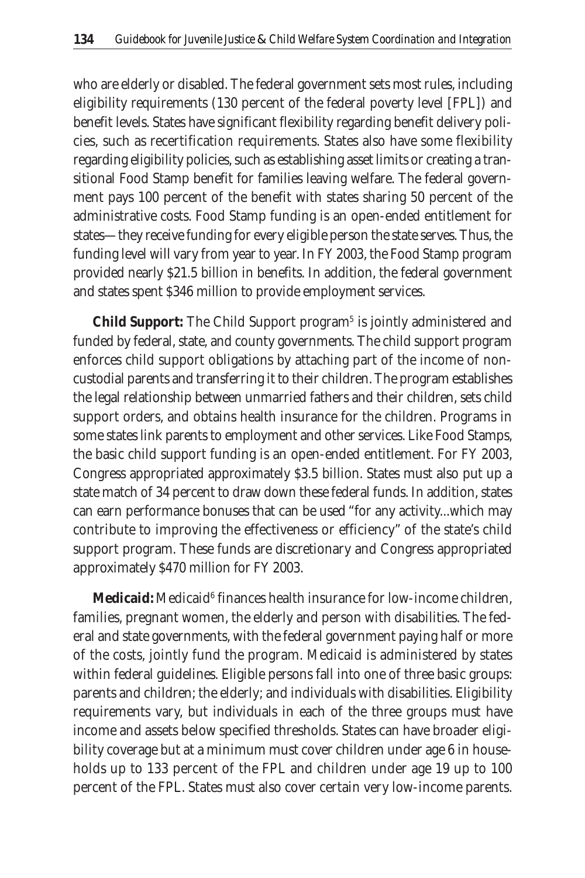who are elderly or disabled. The federal government sets most rules, including eligibility requirements (130 percent of the federal poverty level [FPL]) and benefit levels. States have significant flexibility regarding benefit delivery policies, such as recertification requirements. States also have some flexibility regarding eligibility policies, such as establishing asset limits or creating a transitional Food Stamp benefit for families leaving welfare. The federal government pays 100 percent of the benefit with states sharing 50 percent of the administrative costs. Food Stamp funding is an open-ended entitlement for states—they receive funding for every eligible person the state serves. Thus, the funding level will vary from year to year. In FY 2003, the Food Stamp program provided nearly $21.5 billion in benefits. In addition, the federal government and states spent $346 million to provide employment services.

**Child Support:** The Child Support program[5] is jointly administered and funded by federal, state, and county governments. The child support program enforces child support obligations by attaching part of the income of non-custodial parents and transferring it to their children. The program establishes the legal relationship between unmarried fathers and their children, sets child support orders, and obtains health insurance for the children. Programs in some states link parents to employment and other services. Like Food Stamps, the basic child support funding is an open-ended entitlement. For FY 2003, Congress appropriated approximately $3.5 billion. States must also put up a state match of 34 percent to draw down these federal funds. In addition, states can earn performance bonuses that can be used "for any activity...which may contribute to improving the effectiveness or efficiency" of the state's child support program. These funds are discretionary and Congress appropriated approximately $470 million for FY 2003.

**Medicaid:** Medicaid[6] finances health insurance for low-income children, families, pregnant women, the elderly and person with disabilities. The federal and state governments, with the federal government paying half or more of the costs, jointly fund the program. Medicaid is administered by states within federal guidelines. Eligible persons fall into one of three basic groups: parents and children; the elderly; and individuals with disabilities. Eligibility requirements vary, but individuals in each of the three groups must have income and assets below specified thresholds. States can have broader eligibility coverage but at a minimum must cover children under age 6 in households up to 133 percent of the FPL and children under age 19 up to 100 percent of the FPL. States must also cover certain very low-income parents.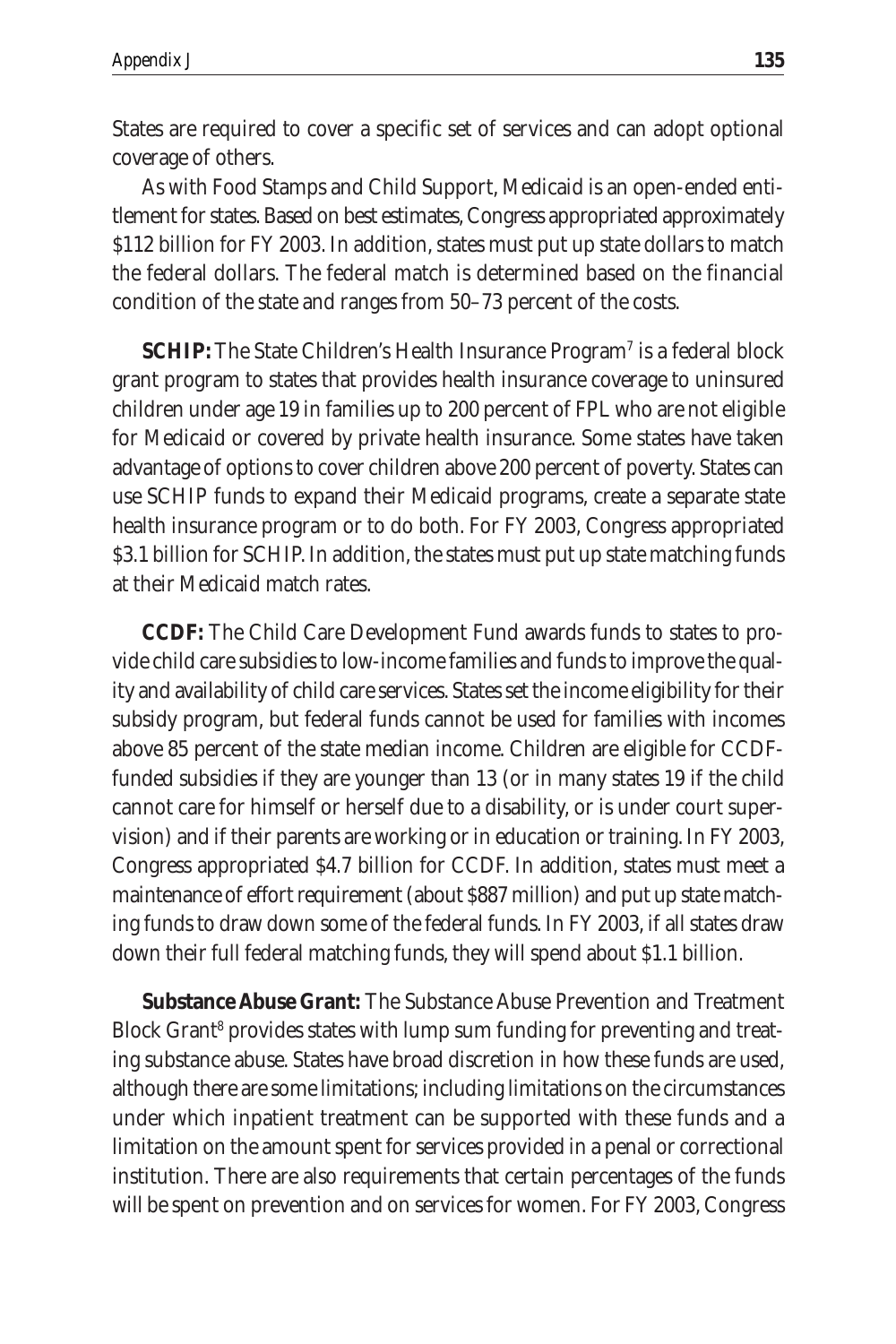States are required to cover a specific set of services and can adopt optional coverage of others.

As with Food Stamps and Child Support, Medicaid is an open-ended entitlement for states. Based on best estimates, Congress appropriated approximately $112 billion for FY 2003. In addition, states must put up state dollars to match the federal dollars. The federal match is determined based on the financial condition of the state and ranges from 50–73 percent of the costs.

**SCHIP:** The State Children's Health Insurance Program[7] is a federal block grant program to states that provides health insurance coverage to uninsured children under age 19 in families up to 200 percent of FPL who are not eligible for Medicaid or covered by private health insurance. Some states have taken advantage of options to cover children above 200 percent of poverty. States can use SCHIP funds to expand their Medicaid programs, create a separate state health insurance program or to do both. For FY 2003, Congress appropriated $3.1 billion for SCHIP. In addition, the states must put up state matching funds at their Medicaid match rates.

**CCDF:** The Child Care Development Fund awards funds to states to provide child care subsidies to low-income families and funds to improve the quality and availability of child care services. States set the income eligibility for their subsidy program, but federal funds cannot be used for families with incomes above 85 percent of the state median income. Children are eligible for CCDF-funded subsidies if they are younger than 13 (or in many states 19 if the child cannot care for himself or herself due to a disability, or is under court supervision) and if their parents are working or in education or training. In FY 2003, Congress appropriated $4.7 billion for CCDF. In addition, states must meet a maintenance of effort requirement (about $887 million) and put up state matching funds to draw down some of the federal funds. In FY 2003, if all states draw down their full federal matching funds, they will spend about $1.1 billion.

**Substance Abuse Grant:** The Substance Abuse Prevention and Treatment Block Grant[8] provides states with lump sum funding for preventing and treating substance abuse. States have broad discretion in how these funds are used, although there are some limitations; including limitations on the circumstances under which inpatient treatment can be supported with these funds and a limitation on the amount spent for services provided in a penal or correctional institution. There are also requirements that certain percentages of the funds will be spent on prevention and on services for women. For FY 2003, Congress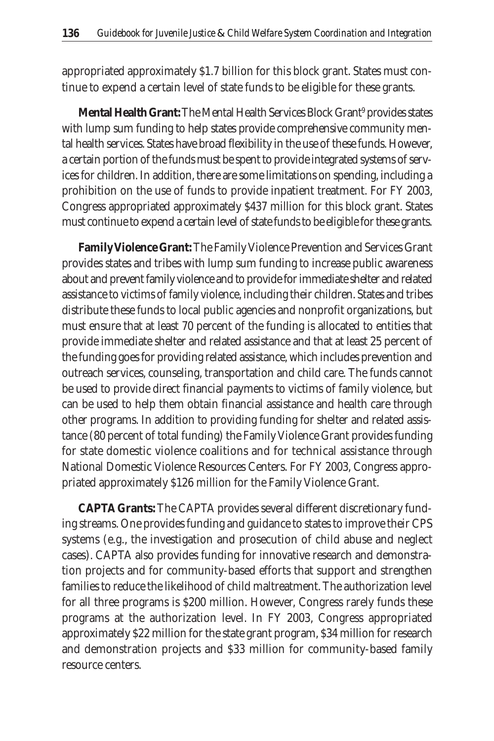appropriated approximately $1.7 billion for this block grant. States must continue to expend a certain level of state funds to be eligible for these grants.

**Mental Health Grant:** The Mental Health Services Block Grant[9] provides states with lump sum funding to help states provide comprehensive community mental health services. States have broad flexibility in the use of these funds. However, a certain portion of the funds must be spent to provide integrated systems of services for children. In addition, there are some limitations on spending, including a prohibition on the use of funds to provide inpatient treatment. For FY 2003, Congress appropriated approximately $437 million for this block grant. States must continue to expend a certain level of state funds to be eligible for these grants.

**Family Violence Grant:** The Family Violence Prevention and Services Grant provides states and tribes with lump sum funding to increase public awareness about and prevent family violence and to provide for immediate shelter and related assistance to victims of family violence, including their children. States and tribes distribute these funds to local public agencies and nonprofit organizations, but must ensure that at least 70 percent of the funding is allocated to entities that provide immediate shelter and related assistance and that at least 25 percent of the funding goes for providing related assistance, which includes prevention and outreach services, counseling, transportation and child care. The funds cannot be used to provide direct financial payments to victims of family violence, but can be used to help them obtain financial assistance and health care through other programs. In addition to providing funding for shelter and related assistance (80 percent of total funding) the Family Violence Grant provides funding for state domestic violence coalitions and for technical assistance through National Domestic Violence Resources Centers. For FY 2003, Congress appropriated approximately $126 million for the Family Violence Grant.

**CAPTA Grants:** The CAPTA provides several different discretionary funding streams. One provides funding and guidance to states to improve their CPS systems (e.g., the investigation and prosecution of child abuse and neglect cases). CAPTA also provides funding for innovative research and demonstration projects and for community-based efforts that support and strengthen families to reduce the likelihood of child maltreatment. The authorization level for all three programs is $200 million. However, Congress rarely funds these programs at the authorization level. In FY 2003, Congress appropriated approximately $22 million for the state grant program, $34 million for research and demonstration projects and $33 million for community-based family resource centers.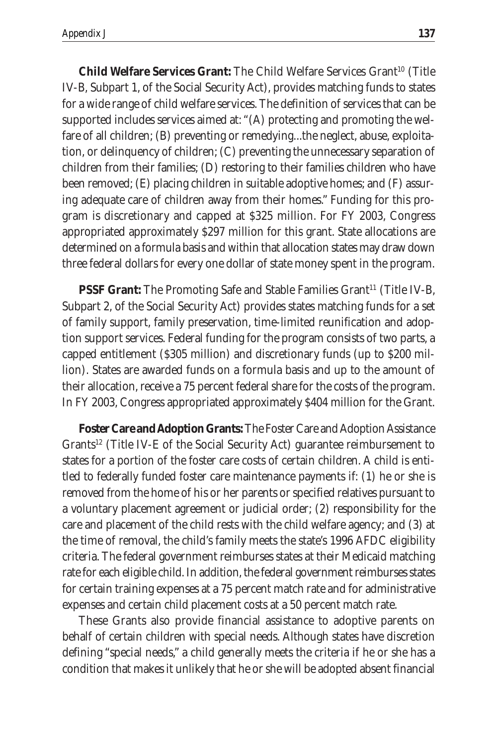**Child Welfare Services Grant:** The Child Welfare Services Grant[10] (Title IV-B, Subpart 1, of the Social Security Act), provides matching funds to states for a wide range of child welfare services. The definition of services that can be supported includes services aimed at: "(A) protecting and promoting the welfare of all children; (B) preventing or remedying...the neglect, abuse, exploitation, or delinquency of children; (C) preventing the unnecessary separation of children from their families; (D) restoring to their families children who have been removed; (E) placing children in suitable adoptive homes; and (F) assuring adequate care of children away from their homes." Funding for this program is discretionary and capped at $325 million. For FY 2003, Congress appropriated approximately $297 million for this grant. State allocations are determined on a formula basis and within that allocation states may draw down three federal dollars for every one dollar of state money spent in the program.

**PSSF Grant:** The Promoting Safe and Stable Families Grant[11] (Title IV-B, Subpart 2, of the Social Security Act) provides states matching funds for a set of family support, family preservation, time-limited reunification and adoption support services. Federal funding for the program consists of two parts, a capped entitlement ($305 million) and discretionary funds (up to $200 million). States are awarded funds on a formula basis and up to the amount of their allocation, receive a 75 percent federal share for the costs of the program. In FY 2003, Congress appropriated approximately $404 million for the Grant.

**Foster Care and Adoption Grants:** The Foster Care and Adoption Assistance Grants[12] (Title IV-E of the Social Security Act) guarantee reimbursement to states for a portion of the foster care costs of certain children. A child is entitled to federally funded foster care maintenance payments if: (1) he or she is removed from the home of his or her parents or specified relatives pursuant to a voluntary placement agreement or judicial order; (2) responsibility for the care and placement of the child rests with the child welfare agency; and (3) at the time of removal, the child's family meets the state's 1996 AFDC eligibility criteria. The federal government reimburses states at their Medicaid matching rate for each eligible child. In addition, the federal government reimburses states for certain training expenses at a 75 percent match rate and for administrative expenses and certain child placement costs at a 50 percent match rate.

These Grants also provide financial assistance to adoptive parents on behalf of certain children with special needs. Although states have discretion defining "special needs," a child generally meets the criteria if he or she has a condition that makes it unlikely that he or she will be adopted absent financial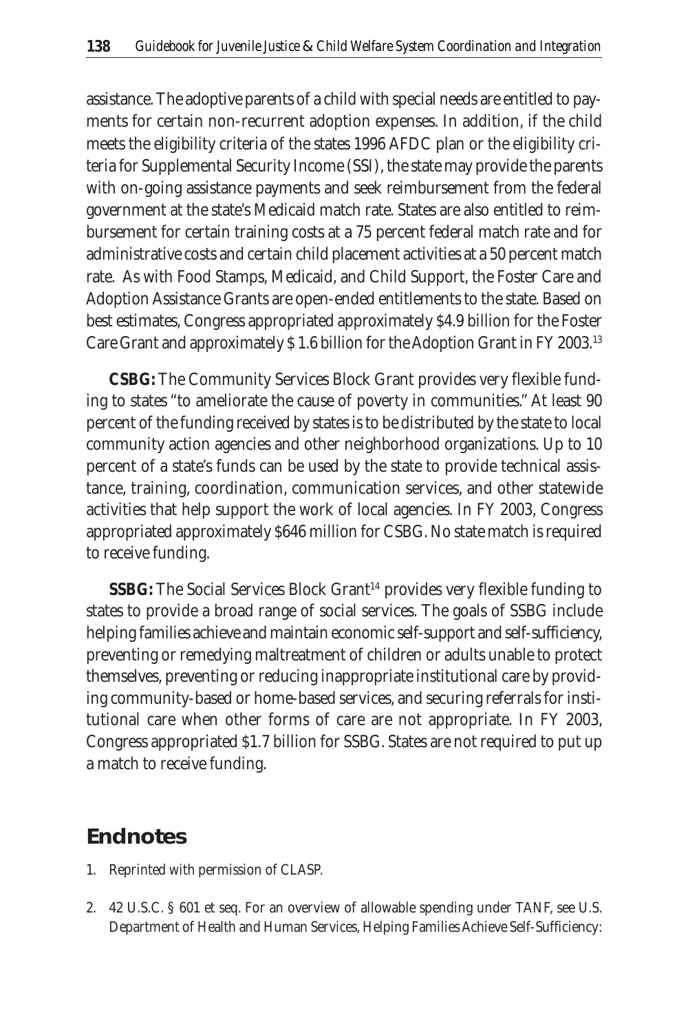assistance. The adoptive parents of a child with special needs are entitled to payments for certain non-recurrent adoption expenses. In addition, if the child meets the eligibility criteria of the states 1996 AFDC plan or the eligibility criteria for Supplemental Security Income (SSI), the state may provide the parents with on-going assistance payments and seek reimbursement from the federal government at the state's Medicaid match rate. States are also entitled to reimbursement for certain training costs at a 75 percent federal match rate and for administrative costs and certain child placement activities at a 50 percent match rate. As with Food Stamps, Medicaid, and Child Support, the Foster Care and Adoption Assistance Grants are open-ended entitlements to the state. Based on best estimates, Congress appropriated approximately $4.9 billion for the Foster Care Grant and approximately $ 1.6 billion for the Adoption Grant in FY 2003.[13]

**CSBG:** The Community Services Block Grant provides very flexible funding to states "to ameliorate the cause of poverty in communities." At least 90 percent of the funding received by states is to be distributed by the state to local community action agencies and other neighborhood organizations. Up to 10 percent of a state's funds can be used by the state to provide technical assistance, training, coordination, communication services, and other statewide activities that help support the work of local agencies. In FY 2003, Congress appropriated approximately $646 million for CSBG. No state match is required to receive funding.

**SSBG:** The Social Services Block Grant[14] provides very flexible funding to states to provide a broad range of social services. The goals of SSBG include helping families achieve and maintain economic self-support and self-sufficiency, preventing or remedying maltreatment of children or adults unable to protect themselves, preventing or reducing inappropriate institutional care by providing community-based or home-based services, and securing referrals for institutional care when other forms of care are not appropriate. In FY 2003, Congress appropriated $1.7 billion for SSBG. States are not required to put up a match to receive funding.

## Endnotes

1. Reprinted with permission of CLASP.
2. 42 U.S.C. § 601 et seq. For an overview of allowable spending under TANF, see U.S. Department of Health and Human Services, Helping Families Achieve Self-Sufficiency: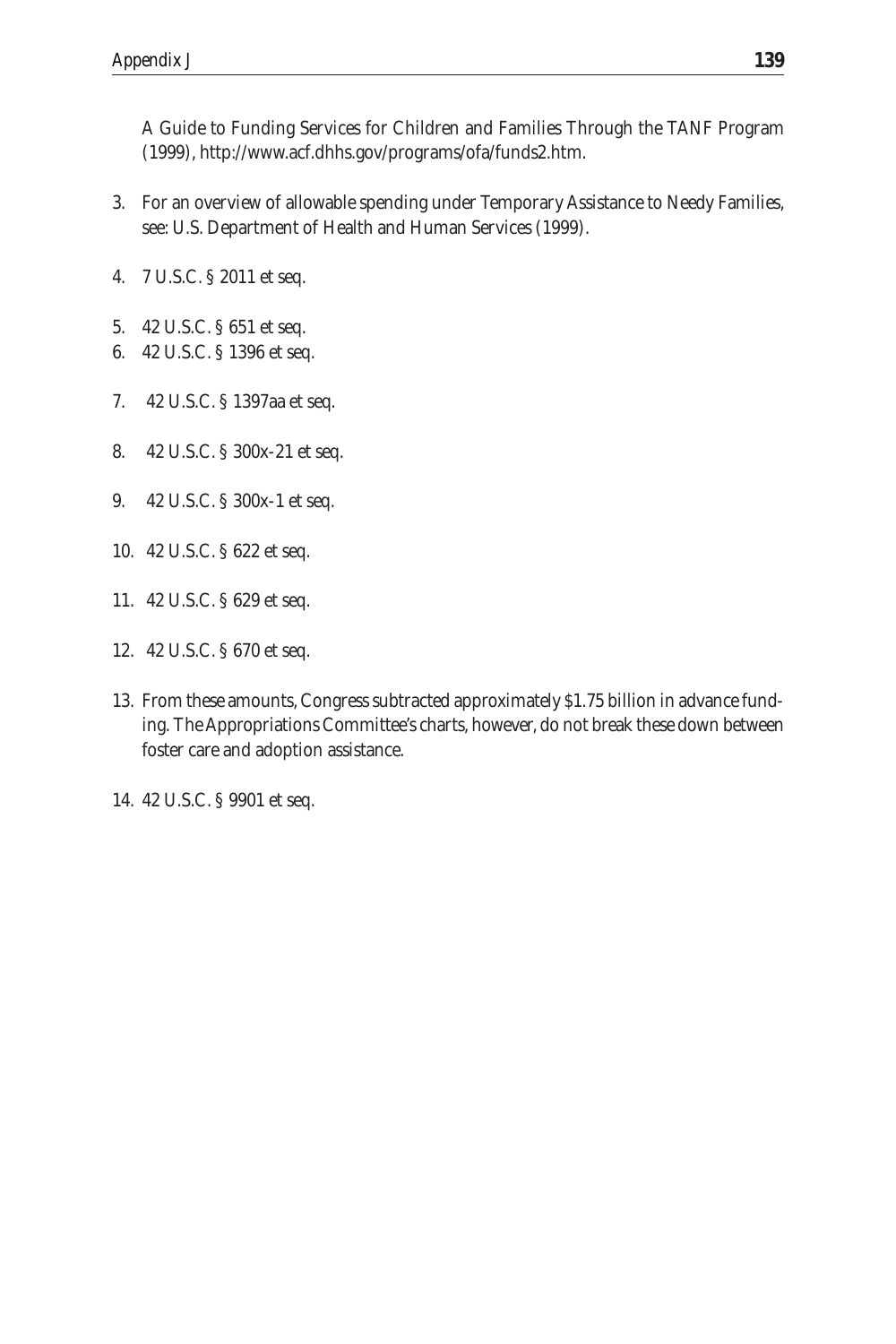A Guide to Funding Services for Children and Families Through the TANF Program (1999), http://www.acf.dhhs.gov/programs/ofa/funds2.htm.

3. For an overview of allowable spending under Temporary Assistance to Needy Families, see: U.S. Department of Health and Human Services (1999).

4. 7 U.S.C. § 2011 et seq.

5. 42 U.S.C. § 651 et seq.
6. 42 U.S.C. § 1396 et seq.

7. 42 U.S.C. § 1397aa et seq.

8. 42 U.S.C. § 300x-21 et seq.

9. 42 U.S.C. § 300x-1 et seq.

10. 42 U.S.C. § 622 et seq.

11. 42 U.S.C. § 629 et seq.

12. 42 U.S.C. § 670 et seq.

13. From these amounts, Congress subtracted approximately $1.75 billion in advance funding. The Appropriations Committee's charts, however, do not break these down between foster care and adoption assistance.

14. 42 U.S.C. § 9901 et seq.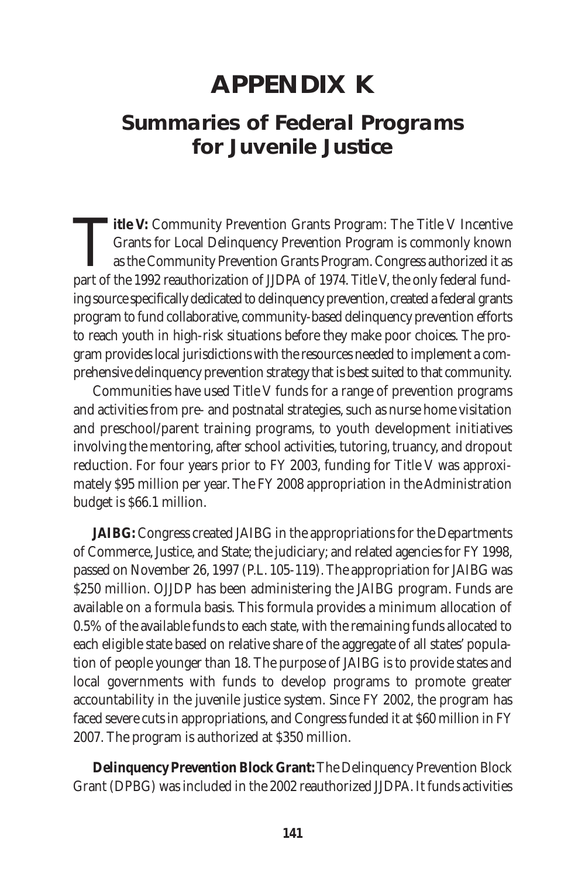# APPENDIX K

## Summaries of Federal Programs for Juvenile Justice

**Title V:** Community Prevention Grants Program: The Title V Incentive Grants for Local Delinquency Prevention Program is commonly known as the Community Prevention Grants Program. Congress authorized it as part of the 1992 reauthorization of JJDPA of 1974. Title V, the only federal funding source specifically dedicated to delinquency prevention, created a federal grants program to fund collaborative, community-based delinquency prevention efforts to reach youth in high-risk situations before they make poor choices. The program provides local jurisdictions with the resources needed to implement a comprehensive delinquency prevention strategy that is best suited to that community.

Communities have used Title V funds for a range of prevention programs and activities from pre- and postnatal strategies, such as nurse home visitation and preschool/parent training programs, to youth development initiatives involving the mentoring, after school activities, tutoring, truancy, and dropout reduction. For four years prior to FY 2003, funding for Title V was approximately $95 million per year. The FY 2008 appropriation in the Administration budget is $66.1 million.

**JAIBG:** Congress created JAIBG in the appropriations for the Departments of Commerce, Justice, and State; the judiciary; and related agencies for FY 1998, passed on November 26, 1997 (P.L. 105-119). The appropriation for JAIBG was $250 million. OJJDP has been administering the JAIBG program. Funds are available on a formula basis. This formula provides a minimum allocation of 0.5% of the available funds to each state, with the remaining funds allocated to each eligible state based on relative share of the aggregate of all states' population of people younger than 18. The purpose of JAIBG is to provide states and local governments with funds to develop programs to promote greater accountability in the juvenile justice system. Since FY 2002, the program has faced severe cuts in appropriations, and Congress funded it at $60 million in FY 2007. The program is authorized at $350 million.

**Delinquency Prevention Block Grant:** The Delinquency Prevention Block Grant (DPBG) was included in the 2002 reauthorized JJDPA. It funds activities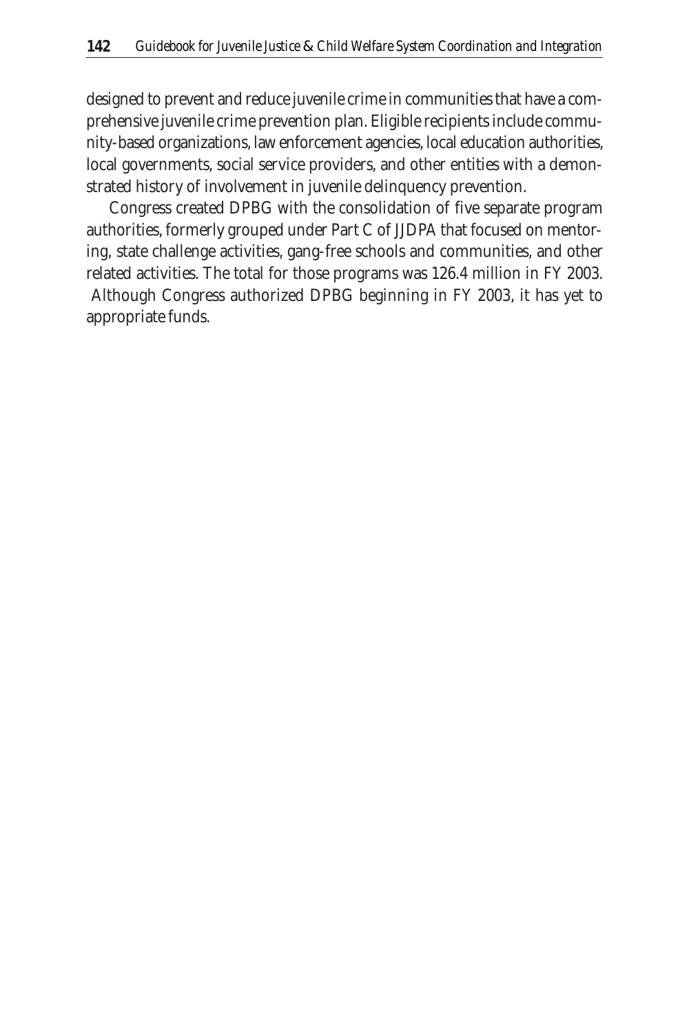designed to prevent and reduce juvenile crime in communities that have a comprehensive juvenile crime prevention plan. Eligible recipients include community-based organizations, law enforcement agencies, local education authorities, local governments, social service providers, and other entities with a demonstrated history of involvement in juvenile delinquency prevention.

Congress created DPBG with the consolidation of five separate program authorities, formerly grouped under Part C of JJDPA that focused on mentoring, state challenge activities, gang-free schools and communities, and other related activities. The total for those programs was 126.4 million in FY 2003. Although Congress authorized DPBG beginning in FY 2003, it has yet to appropriate funds.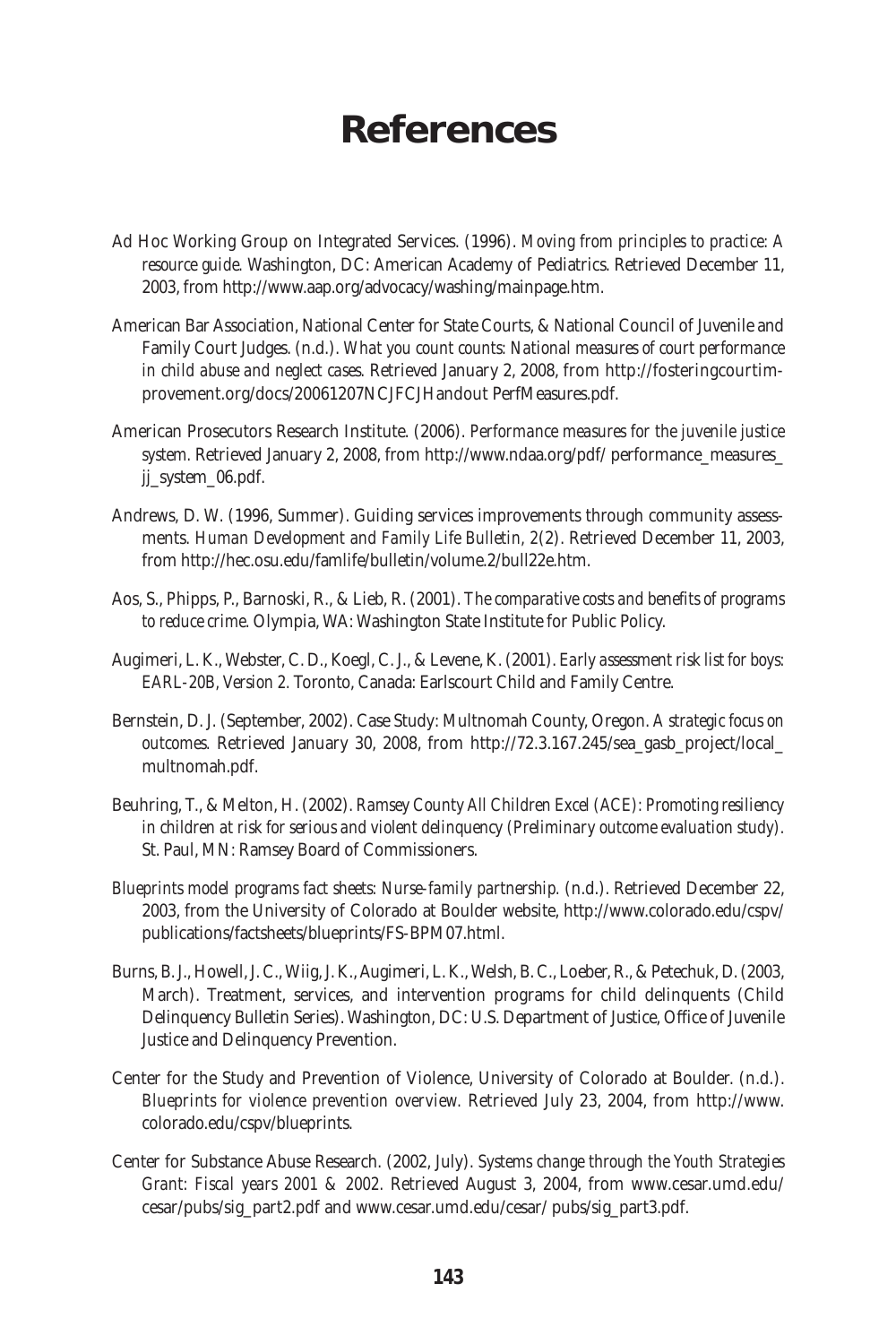# References

Ad Hoc Working Group on Integrated Services. (1996). *Moving from principles to practice: A resource guide.* Washington, DC: American Academy of Pediatrics. Retrieved December 11, 2003, from http://www.aap.org/advocacy/washing/mainpage.htm.

American Bar Association, National Center for State Courts, & National Council of Juvenile and Family Court Judges. (n.d.). *What you count counts: National measures of court performance in child abuse and neglect cases.* Retrieved January 2, 2008, from http://fosteringcourtimprovement.org/docs/20061207NCJFCJHandout PerfMeasures.pdf.

American Prosecutors Research Institute. (2006). *Performance measures for the juvenile justice system.* Retrieved January 2, 2008, from http://www.ndaa.org/pdf/ performance_measures_jj_system_06.pdf.

Andrews, D. W. (1996, Summer). Guiding services improvements through community assessments. *Human Development and Family Life Bulletin, 2*(2). Retrieved December 11, 2003, from http://hec.osu.edu/famlife/bulletin/volume.2/bull22e.htm.

Aos, S., Phipps, P., Barnoski, R., & Lieb, R. (2001). *The comparative costs and benefits of programs to reduce crime.* Olympia, WA: Washington State Institute for Public Policy.

Augimeri, L. K., Webster, C. D., Koegl, C. J., & Levene, K. (2001). *Early assessment risk list for boys: EARL-20B, Version 2.* Toronto, Canada: Earlscourt Child and Family Centre.

Bernstein, D. J. (September, 2002). Case Study: Multnomah County, Oregon. *A strategic focus on outcomes.* Retrieved January 30, 2008, from http://72.3.167.245/sea_gasb_project/local_multnomah.pdf.

Beuhring, T., & Melton, H. (2002). *Ramsey County All Children Excel (ACE): Promoting resiliency in children at risk for serious and violent delinquency (Preliminary outcome evaluation study).* St. Paul, MN: Ramsey Board of Commissioners.

*Blueprints model programs fact sheets: Nurse-family partnership.* (n.d.). Retrieved December 22, 2003, from the University of Colorado at Boulder website, http://www.colorado.edu/cspv/publications/factsheets/blueprints/FS-BPM07.html.

Burns, B. J., Howell, J. C., Wiig, J. K., Augimeri, L. K., Welsh, B. C., Loeber, R., & Petechuk, D. (2003, March). Treatment, services, and intervention programs for child delinquents (Child Delinquency Bulletin Series). Washington, DC: U.S. Department of Justice, Office of Juvenile Justice and Delinquency Prevention.

Center for the Study and Prevention of Violence, University of Colorado at Boulder. (n.d.). *Blueprints for violence prevention overview.* Retrieved July 23, 2004, from http://www.colorado.edu/cspv/blueprints.

Center for Substance Abuse Research. (2002, July). *Systems change through the Youth Strategies Grant: Fiscal years 2001 & 2002.* Retrieved August 3, 2004, from www.cesar.umd.edu/cesar/pubs/sig_part2.pdf and www.cesar.umd.edu/cesar/ pubs/sig_part3.pdf.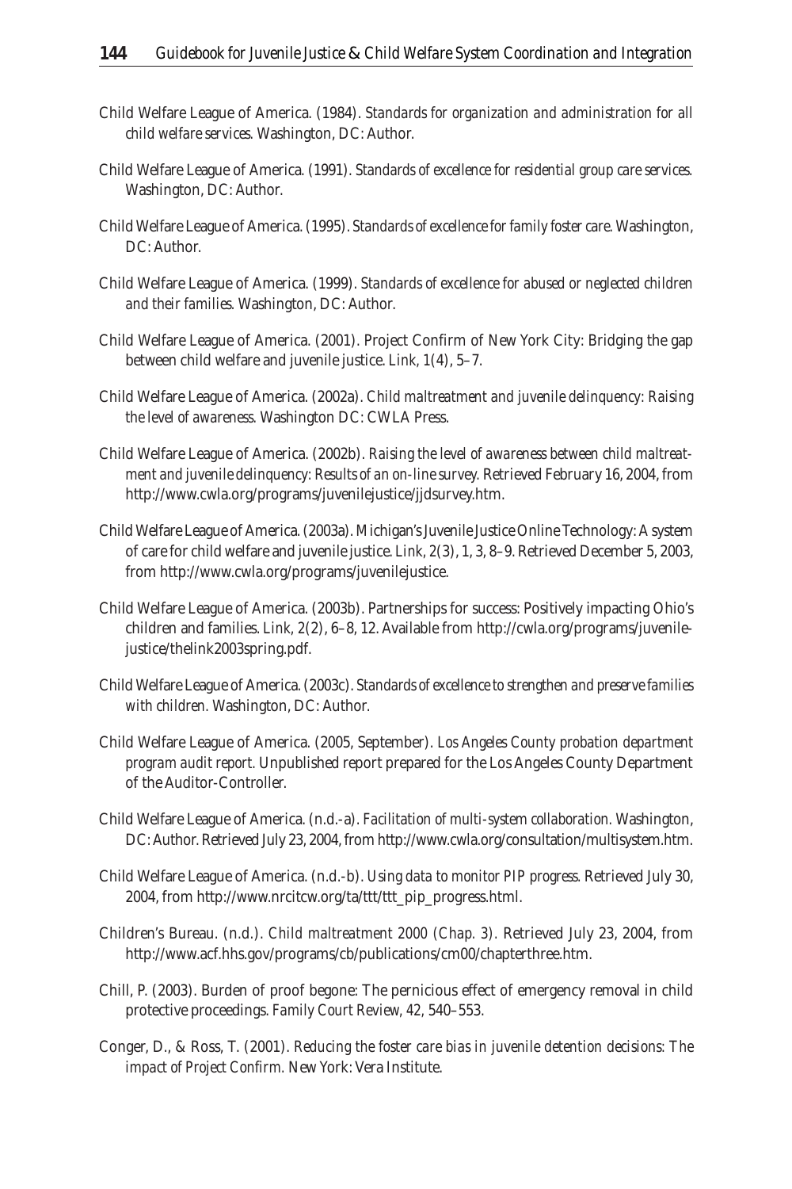Child Welfare League of America. (1984). *Standards for organization and administration for all child welfare services.* Washington, DC: Author.

Child Welfare League of America. (1991). *Standards of excellence for residential group care services.* Washington, DC: Author.

Child Welfare League of America. (1995). *Standards of excellence for family foster care.* Washington, DC: Author.

Child Welfare League of America. (1999). *Standards of excellence for abused or neglected children and their families.* Washington, DC: Author.

Child Welfare League of America. (2001). Project Confirm of New York City: Bridging the gap between child welfare and juvenile justice. *Link, 1*(4), 5–7.

Child Welfare League of America. (2002a). *Child maltreatment and juvenile delinquency: Raising the level of awareness.* Washington DC: CWLA Press.

Child Welfare League of America. (2002b). *Raising the level of awareness between child maltreatment and juvenile delinquency: Results of an on-line survey.* Retrieved February 16, 2004, from http://www.cwla.org/programs/juvenilejustice/jjdsurvey.htm.

Child Welfare League of America. (2003a). Michigan's Juvenile Justice Online Technology: A system of care for child welfare and juvenile justice. *Link, 2*(3), 1, 3, 8–9. Retrieved December 5, 2003, from http://www.cwla.org/programs/juvenilejustice.

Child Welfare League of America. (2003b). Partnerships for success: Positively impacting Ohio's children and families. *Link, 2*(2), 6–8, 12. Available from http://cwla.org/programs/juvenilejustice/thelink2003spring.pdf.

Child Welfare League of America. (2003c). *Standards of excellence to strengthen and preserve families with children.* Washington, DC: Author.

Child Welfare League of America. (2005, September). *Los Angeles County probation department program audit report.* Unpublished report prepared for the Los Angeles County Department of the Auditor-Controller.

Child Welfare League of America. (n.d.-a). *Facilitation of multi-system collaboration.* Washington, DC: Author. Retrieved July 23, 2004, from http://www.cwla.org/consultation/multisystem.htm.

Child Welfare League of America. (n.d.-b). *Using data to monitor PIP progress.* Retrieved July 30, 2004, from http://www.nrcitcw.org/ta/ttt/ttt_pip_progress.html.

Children's Bureau. (n.d.). *Child maltreatment 2000 (Chap. 3).* Retrieved July 23, 2004, from http://www.acf.hhs.gov/programs/cb/publications/cm00/chapterthree.htm.

Chill, P. (2003). Burden of proof begone: The pernicious effect of emergency removal in child protective proceedings. *Family Court Review, 42*, 540–553.

Conger, D., & Ross, T. (2001). *Reducing the foster care bias in juvenile detention decisions: The impact of Project Confirm.* New York: Vera Institute.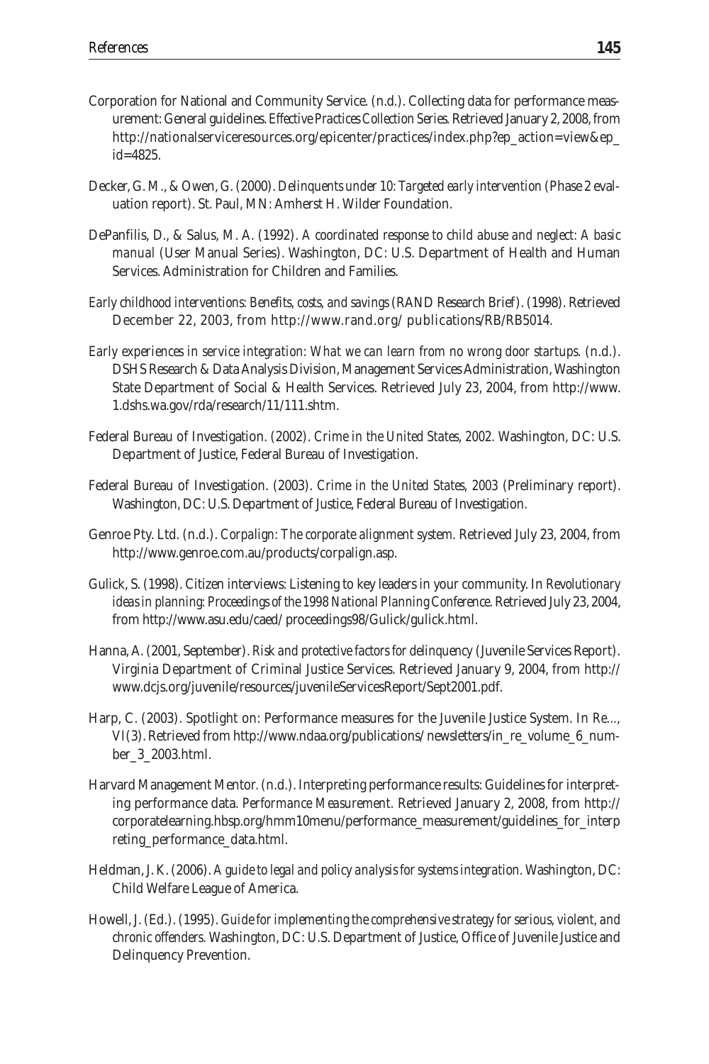Corporation for National and Community Service. (n.d.). Collecting data for performance measurement: General guidelines. *Effective Practices Collection Series.* Retrieved January 2, 2008, from http://nationalserviceresources.org/epicenter/practices/index.php?ep_action=view&ep_id=4825.

Decker, G. M., & Owen, G. (2000). *Delinquents under 10: Targeted early intervention* (Phase 2 evaluation report). St. Paul, MN: Amherst H. Wilder Foundation.

DePanfilis, D., & Salus, M. A. (1992). *A coordinated response to child abuse and neglect: A basic manual* (User Manual Series). Washington, DC: U.S. Department of Health and Human Services. Administration for Children and Families.

*Early childhood interventions: Benefits, costs, and savings* (RAND Research Brief). (1998). Retrieved December 22, 2003, from http://www.rand.org/ publications/RB/RB5014.

*Early experiences in service integration: What we can learn from no wrong door startups.* (n.d.). DSHS Research & Data Analysis Division, Management Services Administration, Washington State Department of Social & Health Services. Retrieved July 23, 2004, from http://www.1.dshs.wa.gov/rda/research/11/111.shtm.

Federal Bureau of Investigation. (2002). *Crime in the United States, 2002.* Washington, DC: U.S. Department of Justice, Federal Bureau of Investigation.

Federal Bureau of Investigation. (2003). *Crime in the United States, 2003* (Preliminary report). Washington, DC: U.S. Department of Justice, Federal Bureau of Investigation.

Genroe Pty. Ltd. (n.d.). *Corpalign: The corporate alignment system.* Retrieved July 23, 2004, from http://www.genroe.com.au/products/corpalign.asp.

Gulick, S. (1998). Citizen interviews: Listening to key leaders in your community. In *Revolutionary ideas in planning: Proceedings of the 1998 National Planning Conference.* Retrieved July 23, 2004, from http://www.asu.edu/caed/ proceedings98/Gulick/gulick.html.

Hanna, A. (2001, September). *Risk and protective factors for delinquency* (Juvenile Services Report). Virginia Department of Criminal Justice Services. Retrieved January 9, 2004, from http://www.dcjs.org/juvenile/resources/juvenileServicesReport/Sept2001.pdf.

Harp, C. (2003). Spotlight on: Performance measures for the Juvenile Justice System. In *Re...*, *VI*(3). Retrieved from http://www.ndaa.org/publications/ newsletters/in_re_volume_6_number_3_2003.html.

Harvard Management Mentor. (n.d.). Interpreting performance results: Guidelines for interpreting performance data. *Performance Measurement.* Retrieved January 2, 2008, from http://corporatelearning.hbsp.org/hmm10menu/performance_measurement/guidelines_for_interpreting_performance_data.html.

Heldman, J. K. (2006). *A guide to legal and policy analysis for systems integration.* Washington, DC: Child Welfare League of America.

Howell, J. (Ed.). (1995). *Guide for implementing the comprehensive strategy for serious, violent, and chronic offenders.* Washington, DC: U.S. Department of Justice, Office of Juvenile Justice and Delinquency Prevention.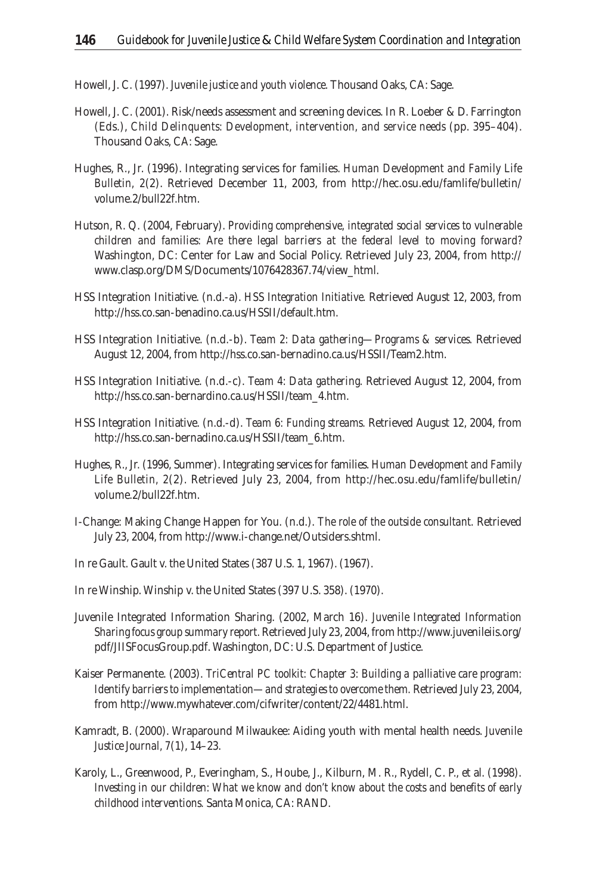Howell, J. C. (1997). *Juvenile justice and youth violence*. Thousand Oaks, CA: Sage.

Howell, J. C. (2001). Risk/needs assessment and screening devices. In R. Loeber & D. Farrington (Eds.), *Child Delinquents: Development, intervention, and service needs* (pp. 395–404). Thousand Oaks, CA: Sage.

Hughes, R., Jr. (1996). Integrating services for families. *Human Development and Family Life Bulletin, 2*(2). Retrieved December 11, 2003, from http://hec.osu.edu/famlife/bulletin/volume.2/bull22f.htm.

Hutson, R. Q. (2004, February). *Providing comprehensive, integrated social services to vulnerable children and families: Are there legal barriers at the federal level to moving forward?* Washington, DC: Center for Law and Social Policy. Retrieved July 23, 2004, from http://www.clasp.org/DMS/Documents/1076428367.74/view_html.

HSS Integration Initiative. (n.d.-a). *HSS Integration Initiative*. Retrieved August 12, 2003, from http://hss.co.san-benadino.ca.us/HSSII/default.htm.

HSS Integration Initiative. (n.d.-b). *Team 2: Data gathering—Programs & services*. Retrieved August 12, 2004, from http://hss.co.san-bernadino.ca.us/HSSII/Team2.htm.

HSS Integration Initiative. (n.d.-c). *Team 4: Data gathering*. Retrieved August 12, 2004, from http://hss.co.san-bernardino.ca.us/HSSII/team_4.htm.

HSS Integration Initiative. (n.d.-d). *Team 6: Funding streams*. Retrieved August 12, 2004, from http://hss.co.san-bernadino.ca.us/HSSII/team_6.htm.

Hughes, R., Jr. (1996, Summer). Integrating services for families. *Human Development and Family Life Bulletin, 2*(2). Retrieved July 23, 2004, from http://hec.osu.edu/famlife/bulletin/volume.2/bull22f.htm.

I-Change: Making Change Happen for You. (n.d.). *The role of the outside consultant*. Retrieved July 23, 2004, from http://www.i-change.net/Outsiders.shtml.

In re Gault. Gault v. the United States (387 U.S. 1, 1967). (1967).

In re Winship. Winship v. the United States (397 U.S. 358). (1970).

Juvenile Integrated Information Sharing. (2002, March 16). *Juvenile Integrated Information Sharing focus group summary report*. Retrieved July 23, 2004, from http://www.juvenileiis.org/pdf/JIISFocusGroup.pdf. Washington, DC: U.S. Department of Justice.

Kaiser Permanente. (2003). *TriCentral PC toolkit: Chapter 3: Building a palliative care program: Identify barriers to implementation—and strategies to overcome them*. Retrieved July 23, 2004, from http://www.mywhatever.com/cifwriter/content/22/4481.html.

Kamradt, B. (2000). Wraparound Milwaukee: Aiding youth with mental health needs. *Juvenile Justice Journal, 7*(1), 14–23.

Karoly, L., Greenwood, P., Everingham, S., Hoube, J., Kilburn, M. R., Rydell, C. P., et al. (1998). *Investing in our children: What we know and don't know about the costs and benefits of early childhood interventions*. Santa Monica, CA: RAND.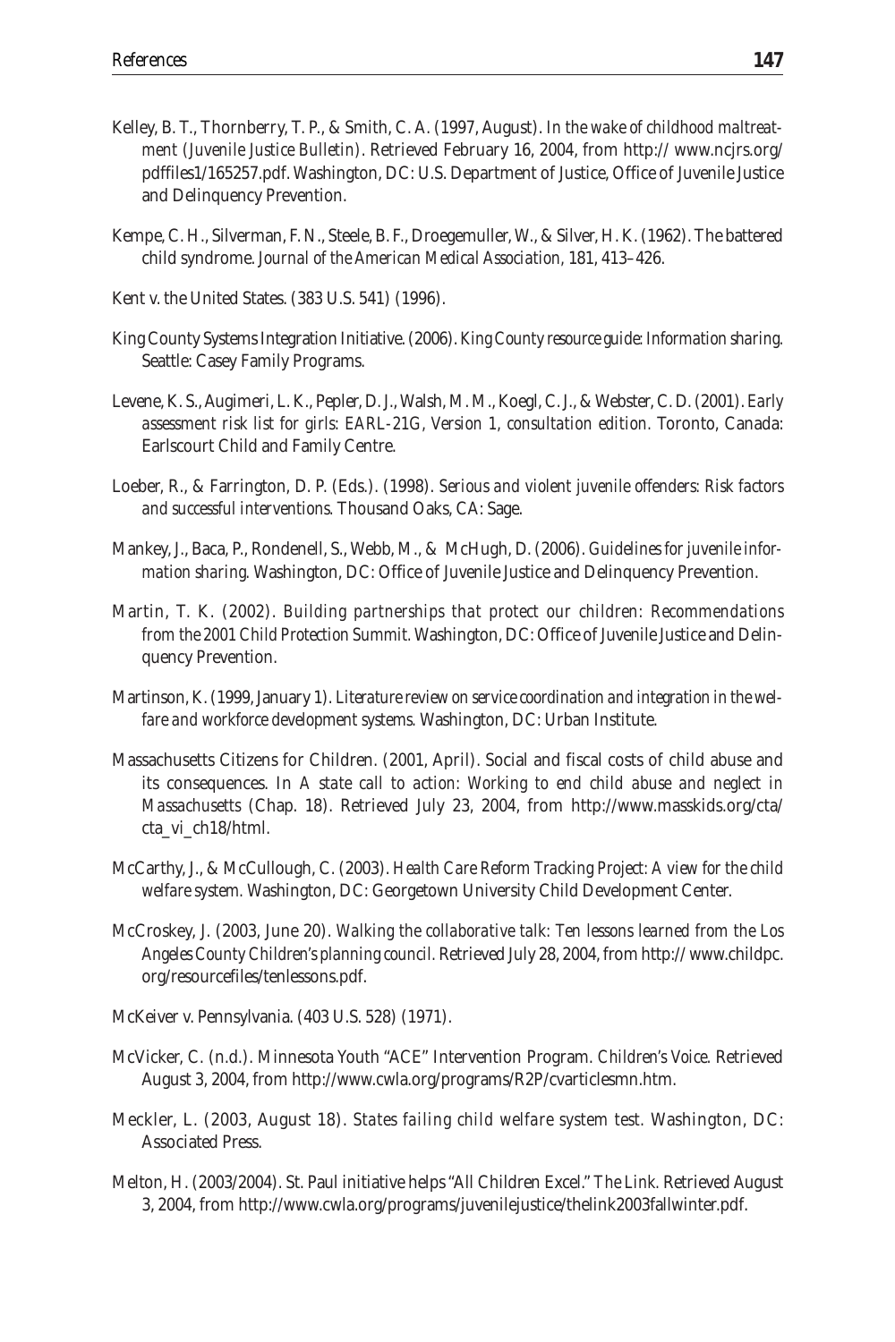Kelley, B. T., Thornberry, T. P., & Smith, C. A. (1997, August). *In the wake of childhood maltreatment (Juvenile Justice Bulletin)*. Retrieved February 16, 2004, from http:// www.ncjrs.org/ pdffiles1/165257.pdf. Washington, DC: U.S. Department of Justice, Office of Juvenile Justice and Delinquency Prevention.

Kempe, C. H., Silverman, F. N., Steele, B. F., Droegemuller, W., & Silver, H. K. (1962). The battered child syndrome. *Journal of the American Medical Association*, 181, 413–426.

Kent v. the United States. (383 U.S. 541) (1996).

King County Systems Integration Initiative. (2006). *King County resource guide: Information sharing*. Seattle: Casey Family Programs.

Levene, K. S., Augimeri, L. K., Pepler, D. J., Walsh, M. M., Koegl, C. J., & Webster, C. D. (2001). *Early assessment risk list for girls: EARL-21G, Version 1, consultation edition*. Toronto, Canada: Earlscourt Child and Family Centre.

Loeber, R., & Farrington, D. P. (Eds.). (1998). *Serious and violent juvenile offenders: Risk factors and successful interventions*. Thousand Oaks, CA: Sage.

Mankey, J., Baca, P., Rondenell, S., Webb, M., & McHugh, D. (2006). *Guidelines for juvenile information sharing*. Washington, DC: Office of Juvenile Justice and Delinquency Prevention.

Martin, T. K. (2002). *Building partnerships that protect our children: Recommendations from the 2001 Child Protection Summit*. Washington, DC: Office of Juvenile Justice and Delinquency Prevention.

Martinson, K. (1999, January 1). *Literature review on service coordination and integration in the welfare and workforce development systems*. Washington, DC: Urban Institute.

Massachusetts Citizens for Children. (2001, April). Social and fiscal costs of child abuse and its consequences. In *A state call to action: Working to end child abuse and neglect in Massachusetts* (Chap. 18). Retrieved July 23, 2004, from http://www.masskids.org/cta/ cta_vi_ch18/html.

McCarthy, J., & McCullough, C. (2003). *Health Care Reform Tracking Project: A view for the child welfare system*. Washington, DC: Georgetown University Child Development Center.

McCroskey, J. (2003, June 20). *Walking the collaborative talk: Ten lessons learned from the Los Angeles County Children's planning council*. Retrieved July 28, 2004, from http:// www.childpc. org/resourcefiles/tenlessons.pdf.

McKeiver v. Pennsylvania. (403 U.S. 528) (1971).

McVicker, C. (n.d.). Minnesota Youth "ACE" Intervention Program. *Children's Voice*. Retrieved August 3, 2004, from http://www.cwla.org/programs/R2P/cvarticlesmn.htm.

Meckler, L. (2003, August 18). *States failing child welfare system test*. Washington, DC: Associated Press.

Melton, H. (2003/2004). St. Paul initiative helps "All Children Excel." *The Link*. Retrieved August 3, 2004, from http://www.cwla.org/programs/juvenilejustice/thelink2003fallwinter.pdf.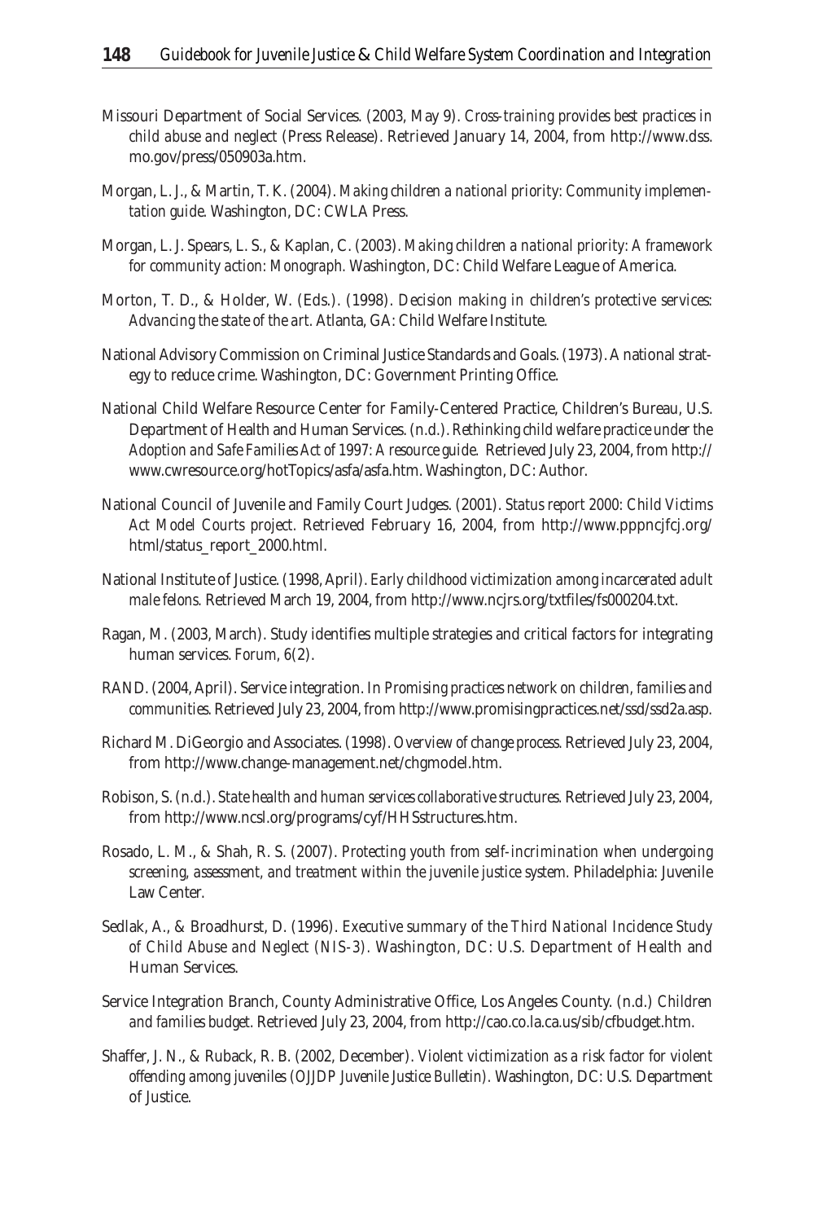Missouri Department of Social Services. (2003, May 9). *Cross-training provides best practices in child abuse and neglect* (Press Release). Retrieved January 14, 2004, from http://www.dss.mo.gov/press/050903a.htm.

Morgan, L. J., & Martin, T. K. (2004). *Making children a national priority: Community implementation guide*. Washington, DC: CWLA Press.

Morgan, L. J. Spears, L. S., & Kaplan, C. (2003). *Making children a national priority: A framework for community action: Monograph*. Washington, DC: Child Welfare League of America.

Morton, T. D., & Holder, W. (Eds.). (1998). *Decision making in children's protective services: Advancing the state of the art*. Atlanta, GA: Child Welfare Institute.

National Advisory Commission on Criminal Justice Standards and Goals. (1973). A national strategy to reduce crime. Washington, DC: Government Printing Office.

National Child Welfare Resource Center for Family-Centered Practice, Children's Bureau, U.S. Department of Health and Human Services. (n.d.). *Rethinking child welfare practice under the Adoption and Safe Families Act of 1997: A resource guide.* Retrieved July 23, 2004, from http://www.cwresource.org/hotTopics/asfa/asfa.htm. Washington, DC: Author.

National Council of Juvenile and Family Court Judges. (2001). *Status report 2000: Child Victims Act Model Courts project.* Retrieved February 16, 2004, from http://www.pppncjfcj.org/html/status_report_2000.html.

National Institute of Justice. (1998, April). *Early childhood victimization among incarcerated adult male felons.* Retrieved March 19, 2004, from http://www.ncjrs.org/txtfiles/fs000204.txt.

Ragan, M. (2003, March). Study identifies multiple strategies and critical factors for integrating human services. *Forum, 6*(2).

RAND. (2004, April). Service integration. In *Promising practices network on children, families and communities.* Retrieved July 23, 2004, from http://www.promisingpractices.net/ssd/ssd2a.asp.

Richard M. DiGeorgio and Associates. (1998). *Overview of change process.* Retrieved July 23, 2004, from http://www.change-management.net/chgmodel.htm.

Robison, S. (n.d.). *State health and human services collaborative structures.* Retrieved July 23, 2004, from http://www.ncsl.org/programs/cyf/HHSstructures.htm.

Rosado, L. M., & Shah, R. S. (2007). *Protecting youth from self-incrimination when undergoing screening, assessment, and treatment within the juvenile justice system.* Philadelphia: Juvenile Law Center.

Sedlak, A., & Broadhurst, D. (1996). *Executive summary of the Third National Incidence Study of Child Abuse and Neglect (NIS-3).* Washington, DC: U.S. Department of Health and Human Services.

Service Integration Branch, County Administrative Office, Los Angeles County. (n.d.) *Children and families budget.* Retrieved July 23, 2004, from http://cao.co.la.ca.us/sib/cfbudget.htm.

Shaffer, J. N., & Ruback, R. B. (2002, December). *Violent victimization as a risk factor for violent offending among juveniles (OJJDP Juvenile Justice Bulletin).* Washington, DC: U.S. Department of Justice.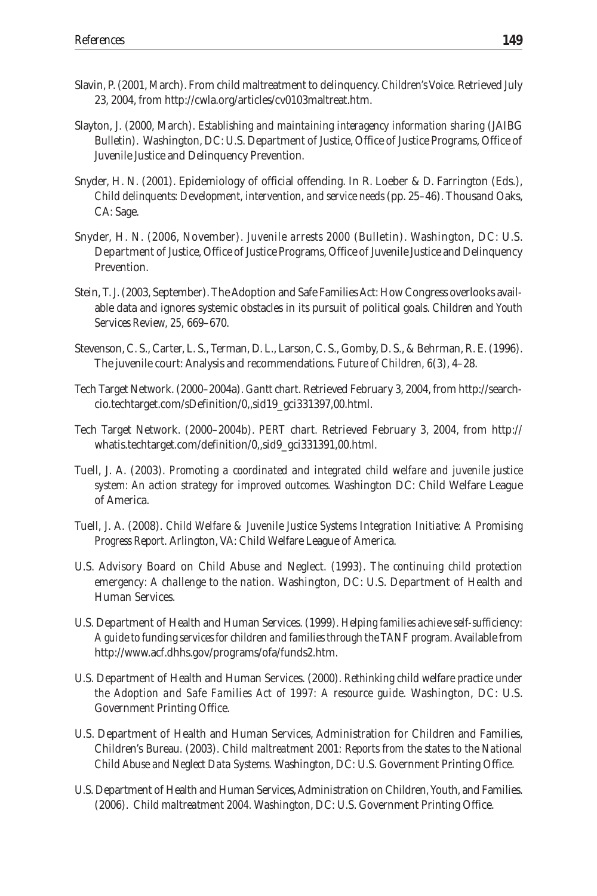Slavin, P. (2001, March). From child maltreatment to delinquency. *Children's Voice.* Retrieved July 23, 2004, from http://cwla.org/articles/cv0103maltreat.htm.

Slayton, J. (2000, March). *Establishing and maintaining interagency information sharing* (JAIBG Bulletin). Washington, DC: U.S. Department of Justice, Office of Justice Programs, Office of Juvenile Justice and Delinquency Prevention.

Snyder, H. N. (2001). Epidemiology of official offending. In R. Loeber & D. Farrington (Eds.), *Child delinquents: Development, intervention, and service needs* (pp. 25–46). Thousand Oaks, CA: Sage.

Snyder, H. N. (2006, November). *Juvenile arrests 2000* (Bulletin). Washington, DC: U.S. Department of Justice, Office of Justice Programs, Office of Juvenile Justice and Delinquency Prevention.

Stein, T. J. (2003, September). The Adoption and Safe Families Act: How Congress overlooks available data and ignores systemic obstacles in its pursuit of political goals. *Children and Youth Services Review, 25*, 669–670.

Stevenson, C. S., Carter, L. S., Terman, D. L., Larson, C. S., Gomby, D. S., & Behrman, R. E. (1996). The juvenile court: Analysis and recommendations. *Future of Children, 6*(3), 4–28.

Tech Target Network. (2000–2004a). *Gantt chart.* Retrieved February 3, 2004, from http://searchcio.techtarget.com/sDefinition/0,,sid19_gci331397,00.html.

Tech Target Network. (2000–2004b). *PERT chart.* Retrieved February 3, 2004, from http://whatis.techtarget.com/definition/0,,sid9_gci331391,00.html.

Tuell, J. A. (2003). *Promoting a coordinated and integrated child welfare and juvenile justice system: An action strategy for improved outcomes.* Washington DC: Child Welfare League of America.

Tuell, J. A. (2008). *Child Welfare & Juvenile Justice Systems Integration Initiative: A Promising Progress Report.* Arlington, VA: Child Welfare League of America.

U.S. Advisory Board on Child Abuse and Neglect. (1993). *The continuing child protection emergency: A challenge to the nation.* Washington, DC: U.S. Department of Health and Human Services.

U.S. Department of Health and Human Services. (1999). *Helping families achieve self-sufficiency: A guide to funding services for children and families through the TANF program.* Available from http://www.acf.dhhs.gov/programs/ofa/funds2.htm.

U.S. Department of Health and Human Services. (2000). *Rethinking child welfare practice under the Adoption and Safe Families Act of 1997: A resource guide.* Washington, DC: U.S. Government Printing Office.

U.S. Department of Health and Human Services, Administration for Children and Families, Children's Bureau. (2003). *Child maltreatment 2001: Reports from the states to the National Child Abuse and Neglect Data Systems.* Washington, DC: U.S. Government Printing Office.

U.S. Department of Health and Human Services, Administration on Children, Youth, and Families. (2006). *Child maltreatment 2004.* Washington, DC: U.S. Government Printing Office.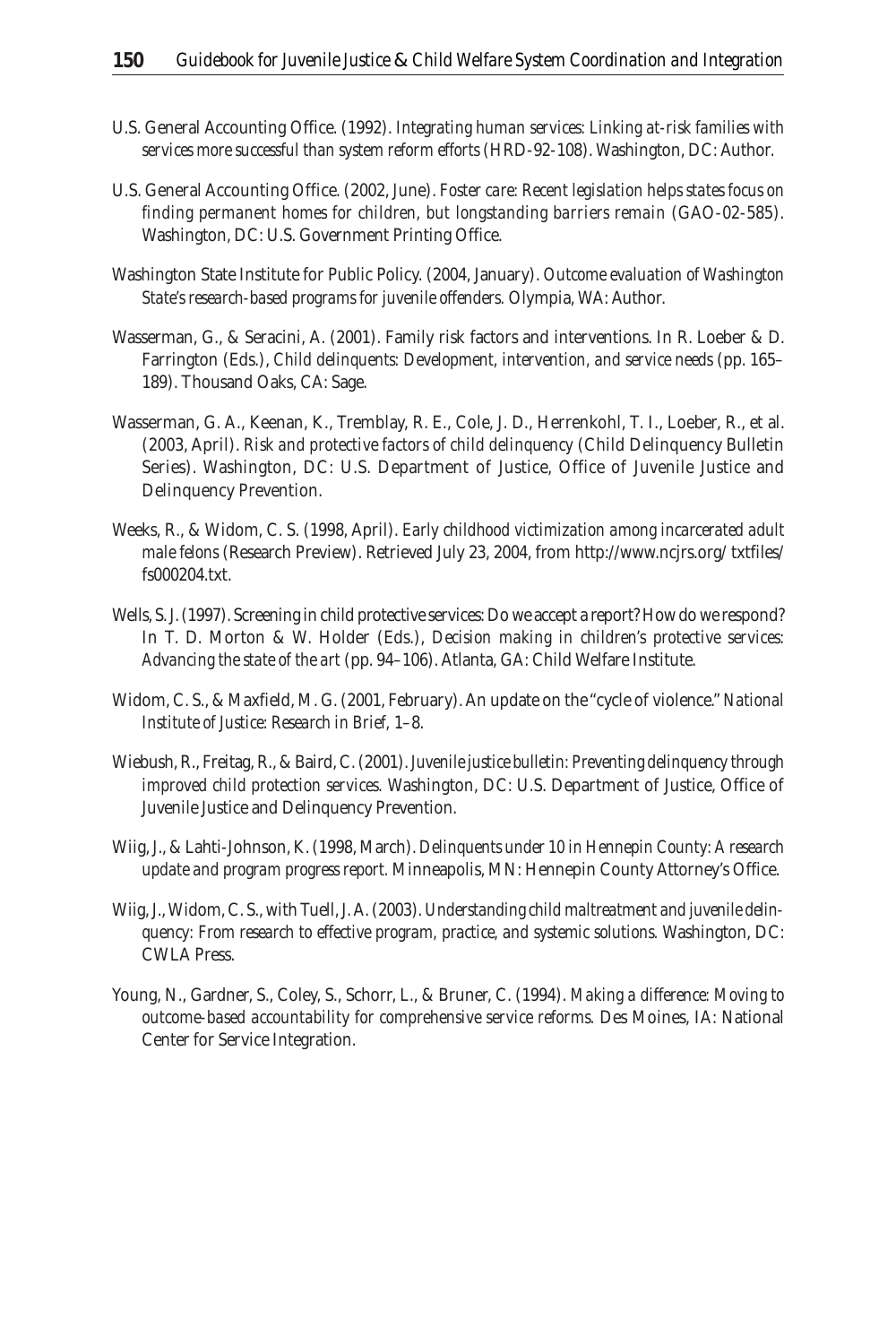U.S. General Accounting Office. (1992). *Integrating human services: Linking at-risk families with services more successful than system reform efforts* (HRD-92-108). Washington, DC: Author.

U.S. General Accounting Office. (2002, June). *Foster care: Recent legislation helps states focus on finding permanent homes for children, but longstanding barriers remain* (GAO-02-585). Washington, DC: U.S. Government Printing Office.

Washington State Institute for Public Policy. (2004, January). *Outcome evaluation of Washington State's research-based programs for juvenile offenders.* Olympia, WA: Author.

Wasserman, G., & Seracini, A. (2001). Family risk factors and interventions. In R. Loeber & D. Farrington (Eds.), *Child delinquents: Development, intervention, and service needs* (pp. 165–189). Thousand Oaks, CA: Sage.

Wasserman, G. A., Keenan, K., Tremblay, R. E., Cole, J. D., Herrenkohl, T. I., Loeber, R., et al. (2003, April). *Risk and protective factors of child delinquency* (Child Delinquency Bulletin Series). Washington, DC: U.S. Department of Justice, Office of Juvenile Justice and Delinquency Prevention.

Weeks, R., & Widom, C. S. (1998, April). *Early childhood victimization among incarcerated adult male felons* (Research Preview). Retrieved July 23, 2004, from http://www.ncjrs.org/ txtfiles/ fs000204.txt.

Wells, S. J. (1997). Screening in child protective services: Do we accept a report? How do we respond? In T. D. Morton & W. Holder (Eds.), *Decision making in children's protective services: Advancing the state of the art* (pp. 94–106). Atlanta, GA: Child Welfare Institute.

Widom, C. S., & Maxfield, M. G. (2001, February). An update on the "cycle of violence." *National Institute of Justice: Research in Brief*, 1–8.

Wiebush, R., Freitag, R., & Baird, C. (2001). *Juvenile justice bulletin: Preventing delinquency through improved child protection services.* Washington, DC: U.S. Department of Justice, Office of Juvenile Justice and Delinquency Prevention.

Wiig, J., & Lahti-Johnson, K. (1998, March). *Delinquents under 10 in Hennepin County: A research update and program progress report.* Minneapolis, MN: Hennepin County Attorney's Office.

Wiig, J., Widom, C. S., with Tuell, J. A. (2003). *Understanding child maltreatment and juvenile delinquency: From research to effective program, practice, and systemic solutions.* Washington, DC: CWLA Press.

Young, N., Gardner, S., Coley, S., Schorr, L., & Bruner, C. (1994). *Making a difference: Moving to outcome-based accountability for comprehensive service reforms.* Des Moines, IA: National Center for Service Integration.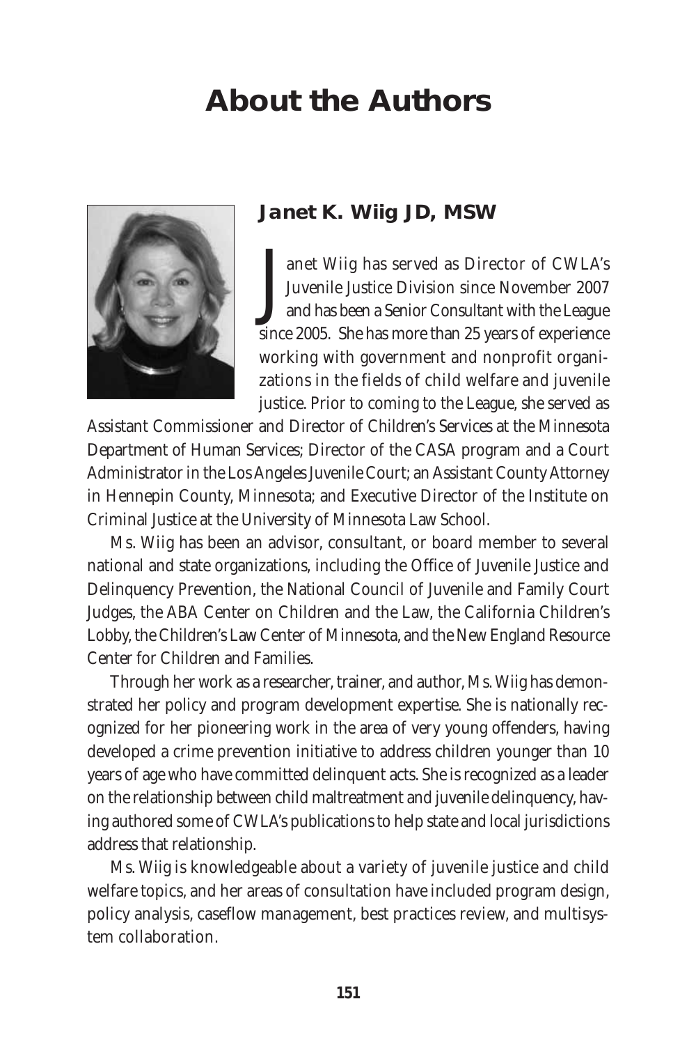# About the Authors

## Janet K. Wiig JD, MSW

Janet Wiig has served as Director of CWLA's Juvenile Justice Division since November 2007 and has been a Senior Consultant with the League since 2005. She has more than 25 years of experience working with government and nonprofit organizations in the fields of child welfare and juvenile justice. Prior to coming to the League, she served as Assistant Commissioner and Director of Children's Services at the Minnesota Department of Human Services; Director of the CASA program and a Court Administrator in the Los Angeles Juvenile Court; an Assistant County Attorney in Hennepin County, Minnesota; and Executive Director of the Institute on Criminal Justice at the University of Minnesota Law School.

Ms. Wiig has been an advisor, consultant, or board member to several national and state organizations, including the Office of Juvenile Justice and Delinquency Prevention, the National Council of Juvenile and Family Court Judges, the ABA Center on Children and the Law, the California Children's Lobby, the Children's Law Center of Minnesota, and the New England Resource Center for Children and Families.

Through her work as a researcher, trainer, and author, Ms. Wiig has demonstrated her policy and program development expertise. She is nationally recognized for her pioneering work in the area of very young offenders, having developed a crime prevention initiative to address children younger than 10 years of age who have committed delinquent acts. She is recognized as a leader on the relationship between child maltreatment and juvenile delinquency, having authored some of CWLA's publications to help state and local jurisdictions address that relationship.

Ms. Wiig is knowledgeable about a variety of juvenile justice and child welfare topics, and her areas of consultation have included program design, policy analysis, caseflow management, best practices review, and multisystem collaboration.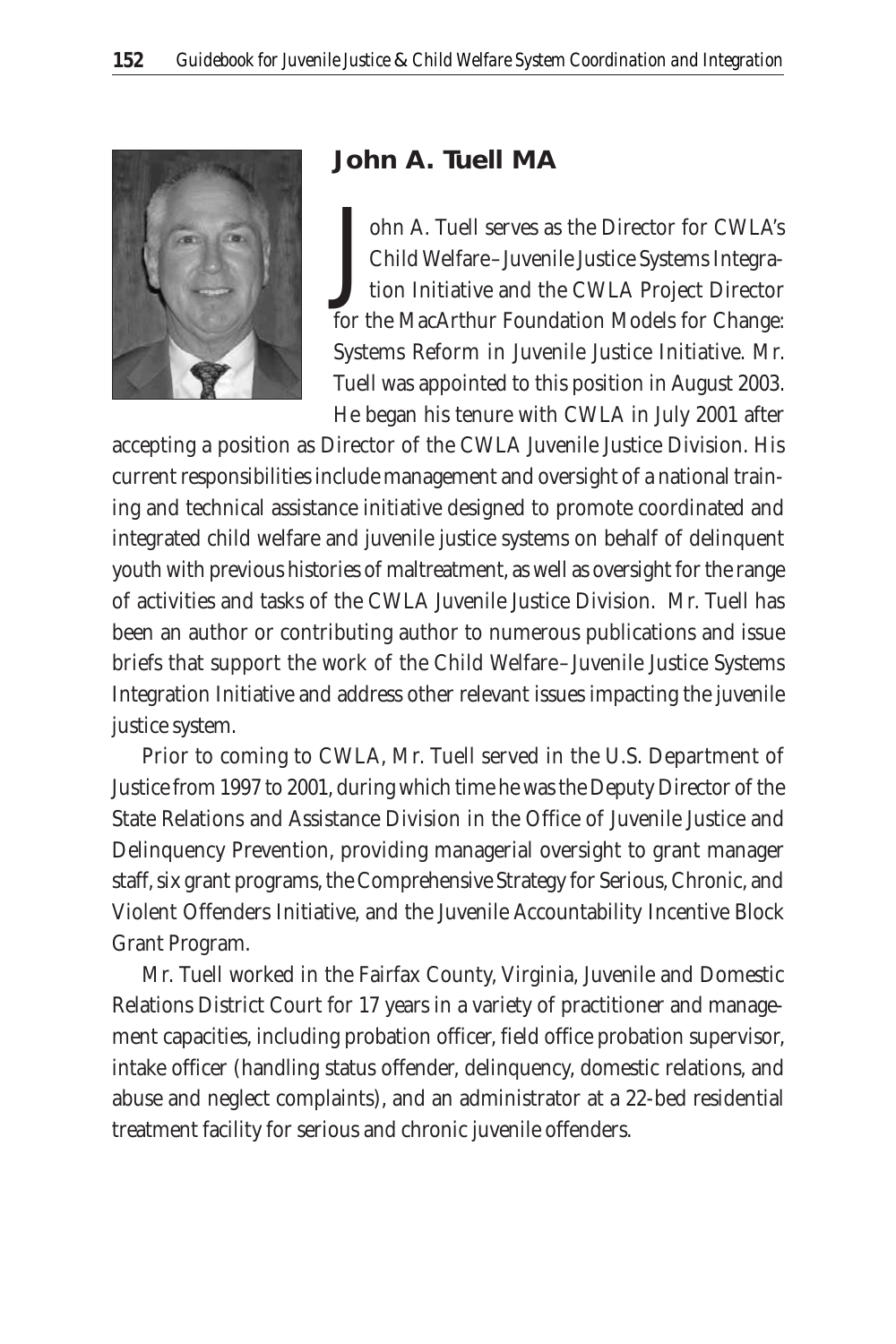## John A. Tuell MA

John A. Tuell serves as the Director for CWLA's Child Welfare–Juvenile Justice Systems Integration Initiative and the CWLA Project Director for the MacArthur Foundation Models for Change: Systems Reform in Juvenile Justice Initiative. Mr. Tuell was appointed to this position in August 2003. He began his tenure with CWLA in July 2001 after accepting a position as Director of the CWLA Juvenile Justice Division. His current responsibilities include management and oversight of a national training and technical assistance initiative designed to promote coordinated and integrated child welfare and juvenile justice systems on behalf of delinquent youth with previous histories of maltreatment, as well as oversight for the range of activities and tasks of the CWLA Juvenile Justice Division. Mr. Tuell has been an author or contributing author to numerous publications and issue briefs that support the work of the Child Welfare–Juvenile Justice Systems Integration Initiative and address other relevant issues impacting the juvenile justice system.

Prior to coming to CWLA, Mr. Tuell served in the U.S. Department of Justice from 1997 to 2001, during which time he was the Deputy Director of the State Relations and Assistance Division in the Office of Juvenile Justice and Delinquency Prevention, providing managerial oversight to grant manager staff, six grant programs, the Comprehensive Strategy for Serious, Chronic, and Violent Offenders Initiative, and the Juvenile Accountability Incentive Block Grant Program.

Mr. Tuell worked in the Fairfax County, Virginia, Juvenile and Domestic Relations District Court for 17 years in a variety of practitioner and management capacities, including probation officer, field office probation supervisor, intake officer (handling status offender, delinquency, domestic relations, and abuse and neglect complaints), and an administrator at a 22-bed residential treatment facility for serious and chronic juvenile offenders.